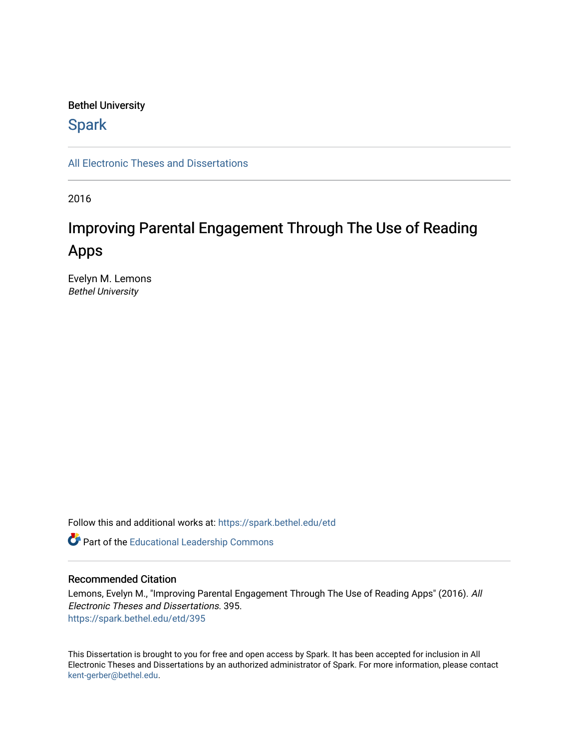Bethel University

# Spark

All Electronic Theses and Dissertations

2016

# Improving Parental Engagement Through The Use of Reading Apps

Evelyn M. Lemons
*Bethel University*

Follow this and additional works at: https://spark.bethel.edu/etd

Part of the Educational Leadership Commons

## Recommended Citation

Lemons, Evelyn M., "Improving Parental Engagement Through The Use of Reading Apps" (2016). *All Electronic Theses and Dissertations*. 395.
https://spark.bethel.edu/etd/395

This Dissertation is brought to you for free and open access by Spark. It has been accepted for inclusion in All Electronic Theses and Dissertations by an authorized administrator of Spark. For more information, please contact kent-gerber@bethel.edu.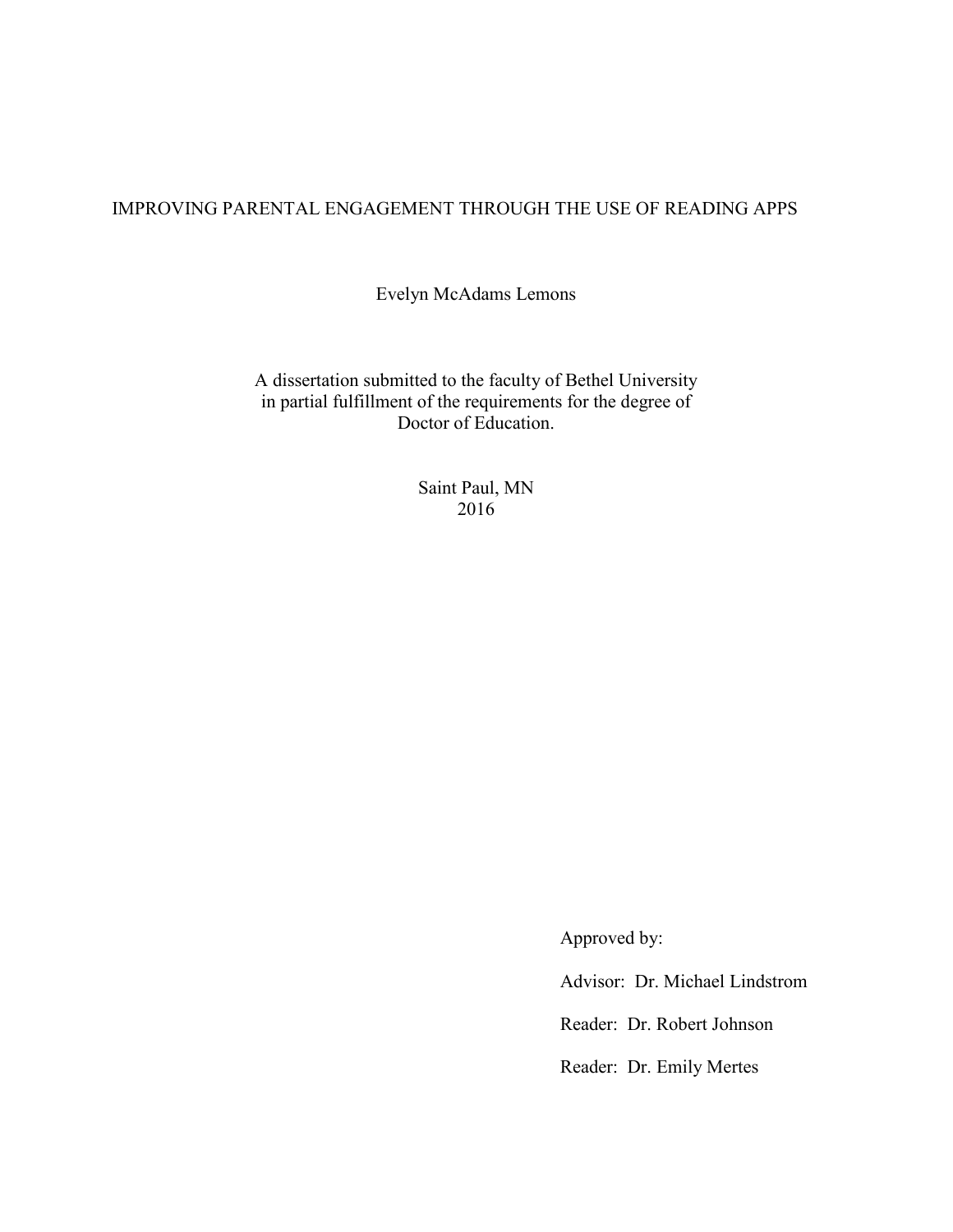# IMPROVING PARENTAL ENGAGEMENT THROUGH THE USE OF READING APPS

Evelyn McAdams Lemons

A dissertation submitted to the faculty of Bethel University
in partial fulfillment of the requirements for the degree of
Doctor of Education.

Saint Paul, MN
2016

Approved by:

Advisor: Dr. Michael Lindstrom

Reader: Dr. Robert Johnson

Reader: Dr. Emily Mertes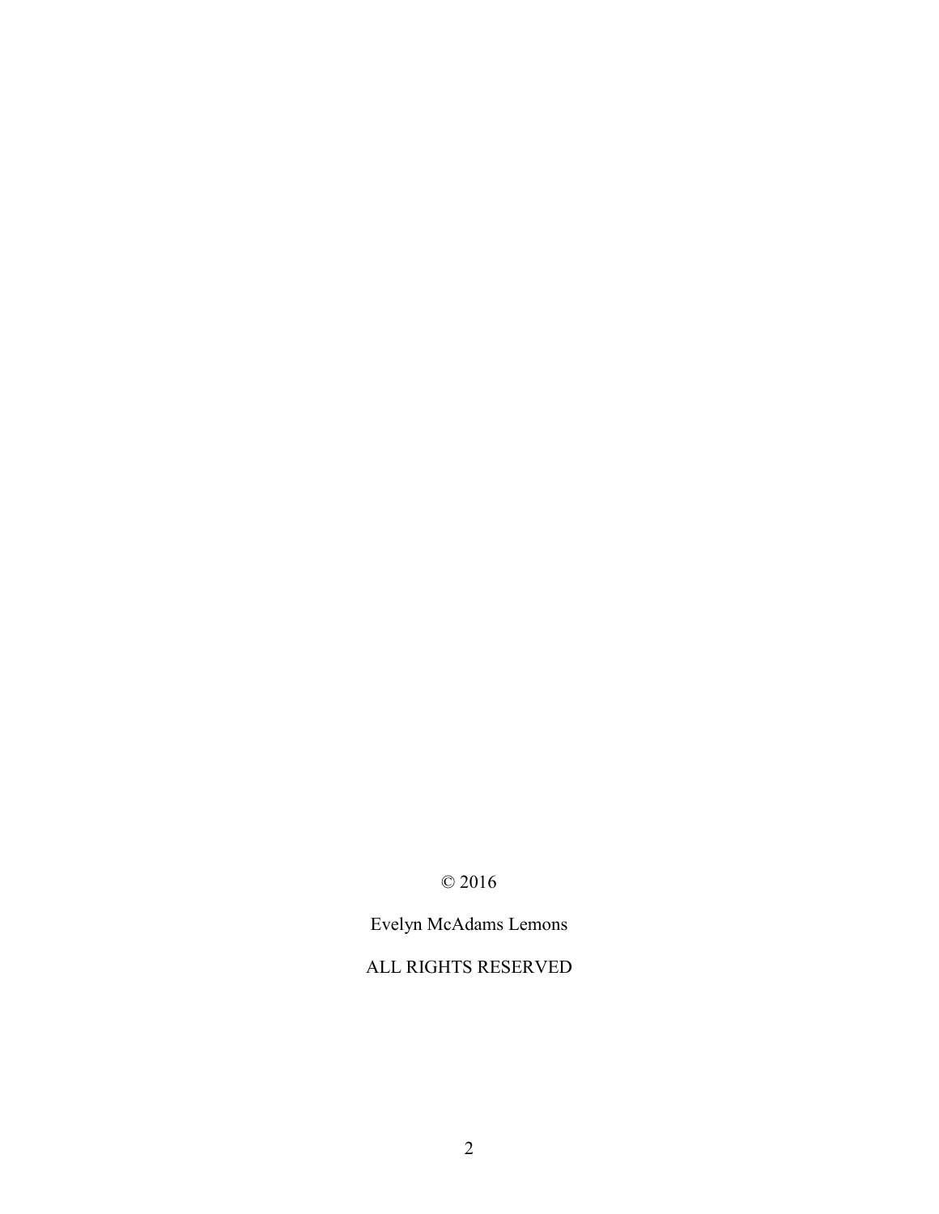© 2016

Evelyn McAdams Lemons

ALL RIGHTS RESERVED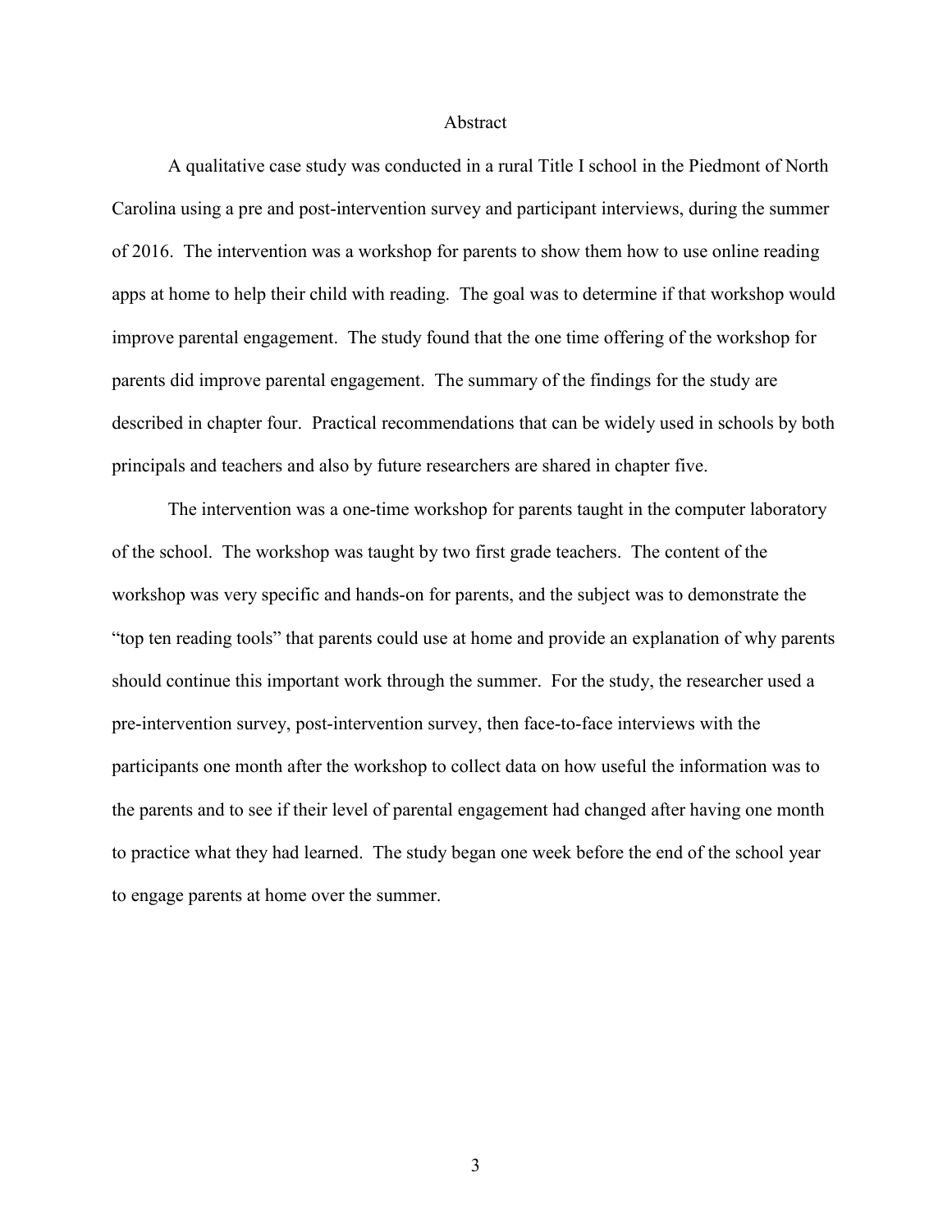# Abstract

A qualitative case study was conducted in a rural Title I school in the Piedmont of North Carolina using a pre and post-intervention survey and participant interviews, during the summer of 2016. The intervention was a workshop for parents to show them how to use online reading apps at home to help their child with reading. The goal was to determine if that workshop would improve parental engagement. The study found that the one time offering of the workshop for parents did improve parental engagement. The summary of the findings for the study are described in chapter four. Practical recommendations that can be widely used in schools by both principals and teachers and also by future researchers are shared in chapter five.

The intervention was a one-time workshop for parents taught in the computer laboratory of the school. The workshop was taught by two first grade teachers. The content of the workshop was very specific and hands-on for parents, and the subject was to demonstrate the "top ten reading tools" that parents could use at home and provide an explanation of why parents should continue this important work through the summer. For the study, the researcher used a pre-intervention survey, post-intervention survey, then face-to-face interviews with the participants one month after the workshop to collect data on how useful the information was to the parents and to see if their level of parental engagement had changed after having one month to practice what they had learned. The study began one week before the end of the school year to engage parents at home over the summer.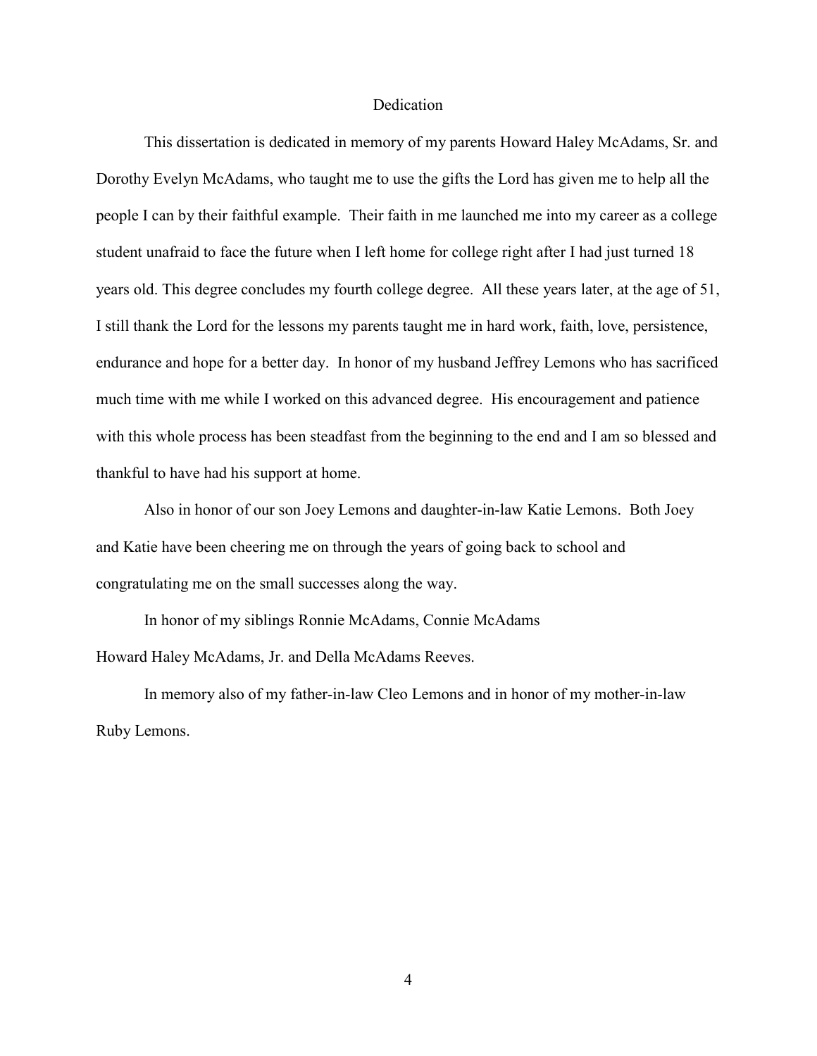# Dedication

This dissertation is dedicated in memory of my parents Howard Haley McAdams, Sr. and Dorothy Evelyn McAdams, who taught me to use the gifts the Lord has given me to help all the people I can by their faithful example. Their faith in me launched me into my career as a college student unafraid to face the future when I left home for college right after I had just turned 18 years old. This degree concludes my fourth college degree. All these years later, at the age of 51, I still thank the Lord for the lessons my parents taught me in hard work, faith, love, persistence, endurance and hope for a better day. In honor of my husband Jeffrey Lemons who has sacrificed much time with me while I worked on this advanced degree. His encouragement and patience with this whole process has been steadfast from the beginning to the end and I am so blessed and thankful to have had his support at home.

Also in honor of our son Joey Lemons and daughter-in-law Katie Lemons. Both Joey and Katie have been cheering me on through the years of going back to school and congratulating me on the small successes along the way.

In honor of my siblings Ronnie McAdams, Connie McAdams Howard Haley McAdams, Jr. and Della McAdams Reeves.

In memory also of my father-in-law Cleo Lemons and in honor of my mother-in-law Ruby Lemons.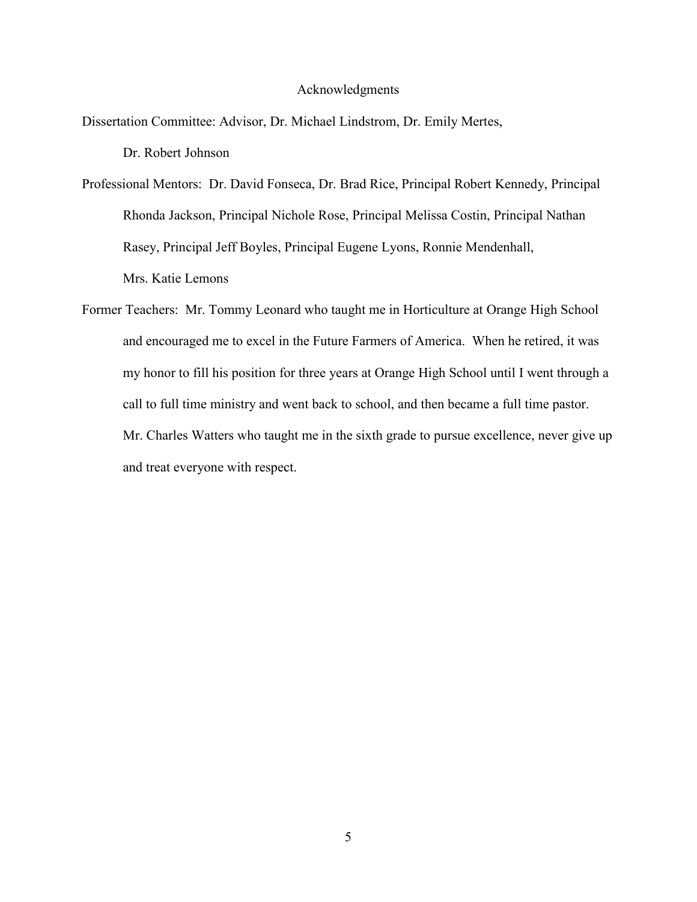# Acknowledgments

Dissertation Committee: Advisor, Dr. Michael Lindstrom, Dr. Emily Mertes, Dr. Robert Johnson

Professional Mentors: Dr. David Fonseca, Dr. Brad Rice, Principal Robert Kennedy, Principal Rhonda Jackson, Principal Nichole Rose, Principal Melissa Costin, Principal Nathan Rasey, Principal Jeff Boyles, Principal Eugene Lyons, Ronnie Mendenhall, Mrs. Katie Lemons

Former Teachers: Mr. Tommy Leonard who taught me in Horticulture at Orange High School and encouraged me to excel in the Future Farmers of America. When he retired, it was my honor to fill his position for three years at Orange High School until I went through a call to full time ministry and went back to school, and then became a full time pastor. Mr. Charles Watters who taught me in the sixth grade to pursue excellence, never give up and treat everyone with respect.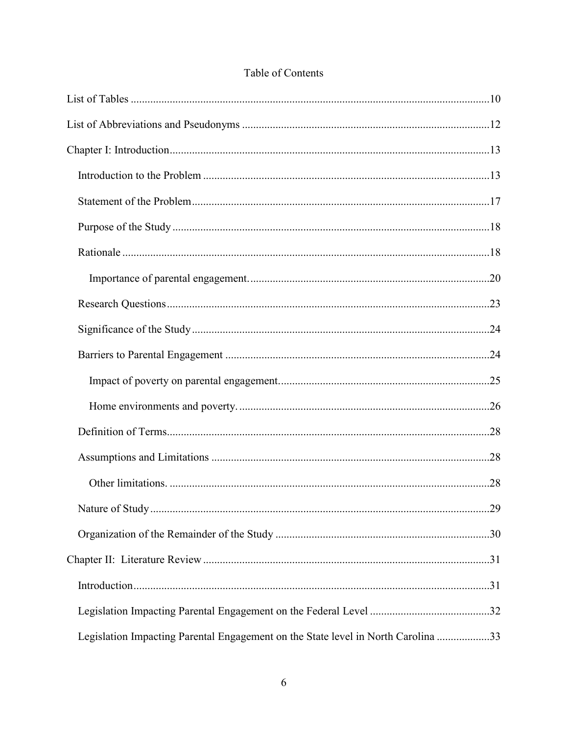# Table of Contents

List of Tables ....................................................................................................................10

List of Abbreviations and Pseudonyms .........................................................................12

Chapter I: Introduction....................................................................................................13

- Introduction to the Problem .......................................................................................13
- Statement of the Problem...........................................................................................17
- Purpose of the Study ..................................................................................................18
- Rationale ....................................................................................................................18
  - Importance of parental engagement. .....................................................................20
- Research Questions.....................................................................................................23
- Significance of the Study............................................................................................24
- Barriers to Parental Engagement ...............................................................................24
  - Impact of poverty on parental engagement............................................................25
  - Home environments and poverty. ..........................................................................26
- Definition of Terms.....................................................................................................28
- Assumptions and Limitations .....................................................................................28
  - Other limitations. ...................................................................................................28
- Nature of Study...........................................................................................................29
- Organization of the Remainder of the Study ..............................................................30

Chapter II: Literature Review .........................................................................................31

- Introduction.................................................................................................................31
- Legislation Impacting Parental Engagement on the Federal Level ............................32
- Legislation Impacting Parental Engagement on the State level in North Carolina ...................33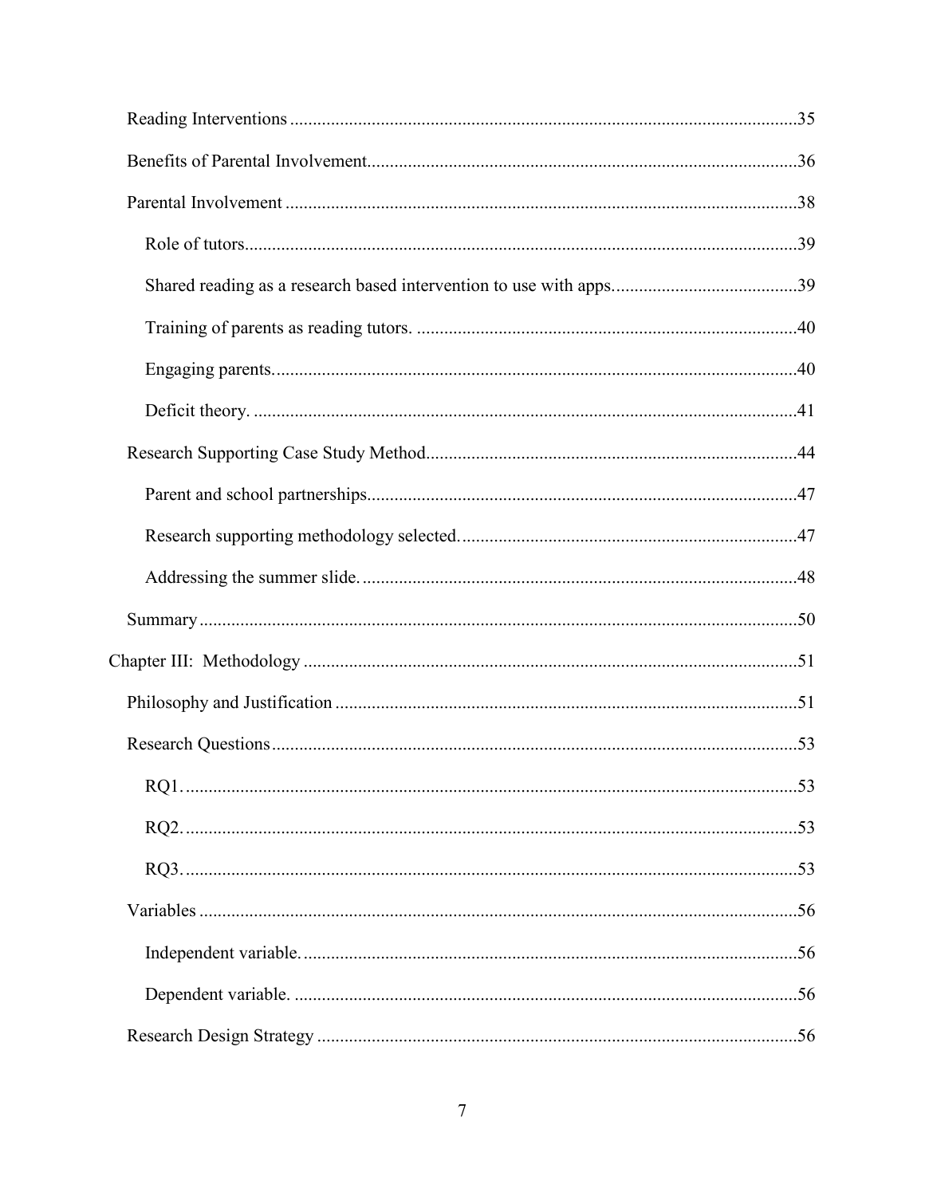Reading Interventions ....................................................................................................35

Benefits of Parental Involvement....................................................................................36

Parental Involvement .....................................................................................................38

Role of tutors...............................................................................................................39

Shared reading as a research based intervention to use with apps.................................39

Training of parents as reading tutors. ..........................................................................40

Engaging parents..........................................................................................................40

Deficit theory. ..............................................................................................................41

Research Supporting Case Study Method.......................................................................44

Parent and school partnerships.....................................................................................47

Research supporting methodology selected..................................................................47

Addressing the summer slide. .......................................................................................48

Summary .........................................................................................................................50

Chapter III: Methodology ..................................................................................................51

Philosophy and Justification ...........................................................................................51

Research Questions .........................................................................................................53

RQ1. ..............................................................................................................................53

RQ2. ..............................................................................................................................53

RQ3. ..............................................................................................................................53

Variables .........................................................................................................................56

Independent variable. ....................................................................................................56

Dependent variable. ......................................................................................................56

Research Design Strategy ...............................................................................................56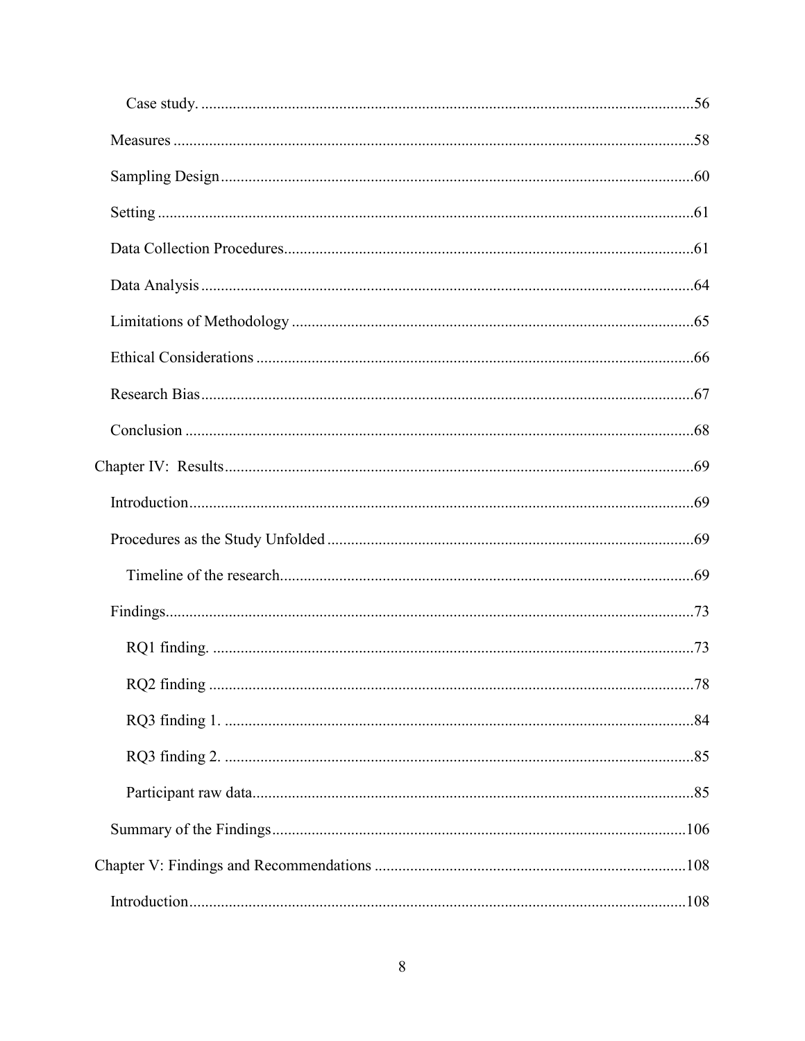Case study. ........................................................................................................................56

Measures ..................................................................................................................58

Sampling Design.......................................................................................................60

Setting ......................................................................................................................61

Data Collection Procedures.......................................................................................61

Data Analysis ............................................................................................................64

Limitations of Methodology .....................................................................................65

Ethical Considerations ..............................................................................................66

Research Bias............................................................................................................67

Conclusion ................................................................................................................68

Chapter IV: Results......................................................................................................69

Introduction...............................................................................................................69

Procedures as the Study Unfolded ............................................................................69

Timeline of the research.........................................................................................69

Findings.....................................................................................................................73

RQ1 finding. ...........................................................................................................73

RQ2 finding ............................................................................................................78

RQ3 finding 1. ........................................................................................................84

RQ3 finding 2. ........................................................................................................85

Participant raw data.................................................................................................85

Summary of the Findings.........................................................................................106

Chapter V: Findings and Recommendations ..............................................................108

Introduction.............................................................................................................108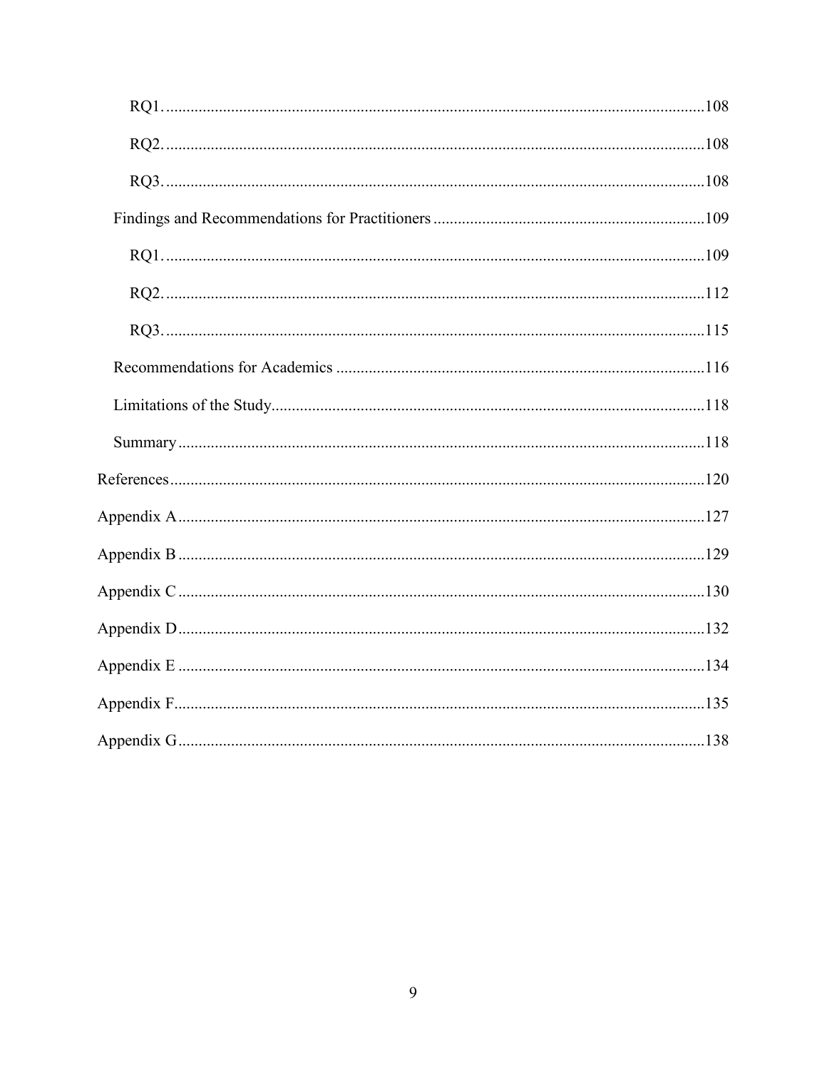RQ1. ....................................................................................................................................108

RQ2. ....................................................................................................................................108

RQ3. ....................................................................................................................................108

Findings and Recommendations for Practitioners ..................................................................109

RQ1. ....................................................................................................................................109

RQ2. ....................................................................................................................................112

RQ3. ....................................................................................................................................115

Recommendations for Academics ..........................................................................................116

Limitations of the Study...........................................................................................................118

Summary ..................................................................................................................................118

References ....................................................................................................................................120

Appendix A ..................................................................................................................................127

Appendix B ..................................................................................................................................129

Appendix C ..................................................................................................................................130

Appendix D ..................................................................................................................................132

Appendix E ..................................................................................................................................134

Appendix F...................................................................................................................................135

Appendix G ..................................................................................................................................138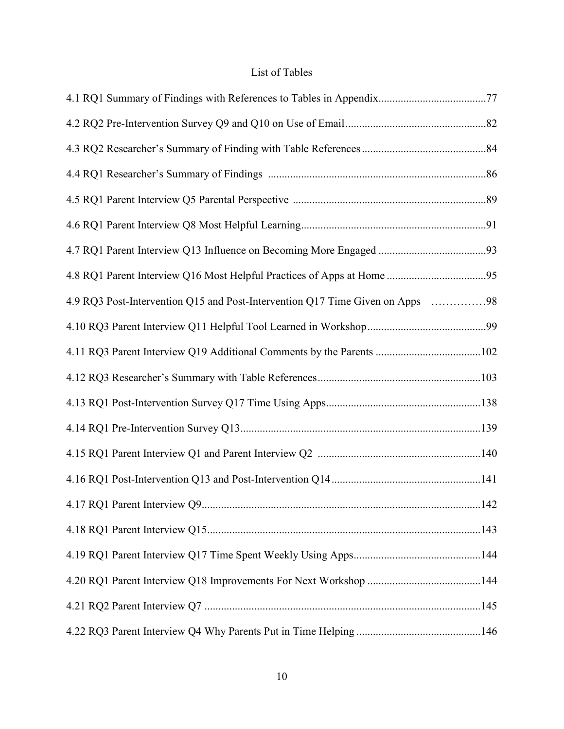# List of Tables

4.1 RQ1 Summary of Findings with References to Tables in Appendix......................................77

4.2 RQ2 Pre-Intervention Survey Q9 and Q10 on Use of Email..................................................82

4.3 RQ2 Researcher's Summary of Finding with Table References.............................................84

4.4 RQ1 Researcher's Summary of Findings ..............................................................................86

4.5 RQ1 Parent Interview Q5 Parental Perspective .....................................................................89

4.6 RQ1 Parent Interview Q8 Most Helpful Learning..................................................................91

4.7 RQ1 Parent Interview Q13 Influence on Becoming More Engaged ......................................93

4.8 RQ1 Parent Interview Q16 Most Helpful Practices of Apps at Home ...................................95

4.9 RQ3 Post-Intervention Q15 and Post-Intervention Q17 Time Given on Apps ……………98

4.10 RQ3 Parent Interview Q11 Helpful Tool Learned in Workshop...........................................99

4.11 RQ3 Parent Interview Q19 Additional Comments by the Parents .....................................102

4.12 RQ3 Researcher's Summary with Table References..........................................................103

4.13 RQ1 Post-Intervention Survey Q17 Time Using Apps.......................................................138

4.14 RQ1 Pre-Intervention Survey Q13.....................................................................................139

4.15 RQ1 Parent Interview Q1 and Parent Interview Q2 ..........................................................140

4.16 RQ1 Post-Intervention Q13 and Post-Intervention Q14.....................................................141

4.17 RQ1 Parent Interview Q9...................................................................................................142

4.18 RQ1 Parent Interview Q15.................................................................................................143

4.19 RQ1 Parent Interview Q17 Time Spent Weekly Using Apps.............................................144

4.20 RQ1 Parent Interview Q18 Improvements For Next Workshop ........................................144

4.21 RQ2 Parent Interview Q7 ..................................................................................................145

4.22 RQ3 Parent Interview Q4 Why Parents Put in Time Helping ............................................146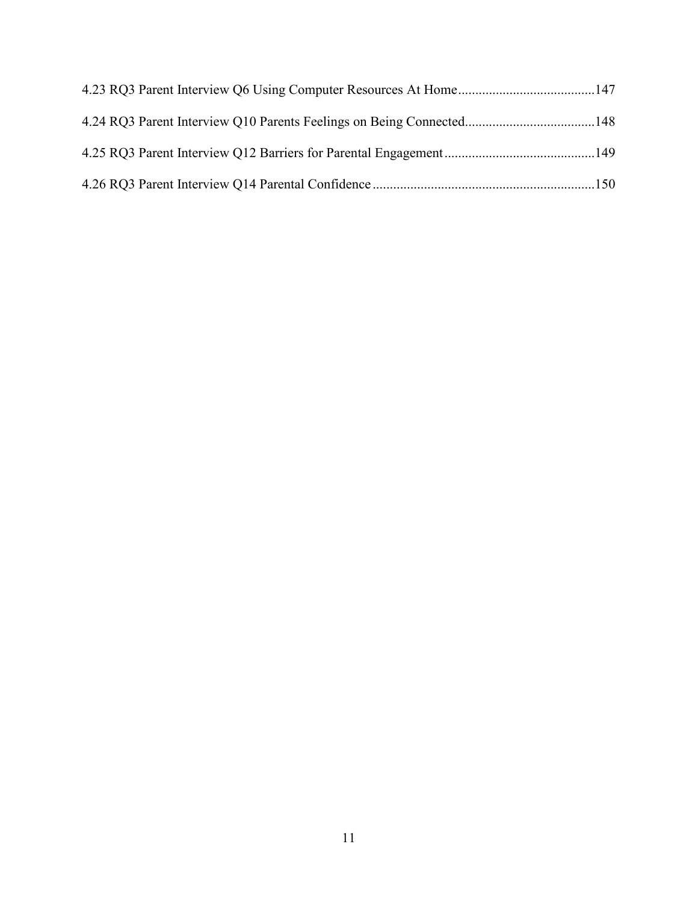4.23 RQ3 Parent Interview Q6 Using Computer Resources At Home........................................147

4.24 RQ3 Parent Interview Q10 Parents Feelings on Being Connected.....................................148

4.25 RQ3 Parent Interview Q12 Barriers for Parental Engagement............................................149

4.26 RQ3 Parent Interview Q14 Parental Confidence.................................................................150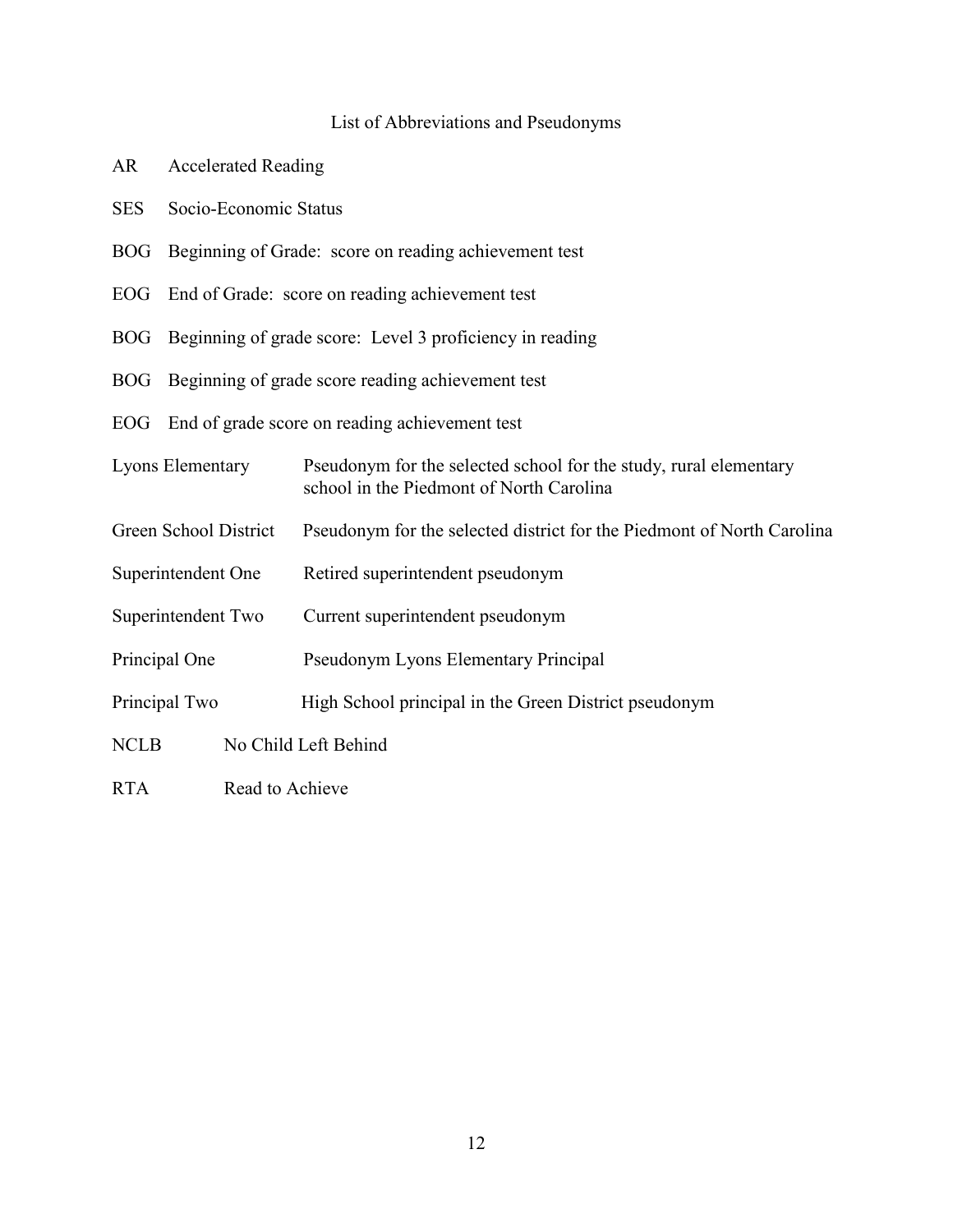# List of Abbreviations and Pseudonyms

| | |
|---|---|
| AR | Accelerated Reading |
| SES | Socio-Economic Status |
| BOG | Beginning of Grade: score on reading achievement test |
| EOG | End of Grade: score on reading achievement test |
| BOG | Beginning of grade score: Level 3 proficiency in reading |
| BOG | Beginning of grade score reading achievement test |
| EOG | End of grade score on reading achievement test |
| Lyons Elementary | Pseudonym for the selected school for the study, rural elementary school in the Piedmont of North Carolina |
| Green School District | Pseudonym for the selected district for the Piedmont of North Carolina |
| Superintendent One | Retired superintendent pseudonym |
| Superintendent Two | Current superintendent pseudonym |
| Principal One | Pseudonym Lyons Elementary Principal |
| Principal Two | High School principal in the Green District pseudonym |
| NCLB | No Child Left Behind |
| RTA | Read to Achieve |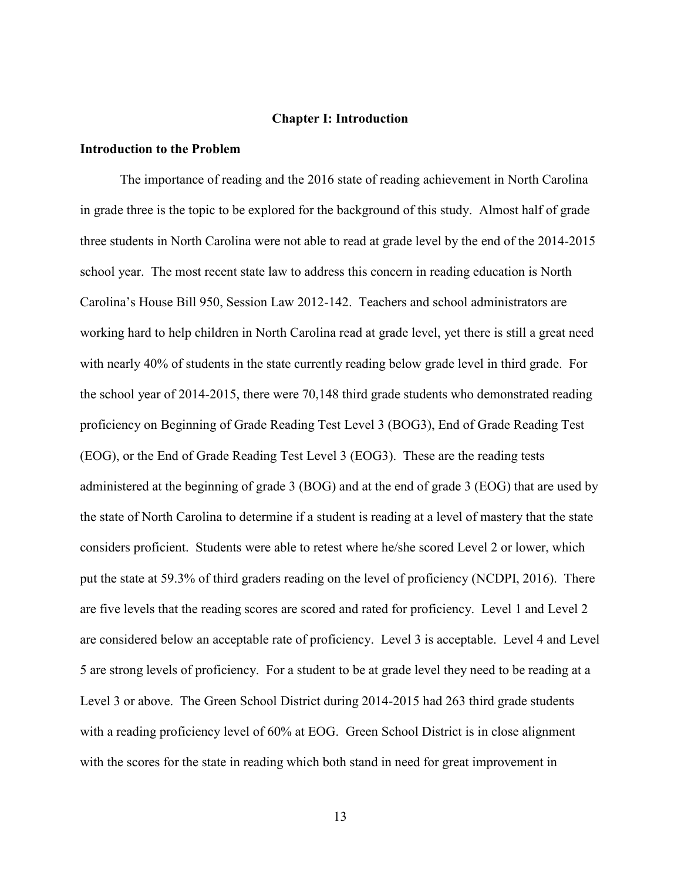# Chapter I: Introduction

## Introduction to the Problem

The importance of reading and the 2016 state of reading achievement in North Carolina in grade three is the topic to be explored for the background of this study. Almost half of grade three students in North Carolina were not able to read at grade level by the end of the 2014-2015 school year. The most recent state law to address this concern in reading education is North Carolina's House Bill 950, Session Law 2012-142. Teachers and school administrators are working hard to help children in North Carolina read at grade level, yet there is still a great need with nearly 40% of students in the state currently reading below grade level in third grade. For the school year of 2014-2015, there were 70,148 third grade students who demonstrated reading proficiency on Beginning of Grade Reading Test Level 3 (BOG3), End of Grade Reading Test (EOG), or the End of Grade Reading Test Level 3 (EOG3). These are the reading tests administered at the beginning of grade 3 (BOG) and at the end of grade 3 (EOG) that are used by the state of North Carolina to determine if a student is reading at a level of mastery that the state considers proficient. Students were able to retest where he/she scored Level 2 or lower, which put the state at 59.3% of third graders reading on the level of proficiency (NCDPI, 2016). There are five levels that the reading scores are scored and rated for proficiency. Level 1 and Level 2 are considered below an acceptable rate of proficiency. Level 3 is acceptable. Level 4 and Level 5 are strong levels of proficiency. For a student to be at grade level they need to be reading at a Level 3 or above. The Green School District during 2014-2015 had 263 third grade students with a reading proficiency level of 60% at EOG. Green School District is in close alignment with the scores for the state in reading which both stand in need for great improvement in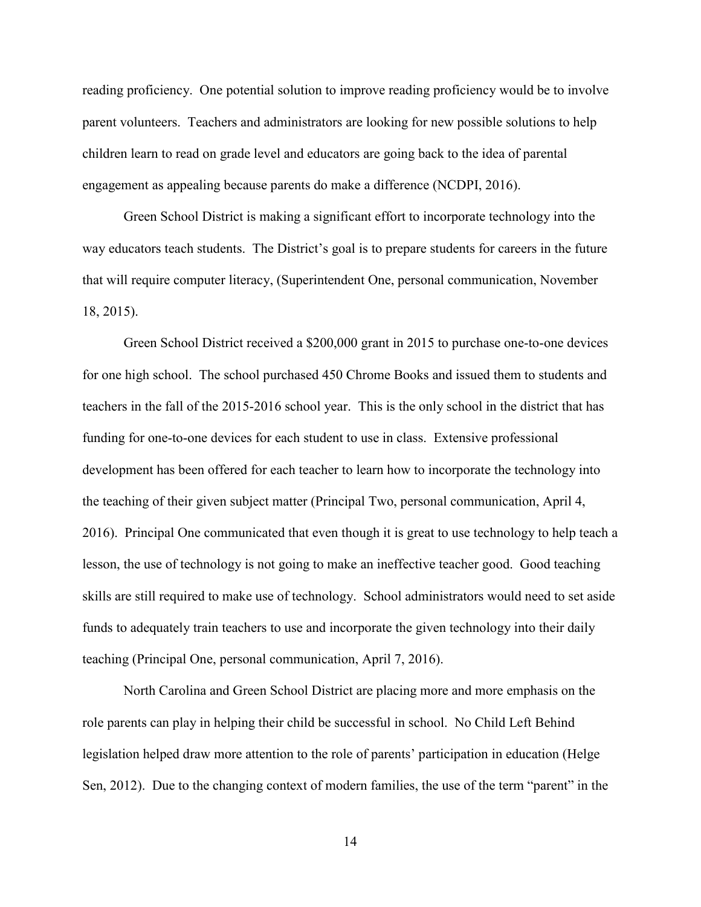reading proficiency. One potential solution to improve reading proficiency would be to involve parent volunteers. Teachers and administrators are looking for new possible solutions to help children learn to read on grade level and educators are going back to the idea of parental engagement as appealing because parents do make a difference (NCDPI, 2016).

Green School District is making a significant effort to incorporate technology into the way educators teach students. The District's goal is to prepare students for careers in the future that will require computer literacy, (Superintendent One, personal communication, November 18, 2015).

Green School District received a $200,000 grant in 2015 to purchase one-to-one devices for one high school. The school purchased 450 Chrome Books and issued them to students and teachers in the fall of the 2015-2016 school year. This is the only school in the district that has funding for one-to-one devices for each student to use in class. Extensive professional development has been offered for each teacher to learn how to incorporate the technology into the teaching of their given subject matter (Principal Two, personal communication, April 4, 2016). Principal One communicated that even though it is great to use technology to help teach a lesson, the use of technology is not going to make an ineffective teacher good. Good teaching skills are still required to make use of technology. School administrators would need to set aside funds to adequately train teachers to use and incorporate the given technology into their daily teaching (Principal One, personal communication, April 7, 2016).

North Carolina and Green School District are placing more and more emphasis on the role parents can play in helping their child be successful in school. No Child Left Behind legislation helped draw more attention to the role of parents' participation in education (Helge Sen, 2012). Due to the changing context of modern families, the use of the term "parent" in the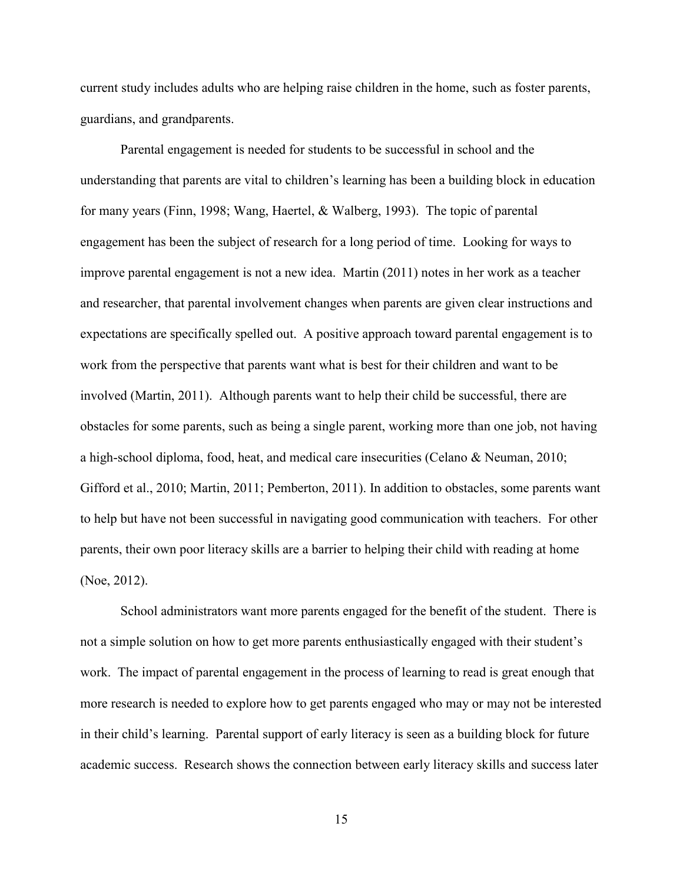current study includes adults who are helping raise children in the home, such as foster parents, guardians, and grandparents.

Parental engagement is needed for students to be successful in school and the understanding that parents are vital to children's learning has been a building block in education for many years (Finn, 1998; Wang, Haertel, & Walberg, 1993). The topic of parental engagement has been the subject of research for a long period of time. Looking for ways to improve parental engagement is not a new idea. Martin (2011) notes in her work as a teacher and researcher, that parental involvement changes when parents are given clear instructions and expectations are specifically spelled out. A positive approach toward parental engagement is to work from the perspective that parents want what is best for their children and want to be involved (Martin, 2011). Although parents want to help their child be successful, there are obstacles for some parents, such as being a single parent, working more than one job, not having a high-school diploma, food, heat, and medical care insecurities (Celano & Neuman, 2010; Gifford et al., 2010; Martin, 2011; Pemberton, 2011). In addition to obstacles, some parents want to help but have not been successful in navigating good communication with teachers. For other parents, their own poor literacy skills are a barrier to helping their child with reading at home (Noe, 2012).

School administrators want more parents engaged for the benefit of the student. There is not a simple solution on how to get more parents enthusiastically engaged with their student's work. The impact of parental engagement in the process of learning to read is great enough that more research is needed to explore how to get parents engaged who may or may not be interested in their child's learning. Parental support of early literacy is seen as a building block for future academic success. Research shows the connection between early literacy skills and success later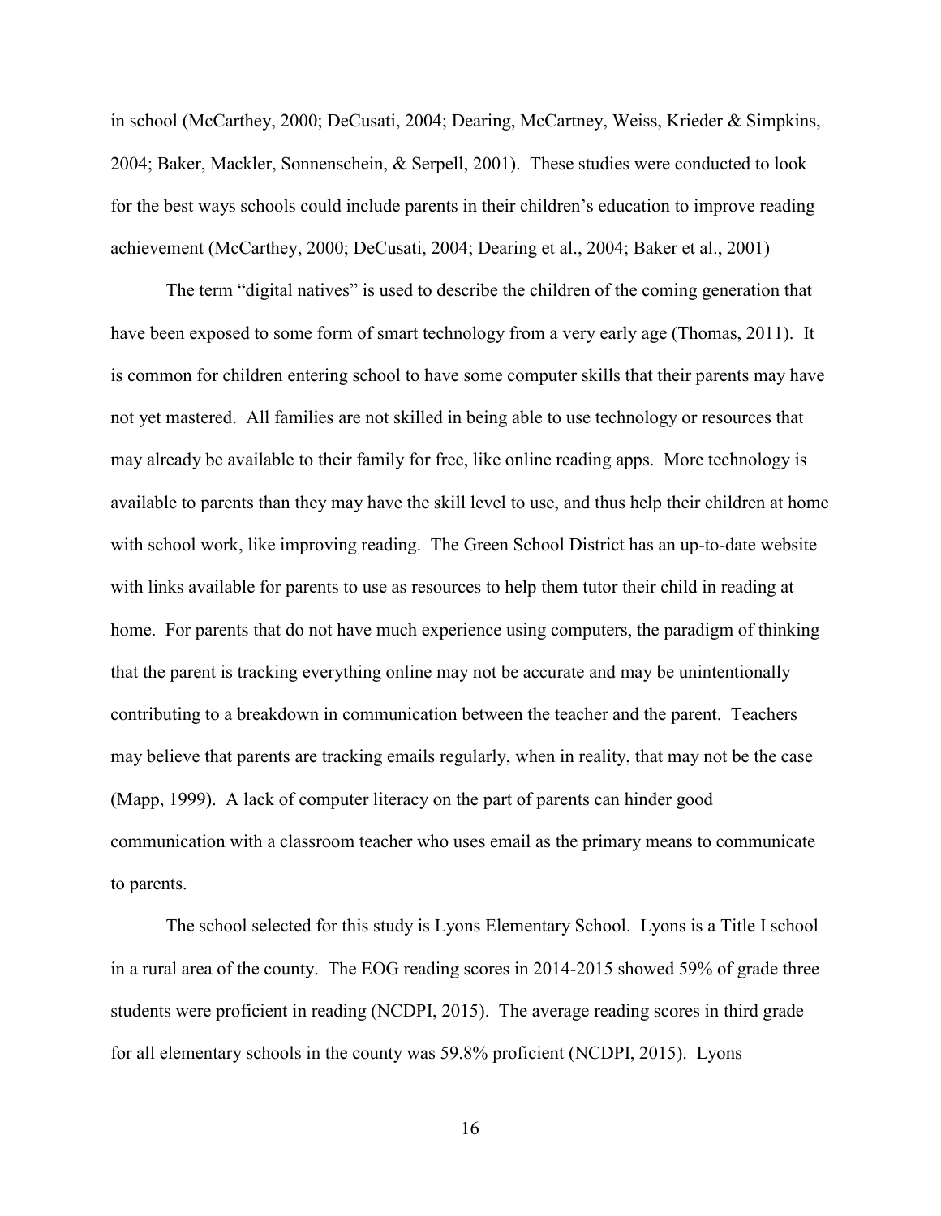in school (McCarthey, 2000; DeCusati, 2004; Dearing, McCartney, Weiss, Krieder & Simpkins, 2004; Baker, Mackler, Sonnenschein, & Serpell, 2001). These studies were conducted to look for the best ways schools could include parents in their children's education to improve reading achievement (McCarthey, 2000; DeCusati, 2004; Dearing et al., 2004; Baker et al., 2001)

The term "digital natives" is used to describe the children of the coming generation that have been exposed to some form of smart technology from a very early age (Thomas, 2011). It is common for children entering school to have some computer skills that their parents may have not yet mastered. All families are not skilled in being able to use technology or resources that may already be available to their family for free, like online reading apps. More technology is available to parents than they may have the skill level to use, and thus help their children at home with school work, like improving reading. The Green School District has an up-to-date website with links available for parents to use as resources to help them tutor their child in reading at home. For parents that do not have much experience using computers, the paradigm of thinking that the parent is tracking everything online may not be accurate and may be unintentionally contributing to a breakdown in communication between the teacher and the parent. Teachers may believe that parents are tracking emails regularly, when in reality, that may not be the case (Mapp, 1999). A lack of computer literacy on the part of parents can hinder good communication with a classroom teacher who uses email as the primary means to communicate to parents.

The school selected for this study is Lyons Elementary School. Lyons is a Title I school in a rural area of the county. The EOG reading scores in 2014-2015 showed 59% of grade three students were proficient in reading (NCDPI, 2015). The average reading scores in third grade for all elementary schools in the county was 59.8% proficient (NCDPI, 2015). Lyons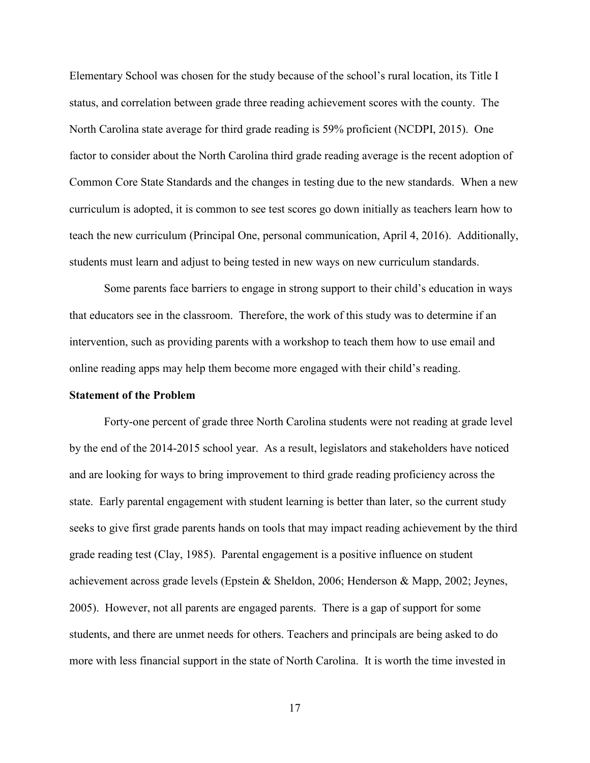Elementary School was chosen for the study because of the school's rural location, its Title I status, and correlation between grade three reading achievement scores with the county. The North Carolina state average for third grade reading is 59% proficient (NCDPI, 2015). One factor to consider about the North Carolina third grade reading average is the recent adoption of Common Core State Standards and the changes in testing due to the new standards. When a new curriculum is adopted, it is common to see test scores go down initially as teachers learn how to teach the new curriculum (Principal One, personal communication, April 4, 2016). Additionally, students must learn and adjust to being tested in new ways on new curriculum standards.

Some parents face barriers to engage in strong support to their child's education in ways that educators see in the classroom. Therefore, the work of this study was to determine if an intervention, such as providing parents with a workshop to teach them how to use email and online reading apps may help them become more engaged with their child's reading.

**Statement of the Problem**

Forty-one percent of grade three North Carolina students were not reading at grade level by the end of the 2014-2015 school year. As a result, legislators and stakeholders have noticed and are looking for ways to bring improvement to third grade reading proficiency across the state. Early parental engagement with student learning is better than later, so the current study seeks to give first grade parents hands on tools that may impact reading achievement by the third grade reading test (Clay, 1985). Parental engagement is a positive influence on student achievement across grade levels (Epstein & Sheldon, 2006; Henderson & Mapp, 2002; Jeynes, 2005). However, not all parents are engaged parents. There is a gap of support for some students, and there are unmet needs for others. Teachers and principals are being asked to do more with less financial support in the state of North Carolina. It is worth the time invested in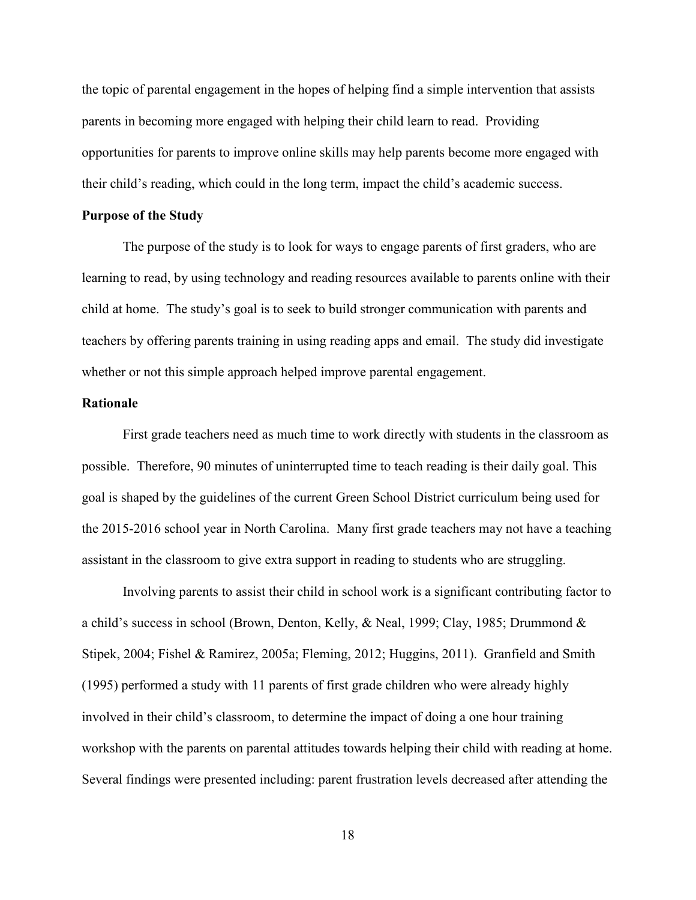the topic of parental engagement in the hopes of helping find a simple intervention that assists parents in becoming more engaged with helping their child learn to read. Providing opportunities for parents to improve online skills may help parents become more engaged with their child's reading, which could in the long term, impact the child's academic success.

## Purpose of the Study

The purpose of the study is to look for ways to engage parents of first graders, who are learning to read, by using technology and reading resources available to parents online with their child at home. The study's goal is to seek to build stronger communication with parents and teachers by offering parents training in using reading apps and email. The study did investigate whether or not this simple approach helped improve parental engagement.

## Rationale

First grade teachers need as much time to work directly with students in the classroom as possible. Therefore, 90 minutes of uninterrupted time to teach reading is their daily goal. This goal is shaped by the guidelines of the current Green School District curriculum being used for the 2015-2016 school year in North Carolina. Many first grade teachers may not have a teaching assistant in the classroom to give extra support in reading to students who are struggling.

Involving parents to assist their child in school work is a significant contributing factor to a child's success in school (Brown, Denton, Kelly, & Neal, 1999; Clay, 1985; Drummond & Stipek, 2004; Fishel & Ramirez, 2005a; Fleming, 2012; Huggins, 2011). Granfield and Smith (1995) performed a study with 11 parents of first grade children who were already highly involved in their child's classroom, to determine the impact of doing a one hour training workshop with the parents on parental attitudes towards helping their child with reading at home. Several findings were presented including: parent frustration levels decreased after attending the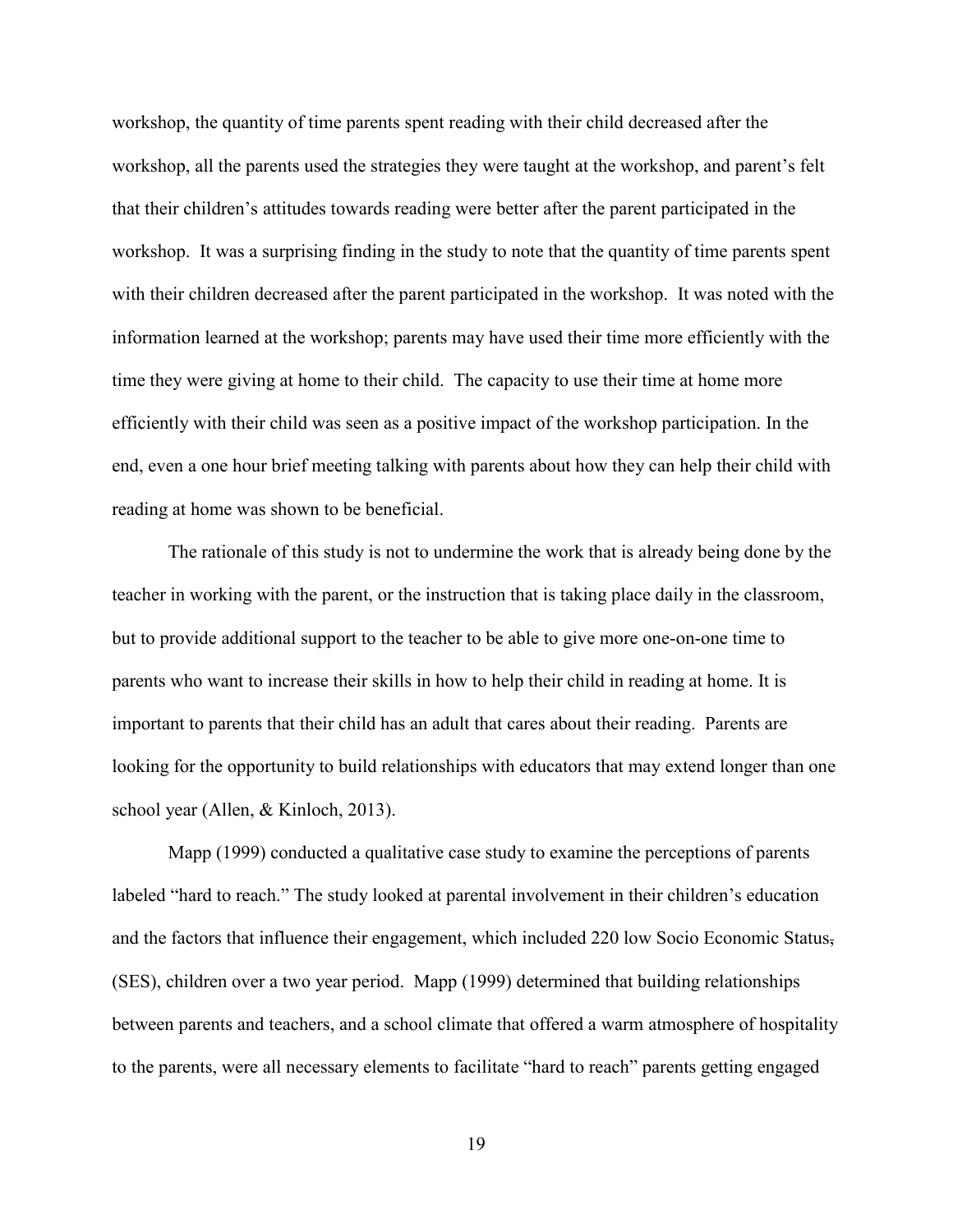workshop, the quantity of time parents spent reading with their child decreased after the workshop, all the parents used the strategies they were taught at the workshop, and parent's felt that their children's attitudes towards reading were better after the parent participated in the workshop. It was a surprising finding in the study to note that the quantity of time parents spent with their children decreased after the parent participated in the workshop. It was noted with the information learned at the workshop; parents may have used their time more efficiently with the time they were giving at home to their child. The capacity to use their time at home more efficiently with their child was seen as a positive impact of the workshop participation. In the end, even a one hour brief meeting talking with parents about how they can help their child with reading at home was shown to be beneficial.

The rationale of this study is not to undermine the work that is already being done by the teacher in working with the parent, or the instruction that is taking place daily in the classroom, but to provide additional support to the teacher to be able to give more one-on-one time to parents who want to increase their skills in how to help their child in reading at home. It is important to parents that their child has an adult that cares about their reading. Parents are looking for the opportunity to build relationships with educators that may extend longer than one school year (Allen, & Kinloch, 2013).

Mapp (1999) conducted a qualitative case study to examine the perceptions of parents labeled "hard to reach." The study looked at parental involvement in their children's education and the factors that influence their engagement, which included 220 low Socio Economic Status, (SES), children over a two year period. Mapp (1999) determined that building relationships between parents and teachers, and a school climate that offered a warm atmosphere of hospitality to the parents, were all necessary elements to facilitate "hard to reach" parents getting engaged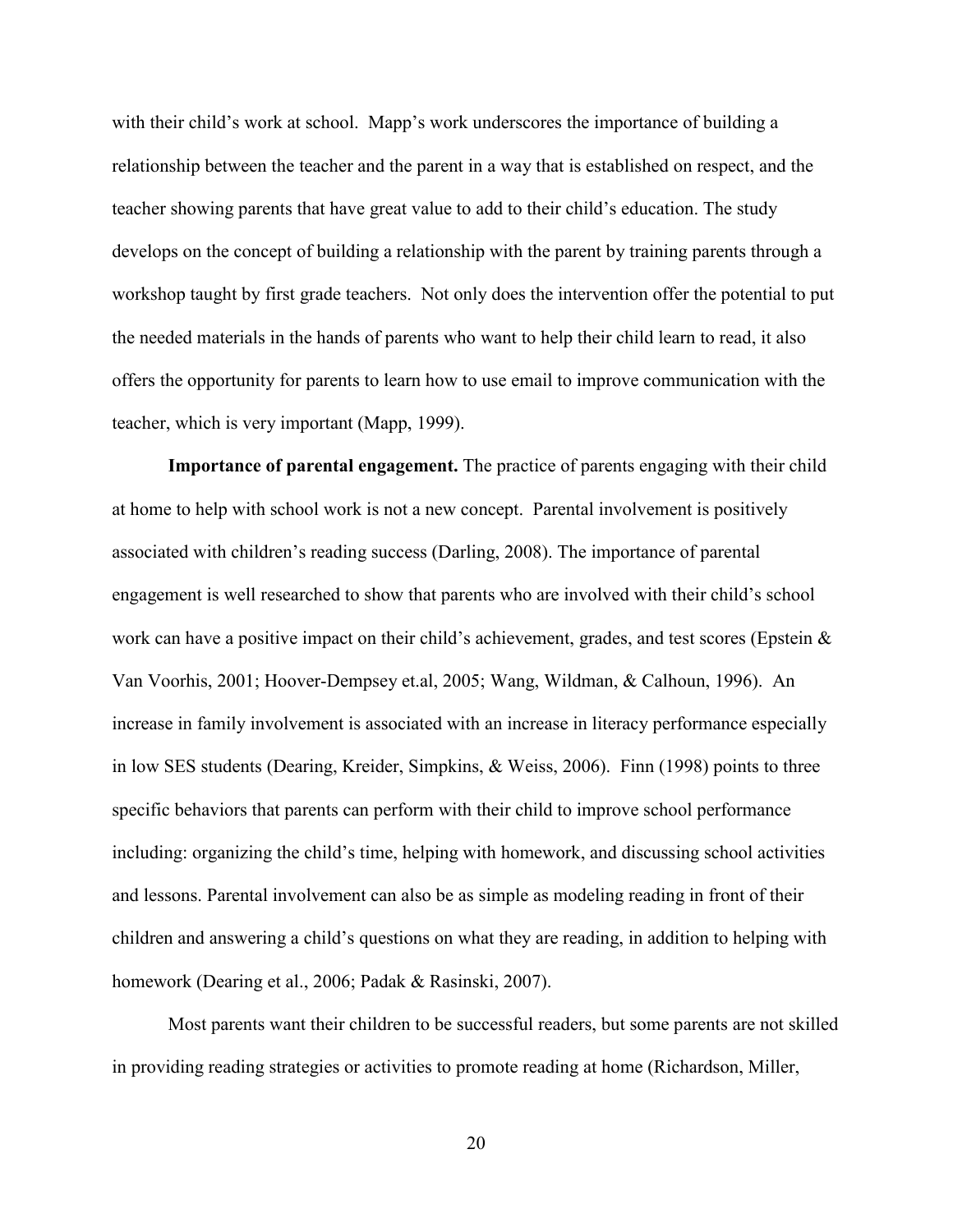with their child's work at school. Mapp's work underscores the importance of building a relationship between the teacher and the parent in a way that is established on respect, and the teacher showing parents that have great value to add to their child's education. The study develops on the concept of building a relationship with the parent by training parents through a workshop taught by first grade teachers. Not only does the intervention offer the potential to put the needed materials in the hands of parents who want to help their child learn to read, it also offers the opportunity for parents to learn how to use email to improve communication with the teacher, which is very important (Mapp, 1999).

**Importance of parental engagement.** The practice of parents engaging with their child at home to help with school work is not a new concept. Parental involvement is positively associated with children's reading success (Darling, 2008). The importance of parental engagement is well researched to show that parents who are involved with their child's school work can have a positive impact on their child's achievement, grades, and test scores (Epstein & Van Voorhis, 2001; Hoover-Dempsey et.al, 2005; Wang, Wildman, & Calhoun, 1996). An increase in family involvement is associated with an increase in literacy performance especially in low SES students (Dearing, Kreider, Simpkins, & Weiss, 2006). Finn (1998) points to three specific behaviors that parents can perform with their child to improve school performance including: organizing the child's time, helping with homework, and discussing school activities and lessons. Parental involvement can also be as simple as modeling reading in front of their children and answering a child's questions on what they are reading, in addition to helping with homework (Dearing et al., 2006; Padak & Rasinski, 2007).

Most parents want their children to be successful readers, but some parents are not skilled in providing reading strategies or activities to promote reading at home (Richardson, Miller,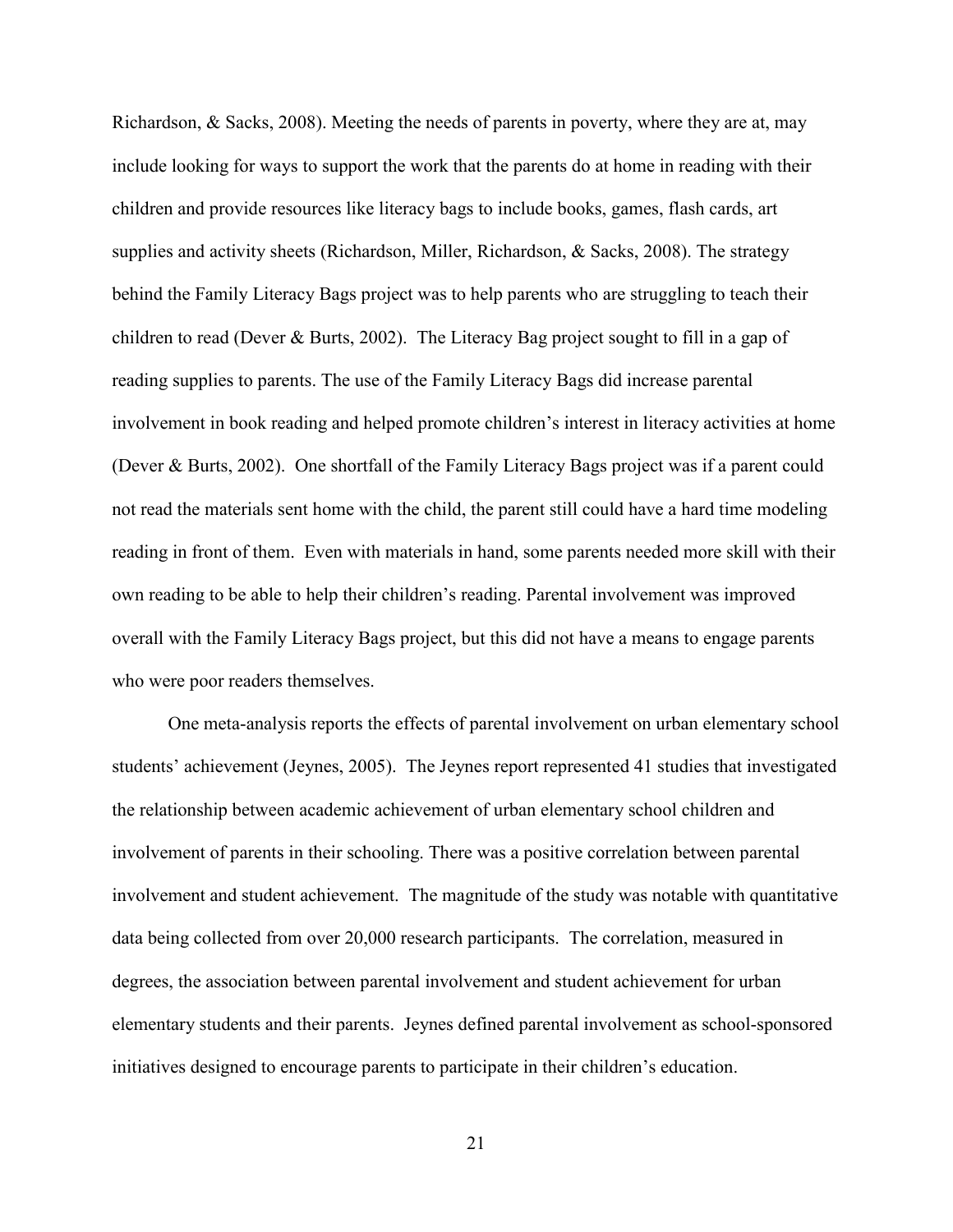Richardson, & Sacks, 2008). Meeting the needs of parents in poverty, where they are at, may include looking for ways to support the work that the parents do at home in reading with their children and provide resources like literacy bags to include books, games, flash cards, art supplies and activity sheets (Richardson, Miller, Richardson, & Sacks, 2008). The strategy behind the Family Literacy Bags project was to help parents who are struggling to teach their children to read (Dever & Burts, 2002). The Literacy Bag project sought to fill in a gap of reading supplies to parents. The use of the Family Literacy Bags did increase parental involvement in book reading and helped promote children's interest in literacy activities at home (Dever & Burts, 2002). One shortfall of the Family Literacy Bags project was if a parent could not read the materials sent home with the child, the parent still could have a hard time modeling reading in front of them. Even with materials in hand, some parents needed more skill with their own reading to be able to help their children's reading. Parental involvement was improved overall with the Family Literacy Bags project, but this did not have a means to engage parents who were poor readers themselves.

One meta-analysis reports the effects of parental involvement on urban elementary school students' achievement (Jeynes, 2005). The Jeynes report represented 41 studies that investigated the relationship between academic achievement of urban elementary school children and involvement of parents in their schooling. There was a positive correlation between parental involvement and student achievement. The magnitude of the study was notable with quantitative data being collected from over 20,000 research participants. The correlation, measured in degrees, the association between parental involvement and student achievement for urban elementary students and their parents. Jeynes defined parental involvement as school-sponsored initiatives designed to encourage parents to participate in their children's education.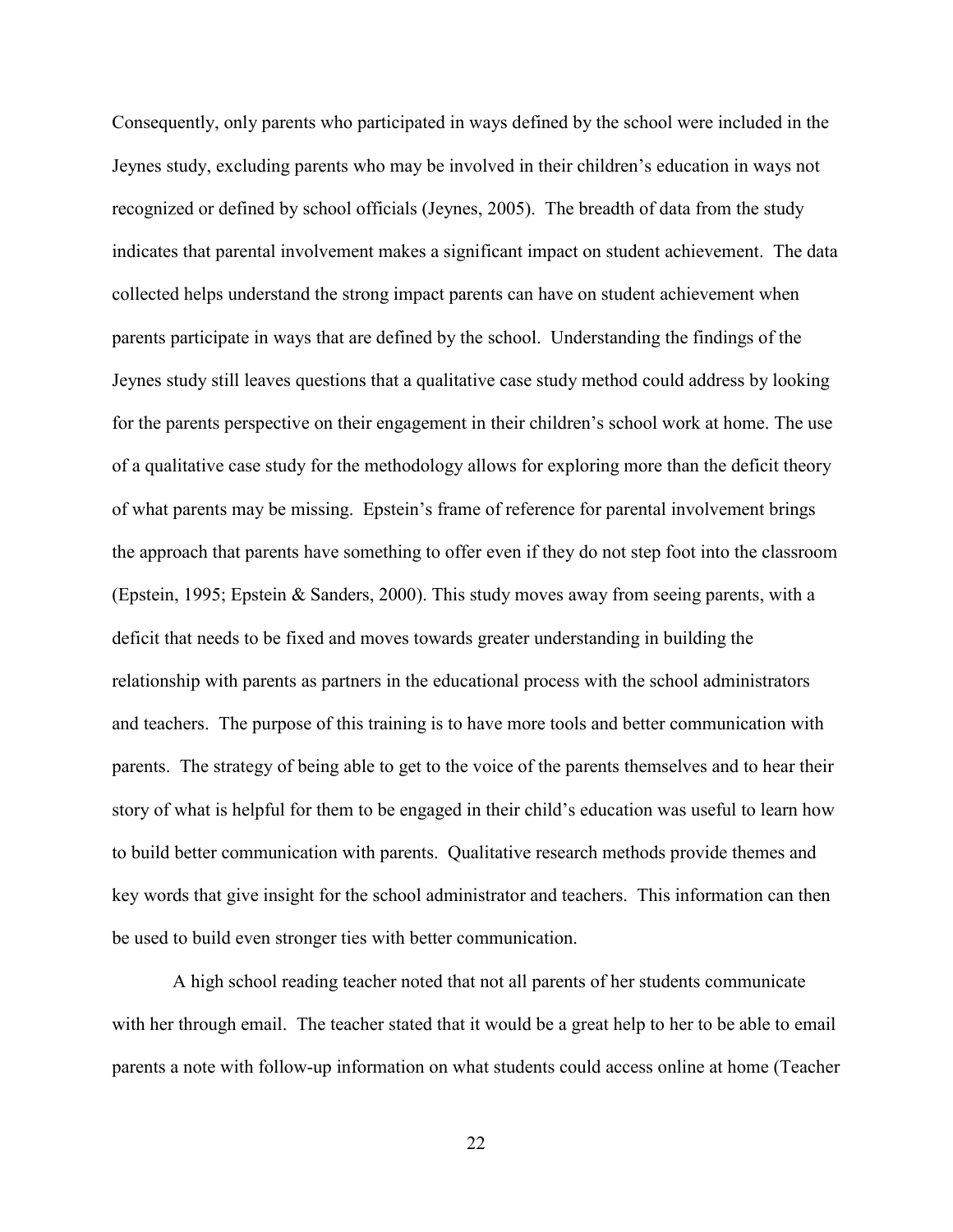Consequently, only parents who participated in ways defined by the school were included in the Jeynes study, excluding parents who may be involved in their children's education in ways not recognized or defined by school officials (Jeynes, 2005). The breadth of data from the study indicates that parental involvement makes a significant impact on student achievement. The data collected helps understand the strong impact parents can have on student achievement when parents participate in ways that are defined by the school. Understanding the findings of the Jeynes study still leaves questions that a qualitative case study method could address by looking for the parents perspective on their engagement in their children's school work at home. The use of a qualitative case study for the methodology allows for exploring more than the deficit theory of what parents may be missing. Epstein's frame of reference for parental involvement brings the approach that parents have something to offer even if they do not step foot into the classroom (Epstein, 1995; Epstein & Sanders, 2000). This study moves away from seeing parents, with a deficit that needs to be fixed and moves towards greater understanding in building the relationship with parents as partners in the educational process with the school administrators and teachers. The purpose of this training is to have more tools and better communication with parents. The strategy of being able to get to the voice of the parents themselves and to hear their story of what is helpful for them to be engaged in their child's education was useful to learn how to build better communication with parents. Qualitative research methods provide themes and key words that give insight for the school administrator and teachers. This information can then be used to build even stronger ties with better communication.

A high school reading teacher noted that not all parents of her students communicate with her through email. The teacher stated that it would be a great help to her to be able to email parents a note with follow-up information on what students could access online at home (Teacher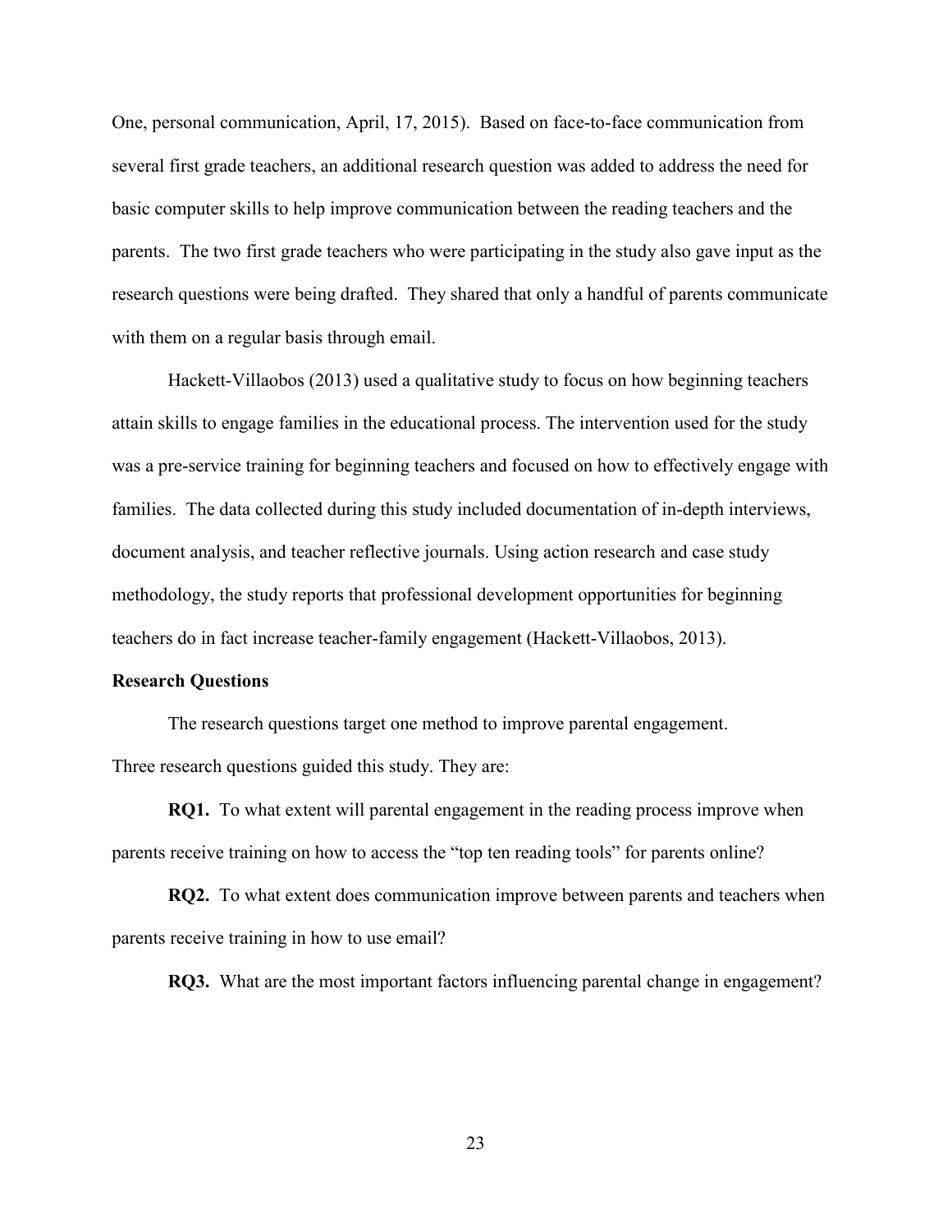One, personal communication, April, 17, 2015). Based on face-to-face communication from several first grade teachers, an additional research question was added to address the need for basic computer skills to help improve communication between the reading teachers and the parents. The two first grade teachers who were participating in the study also gave input as the research questions were being drafted. They shared that only a handful of parents communicate with them on a regular basis through email.

Hackett-Villaobos (2013) used a qualitative study to focus on how beginning teachers attain skills to engage families in the educational process. The intervention used for the study was a pre-service training for beginning teachers and focused on how to effectively engage with families. The data collected during this study included documentation of in-depth interviews, document analysis, and teacher reflective journals. Using action research and case study methodology, the study reports that professional development opportunities for beginning teachers do in fact increase teacher-family engagement (Hackett-Villaobos, 2013).

**Research Questions**

The research questions target one method to improve parental engagement. Three research questions guided this study. They are:

**RQ1.** To what extent will parental engagement in the reading process improve when parents receive training on how to access the "top ten reading tools" for parents online?

**RQ2.** To what extent does communication improve between parents and teachers when parents receive training in how to use email?

**RQ3.** What are the most important factors influencing parental change in engagement?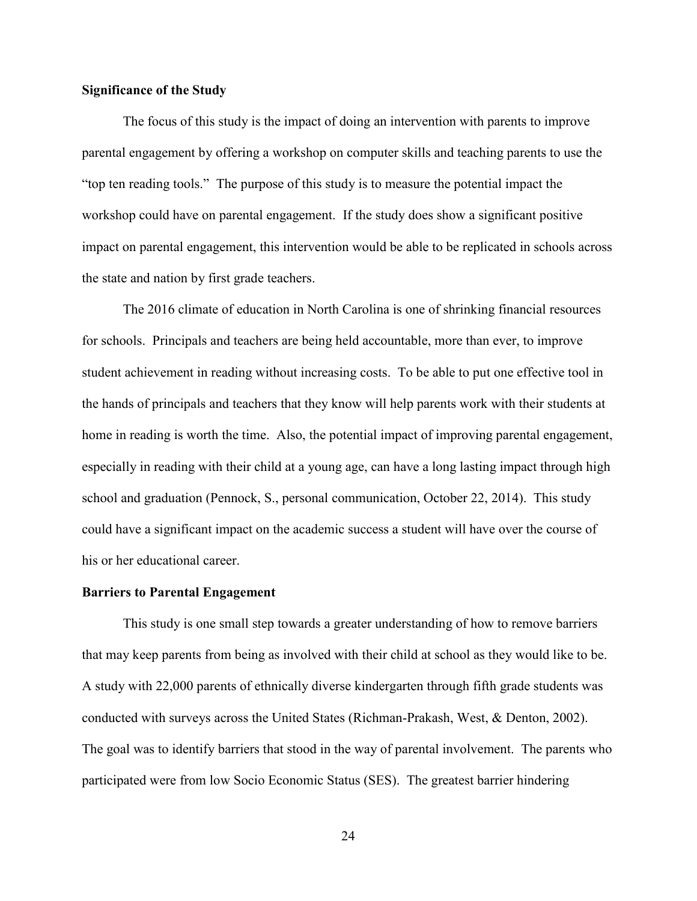**Significance of the Study**

The focus of this study is the impact of doing an intervention with parents to improve parental engagement by offering a workshop on computer skills and teaching parents to use the "top ten reading tools." The purpose of this study is to measure the potential impact the workshop could have on parental engagement. If the study does show a significant positive impact on parental engagement, this intervention would be able to be replicated in schools across the state and nation by first grade teachers.

The 2016 climate of education in North Carolina is one of shrinking financial resources for schools. Principals and teachers are being held accountable, more than ever, to improve student achievement in reading without increasing costs. To be able to put one effective tool in the hands of principals and teachers that they know will help parents work with their students at home in reading is worth the time. Also, the potential impact of improving parental engagement, especially in reading with their child at a young age, can have a long lasting impact through high school and graduation (Pennock, S., personal communication, October 22, 2014). This study could have a significant impact on the academic success a student will have over the course of his or her educational career.

**Barriers to Parental Engagement**

This study is one small step towards a greater understanding of how to remove barriers that may keep parents from being as involved with their child at school as they would like to be. A study with 22,000 parents of ethnically diverse kindergarten through fifth grade students was conducted with surveys across the United States (Richman-Prakash, West, & Denton, 2002). The goal was to identify barriers that stood in the way of parental involvement. The parents who participated were from low Socio Economic Status (SES). The greatest barrier hindering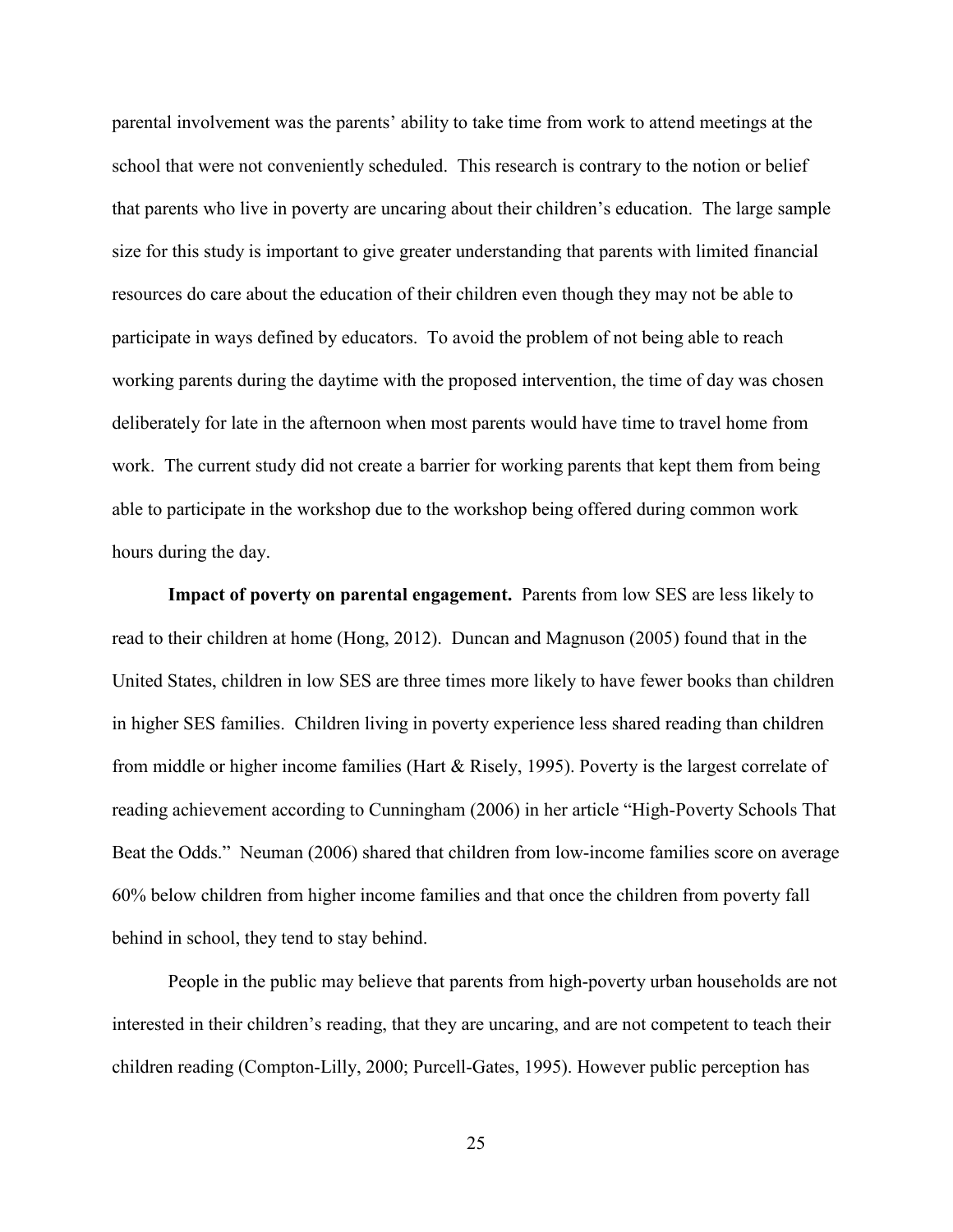parental involvement was the parents' ability to take time from work to attend meetings at the school that were not conveniently scheduled. This research is contrary to the notion or belief that parents who live in poverty are uncaring about their children's education. The large sample size for this study is important to give greater understanding that parents with limited financial resources do care about the education of their children even though they may not be able to participate in ways defined by educators. To avoid the problem of not being able to reach working parents during the daytime with the proposed intervention, the time of day was chosen deliberately for late in the afternoon when most parents would have time to travel home from work. The current study did not create a barrier for working parents that kept them from being able to participate in the workshop due to the workshop being offered during common work hours during the day.

**Impact of poverty on parental engagement.** Parents from low SES are less likely to read to their children at home (Hong, 2012). Duncan and Magnuson (2005) found that in the United States, children in low SES are three times more likely to have fewer books than children in higher SES families. Children living in poverty experience less shared reading than children from middle or higher income families (Hart & Risely, 1995). Poverty is the largest correlate of reading achievement according to Cunningham (2006) in her article "High-Poverty Schools That Beat the Odds." Neuman (2006) shared that children from low-income families score on average 60% below children from higher income families and that once the children from poverty fall behind in school, they tend to stay behind.

People in the public may believe that parents from high-poverty urban households are not interested in their children's reading, that they are uncaring, and are not competent to teach their children reading (Compton-Lilly, 2000; Purcell-Gates, 1995). However public perception has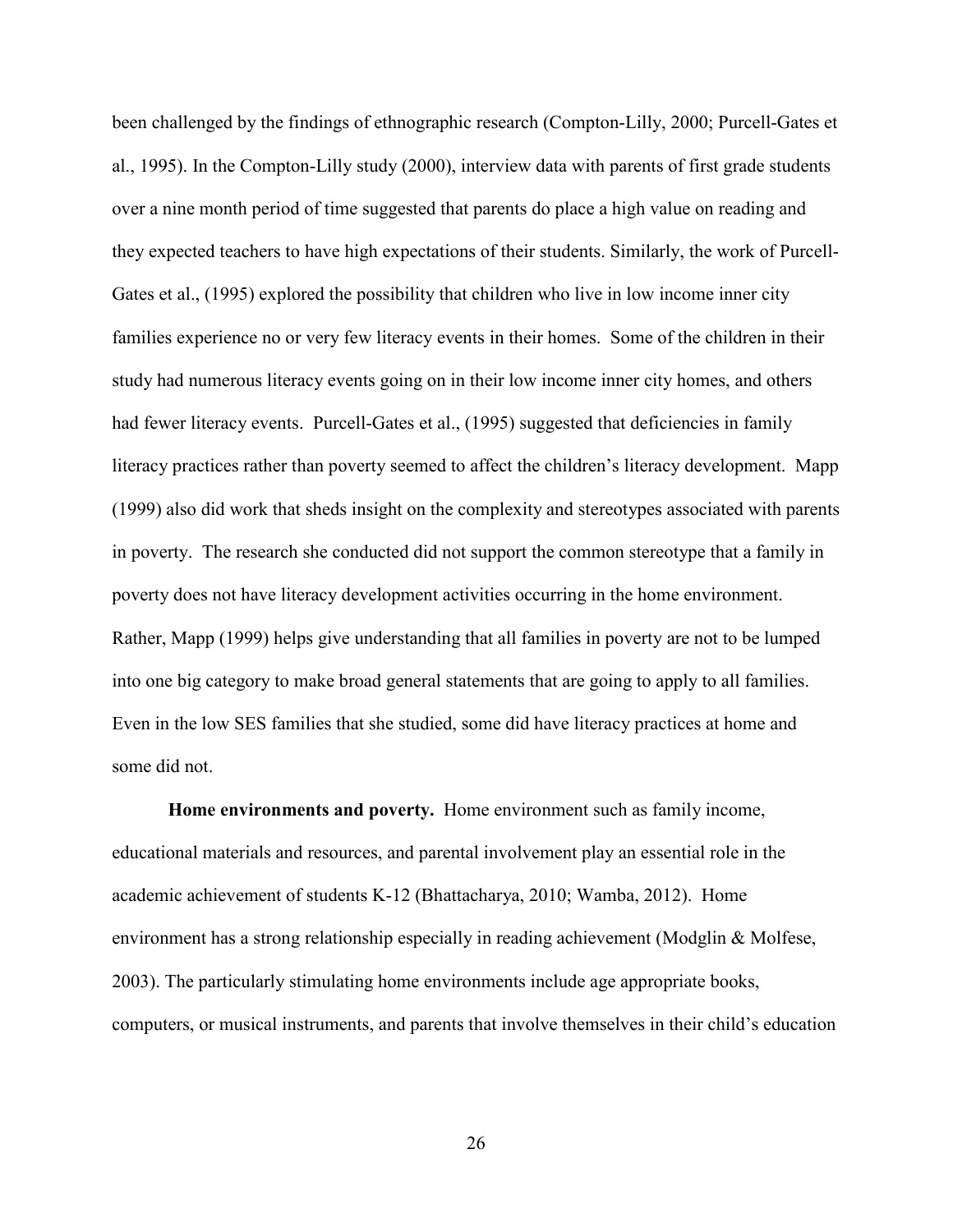been challenged by the findings of ethnographic research (Compton-Lilly, 2000; Purcell-Gates et al., 1995). In the Compton-Lilly study (2000), interview data with parents of first grade students over a nine month period of time suggested that parents do place a high value on reading and they expected teachers to have high expectations of their students. Similarly, the work of Purcell-Gates et al., (1995) explored the possibility that children who live in low income inner city families experience no or very few literacy events in their homes. Some of the children in their study had numerous literacy events going on in their low income inner city homes, and others had fewer literacy events. Purcell-Gates et al., (1995) suggested that deficiencies in family literacy practices rather than poverty seemed to affect the children's literacy development. Mapp (1999) also did work that sheds insight on the complexity and stereotypes associated with parents in poverty. The research she conducted did not support the common stereotype that a family in poverty does not have literacy development activities occurring in the home environment. Rather, Mapp (1999) helps give understanding that all families in poverty are not to be lumped into one big category to make broad general statements that are going to apply to all families. Even in the low SES families that she studied, some did have literacy practices at home and some did not.

**Home environments and poverty.** Home environment such as family income, educational materials and resources, and parental involvement play an essential role in the academic achievement of students K-12 (Bhattacharya, 2010; Wamba, 2012). Home environment has a strong relationship especially in reading achievement (Modglin & Molfese, 2003). The particularly stimulating home environments include age appropriate books, computers, or musical instruments, and parents that involve themselves in their child's education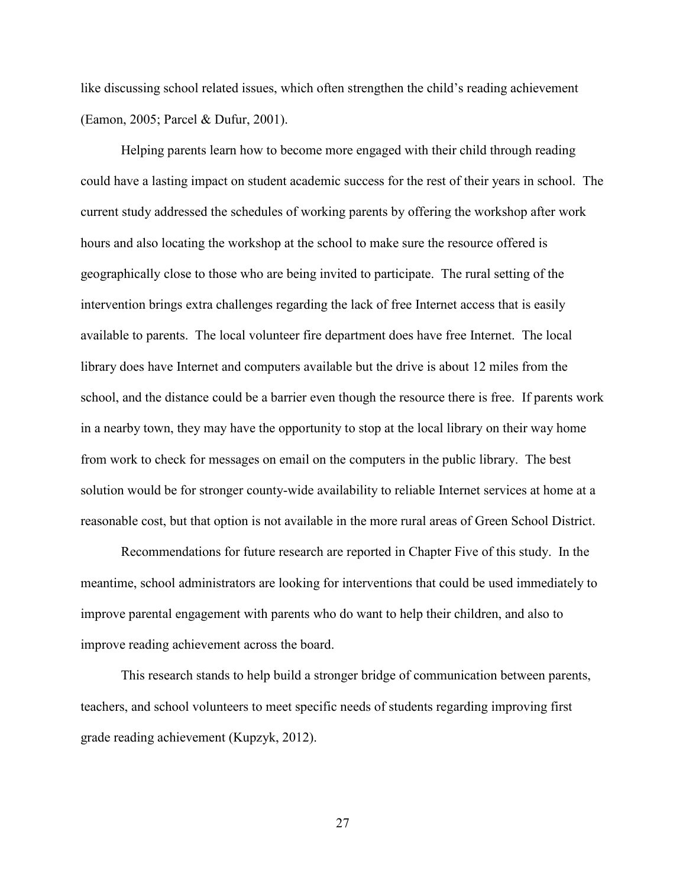like discussing school related issues, which often strengthen the child's reading achievement (Eamon, 2005; Parcel & Dufur, 2001).

Helping parents learn how to become more engaged with their child through reading could have a lasting impact on student academic success for the rest of their years in school. The current study addressed the schedules of working parents by offering the workshop after work hours and also locating the workshop at the school to make sure the resource offered is geographically close to those who are being invited to participate. The rural setting of the intervention brings extra challenges regarding the lack of free Internet access that is easily available to parents. The local volunteer fire department does have free Internet. The local library does have Internet and computers available but the drive is about 12 miles from the school, and the distance could be a barrier even though the resource there is free. If parents work in a nearby town, they may have the opportunity to stop at the local library on their way home from work to check for messages on email on the computers in the public library. The best solution would be for stronger county-wide availability to reliable Internet services at home at a reasonable cost, but that option is not available in the more rural areas of Green School District.

Recommendations for future research are reported in Chapter Five of this study. In the meantime, school administrators are looking for interventions that could be used immediately to improve parental engagement with parents who do want to help their children, and also to improve reading achievement across the board.

This research stands to help build a stronger bridge of communication between parents, teachers, and school volunteers to meet specific needs of students regarding improving first grade reading achievement (Kupzyk, 2012).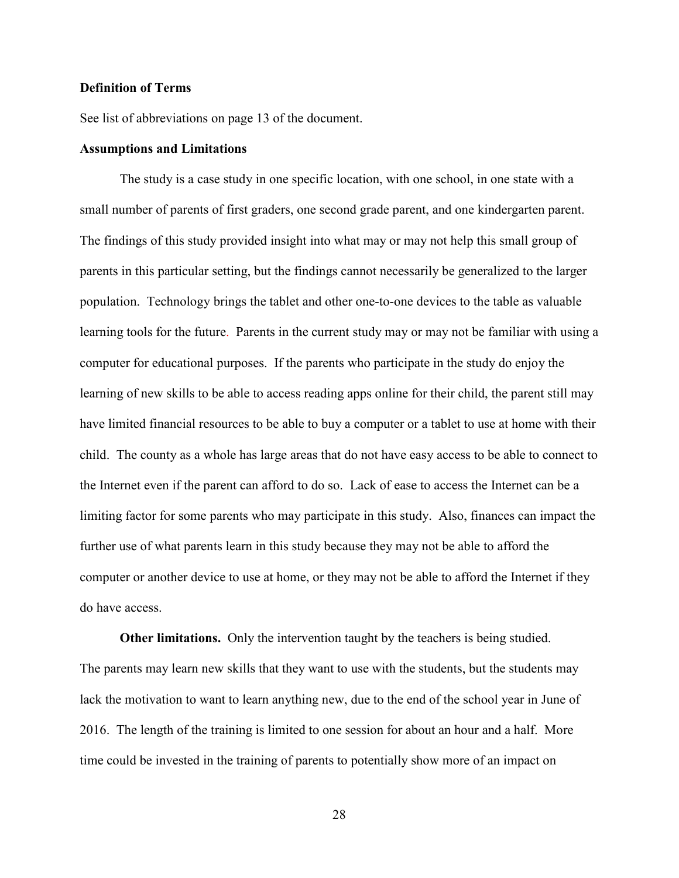### Definition of Terms

See list of abbreviations on page 13 of the document.

### Assumptions and Limitations

The study is a case study in one specific location, with one school, in one state with a small number of parents of first graders, one second grade parent, and one kindergarten parent. The findings of this study provided insight into what may or may not help this small group of parents in this particular setting, but the findings cannot necessarily be generalized to the larger population. Technology brings the tablet and other one-to-one devices to the table as valuable learning tools for the future. Parents in the current study may or may not be familiar with using a computer for educational purposes. If the parents who participate in the study do enjoy the learning of new skills to be able to access reading apps online for their child, the parent still may have limited financial resources to be able to buy a computer or a tablet to use at home with their child. The county as a whole has large areas that do not have easy access to be able to connect to the Internet even if the parent can afford to do so. Lack of ease to access the Internet can be a limiting factor for some parents who may participate in this study. Also, finances can impact the further use of what parents learn in this study because they may not be able to afford the computer or another device to use at home, or they may not be able to afford the Internet if they do have access.

**Other limitations.** Only the intervention taught by the teachers is being studied. The parents may learn new skills that they want to use with the students, but the students may lack the motivation to want to learn anything new, due to the end of the school year in June of 2016. The length of the training is limited to one session for about an hour and a half. More time could be invested in the training of parents to potentially show more of an impact on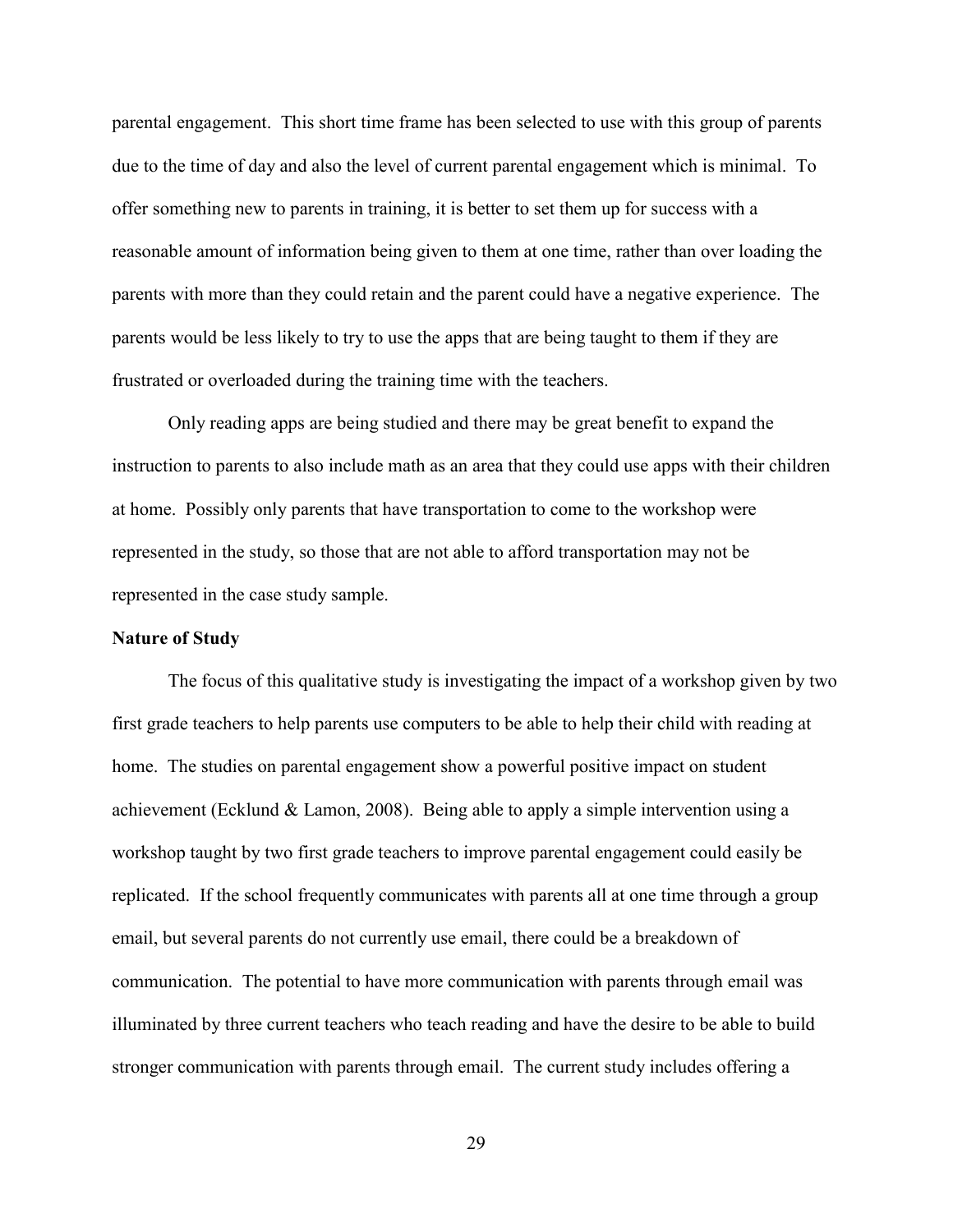parental engagement. This short time frame has been selected to use with this group of parents due to the time of day and also the level of current parental engagement which is minimal. To offer something new to parents in training, it is better to set them up for success with a reasonable amount of information being given to them at one time, rather than over loading the parents with more than they could retain and the parent could have a negative experience. The parents would be less likely to try to use the apps that are being taught to them if they are frustrated or overloaded during the training time with the teachers.

Only reading apps are being studied and there may be great benefit to expand the instruction to parents to also include math as an area that they could use apps with their children at home. Possibly only parents that have transportation to come to the workshop were represented in the study, so those that are not able to afford transportation may not be represented in the case study sample.

**Nature of Study**

The focus of this qualitative study is investigating the impact of a workshop given by two first grade teachers to help parents use computers to be able to help their child with reading at home. The studies on parental engagement show a powerful positive impact on student achievement (Ecklund & Lamon, 2008). Being able to apply a simple intervention using a workshop taught by two first grade teachers to improve parental engagement could easily be replicated. If the school frequently communicates with parents all at one time through a group email, but several parents do not currently use email, there could be a breakdown of communication. The potential to have more communication with parents through email was illuminated by three current teachers who teach reading and have the desire to be able to build stronger communication with parents through email. The current study includes offering a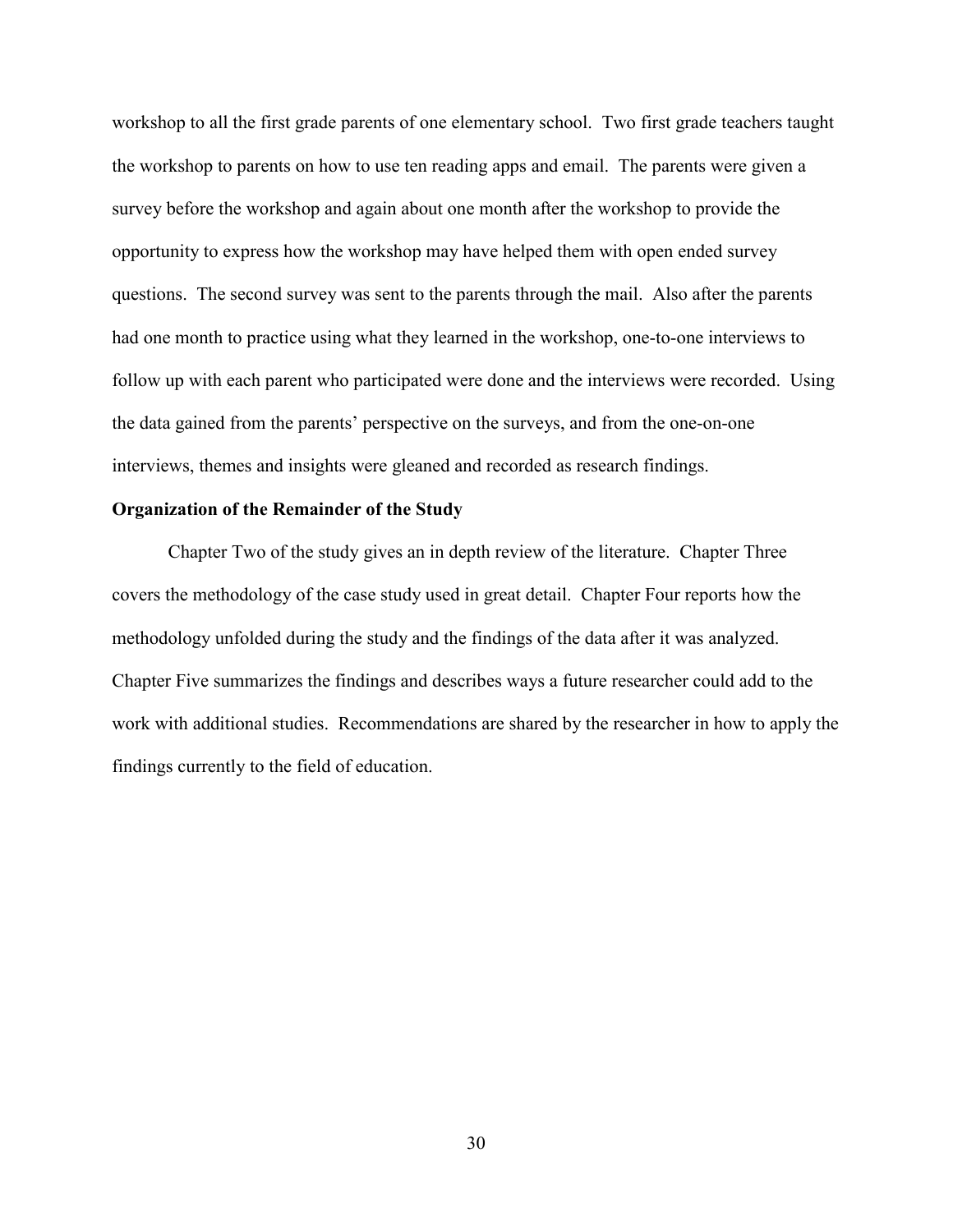workshop to all the first grade parents of one elementary school. Two first grade teachers taught the workshop to parents on how to use ten reading apps and email. The parents were given a survey before the workshop and again about one month after the workshop to provide the opportunity to express how the workshop may have helped them with open ended survey questions. The second survey was sent to the parents through the mail. Also after the parents had one month to practice using what they learned in the workshop, one-to-one interviews to follow up with each parent who participated were done and the interviews were recorded. Using the data gained from the parents' perspective on the surveys, and from the one-on-one interviews, themes and insights were gleaned and recorded as research findings.

**Organization of the Remainder of the Study**

Chapter Two of the study gives an in depth review of the literature. Chapter Three covers the methodology of the case study used in great detail. Chapter Four reports how the methodology unfolded during the study and the findings of the data after it was analyzed. Chapter Five summarizes the findings and describes ways a future researcher could add to the work with additional studies. Recommendations are shared by the researcher in how to apply the findings currently to the field of education.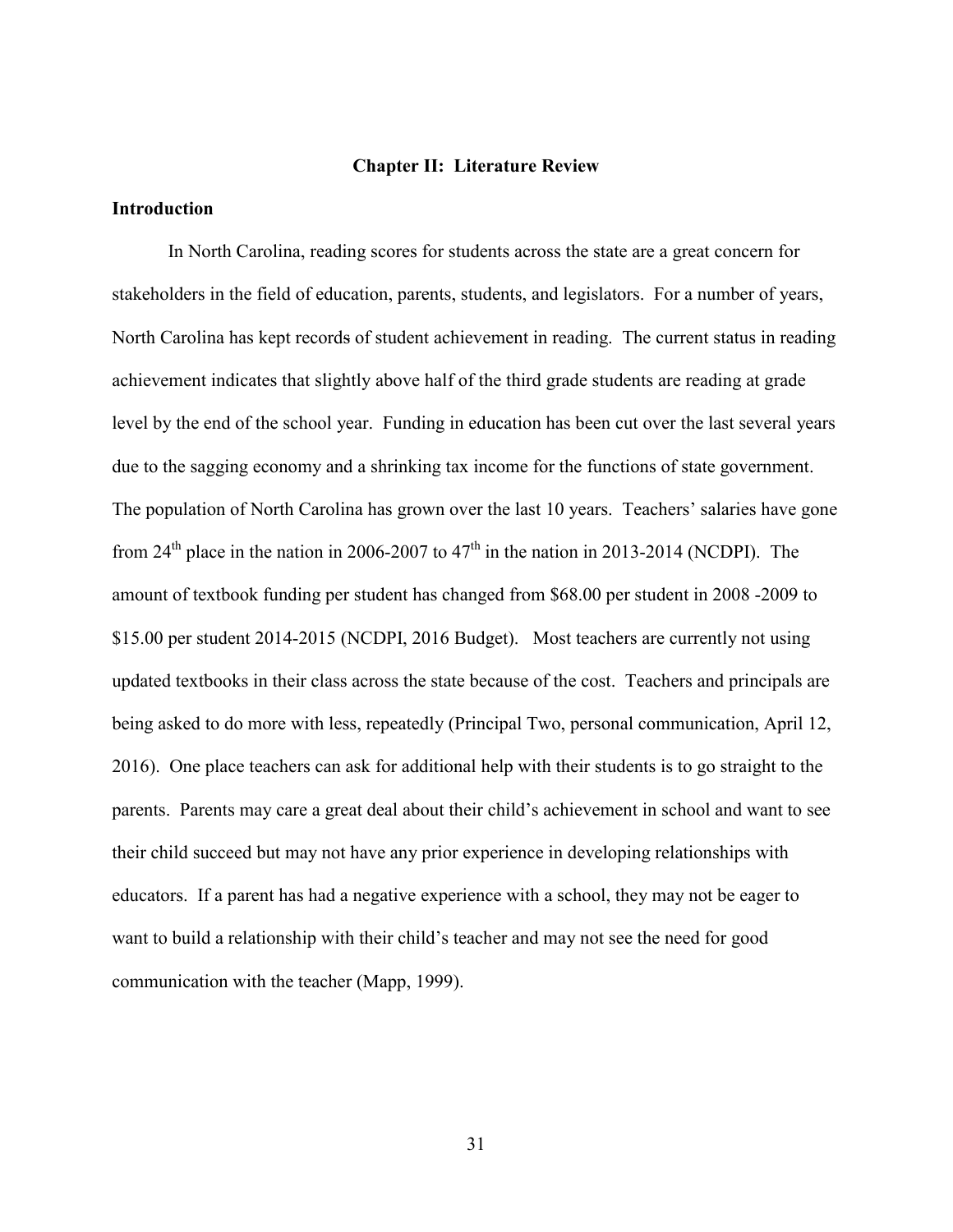# Chapter II: Literature Review

## Introduction

In North Carolina, reading scores for students across the state are a great concern for stakeholders in the field of education, parents, students, and legislators. For a number of years, North Carolina has kept records of student achievement in reading. The current status in reading achievement indicates that slightly above half of the third grade students are reading at grade level by the end of the school year. Funding in education has been cut over the last several years due to the sagging economy and a shrinking tax income for the functions of state government. The population of North Carolina has grown over the last 10 years. Teachers' salaries have gone from 24th place in the nation in 2006-2007 to 47th in the nation in 2013-2014 (NCDPI). The amount of textbook funding per student has changed from $68.00 per student in 2008 -2009 to $15.00 per student 2014-2015 (NCDPI, 2016 Budget). Most teachers are currently not using updated textbooks in their class across the state because of the cost. Teachers and principals are being asked to do more with less, repeatedly (Principal Two, personal communication, April 12, 2016). One place teachers can ask for additional help with their students is to go straight to the parents. Parents may care a great deal about their child's achievement in school and want to see their child succeed but may not have any prior experience in developing relationships with educators. If a parent has had a negative experience with a school, they may not be eager to want to build a relationship with their child's teacher and may not see the need for good communication with the teacher (Mapp, 1999).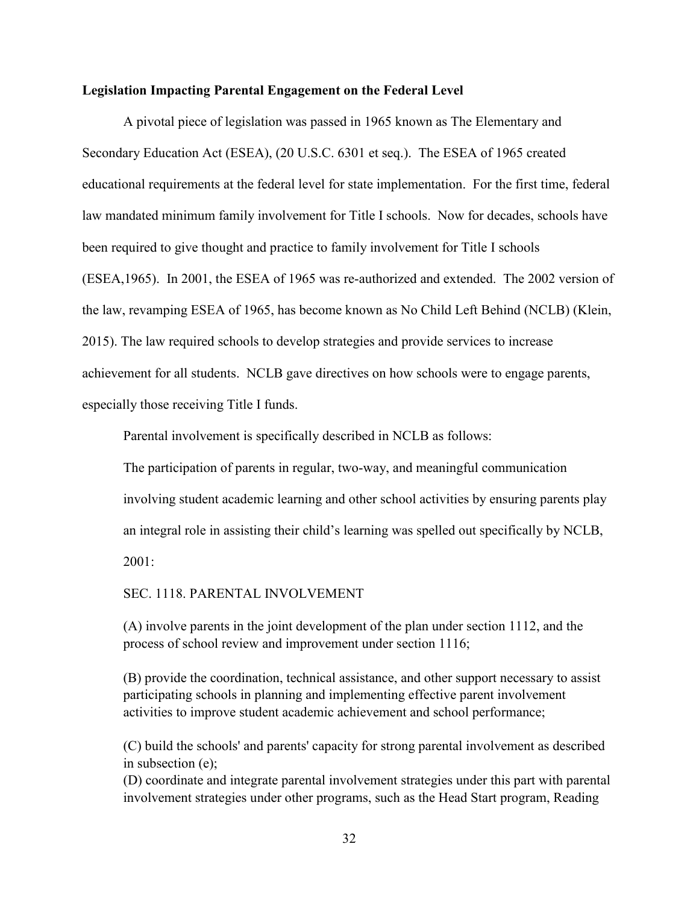**Legislation Impacting Parental Engagement on the Federal Level**

A pivotal piece of legislation was passed in 1965 known as The Elementary and Secondary Education Act (ESEA), (20 U.S.C. 6301 et seq.). The ESEA of 1965 created educational requirements at the federal level for state implementation. For the first time, federal law mandated minimum family involvement for Title I schools. Now for decades, schools have been required to give thought and practice to family involvement for Title I schools (ESEA,1965). In 2001, the ESEA of 1965 was re-authorized and extended. The 2002 version of the law, revamping ESEA of 1965, has become known as No Child Left Behind (NCLB) (Klein, 2015). The law required schools to develop strategies and provide services to increase achievement for all students. NCLB gave directives on how schools were to engage parents, especially those receiving Title I funds.

Parental involvement is specifically described in NCLB as follows:

> The participation of parents in regular, two-way, and meaningful communication involving student academic learning and other school activities by ensuring parents play an integral role in assisting their child's learning was spelled out specifically by NCLB, 2001:
>
> SEC. 1118. PARENTAL INVOLVEMENT
>
> (A) involve parents in the joint development of the plan under section 1112, and the process of school review and improvement under section 1116;
>
> (B) provide the coordination, technical assistance, and other support necessary to assist participating schools in planning and implementing effective parent involvement activities to improve student academic achievement and school performance;
>
> (C) build the schools' and parents' capacity for strong parental involvement as described in subsection (e);
>
> (D) coordinate and integrate parental involvement strategies under this part with parental involvement strategies under other programs, such as the Head Start program, Reading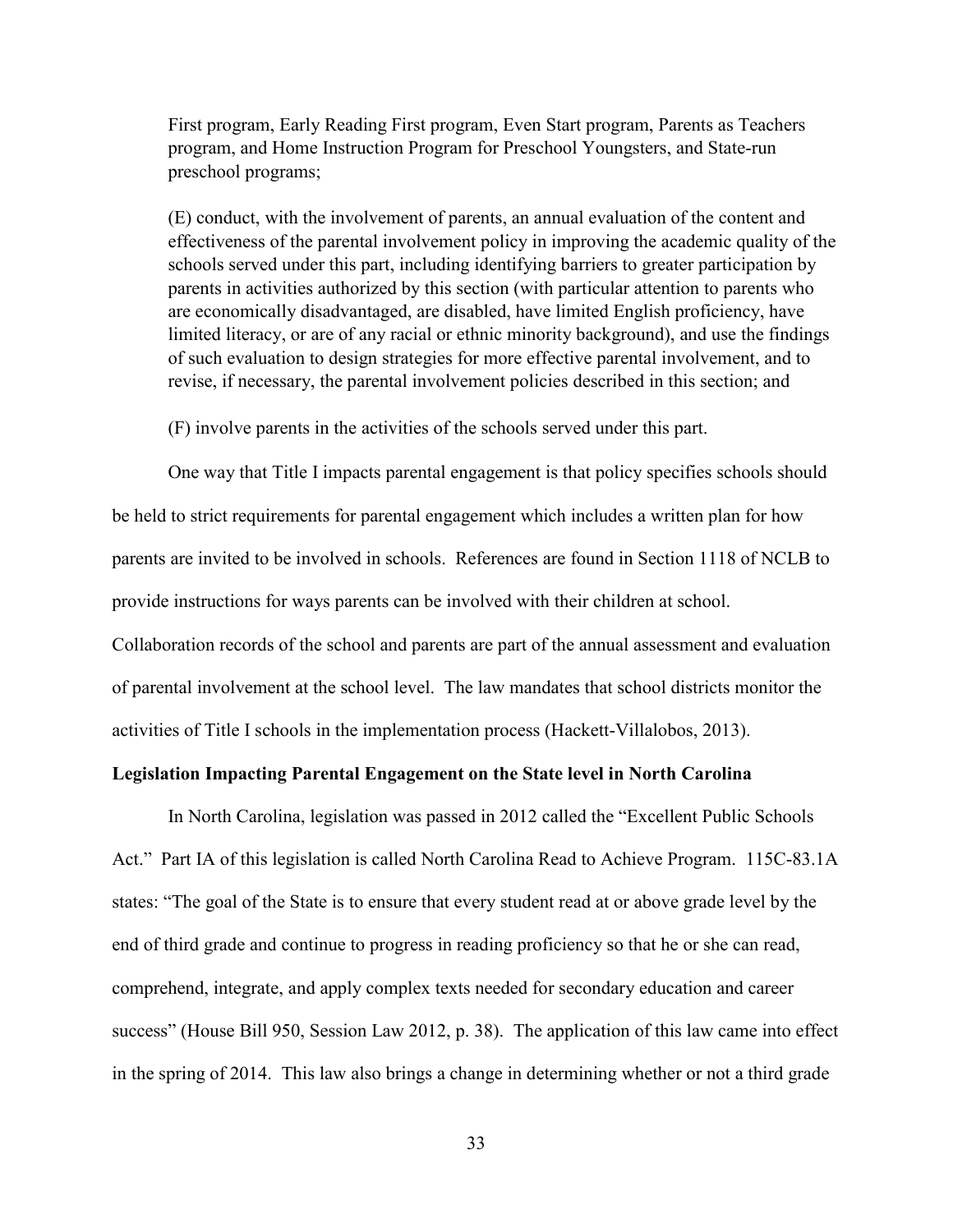First program, Early Reading First program, Even Start program, Parents as Teachers program, and Home Instruction Program for Preschool Youngsters, and State-run preschool programs;

(E) conduct, with the involvement of parents, an annual evaluation of the content and effectiveness of the parental involvement policy in improving the academic quality of the schools served under this part, including identifying barriers to greater participation by parents in activities authorized by this section (with particular attention to parents who are economically disadvantaged, are disabled, have limited English proficiency, have limited literacy, or are of any racial or ethnic minority background), and use the findings of such evaluation to design strategies for more effective parental involvement, and to revise, if necessary, the parental involvement policies described in this section; and

(F) involve parents in the activities of the schools served under this part.

One way that Title I impacts parental engagement is that policy specifies schools should be held to strict requirements for parental engagement which includes a written plan for how parents are invited to be involved in schools. References are found in Section 1118 of NCLB to provide instructions for ways parents can be involved with their children at school. Collaboration records of the school and parents are part of the annual assessment and evaluation of parental involvement at the school level. The law mandates that school districts monitor the activities of Title I schools in the implementation process (Hackett-Villalobos, 2013).

**Legislation Impacting Parental Engagement on the State level in North Carolina**

In North Carolina, legislation was passed in 2012 called the "Excellent Public Schools Act." Part IA of this legislation is called North Carolina Read to Achieve Program. 115C-83.1A states: "The goal of the State is to ensure that every student read at or above grade level by the end of third grade and continue to progress in reading proficiency so that he or she can read, comprehend, integrate, and apply complex texts needed for secondary education and career success" (House Bill 950, Session Law 2012, p. 38). The application of this law came into effect in the spring of 2014. This law also brings a change in determining whether or not a third grade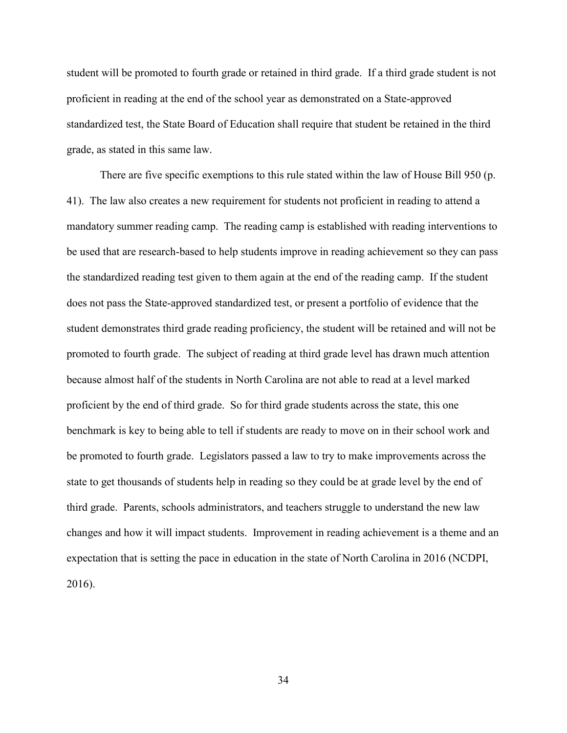student will be promoted to fourth grade or retained in third grade. If a third grade student is not proficient in reading at the end of the school year as demonstrated on a State-approved standardized test, the State Board of Education shall require that student be retained in the third grade, as stated in this same law.

There are five specific exemptions to this rule stated within the law of House Bill 950 (p. 41). The law also creates a new requirement for students not proficient in reading to attend a mandatory summer reading camp. The reading camp is established with reading interventions to be used that are research-based to help students improve in reading achievement so they can pass the standardized reading test given to them again at the end of the reading camp. If the student does not pass the State-approved standardized test, or present a portfolio of evidence that the student demonstrates third grade reading proficiency, the student will be retained and will not be promoted to fourth grade. The subject of reading at third grade level has drawn much attention because almost half of the students in North Carolina are not able to read at a level marked proficient by the end of third grade. So for third grade students across the state, this one benchmark is key to being able to tell if students are ready to move on in their school work and be promoted to fourth grade. Legislators passed a law to try to make improvements across the state to get thousands of students help in reading so they could be at grade level by the end of third grade. Parents, schools administrators, and teachers struggle to understand the new law changes and how it will impact students. Improvement in reading achievement is a theme and an expectation that is setting the pace in education in the state of North Carolina in 2016 (NCDPI, 2016).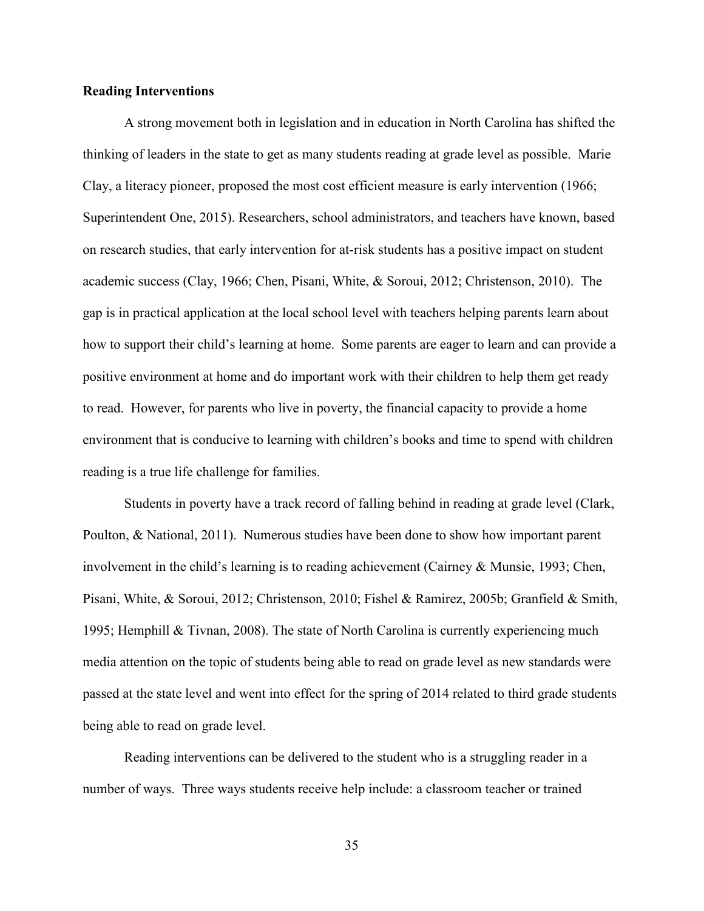**Reading Interventions**

A strong movement both in legislation and in education in North Carolina has shifted the thinking of leaders in the state to get as many students reading at grade level as possible. Marie Clay, a literacy pioneer, proposed the most cost efficient measure is early intervention (1966; Superintendent One, 2015). Researchers, school administrators, and teachers have known, based on research studies, that early intervention for at-risk students has a positive impact on student academic success (Clay, 1966; Chen, Pisani, White, & Soroui, 2012; Christenson, 2010). The gap is in practical application at the local school level with teachers helping parents learn about how to support their child's learning at home. Some parents are eager to learn and can provide a positive environment at home and do important work with their children to help them get ready to read. However, for parents who live in poverty, the financial capacity to provide a home environment that is conducive to learning with children's books and time to spend with children reading is a true life challenge for families.

Students in poverty have a track record of falling behind in reading at grade level (Clark, Poulton, & National, 2011). Numerous studies have been done to show how important parent involvement in the child's learning is to reading achievement (Cairney & Munsie, 1993; Chen, Pisani, White, & Soroui, 2012; Christenson, 2010; Fishel & Ramirez, 2005b; Granfield & Smith, 1995; Hemphill & Tivnan, 2008). The state of North Carolina is currently experiencing much media attention on the topic of students being able to read on grade level as new standards were passed at the state level and went into effect for the spring of 2014 related to third grade students being able to read on grade level.

Reading interventions can be delivered to the student who is a struggling reader in a number of ways. Three ways students receive help include: a classroom teacher or trained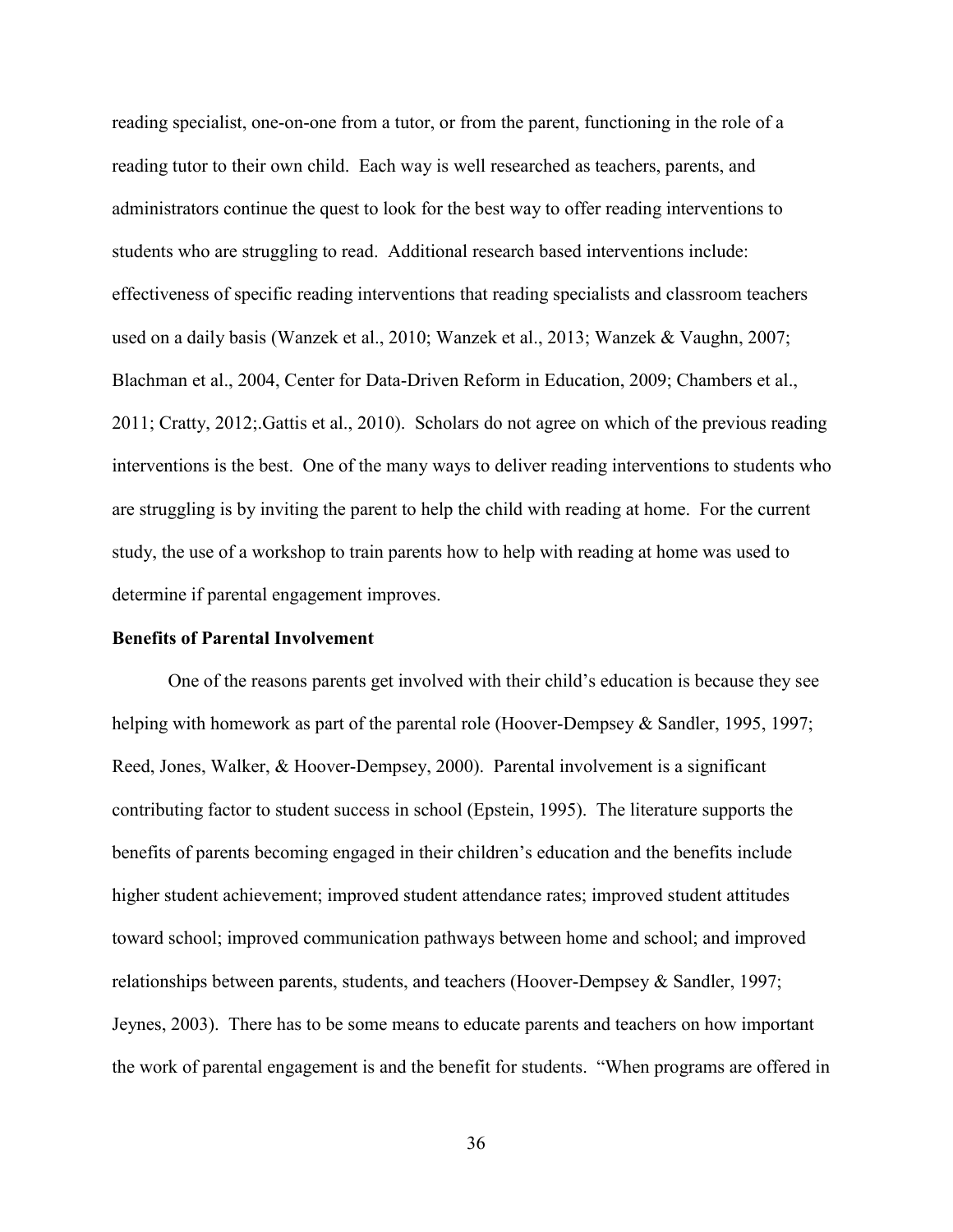reading specialist, one-on-one from a tutor, or from the parent, functioning in the role of a reading tutor to their own child. Each way is well researched as teachers, parents, and administrators continue the quest to look for the best way to offer reading interventions to students who are struggling to read. Additional research based interventions include: effectiveness of specific reading interventions that reading specialists and classroom teachers used on a daily basis (Wanzek et al., 2010; Wanzek et al., 2013; Wanzek & Vaughn, 2007; Blachman et al., 2004, Center for Data-Driven Reform in Education, 2009; Chambers et al., 2011; Cratty, 2012;.Gattis et al., 2010). Scholars do not agree on which of the previous reading interventions is the best. One of the many ways to deliver reading interventions to students who are struggling is by inviting the parent to help the child with reading at home. For the current study, the use of a workshop to train parents how to help with reading at home was used to determine if parental engagement improves.

**Benefits of Parental Involvement**

One of the reasons parents get involved with their child's education is because they see helping with homework as part of the parental role (Hoover-Dempsey & Sandler, 1995, 1997; Reed, Jones, Walker, & Hoover-Dempsey, 2000). Parental involvement is a significant contributing factor to student success in school (Epstein, 1995). The literature supports the benefits of parents becoming engaged in their children's education and the benefits include higher student achievement; improved student attendance rates; improved student attitudes toward school; improved communication pathways between home and school; and improved relationships between parents, students, and teachers (Hoover-Dempsey & Sandler, 1997; Jeynes, 2003). There has to be some means to educate parents and teachers on how important the work of parental engagement is and the benefit for students. "When programs are offered in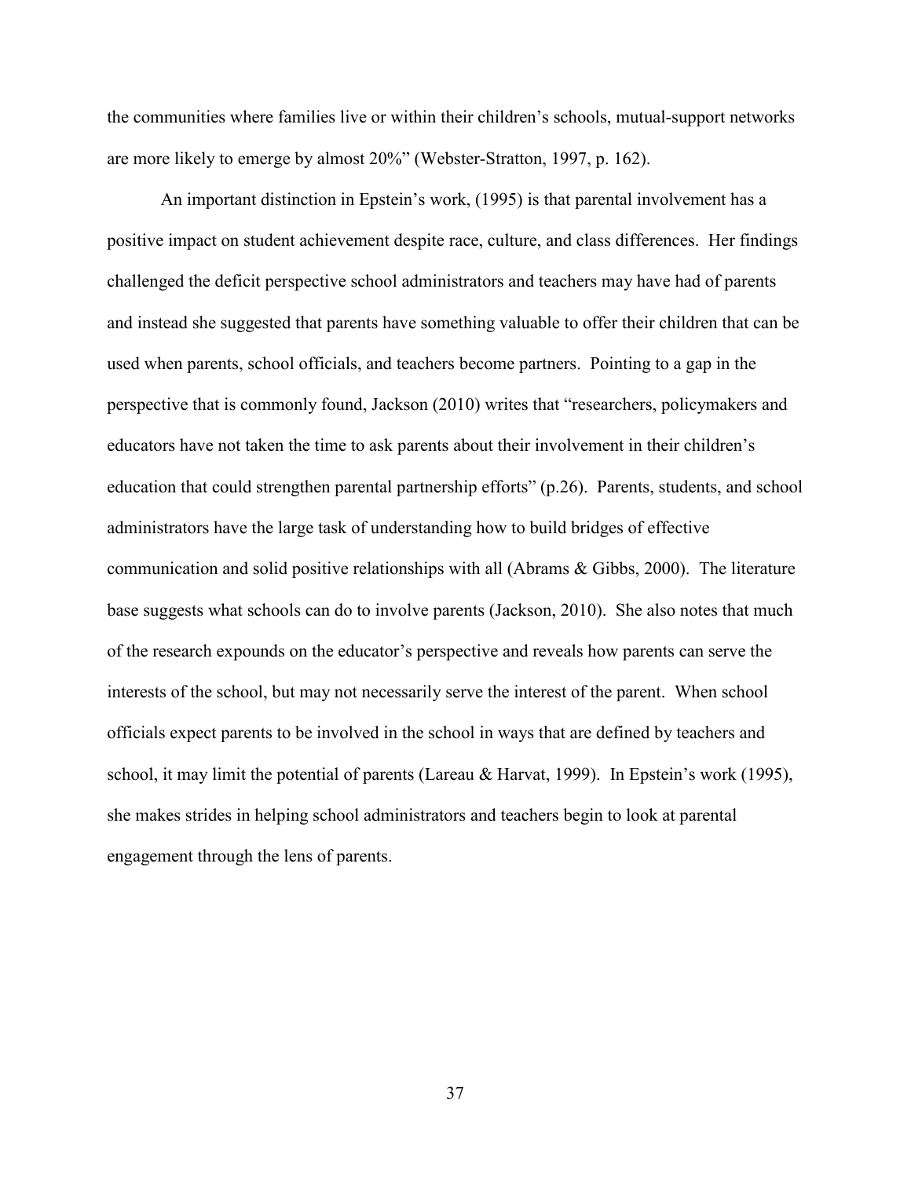the communities where families live or within their children's schools, mutual-support networks are more likely to emerge by almost 20%" (Webster-Stratton, 1997, p. 162).

An important distinction in Epstein's work, (1995) is that parental involvement has a positive impact on student achievement despite race, culture, and class differences. Her findings challenged the deficit perspective school administrators and teachers may have had of parents and instead she suggested that parents have something valuable to offer their children that can be used when parents, school officials, and teachers become partners. Pointing to a gap in the perspective that is commonly found, Jackson (2010) writes that "researchers, policymakers and educators have not taken the time to ask parents about their involvement in their children's education that could strengthen parental partnership efforts" (p.26). Parents, students, and school administrators have the large task of understanding how to build bridges of effective communication and solid positive relationships with all (Abrams & Gibbs, 2000). The literature base suggests what schools can do to involve parents (Jackson, 2010). She also notes that much of the research expounds on the educator's perspective and reveals how parents can serve the interests of the school, but may not necessarily serve the interest of the parent. When school officials expect parents to be involved in the school in ways that are defined by teachers and school, it may limit the potential of parents (Lareau & Harvat, 1999). In Epstein's work (1995), she makes strides in helping school administrators and teachers begin to look at parental engagement through the lens of parents.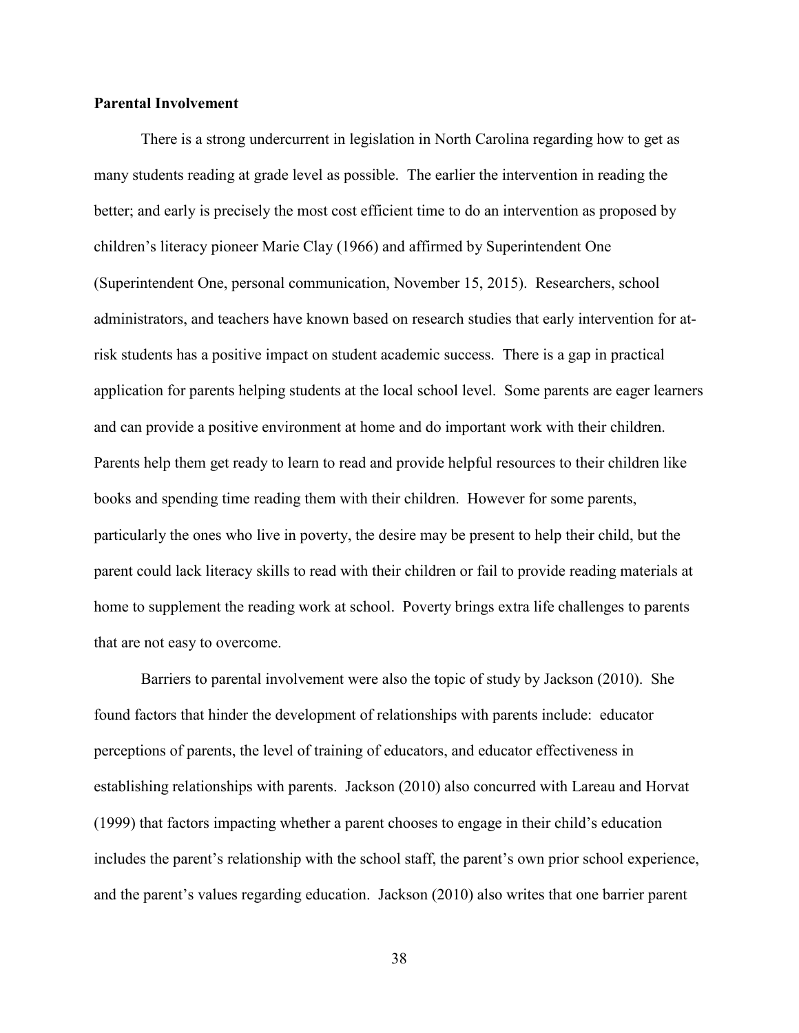**Parental Involvement**

There is a strong undercurrent in legislation in North Carolina regarding how to get as many students reading at grade level as possible. The earlier the intervention in reading the better; and early is precisely the most cost efficient time to do an intervention as proposed by children's literacy pioneer Marie Clay (1966) and affirmed by Superintendent One (Superintendent One, personal communication, November 15, 2015). Researchers, school administrators, and teachers have known based on research studies that early intervention for at-risk students has a positive impact on student academic success. There is a gap in practical application for parents helping students at the local school level. Some parents are eager learners and can provide a positive environment at home and do important work with their children. Parents help them get ready to learn to read and provide helpful resources to their children like books and spending time reading them with their children. However for some parents, particularly the ones who live in poverty, the desire may be present to help their child, but the parent could lack literacy skills to read with their children or fail to provide reading materials at home to supplement the reading work at school. Poverty brings extra life challenges to parents that are not easy to overcome.

Barriers to parental involvement were also the topic of study by Jackson (2010). She found factors that hinder the development of relationships with parents include: educator perceptions of parents, the level of training of educators, and educator effectiveness in establishing relationships with parents. Jackson (2010) also concurred with Lareau and Horvat (1999) that factors impacting whether a parent chooses to engage in their child's education includes the parent's relationship with the school staff, the parent's own prior school experience, and the parent's values regarding education. Jackson (2010) also writes that one barrier parent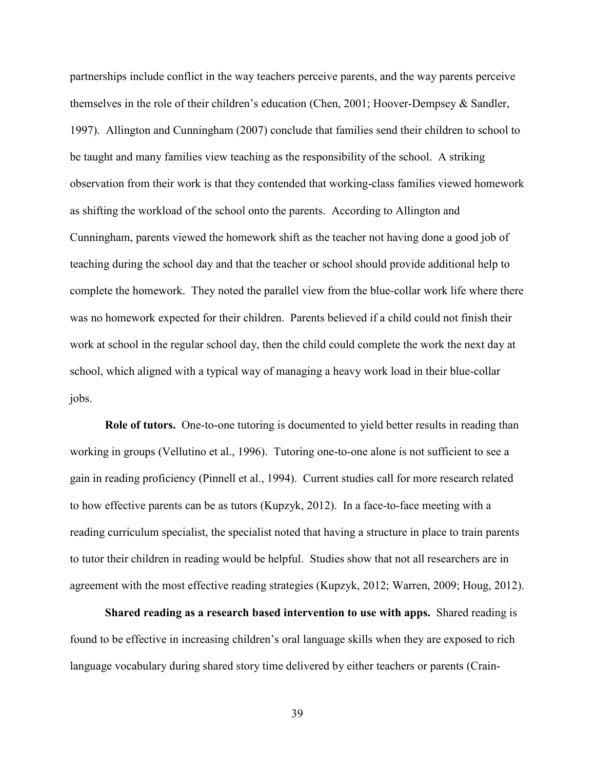partnerships include conflict in the way teachers perceive parents, and the way parents perceive themselves in the role of their children's education (Chen, 2001; Hoover-Dempsey & Sandler, 1997). Allington and Cunningham (2007) conclude that families send their children to school to be taught and many families view teaching as the responsibility of the school. A striking observation from their work is that they contended that working-class families viewed homework as shifting the workload of the school onto the parents. According to Allington and Cunningham, parents viewed the homework shift as the teacher not having done a good job of teaching during the school day and that the teacher or school should provide additional help to complete the homework. They noted the parallel view from the blue-collar work life where there was no homework expected for their children. Parents believed if a child could not finish their work at school in the regular school day, then the child could complete the work the next day at school, which aligned with a typical way of managing a heavy work load in their blue-collar jobs.

**Role of tutors.** One-to-one tutoring is documented to yield better results in reading than working in groups (Vellutino et al., 1996). Tutoring one-to-one alone is not sufficient to see a gain in reading proficiency (Pinnell et al., 1994). Current studies call for more research related to how effective parents can be as tutors (Kupzyk, 2012). In a face-to-face meeting with a reading curriculum specialist, the specialist noted that having a structure in place to train parents to tutor their children in reading would be helpful. Studies show that not all researchers are in agreement with the most effective reading strategies (Kupzyk, 2012; Warren, 2009; Houg, 2012).

**Shared reading as a research based intervention to use with apps.** Shared reading is found to be effective in increasing children's oral language skills when they are exposed to rich language vocabulary during shared story time delivered by either teachers or parents (Crain-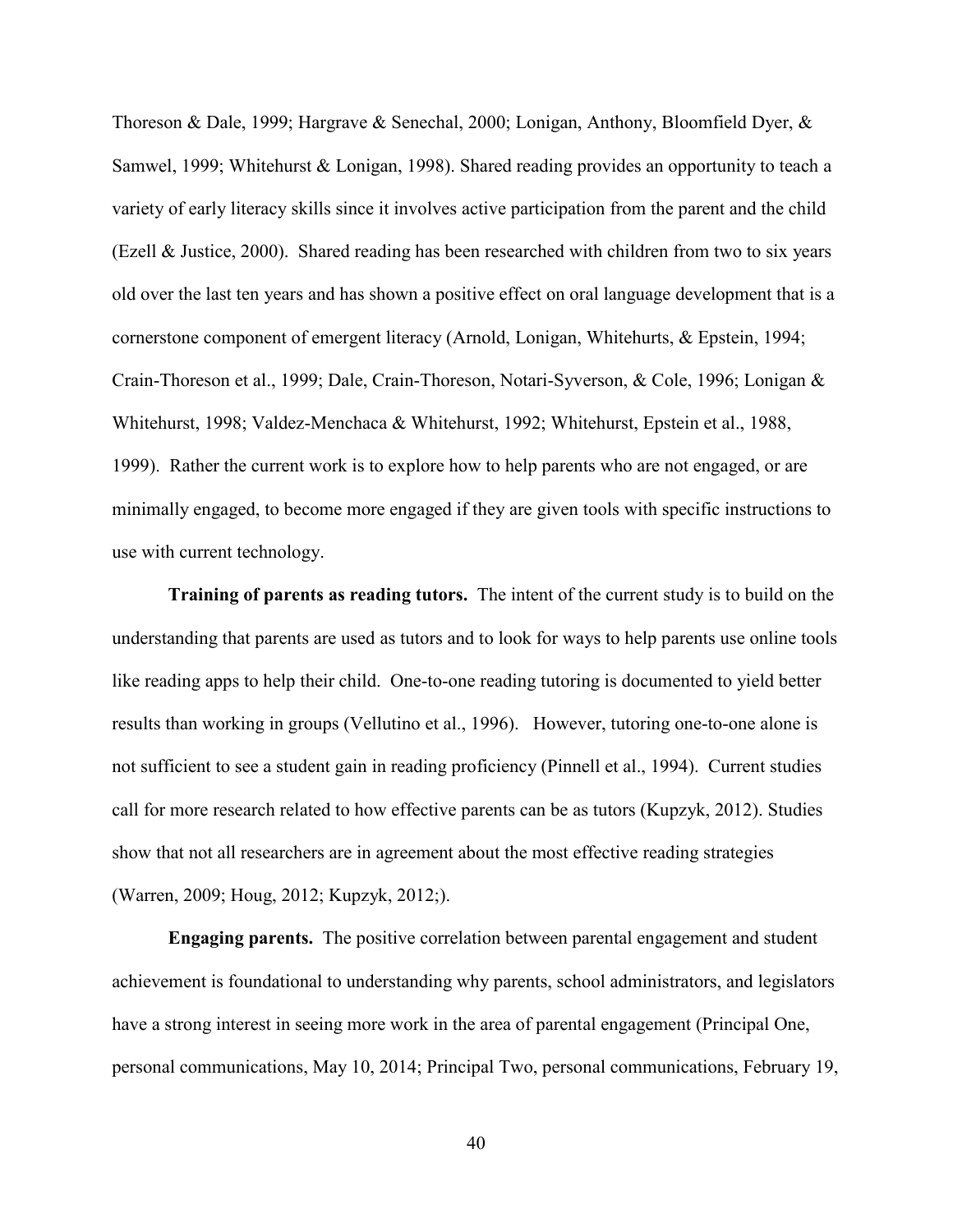Thoreson & Dale, 1999; Hargrave & Senechal, 2000; Lonigan, Anthony, Bloomfield Dyer, & Samwel, 1999; Whitehurst & Lonigan, 1998). Shared reading provides an opportunity to teach a variety of early literacy skills since it involves active participation from the parent and the child (Ezell & Justice, 2000). Shared reading has been researched with children from two to six years old over the last ten years and has shown a positive effect on oral language development that is a cornerstone component of emergent literacy (Arnold, Lonigan, Whitehurts, & Epstein, 1994; Crain-Thoreson et al., 1999; Dale, Crain-Thoreson, Notari-Syverson, & Cole, 1996; Lonigan & Whitehurst, 1998; Valdez-Menchaca & Whitehurst, 1992; Whitehurst, Epstein et al., 1988, 1999). Rather the current work is to explore how to help parents who are not engaged, or are minimally engaged, to become more engaged if they are given tools with specific instructions to use with current technology.

**Training of parents as reading tutors.** The intent of the current study is to build on the understanding that parents are used as tutors and to look for ways to help parents use online tools like reading apps to help their child. One-to-one reading tutoring is documented to yield better results than working in groups (Vellutino et al., 1996). However, tutoring one-to-one alone is not sufficient to see a student gain in reading proficiency (Pinnell et al., 1994). Current studies call for more research related to how effective parents can be as tutors (Kupzyk, 2012). Studies show that not all researchers are in agreement about the most effective reading strategies (Warren, 2009; Houg, 2012; Kupzyk, 2012;).

**Engaging parents.** The positive correlation between parental engagement and student achievement is foundational to understanding why parents, school administrators, and legislators have a strong interest in seeing more work in the area of parental engagement (Principal One, personal communications, May 10, 2014; Principal Two, personal communications, February 19,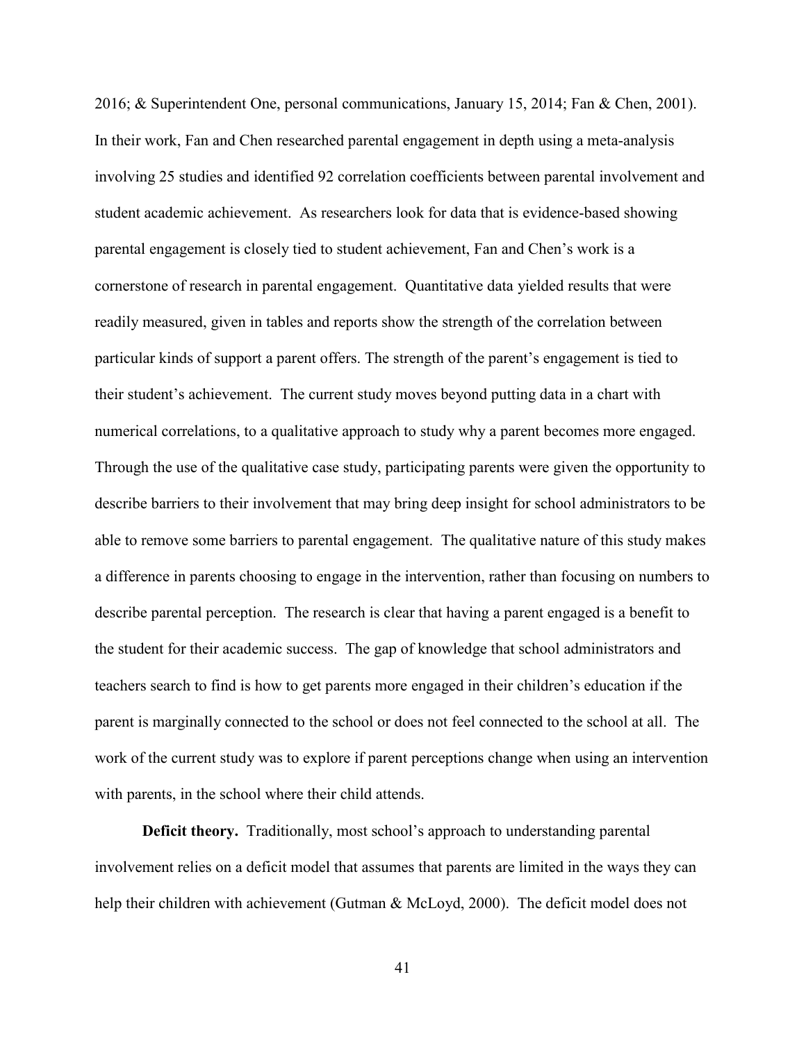2016; & Superintendent One, personal communications, January 15, 2014; Fan & Chen, 2001). In their work, Fan and Chen researched parental engagement in depth using a meta-analysis involving 25 studies and identified 92 correlation coefficients between parental involvement and student academic achievement. As researchers look for data that is evidence-based showing parental engagement is closely tied to student achievement, Fan and Chen's work is a cornerstone of research in parental engagement. Quantitative data yielded results that were readily measured, given in tables and reports show the strength of the correlation between particular kinds of support a parent offers. The strength of the parent's engagement is tied to their student's achievement. The current study moves beyond putting data in a chart with numerical correlations, to a qualitative approach to study why a parent becomes more engaged. Through the use of the qualitative case study, participating parents were given the opportunity to describe barriers to their involvement that may bring deep insight for school administrators to be able to remove some barriers to parental engagement. The qualitative nature of this study makes a difference in parents choosing to engage in the intervention, rather than focusing on numbers to describe parental perception. The research is clear that having a parent engaged is a benefit to the student for their academic success. The gap of knowledge that school administrators and teachers search to find is how to get parents more engaged in their children's education if the parent is marginally connected to the school or does not feel connected to the school at all. The work of the current study was to explore if parent perceptions change when using an intervention with parents, in the school where their child attends.

**Deficit theory.** Traditionally, most school's approach to understanding parental involvement relies on a deficit model that assumes that parents are limited in the ways they can help their children with achievement (Gutman & McLoyd, 2000). The deficit model does not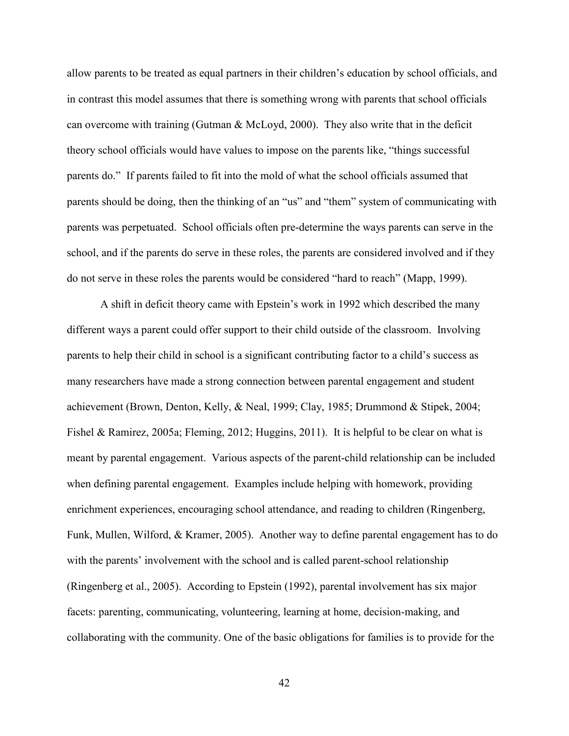allow parents to be treated as equal partners in their children's education by school officials, and in contrast this model assumes that there is something wrong with parents that school officials can overcome with training (Gutman & McLoyd, 2000). They also write that in the deficit theory school officials would have values to impose on the parents like, "things successful parents do." If parents failed to fit into the mold of what the school officials assumed that parents should be doing, then the thinking of an "us" and "them" system of communicating with parents was perpetuated. School officials often pre-determine the ways parents can serve in the school, and if the parents do serve in these roles, the parents are considered involved and if they do not serve in these roles the parents would be considered "hard to reach" (Mapp, 1999).

A shift in deficit theory came with Epstein's work in 1992 which described the many different ways a parent could offer support to their child outside of the classroom. Involving parents to help their child in school is a significant contributing factor to a child's success as many researchers have made a strong connection between parental engagement and student achievement (Brown, Denton, Kelly, & Neal, 1999; Clay, 1985; Drummond & Stipek, 2004; Fishel & Ramirez, 2005a; Fleming, 2012; Huggins, 2011). It is helpful to be clear on what is meant by parental engagement. Various aspects of the parent-child relationship can be included when defining parental engagement. Examples include helping with homework, providing enrichment experiences, encouraging school attendance, and reading to children (Ringenberg, Funk, Mullen, Wilford, & Kramer, 2005). Another way to define parental engagement has to do with the parents' involvement with the school and is called parent-school relationship (Ringenberg et al., 2005). According to Epstein (1992), parental involvement has six major facets: parenting, communicating, volunteering, learning at home, decision-making, and collaborating with the community. One of the basic obligations for families is to provide for the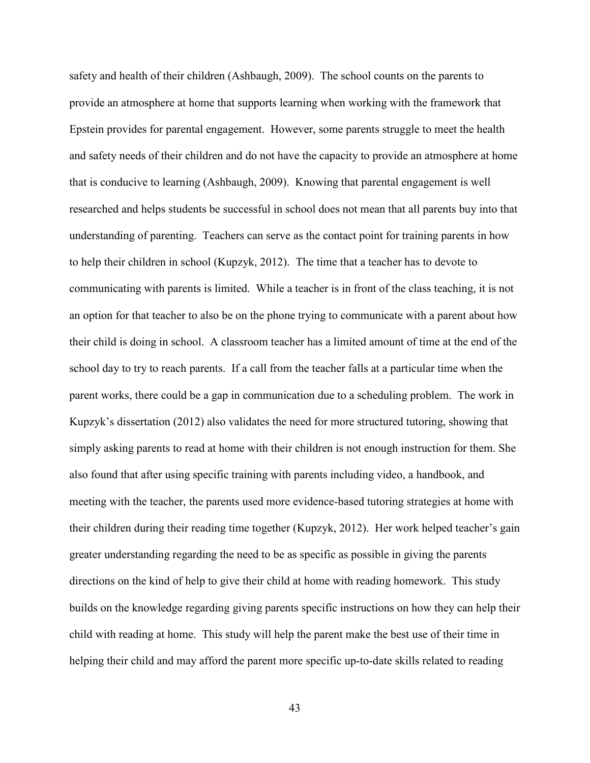safety and health of their children (Ashbaugh, 2009). The school counts on the parents to provide an atmosphere at home that supports learning when working with the framework that Epstein provides for parental engagement. However, some parents struggle to meet the health and safety needs of their children and do not have the capacity to provide an atmosphere at home that is conducive to learning (Ashbaugh, 2009). Knowing that parental engagement is well researched and helps students be successful in school does not mean that all parents buy into that understanding of parenting. Teachers can serve as the contact point for training parents in how to help their children in school (Kupzyk, 2012). The time that a teacher has to devote to communicating with parents is limited. While a teacher is in front of the class teaching, it is not an option for that teacher to also be on the phone trying to communicate with a parent about how their child is doing in school. A classroom teacher has a limited amount of time at the end of the school day to try to reach parents. If a call from the teacher falls at a particular time when the parent works, there could be a gap in communication due to a scheduling problem. The work in Kupzyk's dissertation (2012) also validates the need for more structured tutoring, showing that simply asking parents to read at home with their children is not enough instruction for them. She also found that after using specific training with parents including video, a handbook, and meeting with the teacher, the parents used more evidence-based tutoring strategies at home with their children during their reading time together (Kupzyk, 2012). Her work helped teacher's gain greater understanding regarding the need to be as specific as possible in giving the parents directions on the kind of help to give their child at home with reading homework. This study builds on the knowledge regarding giving parents specific instructions on how they can help their child with reading at home. This study will help the parent make the best use of their time in helping their child and may afford the parent more specific up-to-date skills related to reading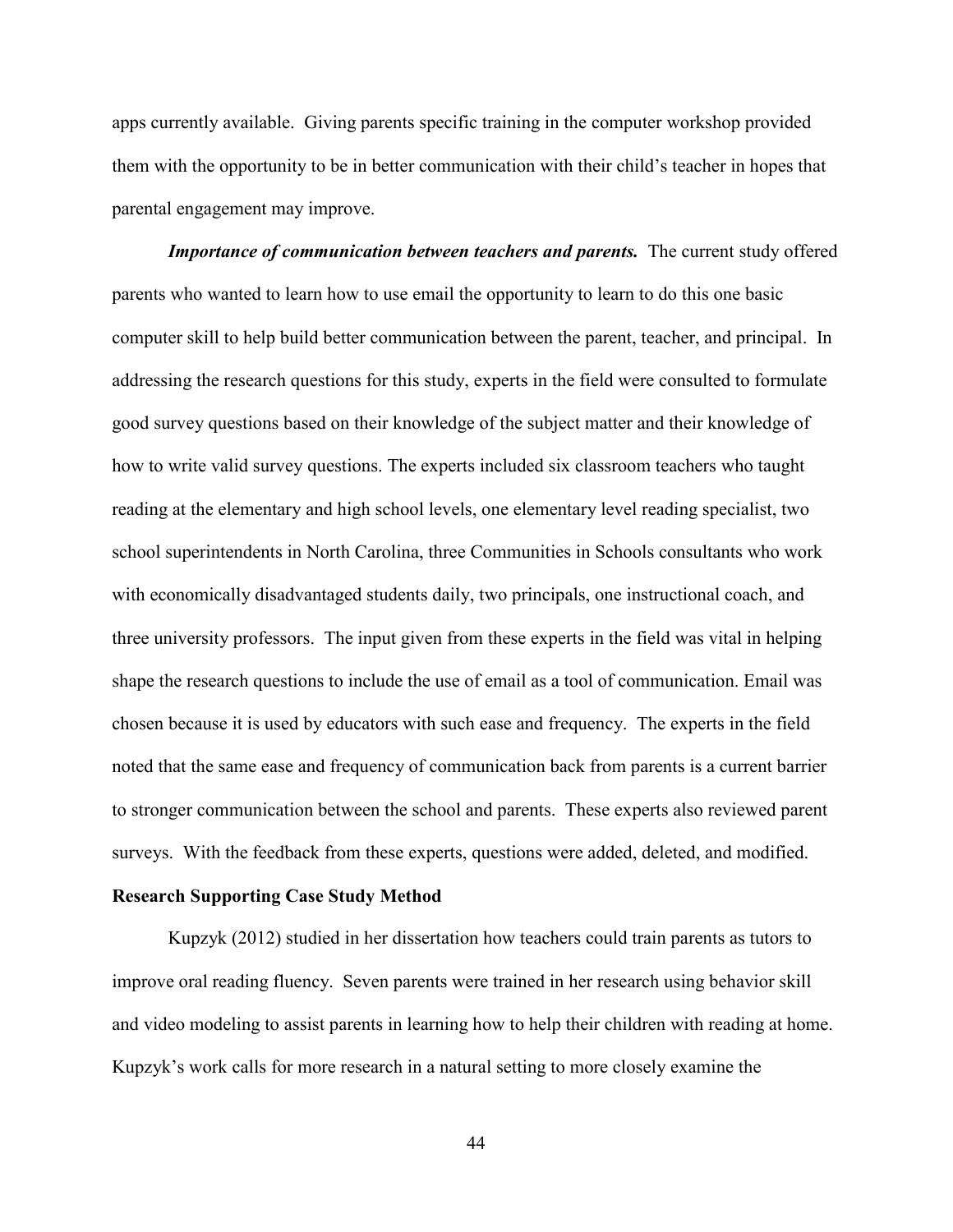apps currently available. Giving parents specific training in the computer workshop provided them with the opportunity to be in better communication with their child's teacher in hopes that parental engagement may improve.

***Importance of communication between teachers and parents.*** The current study offered parents who wanted to learn how to use email the opportunity to learn to do this one basic computer skill to help build better communication between the parent, teacher, and principal. In addressing the research questions for this study, experts in the field were consulted to formulate good survey questions based on their knowledge of the subject matter and their knowledge of how to write valid survey questions. The experts included six classroom teachers who taught reading at the elementary and high school levels, one elementary level reading specialist, two school superintendents in North Carolina, three Communities in Schools consultants who work with economically disadvantaged students daily, two principals, one instructional coach, and three university professors. The input given from these experts in the field was vital in helping shape the research questions to include the use of email as a tool of communication. Email was chosen because it is used by educators with such ease and frequency. The experts in the field noted that the same ease and frequency of communication back from parents is a current barrier to stronger communication between the school and parents. These experts also reviewed parent surveys. With the feedback from these experts, questions were added, deleted, and modified.

**Research Supporting Case Study Method**

Kupzyk (2012) studied in her dissertation how teachers could train parents as tutors to improve oral reading fluency. Seven parents were trained in her research using behavior skill and video modeling to assist parents in learning how to help their children with reading at home. Kupzyk's work calls for more research in a natural setting to more closely examine the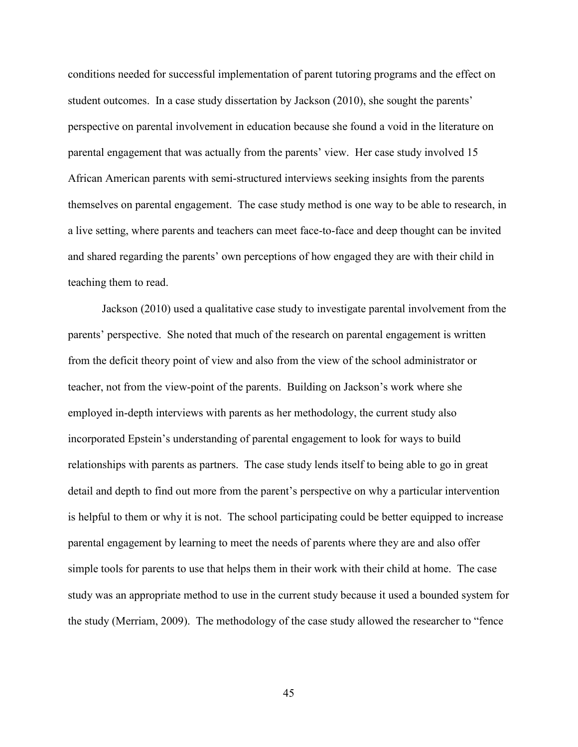conditions needed for successful implementation of parent tutoring programs and the effect on student outcomes. In a case study dissertation by Jackson (2010), she sought the parents' perspective on parental involvement in education because she found a void in the literature on parental engagement that was actually from the parents' view. Her case study involved 15 African American parents with semi-structured interviews seeking insights from the parents themselves on parental engagement. The case study method is one way to be able to research, in a live setting, where parents and teachers can meet face-to-face and deep thought can be invited and shared regarding the parents' own perceptions of how engaged they are with their child in teaching them to read.

Jackson (2010) used a qualitative case study to investigate parental involvement from the parents' perspective. She noted that much of the research on parental engagement is written from the deficit theory point of view and also from the view of the school administrator or teacher, not from the view-point of the parents. Building on Jackson's work where she employed in-depth interviews with parents as her methodology, the current study also incorporated Epstein's understanding of parental engagement to look for ways to build relationships with parents as partners. The case study lends itself to being able to go in great detail and depth to find out more from the parent's perspective on why a particular intervention is helpful to them or why it is not. The school participating could be better equipped to increase parental engagement by learning to meet the needs of parents where they are and also offer simple tools for parents to use that helps them in their work with their child at home. The case study was an appropriate method to use in the current study because it used a bounded system for the study (Merriam, 2009). The methodology of the case study allowed the researcher to "fence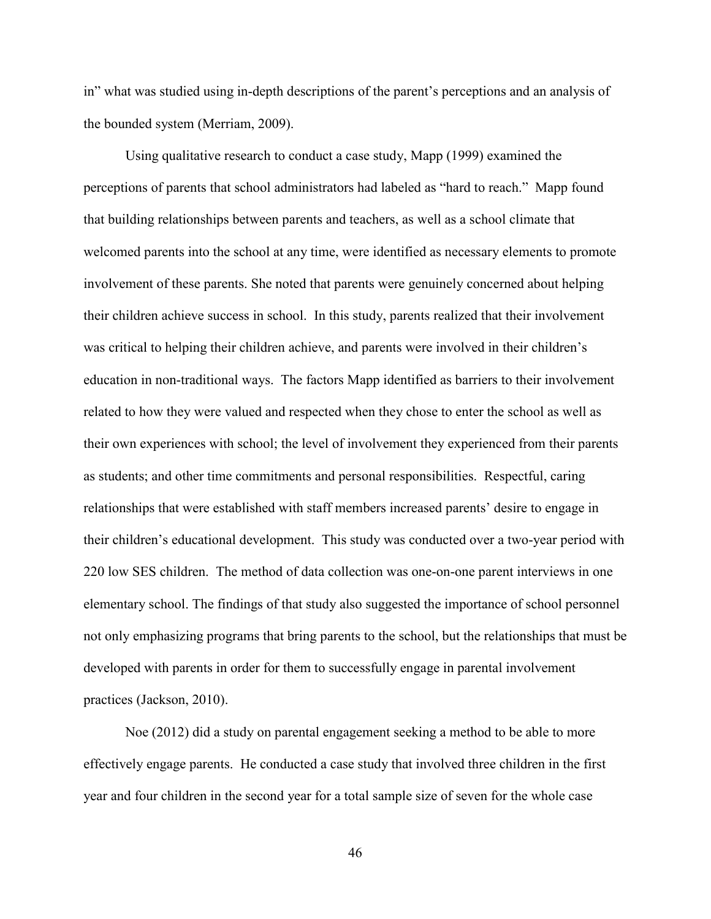in" what was studied using in-depth descriptions of the parent's perceptions and an analysis of the bounded system (Merriam, 2009).

Using qualitative research to conduct a case study, Mapp (1999) examined the perceptions of parents that school administrators had labeled as "hard to reach." Mapp found that building relationships between parents and teachers, as well as a school climate that welcomed parents into the school at any time, were identified as necessary elements to promote involvement of these parents. She noted that parents were genuinely concerned about helping their children achieve success in school. In this study, parents realized that their involvement was critical to helping their children achieve, and parents were involved in their children's education in non-traditional ways. The factors Mapp identified as barriers to their involvement related to how they were valued and respected when they chose to enter the school as well as their own experiences with school; the level of involvement they experienced from their parents as students; and other time commitments and personal responsibilities. Respectful, caring relationships that were established with staff members increased parents' desire to engage in their children's educational development. This study was conducted over a two-year period with 220 low SES children. The method of data collection was one-on-one parent interviews in one elementary school. The findings of that study also suggested the importance of school personnel not only emphasizing programs that bring parents to the school, but the relationships that must be developed with parents in order for them to successfully engage in parental involvement practices (Jackson, 2010).

Noe (2012) did a study on parental engagement seeking a method to be able to more effectively engage parents. He conducted a case study that involved three children in the first year and four children in the second year for a total sample size of seven for the whole case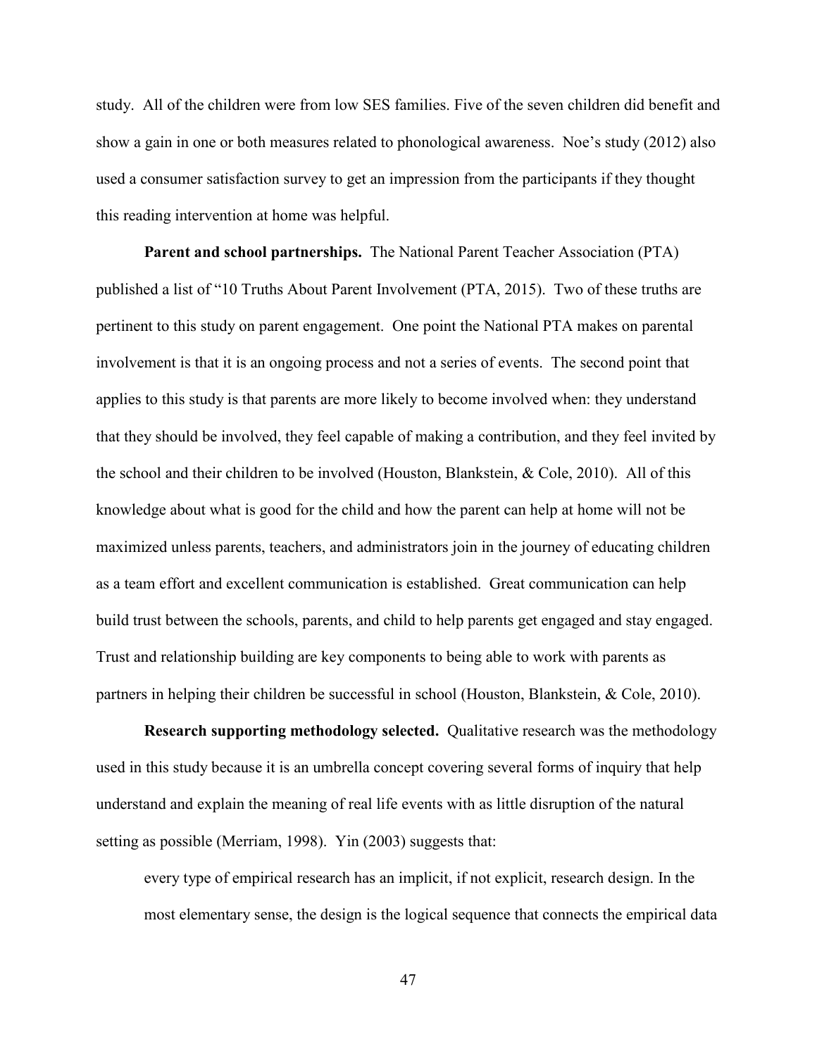study. All of the children were from low SES families. Five of the seven children did benefit and show a gain in one or both measures related to phonological awareness. Noe's study (2012) also used a consumer satisfaction survey to get an impression from the participants if they thought this reading intervention at home was helpful.

**Parent and school partnerships.** The National Parent Teacher Association (PTA) published a list of "10 Truths About Parent Involvement (PTA, 2015). Two of these truths are pertinent to this study on parent engagement. One point the National PTA makes on parental involvement is that it is an ongoing process and not a series of events. The second point that applies to this study is that parents are more likely to become involved when: they understand that they should be involved, they feel capable of making a contribution, and they feel invited by the school and their children to be involved (Houston, Blankstein, & Cole, 2010). All of this knowledge about what is good for the child and how the parent can help at home will not be maximized unless parents, teachers, and administrators join in the journey of educating children as a team effort and excellent communication is established. Great communication can help build trust between the schools, parents, and child to help parents get engaged and stay engaged. Trust and relationship building are key components to being able to work with parents as partners in helping their children be successful in school (Houston, Blankstein, & Cole, 2010).

**Research supporting methodology selected.** Qualitative research was the methodology used in this study because it is an umbrella concept covering several forms of inquiry that help understand and explain the meaning of real life events with as little disruption of the natural setting as possible (Merriam, 1998). Yin (2003) suggests that:

> every type of empirical research has an implicit, if not explicit, research design. In the most elementary sense, the design is the logical sequence that connects the empirical data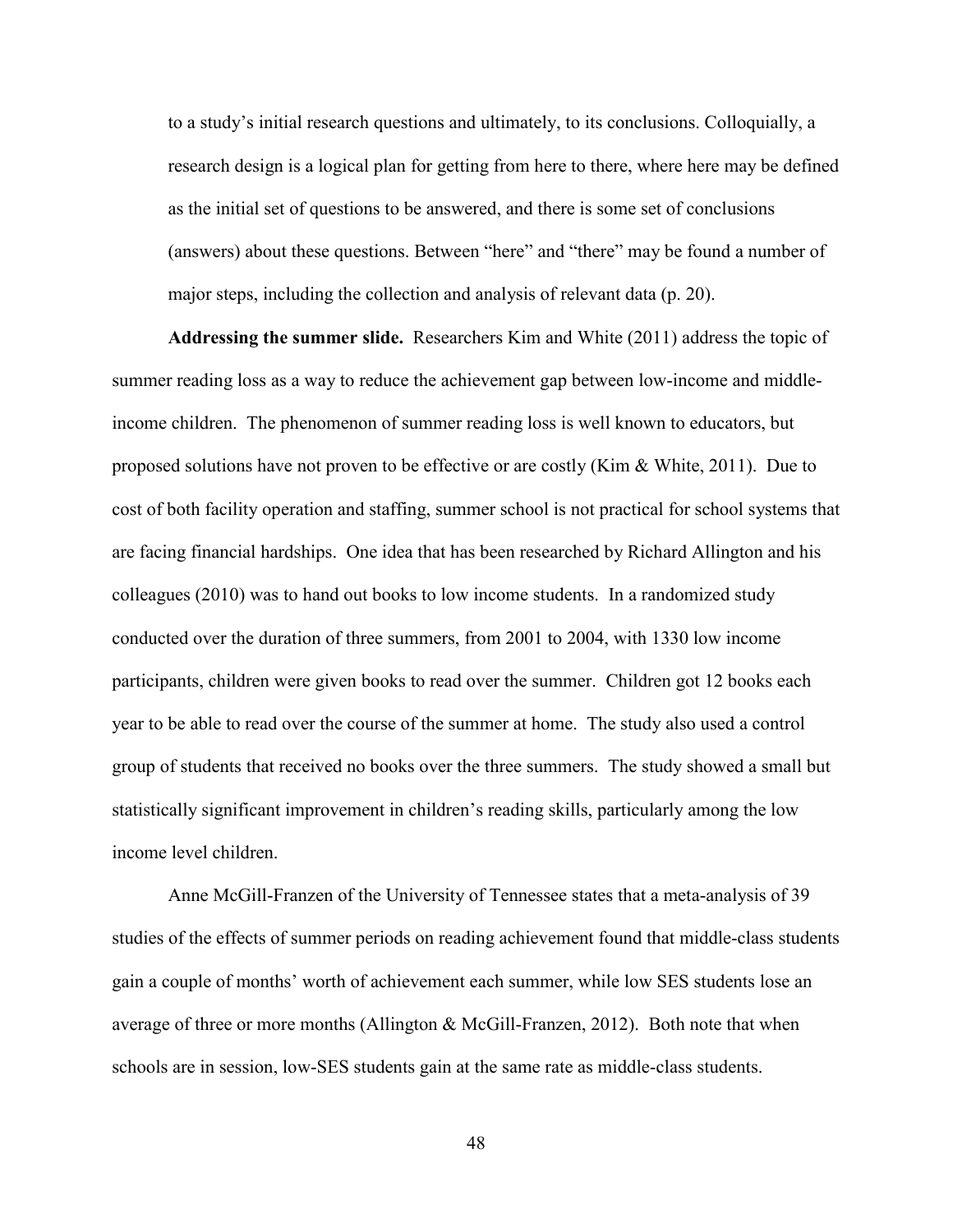> to a study's initial research questions and ultimately, to its conclusions. Colloquially, a research design is a logical plan for getting from here to there, where here may be defined as the initial set of questions to be answered, and there is some set of conclusions (answers) about these questions. Between "here" and "there" may be found a number of major steps, including the collection and analysis of relevant data (p. 20).

**Addressing the summer slide.** Researchers Kim and White (2011) address the topic of summer reading loss as a way to reduce the achievement gap between low-income and middle-income children. The phenomenon of summer reading loss is well known to educators, but proposed solutions have not proven to be effective or are costly (Kim & White, 2011). Due to cost of both facility operation and staffing, summer school is not practical for school systems that are facing financial hardships. One idea that has been researched by Richard Allington and his colleagues (2010) was to hand out books to low income students. In a randomized study conducted over the duration of three summers, from 2001 to 2004, with 1330 low income participants, children were given books to read over the summer. Children got 12 books each year to be able to read over the course of the summer at home. The study also used a control group of students that received no books over the three summers. The study showed a small but statistically significant improvement in children's reading skills, particularly among the low income level children.

Anne McGill-Franzen of the University of Tennessee states that a meta-analysis of 39 studies of the effects of summer periods on reading achievement found that middle-class students gain a couple of months' worth of achievement each summer, while low SES students lose an average of three or more months (Allington & McGill-Franzen, 2012). Both note that when schools are in session, low-SES students gain at the same rate as middle-class students.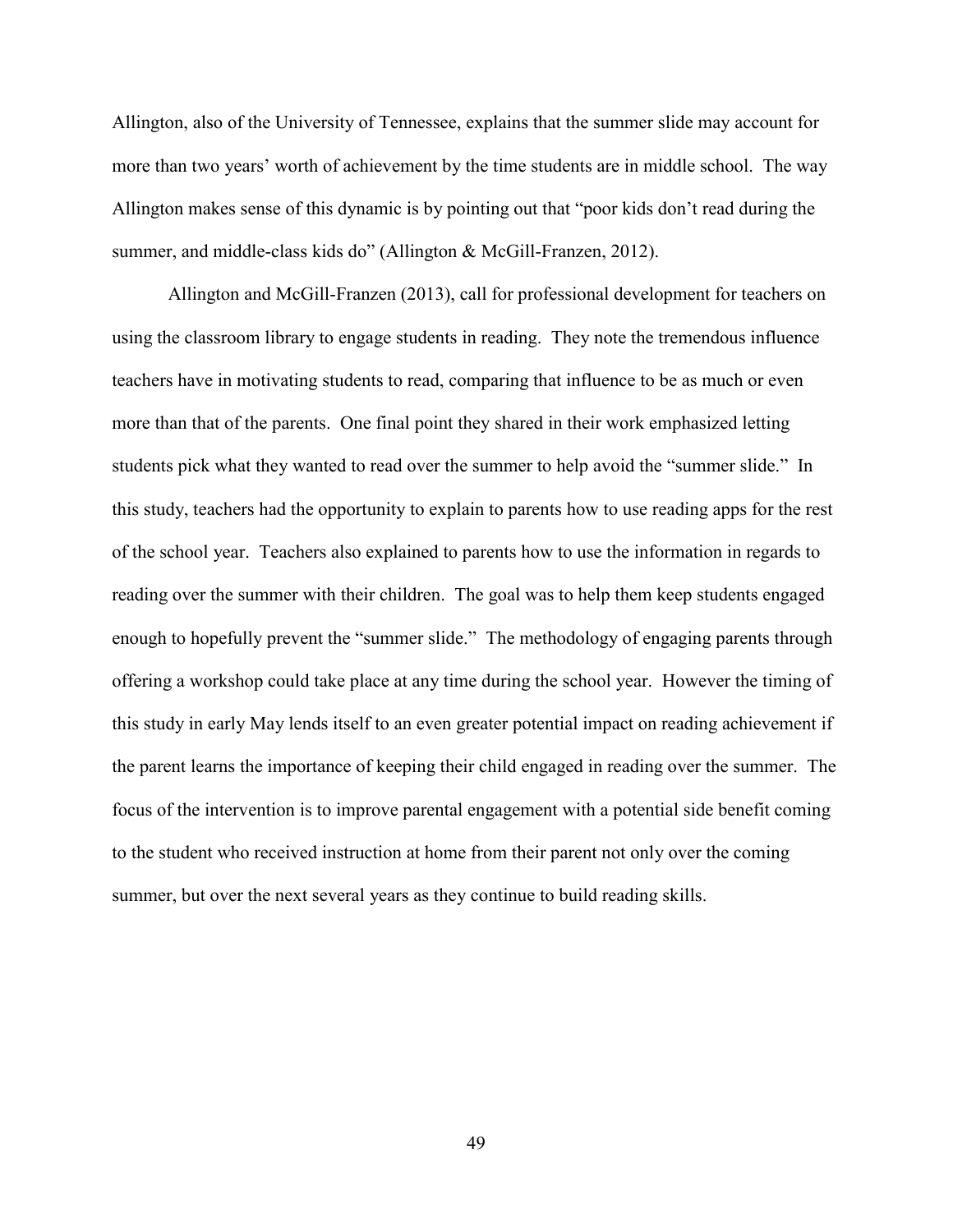Allington, also of the University of Tennessee, explains that the summer slide may account for more than two years' worth of achievement by the time students are in middle school. The way Allington makes sense of this dynamic is by pointing out that "poor kids don't read during the summer, and middle-class kids do" (Allington & McGill-Franzen, 2012).

Allington and McGill-Franzen (2013), call for professional development for teachers on using the classroom library to engage students in reading. They note the tremendous influence teachers have in motivating students to read, comparing that influence to be as much or even more than that of the parents. One final point they shared in their work emphasized letting students pick what they wanted to read over the summer to help avoid the "summer slide." In this study, teachers had the opportunity to explain to parents how to use reading apps for the rest of the school year. Teachers also explained to parents how to use the information in regards to reading over the summer with their children. The goal was to help them keep students engaged enough to hopefully prevent the "summer slide." The methodology of engaging parents through offering a workshop could take place at any time during the school year. However the timing of this study in early May lends itself to an even greater potential impact on reading achievement if the parent learns the importance of keeping their child engaged in reading over the summer. The focus of the intervention is to improve parental engagement with a potential side benefit coming to the student who received instruction at home from their parent not only over the coming summer, but over the next several years as they continue to build reading skills.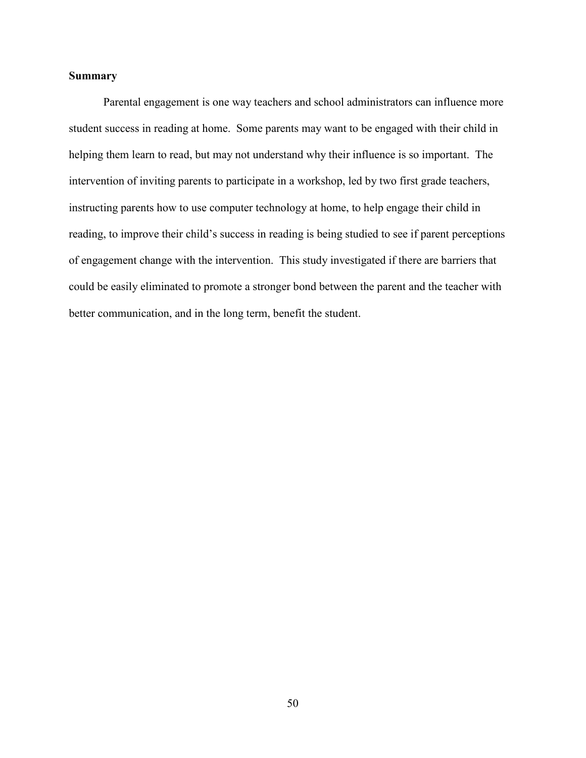## Summary

Parental engagement is one way teachers and school administrators can influence more student success in reading at home. Some parents may want to be engaged with their child in helping them learn to read, but may not understand why their influence is so important. The intervention of inviting parents to participate in a workshop, led by two first grade teachers, instructing parents how to use computer technology at home, to help engage their child in reading, to improve their child's success in reading is being studied to see if parent perceptions of engagement change with the intervention. This study investigated if there are barriers that could be easily eliminated to promote a stronger bond between the parent and the teacher with better communication, and in the long term, benefit the student.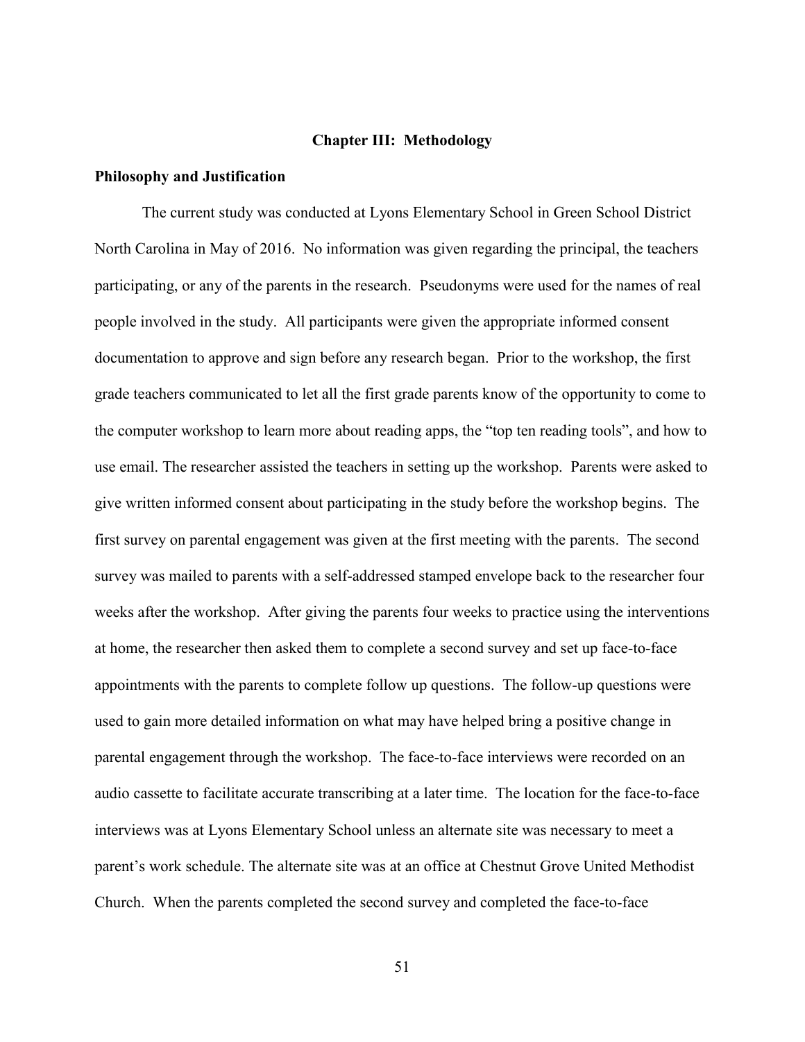## Chapter III: Methodology

### Philosophy and Justification

The current study was conducted at Lyons Elementary School in Green School District North Carolina in May of 2016. No information was given regarding the principal, the teachers participating, or any of the parents in the research. Pseudonyms were used for the names of real people involved in the study. All participants were given the appropriate informed consent documentation to approve and sign before any research began. Prior to the workshop, the first grade teachers communicated to let all the first grade parents know of the opportunity to come to the computer workshop to learn more about reading apps, the "top ten reading tools", and how to use email. The researcher assisted the teachers in setting up the workshop. Parents were asked to give written informed consent about participating in the study before the workshop begins. The first survey on parental engagement was given at the first meeting with the parents. The second survey was mailed to parents with a self-addressed stamped envelope back to the researcher four weeks after the workshop. After giving the parents four weeks to practice using the interventions at home, the researcher then asked them to complete a second survey and set up face-to-face appointments with the parents to complete follow up questions. The follow-up questions were used to gain more detailed information on what may have helped bring a positive change in parental engagement through the workshop. The face-to-face interviews were recorded on an audio cassette to facilitate accurate transcribing at a later time. The location for the face-to-face interviews was at Lyons Elementary School unless an alternate site was necessary to meet a parent's work schedule. The alternate site was at an office at Chestnut Grove United Methodist Church. When the parents completed the second survey and completed the face-to-face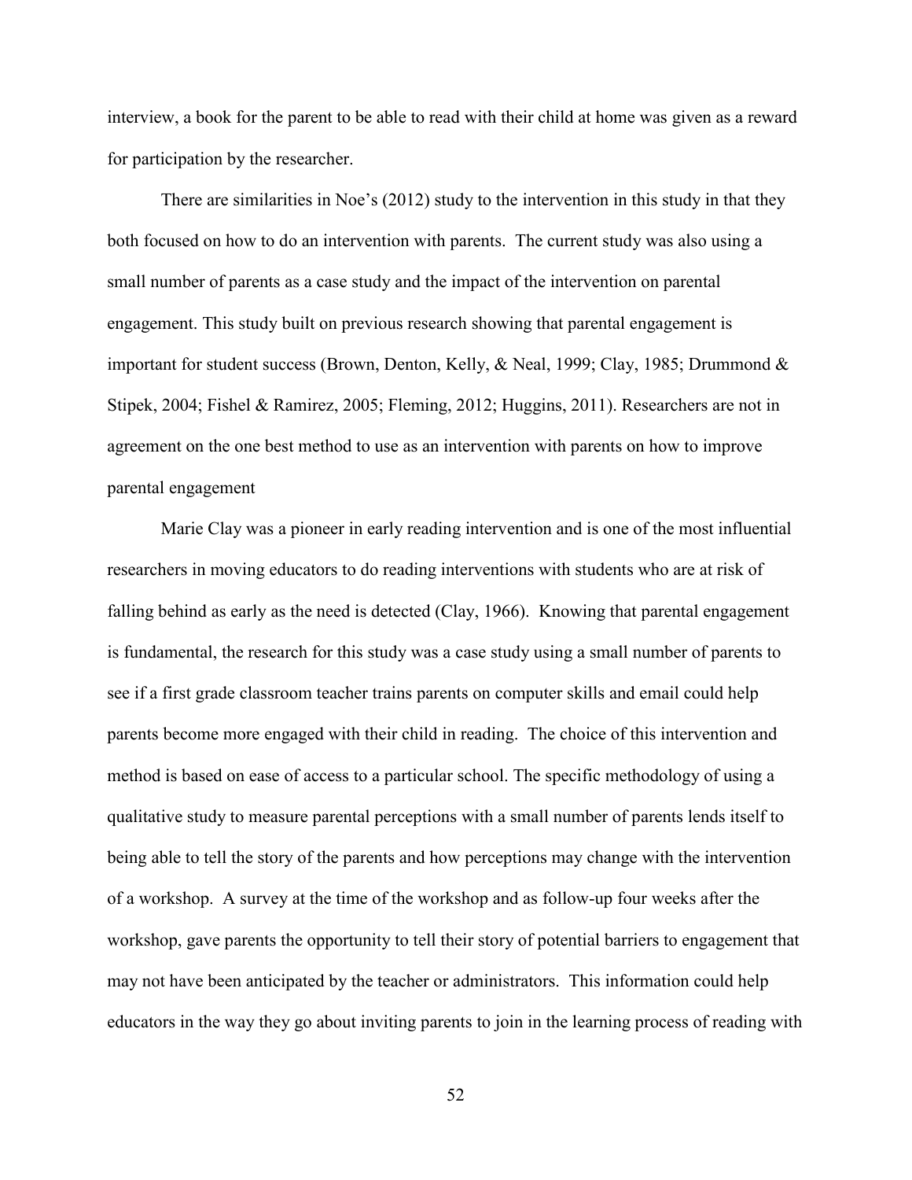interview, a book for the parent to be able to read with their child at home was given as a reward for participation by the researcher.

There are similarities in Noe's (2012) study to the intervention in this study in that they both focused on how to do an intervention with parents. The current study was also using a small number of parents as a case study and the impact of the intervention on parental engagement. This study built on previous research showing that parental engagement is important for student success (Brown, Denton, Kelly, & Neal, 1999; Clay, 1985; Drummond & Stipek, 2004; Fishel & Ramirez, 2005; Fleming, 2012; Huggins, 2011). Researchers are not in agreement on the one best method to use as an intervention with parents on how to improve parental engagement

Marie Clay was a pioneer in early reading intervention and is one of the most influential researchers in moving educators to do reading interventions with students who are at risk of falling behind as early as the need is detected (Clay, 1966). Knowing that parental engagement is fundamental, the research for this study was a case study using a small number of parents to see if a first grade classroom teacher trains parents on computer skills and email could help parents become more engaged with their child in reading. The choice of this intervention and method is based on ease of access to a particular school. The specific methodology of using a qualitative study to measure parental perceptions with a small number of parents lends itself to being able to tell the story of the parents and how perceptions may change with the intervention of a workshop. A survey at the time of the workshop and as follow-up four weeks after the workshop, gave parents the opportunity to tell their story of potential barriers to engagement that may not have been anticipated by the teacher or administrators. This information could help educators in the way they go about inviting parents to join in the learning process of reading with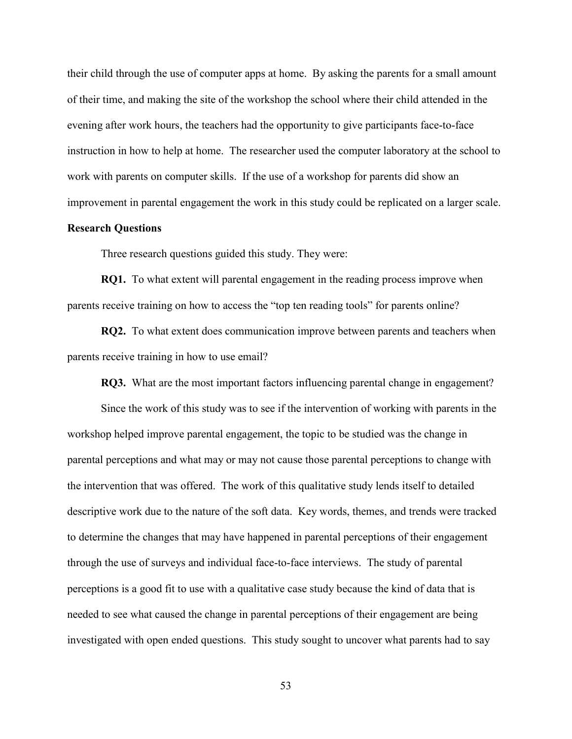their child through the use of computer apps at home. By asking the parents for a small amount of their time, and making the site of the workshop the school where their child attended in the evening after work hours, the teachers had the opportunity to give participants face-to-face instruction in how to help at home. The researcher used the computer laboratory at the school to work with parents on computer skills. If the use of a workshop for parents did show an improvement in parental engagement the work in this study could be replicated on a larger scale.

**Research Questions**

Three research questions guided this study. They were:

**RQ1.** To what extent will parental engagement in the reading process improve when parents receive training on how to access the "top ten reading tools" for parents online?

**RQ2.** To what extent does communication improve between parents and teachers when parents receive training in how to use email?

**RQ3.** What are the most important factors influencing parental change in engagement?

Since the work of this study was to see if the intervention of working with parents in the workshop helped improve parental engagement, the topic to be studied was the change in parental perceptions and what may or may not cause those parental perceptions to change with the intervention that was offered. The work of this qualitative study lends itself to detailed descriptive work due to the nature of the soft data. Key words, themes, and trends were tracked to determine the changes that may have happened in parental perceptions of their engagement through the use of surveys and individual face-to-face interviews. The study of parental perceptions is a good fit to use with a qualitative case study because the kind of data that is needed to see what caused the change in parental perceptions of their engagement are being investigated with open ended questions. This study sought to uncover what parents had to say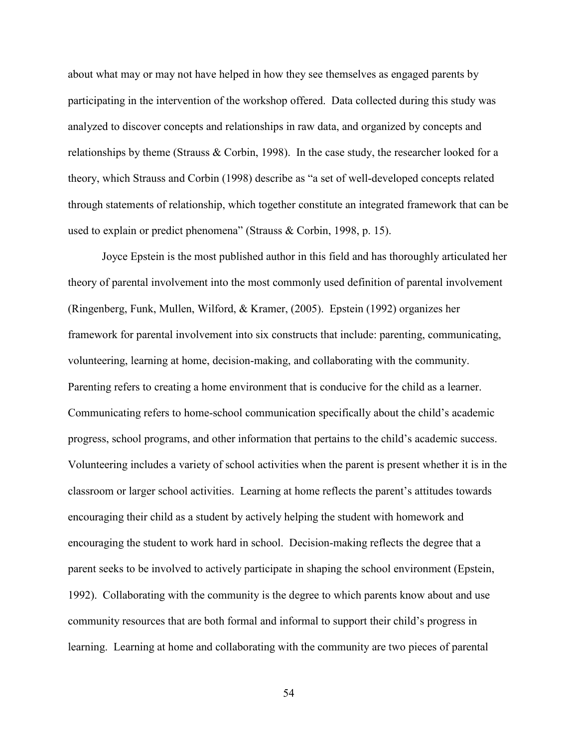about what may or may not have helped in how they see themselves as engaged parents by participating in the intervention of the workshop offered. Data collected during this study was analyzed to discover concepts and relationships in raw data, and organized by concepts and relationships by theme (Strauss & Corbin, 1998). In the case study, the researcher looked for a theory, which Strauss and Corbin (1998) describe as "a set of well-developed concepts related through statements of relationship, which together constitute an integrated framework that can be used to explain or predict phenomena" (Strauss & Corbin, 1998, p. 15).

Joyce Epstein is the most published author in this field and has thoroughly articulated her theory of parental involvement into the most commonly used definition of parental involvement (Ringenberg, Funk, Mullen, Wilford, & Kramer, (2005). Epstein (1992) organizes her framework for parental involvement into six constructs that include: parenting, communicating, volunteering, learning at home, decision-making, and collaborating with the community. Parenting refers to creating a home environment that is conducive for the child as a learner. Communicating refers to home-school communication specifically about the child's academic progress, school programs, and other information that pertains to the child's academic success. Volunteering includes a variety of school activities when the parent is present whether it is in the classroom or larger school activities. Learning at home reflects the parent's attitudes towards encouraging their child as a student by actively helping the student with homework and encouraging the student to work hard in school. Decision-making reflects the degree that a parent seeks to be involved to actively participate in shaping the school environment (Epstein, 1992). Collaborating with the community is the degree to which parents know about and use community resources that are both formal and informal to support their child's progress in learning. Learning at home and collaborating with the community are two pieces of parental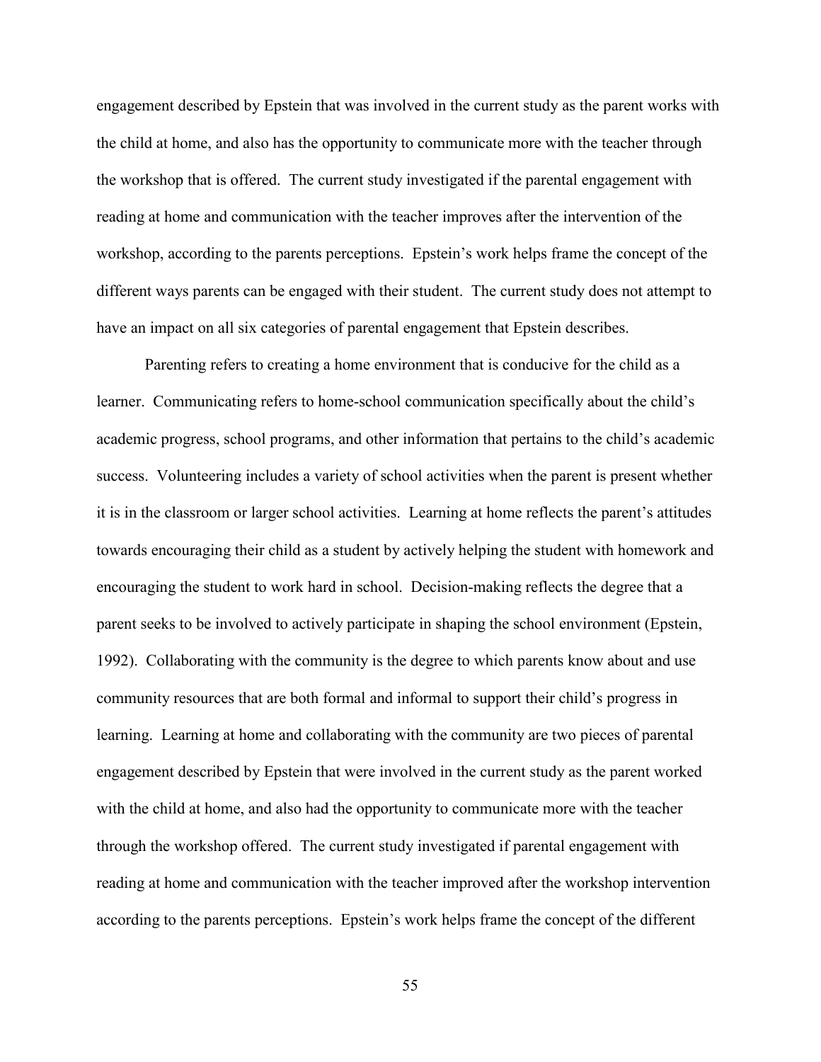engagement described by Epstein that was involved in the current study as the parent works with the child at home, and also has the opportunity to communicate more with the teacher through the workshop that is offered. The current study investigated if the parental engagement with reading at home and communication with the teacher improves after the intervention of the workshop, according to the parents perceptions. Epstein's work helps frame the concept of the different ways parents can be engaged with their student. The current study does not attempt to have an impact on all six categories of parental engagement that Epstein describes.

Parenting refers to creating a home environment that is conducive for the child as a learner. Communicating refers to home-school communication specifically about the child's academic progress, school programs, and other information that pertains to the child's academic success. Volunteering includes a variety of school activities when the parent is present whether it is in the classroom or larger school activities. Learning at home reflects the parent's attitudes towards encouraging their child as a student by actively helping the student with homework and encouraging the student to work hard in school. Decision-making reflects the degree that a parent seeks to be involved to actively participate in shaping the school environment (Epstein, 1992). Collaborating with the community is the degree to which parents know about and use community resources that are both formal and informal to support their child's progress in learning. Learning at home and collaborating with the community are two pieces of parental engagement described by Epstein that were involved in the current study as the parent worked with the child at home, and also had the opportunity to communicate more with the teacher through the workshop offered. The current study investigated if parental engagement with reading at home and communication with the teacher improved after the workshop intervention according to the parents perceptions. Epstein's work helps frame the concept of the different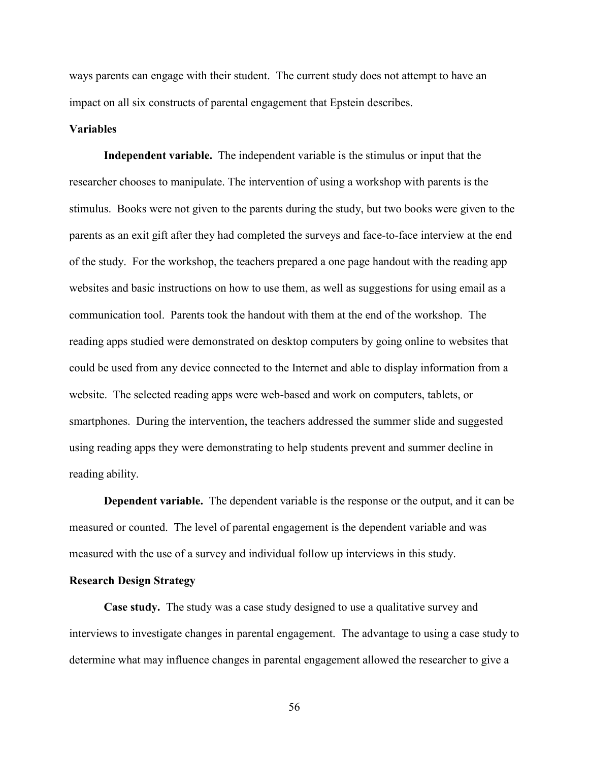ways parents can engage with their student. The current study does not attempt to have an impact on all six constructs of parental engagement that Epstein describes.

## Variables

**Independent variable.** The independent variable is the stimulus or input that the researcher chooses to manipulate. The intervention of using a workshop with parents is the stimulus. Books were not given to the parents during the study, but two books were given to the parents as an exit gift after they had completed the surveys and face-to-face interview at the end of the study. For the workshop, the teachers prepared a one page handout with the reading app websites and basic instructions on how to use them, as well as suggestions for using email as a communication tool. Parents took the handout with them at the end of the workshop. The reading apps studied were demonstrated on desktop computers by going online to websites that could be used from any device connected to the Internet and able to display information from a website. The selected reading apps were web-based and work on computers, tablets, or smartphones. During the intervention, the teachers addressed the summer slide and suggested using reading apps they were demonstrating to help students prevent and summer decline in reading ability.

**Dependent variable.** The dependent variable is the response or the output, and it can be measured or counted. The level of parental engagement is the dependent variable and was measured with the use of a survey and individual follow up interviews in this study.

## Research Design Strategy

**Case study.** The study was a case study designed to use a qualitative survey and interviews to investigate changes in parental engagement. The advantage to using a case study to determine what may influence changes in parental engagement allowed the researcher to give a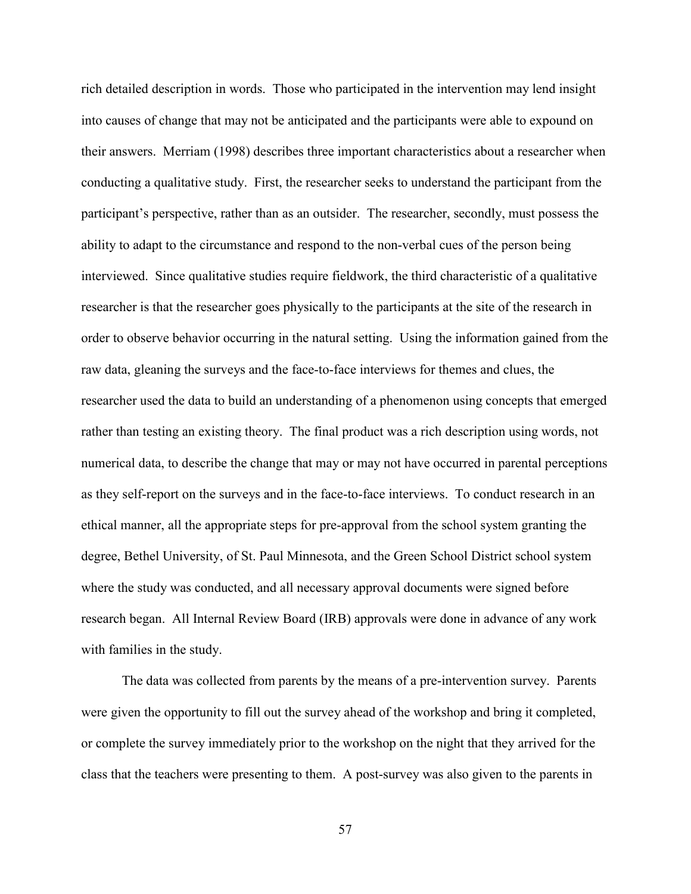rich detailed description in words. Those who participated in the intervention may lend insight into causes of change that may not be anticipated and the participants were able to expound on their answers. Merriam (1998) describes three important characteristics about a researcher when conducting a qualitative study. First, the researcher seeks to understand the participant from the participant's perspective, rather than as an outsider. The researcher, secondly, must possess the ability to adapt to the circumstance and respond to the non-verbal cues of the person being interviewed. Since qualitative studies require fieldwork, the third characteristic of a qualitative researcher is that the researcher goes physically to the participants at the site of the research in order to observe behavior occurring in the natural setting. Using the information gained from the raw data, gleaning the surveys and the face-to-face interviews for themes and clues, the researcher used the data to build an understanding of a phenomenon using concepts that emerged rather than testing an existing theory. The final product was a rich description using words, not numerical data, to describe the change that may or may not have occurred in parental perceptions as they self-report on the surveys and in the face-to-face interviews. To conduct research in an ethical manner, all the appropriate steps for pre-approval from the school system granting the degree, Bethel University, of St. Paul Minnesota, and the Green School District school system where the study was conducted, and all necessary approval documents were signed before research began. All Internal Review Board (IRB) approvals were done in advance of any work with families in the study.

The data was collected from parents by the means of a pre-intervention survey. Parents were given the opportunity to fill out the survey ahead of the workshop and bring it completed, or complete the survey immediately prior to the workshop on the night that they arrived for the class that the teachers were presenting to them. A post-survey was also given to the parents in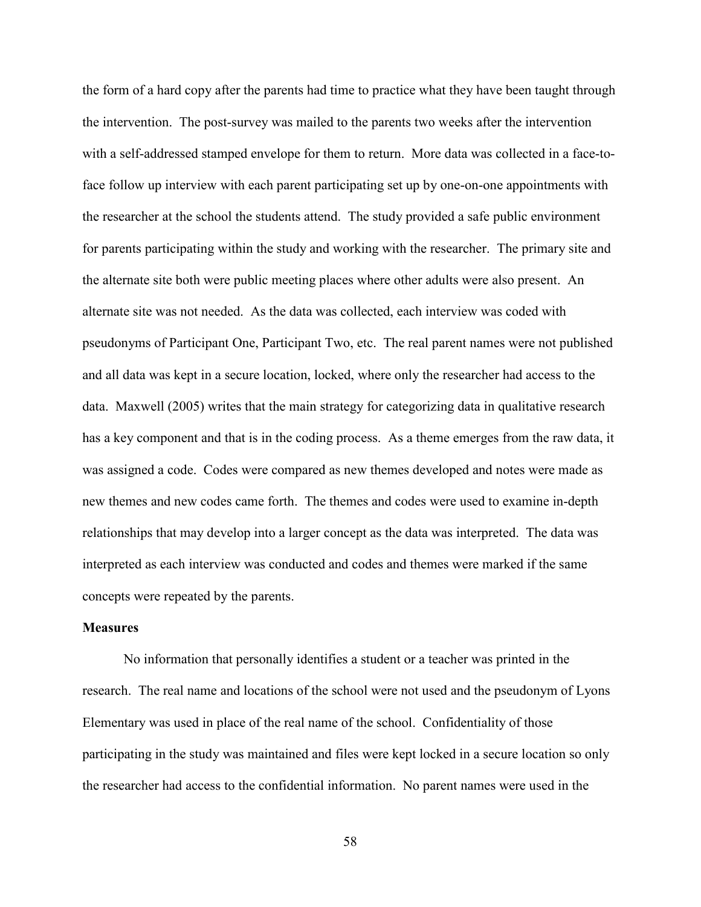the form of a hard copy after the parents had time to practice what they have been taught through the intervention. The post-survey was mailed to the parents two weeks after the intervention with a self-addressed stamped envelope for them to return. More data was collected in a face-to-face follow up interview with each parent participating set up by one-on-one appointments with the researcher at the school the students attend. The study provided a safe public environment for parents participating within the study and working with the researcher. The primary site and the alternate site both were public meeting places where other adults were also present. An alternate site was not needed. As the data was collected, each interview was coded with pseudonyms of Participant One, Participant Two, etc. The real parent names were not published and all data was kept in a secure location, locked, where only the researcher had access to the data. Maxwell (2005) writes that the main strategy for categorizing data in qualitative research has a key component and that is in the coding process. As a theme emerges from the raw data, it was assigned a code. Codes were compared as new themes developed and notes were made as new themes and new codes came forth. The themes and codes were used to examine in-depth relationships that may develop into a larger concept as the data was interpreted. The data was interpreted as each interview was conducted and codes and themes were marked if the same concepts were repeated by the parents.

**Measures**

No information that personally identifies a student or a teacher was printed in the research. The real name and locations of the school were not used and the pseudonym of Lyons Elementary was used in place of the real name of the school. Confidentiality of those participating in the study was maintained and files were kept locked in a secure location so only the researcher had access to the confidential information. No parent names were used in the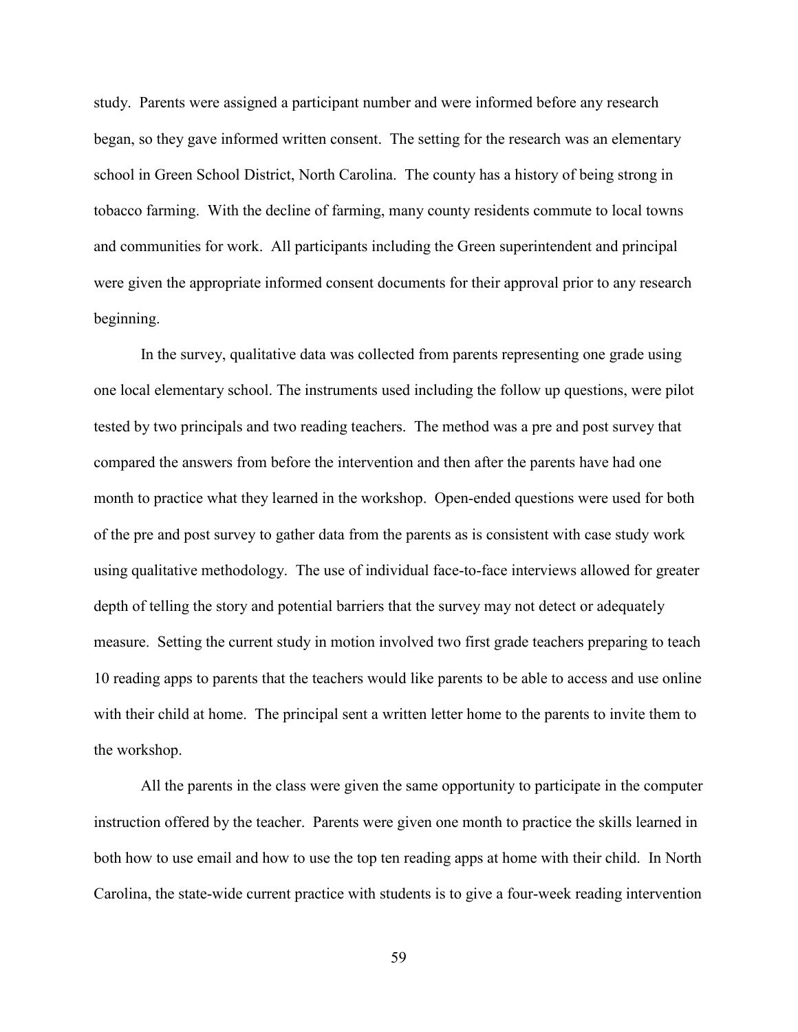study. Parents were assigned a participant number and were informed before any research began, so they gave informed written consent. The setting for the research was an elementary school in Green School District, North Carolina. The county has a history of being strong in tobacco farming. With the decline of farming, many county residents commute to local towns and communities for work. All participants including the Green superintendent and principal were given the appropriate informed consent documents for their approval prior to any research beginning.

In the survey, qualitative data was collected from parents representing one grade using one local elementary school. The instruments used including the follow up questions, were pilot tested by two principals and two reading teachers. The method was a pre and post survey that compared the answers from before the intervention and then after the parents have had one month to practice what they learned in the workshop. Open-ended questions were used for both of the pre and post survey to gather data from the parents as is consistent with case study work using qualitative methodology. The use of individual face-to-face interviews allowed for greater depth of telling the story and potential barriers that the survey may not detect or adequately measure. Setting the current study in motion involved two first grade teachers preparing to teach 10 reading apps to parents that the teachers would like parents to be able to access and use online with their child at home. The principal sent a written letter home to the parents to invite them to the workshop.

All the parents in the class were given the same opportunity to participate in the computer instruction offered by the teacher. Parents were given one month to practice the skills learned in both how to use email and how to use the top ten reading apps at home with their child. In North Carolina, the state-wide current practice with students is to give a four-week reading intervention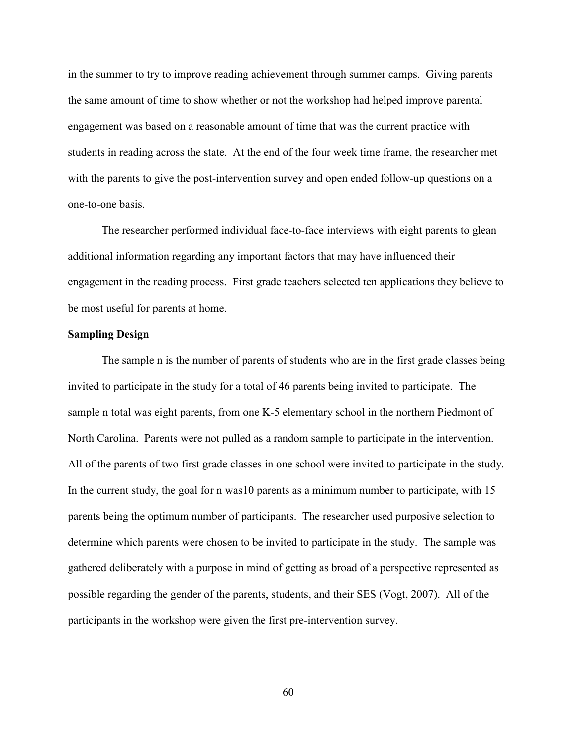in the summer to try to improve reading achievement through summer camps. Giving parents the same amount of time to show whether or not the workshop had helped improve parental engagement was based on a reasonable amount of time that was the current practice with students in reading across the state. At the end of the four week time frame, the researcher met with the parents to give the post-intervention survey and open ended follow-up questions on a one-to-one basis.

The researcher performed individual face-to-face interviews with eight parents to glean additional information regarding any important factors that may have influenced their engagement in the reading process. First grade teachers selected ten applications they believe to be most useful for parents at home.

**Sampling Design**

The sample n is the number of parents of students who are in the first grade classes being invited to participate in the study for a total of 46 parents being invited to participate. The sample n total was eight parents, from one K-5 elementary school in the northern Piedmont of North Carolina. Parents were not pulled as a random sample to participate in the intervention. All of the parents of two first grade classes in one school were invited to participate in the study. In the current study, the goal for n was10 parents as a minimum number to participate, with 15 parents being the optimum number of participants. The researcher used purposive selection to determine which parents were chosen to be invited to participate in the study. The sample was gathered deliberately with a purpose in mind of getting as broad of a perspective represented as possible regarding the gender of the parents, students, and their SES (Vogt, 2007). All of the participants in the workshop were given the first pre-intervention survey.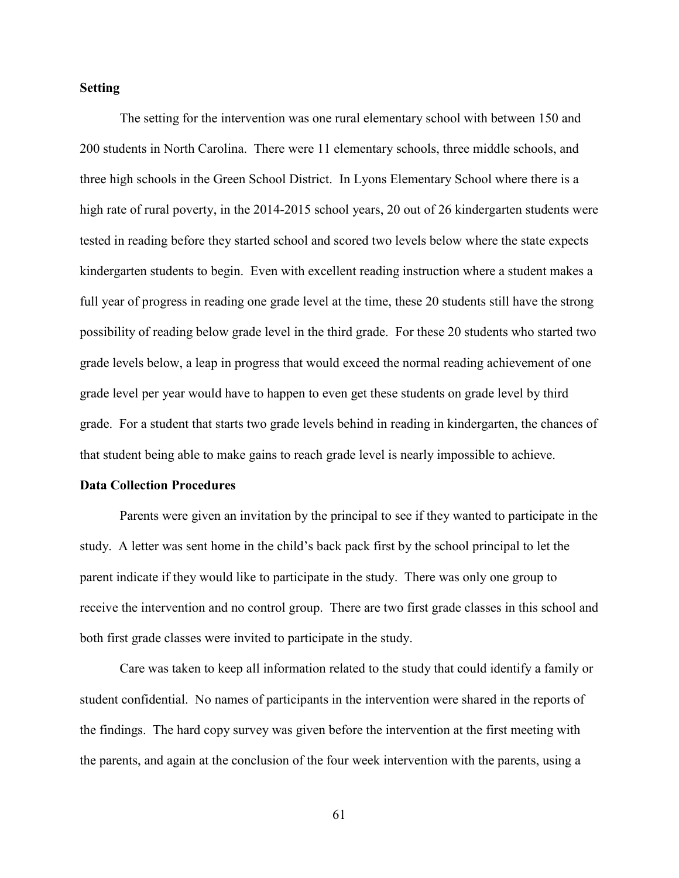**Setting**

The setting for the intervention was one rural elementary school with between 150 and 200 students in North Carolina. There were 11 elementary schools, three middle schools, and three high schools in the Green School District. In Lyons Elementary School where there is a high rate of rural poverty, in the 2014-2015 school years, 20 out of 26 kindergarten students were tested in reading before they started school and scored two levels below where the state expects kindergarten students to begin. Even with excellent reading instruction where a student makes a full year of progress in reading one grade level at the time, these 20 students still have the strong possibility of reading below grade level in the third grade. For these 20 students who started two grade levels below, a leap in progress that would exceed the normal reading achievement of one grade level per year would have to happen to even get these students on grade level by third grade. For a student that starts two grade levels behind in reading in kindergarten, the chances of that student being able to make gains to reach grade level is nearly impossible to achieve.

**Data Collection Procedures**

Parents were given an invitation by the principal to see if they wanted to participate in the study. A letter was sent home in the child's back pack first by the school principal to let the parent indicate if they would like to participate in the study. There was only one group to receive the intervention and no control group. There are two first grade classes in this school and both first grade classes were invited to participate in the study.

Care was taken to keep all information related to the study that could identify a family or student confidential. No names of participants in the intervention were shared in the reports of the findings. The hard copy survey was given before the intervention at the first meeting with the parents, and again at the conclusion of the four week intervention with the parents, using a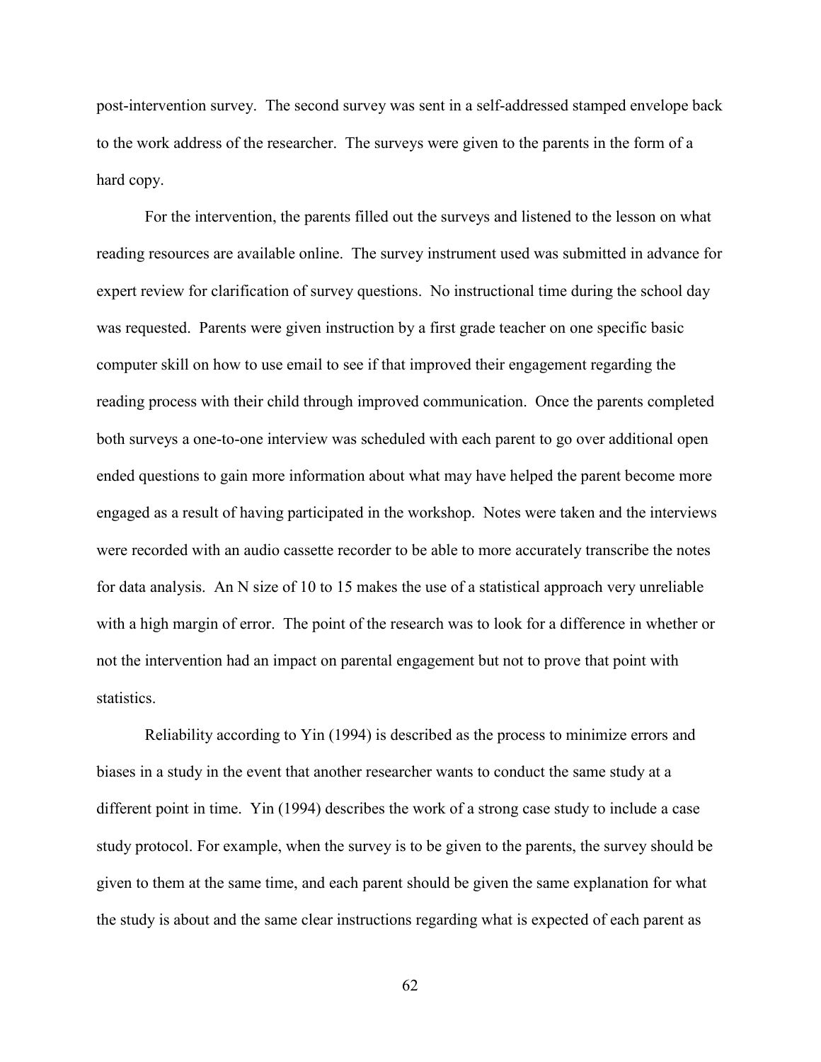post-intervention survey. The second survey was sent in a self-addressed stamped envelope back to the work address of the researcher. The surveys were given to the parents in the form of a hard copy.

For the intervention, the parents filled out the surveys and listened to the lesson on what reading resources are available online. The survey instrument used was submitted in advance for expert review for clarification of survey questions. No instructional time during the school day was requested. Parents were given instruction by a first grade teacher on one specific basic computer skill on how to use email to see if that improved their engagement regarding the reading process with their child through improved communication. Once the parents completed both surveys a one-to-one interview was scheduled with each parent to go over additional open ended questions to gain more information about what may have helped the parent become more engaged as a result of having participated in the workshop. Notes were taken and the interviews were recorded with an audio cassette recorder to be able to more accurately transcribe the notes for data analysis. An N size of 10 to 15 makes the use of a statistical approach very unreliable with a high margin of error. The point of the research was to look for a difference in whether or not the intervention had an impact on parental engagement but not to prove that point with statistics.

Reliability according to Yin (1994) is described as the process to minimize errors and biases in a study in the event that another researcher wants to conduct the same study at a different point in time. Yin (1994) describes the work of a strong case study to include a case study protocol. For example, when the survey is to be given to the parents, the survey should be given to them at the same time, and each parent should be given the same explanation for what the study is about and the same clear instructions regarding what is expected of each parent as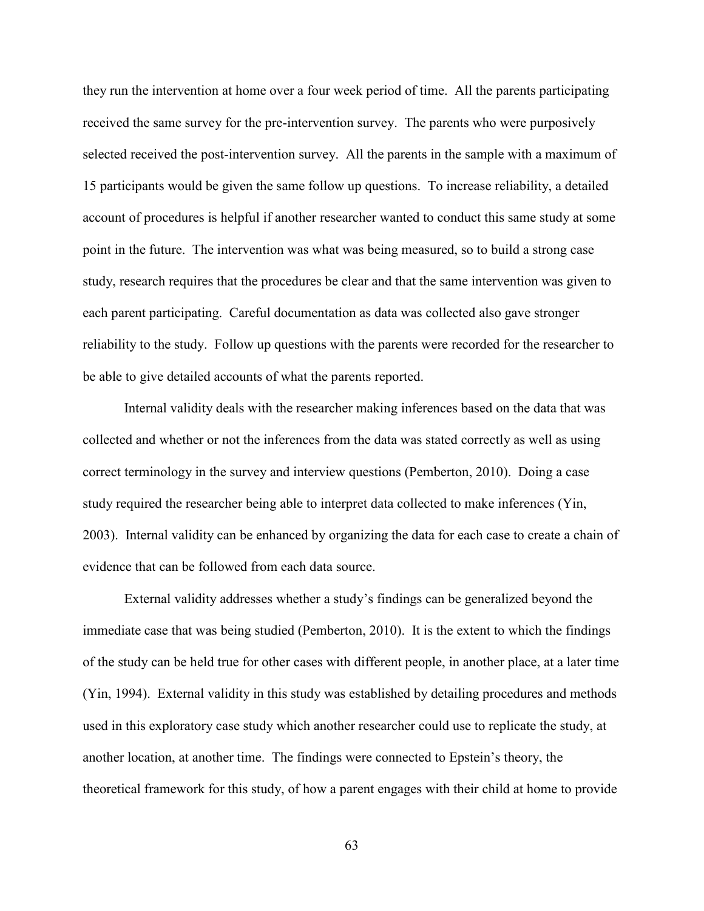they run the intervention at home over a four week period of time. All the parents participating received the same survey for the pre-intervention survey. The parents who were purposively selected received the post-intervention survey. All the parents in the sample with a maximum of 15 participants would be given the same follow up questions. To increase reliability, a detailed account of procedures is helpful if another researcher wanted to conduct this same study at some point in the future. The intervention was what was being measured, so to build a strong case study, research requires that the procedures be clear and that the same intervention was given to each parent participating. Careful documentation as data was collected also gave stronger reliability to the study. Follow up questions with the parents were recorded for the researcher to be able to give detailed accounts of what the parents reported.

Internal validity deals with the researcher making inferences based on the data that was collected and whether or not the inferences from the data was stated correctly as well as using correct terminology in the survey and interview questions (Pemberton, 2010). Doing a case study required the researcher being able to interpret data collected to make inferences (Yin, 2003). Internal validity can be enhanced by organizing the data for each case to create a chain of evidence that can be followed from each data source.

External validity addresses whether a study's findings can be generalized beyond the immediate case that was being studied (Pemberton, 2010). It is the extent to which the findings of the study can be held true for other cases with different people, in another place, at a later time (Yin, 1994). External validity in this study was established by detailing procedures and methods used in this exploratory case study which another researcher could use to replicate the study, at another location, at another time. The findings were connected to Epstein's theory, the theoretical framework for this study, of how a parent engages with their child at home to provide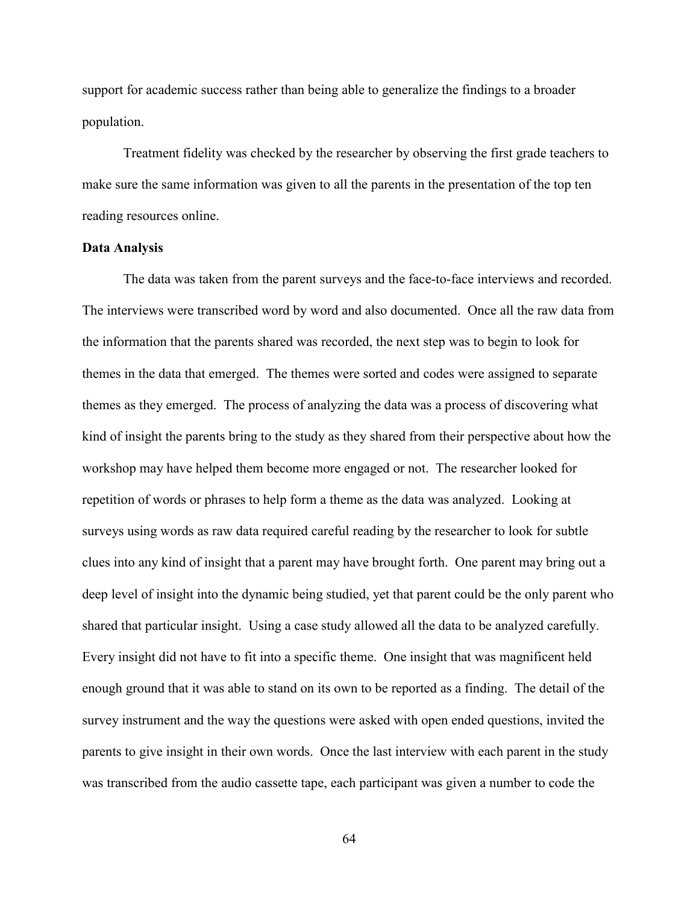support for academic success rather than being able to generalize the findings to a broader population.

Treatment fidelity was checked by the researcher by observing the first grade teachers to make sure the same information was given to all the parents in the presentation of the top ten reading resources online.

**Data Analysis**

The data was taken from the parent surveys and the face-to-face interviews and recorded. The interviews were transcribed word by word and also documented. Once all the raw data from the information that the parents shared was recorded, the next step was to begin to look for themes in the data that emerged. The themes were sorted and codes were assigned to separate themes as they emerged. The process of analyzing the data was a process of discovering what kind of insight the parents bring to the study as they shared from their perspective about how the workshop may have helped them become more engaged or not. The researcher looked for repetition of words or phrases to help form a theme as the data was analyzed. Looking at surveys using words as raw data required careful reading by the researcher to look for subtle clues into any kind of insight that a parent may have brought forth. One parent may bring out a deep level of insight into the dynamic being studied, yet that parent could be the only parent who shared that particular insight. Using a case study allowed all the data to be analyzed carefully. Every insight did not have to fit into a specific theme. One insight that was magnificent held enough ground that it was able to stand on its own to be reported as a finding. The detail of the survey instrument and the way the questions were asked with open ended questions, invited the parents to give insight in their own words. Once the last interview with each parent in the study was transcribed from the audio cassette tape, each participant was given a number to code the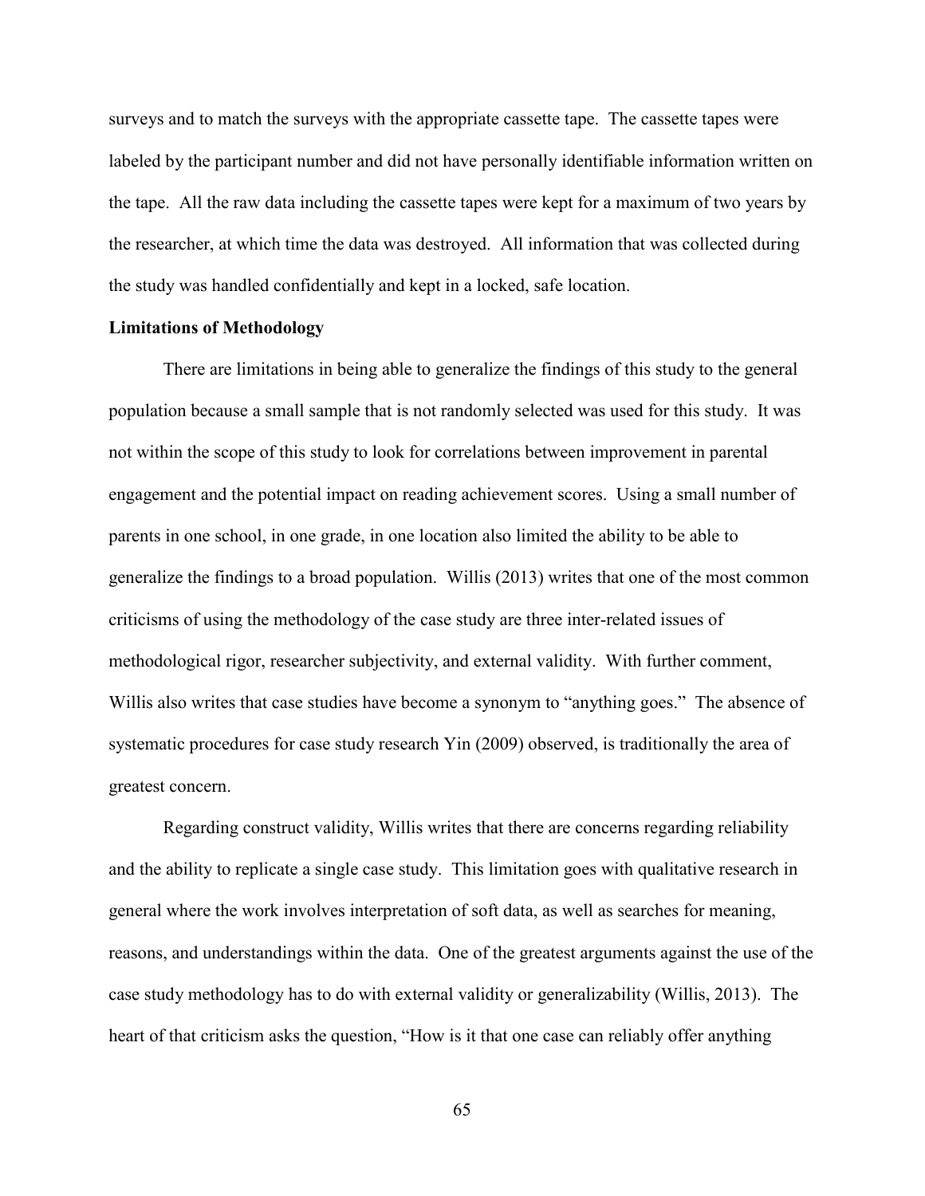surveys and to match the surveys with the appropriate cassette tape. The cassette tapes were labeled by the participant number and did not have personally identifiable information written on the tape. All the raw data including the cassette tapes were kept for a maximum of two years by the researcher, at which time the data was destroyed. All information that was collected during the study was handled confidentially and kept in a locked, safe location.

**Limitations of Methodology**

There are limitations in being able to generalize the findings of this study to the general population because a small sample that is not randomly selected was used for this study. It was not within the scope of this study to look for correlations between improvement in parental engagement and the potential impact on reading achievement scores. Using a small number of parents in one school, in one grade, in one location also limited the ability to be able to generalize the findings to a broad population. Willis (2013) writes that one of the most common criticisms of using the methodology of the case study are three inter-related issues of methodological rigor, researcher subjectivity, and external validity. With further comment, Willis also writes that case studies have become a synonym to "anything goes." The absence of systematic procedures for case study research Yin (2009) observed, is traditionally the area of greatest concern.

Regarding construct validity, Willis writes that there are concerns regarding reliability and the ability to replicate a single case study. This limitation goes with qualitative research in general where the work involves interpretation of soft data, as well as searches for meaning, reasons, and understandings within the data. One of the greatest arguments against the use of the case study methodology has to do with external validity or generalizability (Willis, 2013). The heart of that criticism asks the question, "How is it that one case can reliably offer anything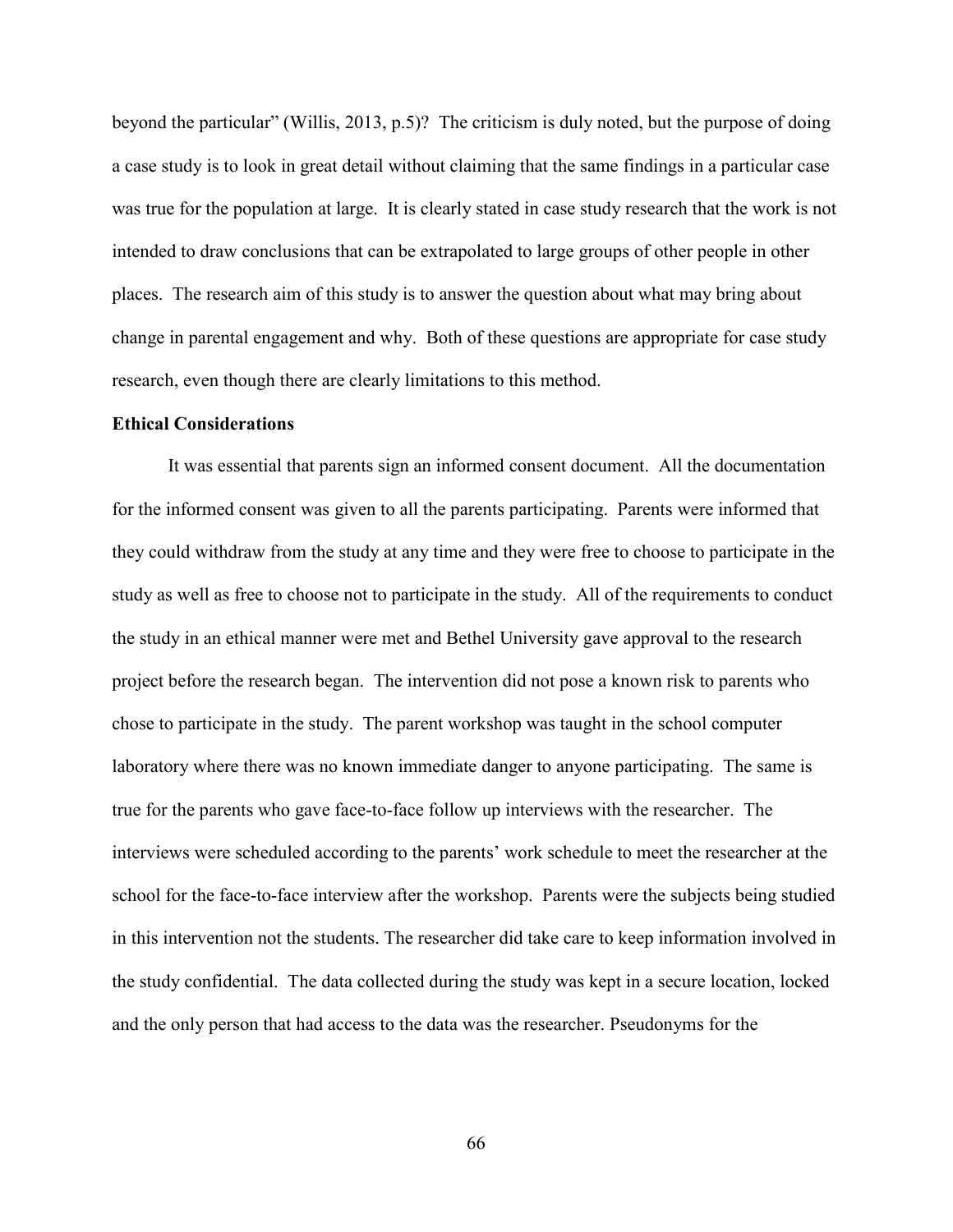beyond the particular" (Willis, 2013, p.5)? The criticism is duly noted, but the purpose of doing a case study is to look in great detail without claiming that the same findings in a particular case was true for the population at large. It is clearly stated in case study research that the work is not intended to draw conclusions that can be extrapolated to large groups of other people in other places. The research aim of this study is to answer the question about what may bring about change in parental engagement and why. Both of these questions are appropriate for case study research, even though there are clearly limitations to this method.

**Ethical Considerations**

It was essential that parents sign an informed consent document. All the documentation for the informed consent was given to all the parents participating. Parents were informed that they could withdraw from the study at any time and they were free to choose to participate in the study as well as free to choose not to participate in the study. All of the requirements to conduct the study in an ethical manner were met and Bethel University gave approval to the research project before the research began. The intervention did not pose a known risk to parents who chose to participate in the study. The parent workshop was taught in the school computer laboratory where there was no known immediate danger to anyone participating. The same is true for the parents who gave face-to-face follow up interviews with the researcher. The interviews were scheduled according to the parents' work schedule to meet the researcher at the school for the face-to-face interview after the workshop. Parents were the subjects being studied in this intervention not the students. The researcher did take care to keep information involved in the study confidential. The data collected during the study was kept in a secure location, locked and the only person that had access to the data was the researcher. Pseudonyms for the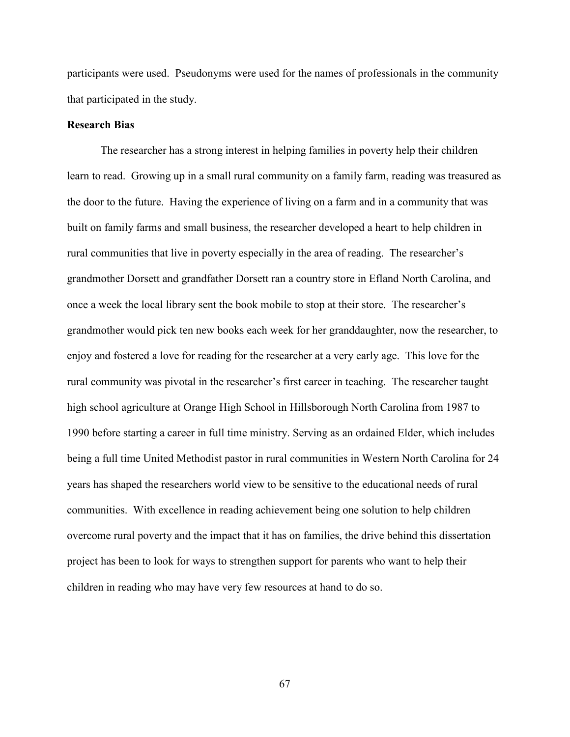participants were used. Pseudonyms were used for the names of professionals in the community that participated in the study.

**Research Bias**

The researcher has a strong interest in helping families in poverty help their children learn to read. Growing up in a small rural community on a family farm, reading was treasured as the door to the future. Having the experience of living on a farm and in a community that was built on family farms and small business, the researcher developed a heart to help children in rural communities that live in poverty especially in the area of reading. The researcher's grandmother Dorsett and grandfather Dorsett ran a country store in Efland North Carolina, and once a week the local library sent the book mobile to stop at their store. The researcher's grandmother would pick ten new books each week for her granddaughter, now the researcher, to enjoy and fostered a love for reading for the researcher at a very early age. This love for the rural community was pivotal in the researcher's first career in teaching. The researcher taught high school agriculture at Orange High School in Hillsborough North Carolina from 1987 to 1990 before starting a career in full time ministry. Serving as an ordained Elder, which includes being a full time United Methodist pastor in rural communities in Western North Carolina for 24 years has shaped the researchers world view to be sensitive to the educational needs of rural communities. With excellence in reading achievement being one solution to help children overcome rural poverty and the impact that it has on families, the drive behind this dissertation project has been to look for ways to strengthen support for parents who want to help their children in reading who may have very few resources at hand to do so.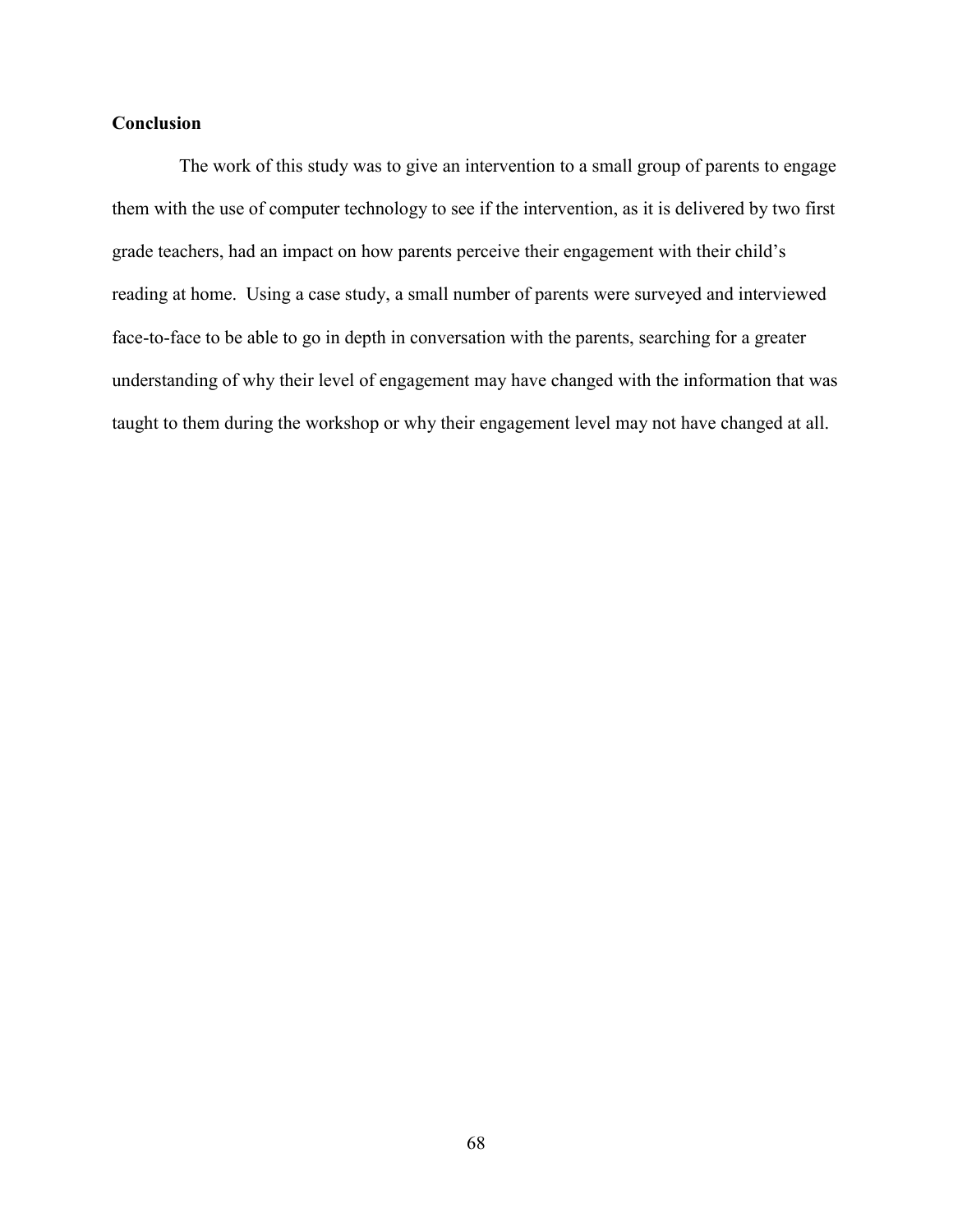### Conclusion

The work of this study was to give an intervention to a small group of parents to engage them with the use of computer technology to see if the intervention, as it is delivered by two first grade teachers, had an impact on how parents perceive their engagement with their child's reading at home. Using a case study, a small number of parents were surveyed and interviewed face-to-face to be able to go in depth in conversation with the parents, searching for a greater understanding of why their level of engagement may have changed with the information that was taught to them during the workshop or why their engagement level may not have changed at all.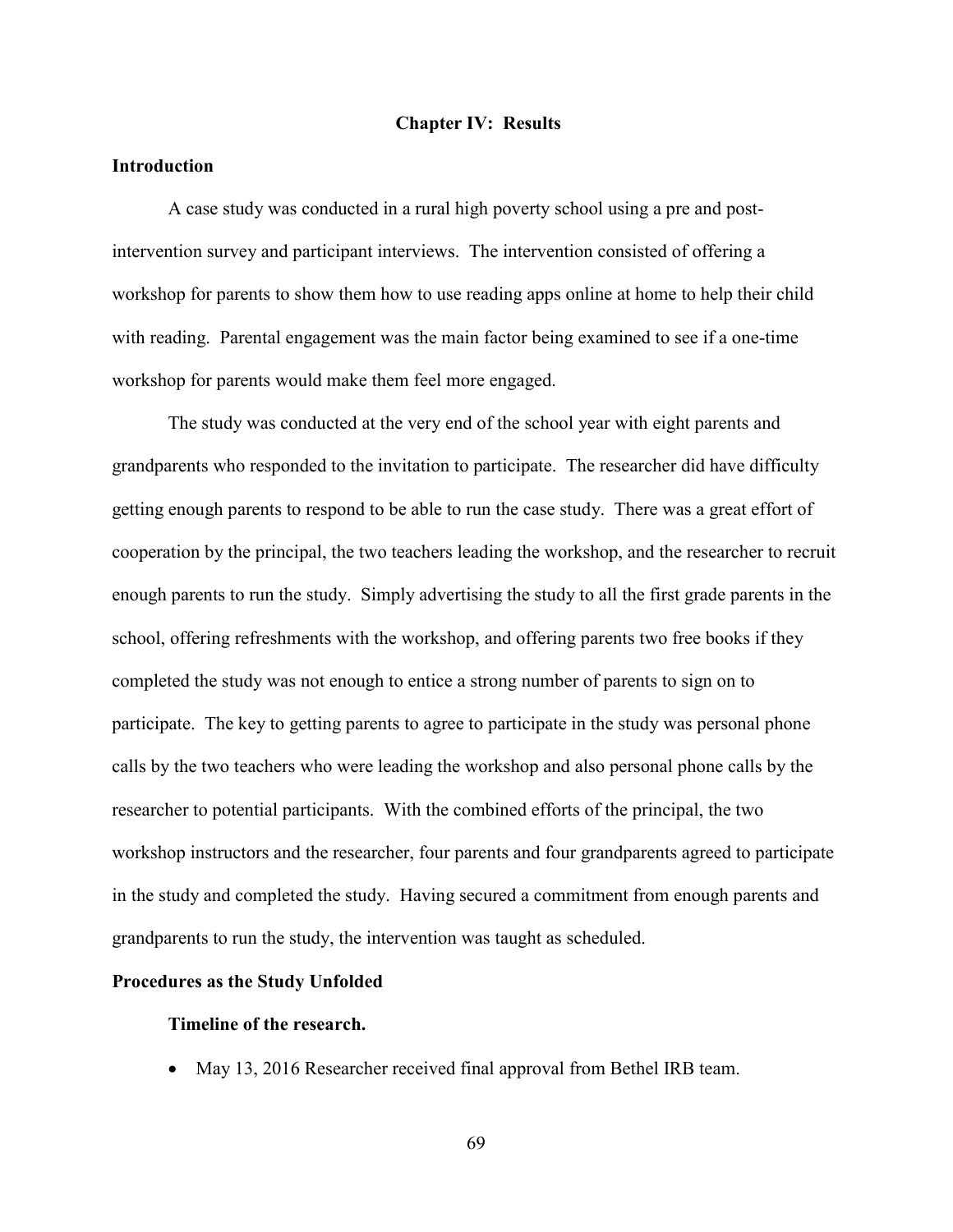# Chapter IV: Results

## Introduction

A case study was conducted in a rural high poverty school using a pre and post-intervention survey and participant interviews. The intervention consisted of offering a workshop for parents to show them how to use reading apps online at home to help their child with reading. Parental engagement was the main factor being examined to see if a one-time workshop for parents would make them feel more engaged.

The study was conducted at the very end of the school year with eight parents and grandparents who responded to the invitation to participate. The researcher did have difficulty getting enough parents to respond to be able to run the case study. There was a great effort of cooperation by the principal, the two teachers leading the workshop, and the researcher to recruit enough parents to run the study. Simply advertising the study to all the first grade parents in the school, offering refreshments with the workshop, and offering parents two free books if they completed the study was not enough to entice a strong number of parents to sign on to participate. The key to getting parents to agree to participate in the study was personal phone calls by the two teachers who were leading the workshop and also personal phone calls by the researcher to potential participants. With the combined efforts of the principal, the two workshop instructors and the researcher, four parents and four grandparents agreed to participate in the study and completed the study. Having secured a commitment from enough parents and grandparents to run the study, the intervention was taught as scheduled.

## Procedures as the Study Unfolded

### Timeline of the research.

- May 13, 2016 Researcher received final approval from Bethel IRB team.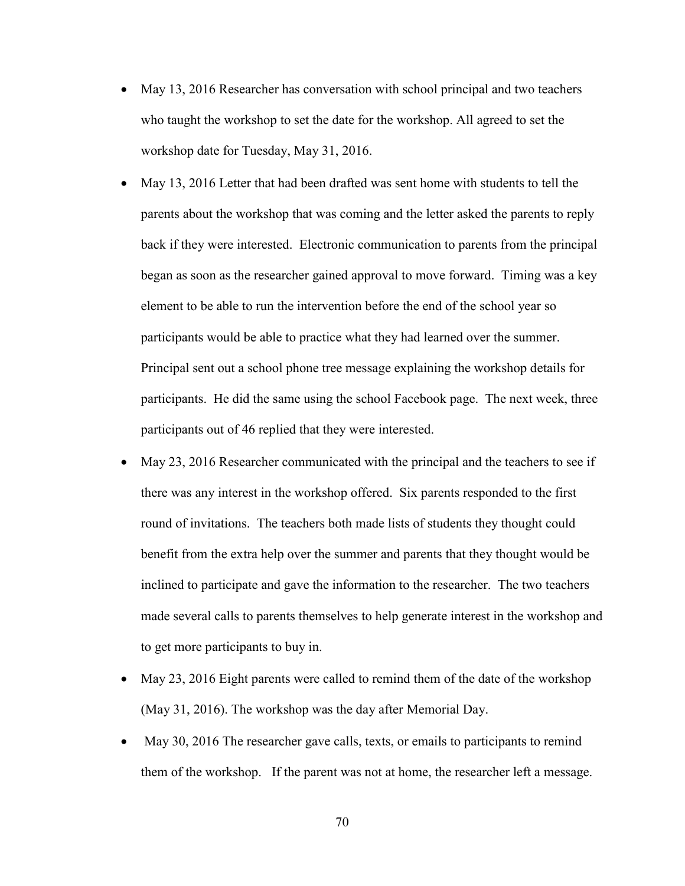- May 13, 2016 Researcher has conversation with school principal and two teachers who taught the workshop to set the date for the workshop. All agreed to set the workshop date for Tuesday, May 31, 2016.
- May 13, 2016 Letter that had been drafted was sent home with students to tell the parents about the workshop that was coming and the letter asked the parents to reply back if they were interested. Electronic communication to parents from the principal began as soon as the researcher gained approval to move forward. Timing was a key element to be able to run the intervention before the end of the school year so participants would be able to practice what they had learned over the summer. Principal sent out a school phone tree message explaining the workshop details for participants. He did the same using the school Facebook page. The next week, three participants out of 46 replied that they were interested.
- May 23, 2016 Researcher communicated with the principal and the teachers to see if there was any interest in the workshop offered. Six parents responded to the first round of invitations. The teachers both made lists of students they thought could benefit from the extra help over the summer and parents that they thought would be inclined to participate and gave the information to the researcher. The two teachers made several calls to parents themselves to help generate interest in the workshop and to get more participants to buy in.
- May 23, 2016 Eight parents were called to remind them of the date of the workshop (May 31, 2016). The workshop was the day after Memorial Day.
- May 30, 2016 The researcher gave calls, texts, or emails to participants to remind them of the workshop. If the parent was not at home, the researcher left a message.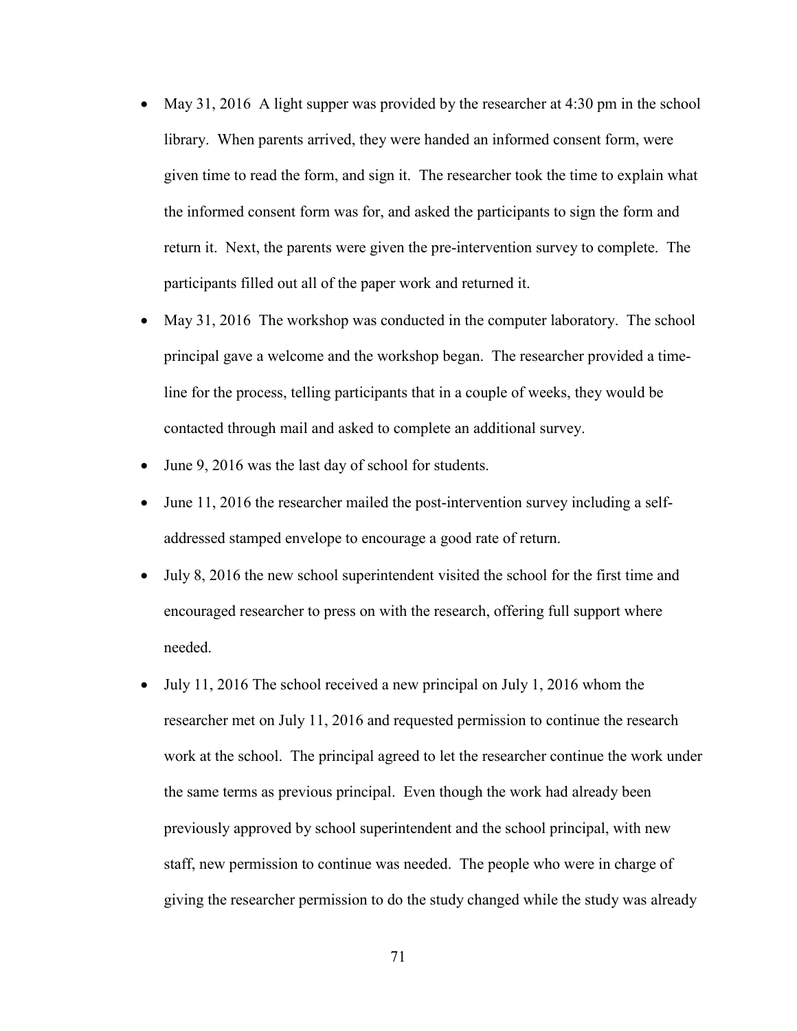- May 31, 2016 A light supper was provided by the researcher at 4:30 pm in the school library. When parents arrived, they were handed an informed consent form, were given time to read the form, and sign it. The researcher took the time to explain what the informed consent form was for, and asked the participants to sign the form and return it. Next, the parents were given the pre-intervention survey to complete. The participants filled out all of the paper work and returned it.
- May 31, 2016 The workshop was conducted in the computer laboratory. The school principal gave a welcome and the workshop began. The researcher provided a time-line for the process, telling participants that in a couple of weeks, they would be contacted through mail and asked to complete an additional survey.
- June 9, 2016 was the last day of school for students.
- June 11, 2016 the researcher mailed the post-intervention survey including a self-addressed stamped envelope to encourage a good rate of return.
- July 8, 2016 the new school superintendent visited the school for the first time and encouraged researcher to press on with the research, offering full support where needed.
- July 11, 2016 The school received a new principal on July 1, 2016 whom the researcher met on July 11, 2016 and requested permission to continue the research work at the school. The principal agreed to let the researcher continue the work under the same terms as previous principal. Even though the work had already been previously approved by school superintendent and the school principal, with new staff, new permission to continue was needed. The people who were in charge of giving the researcher permission to do the study changed while the study was already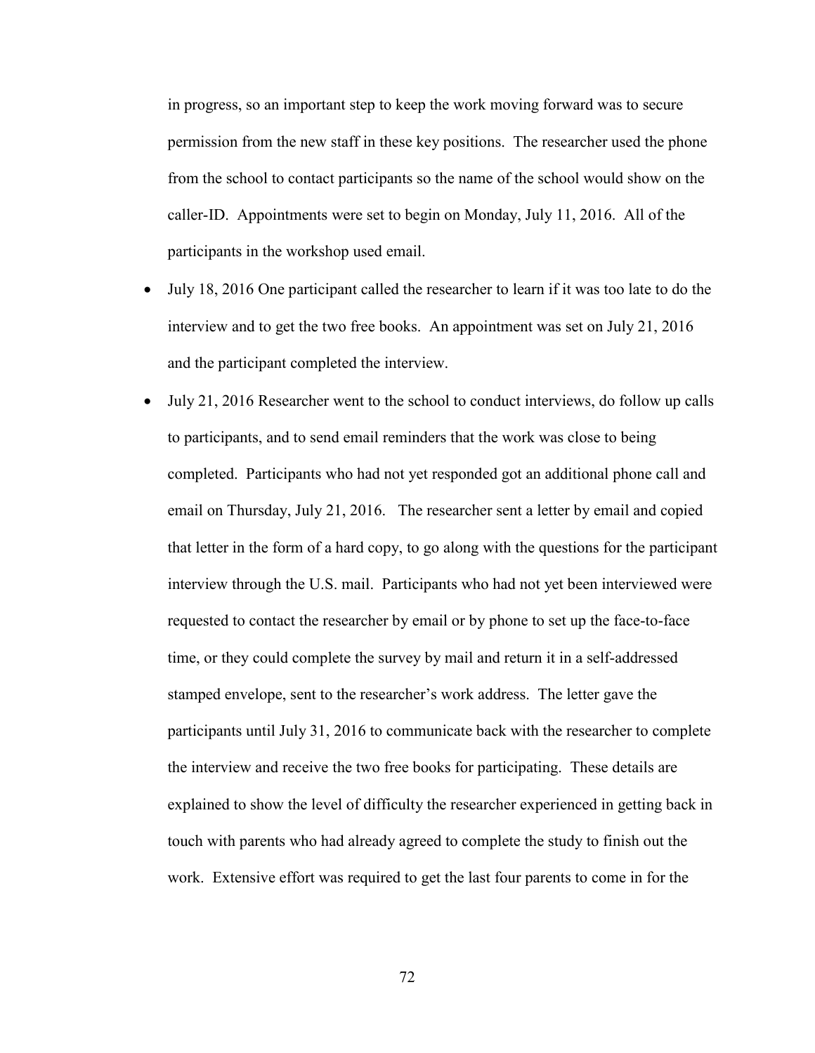in progress, so an important step to keep the work moving forward was to secure permission from the new staff in these key positions. The researcher used the phone from the school to contact participants so the name of the school would show on the caller-ID. Appointments were set to begin on Monday, July 11, 2016. All of the participants in the workshop used email.

- July 18, 2016 One participant called the researcher to learn if it was too late to do the interview and to get the two free books. An appointment was set on July 21, 2016 and the participant completed the interview.
- July 21, 2016 Researcher went to the school to conduct interviews, do follow up calls to participants, and to send email reminders that the work was close to being completed. Participants who had not yet responded got an additional phone call and email on Thursday, July 21, 2016. The researcher sent a letter by email and copied that letter in the form of a hard copy, to go along with the questions for the participant interview through the U.S. mail. Participants who had not yet been interviewed were requested to contact the researcher by email or by phone to set up the face-to-face time, or they could complete the survey by mail and return it in a self-addressed stamped envelope, sent to the researcher's work address. The letter gave the participants until July 31, 2016 to communicate back with the researcher to complete the interview and receive the two free books for participating. These details are explained to show the level of difficulty the researcher experienced in getting back in touch with parents who had already agreed to complete the study to finish out the work. Extensive effort was required to get the last four parents to come in for the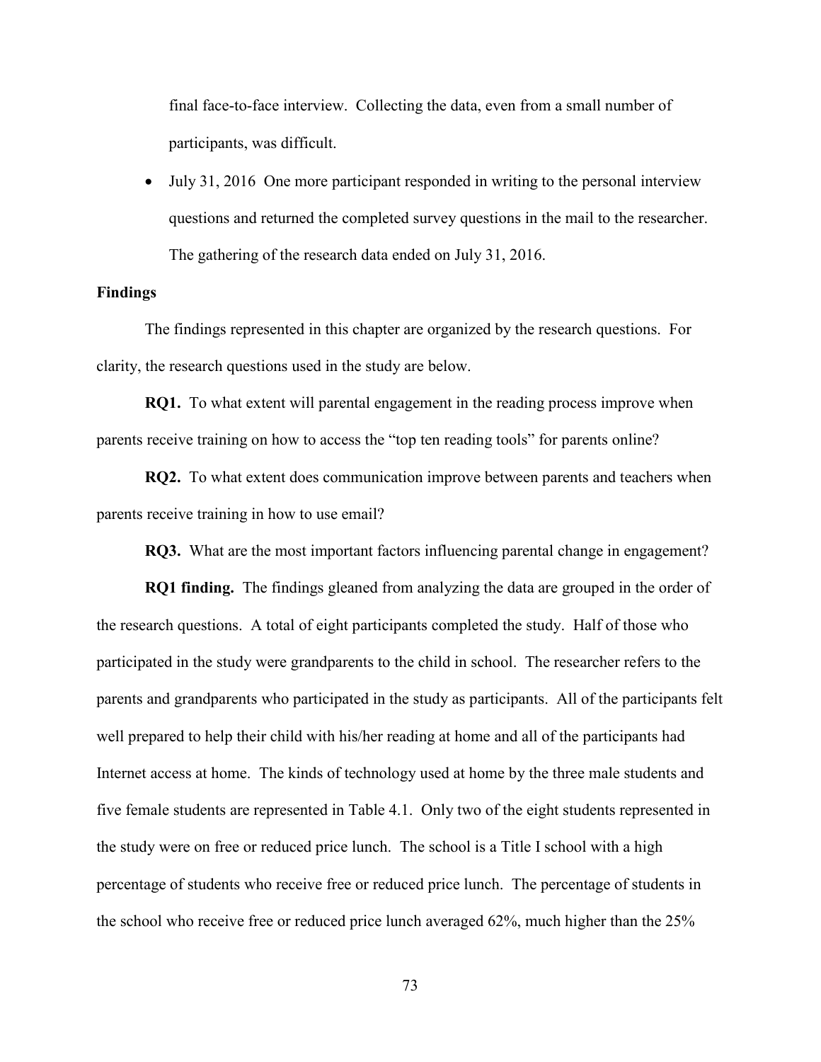final face-to-face interview. Collecting the data, even from a small number of participants, was difficult.

- July 31, 2016 One more participant responded in writing to the personal interview questions and returned the completed survey questions in the mail to the researcher. The gathering of the research data ended on July 31, 2016.

**Findings**

The findings represented in this chapter are organized by the research questions. For clarity, the research questions used in the study are below.

**RQ1.** To what extent will parental engagement in the reading process improve when parents receive training on how to access the "top ten reading tools" for parents online?

**RQ2.** To what extent does communication improve between parents and teachers when parents receive training in how to use email?

**RQ3.** What are the most important factors influencing parental change in engagement?

**RQ1 finding.** The findings gleaned from analyzing the data are grouped in the order of the research questions. A total of eight participants completed the study. Half of those who participated in the study were grandparents to the child in school. The researcher refers to the parents and grandparents who participated in the study as participants. All of the participants felt well prepared to help their child with his/her reading at home and all of the participants had Internet access at home. The kinds of technology used at home by the three male students and five female students are represented in Table 4.1. Only two of the eight students represented in the study were on free or reduced price lunch. The school is a Title I school with a high percentage of students who receive free or reduced price lunch. The percentage of students in the school who receive free or reduced price lunch averaged 62%, much higher than the 25%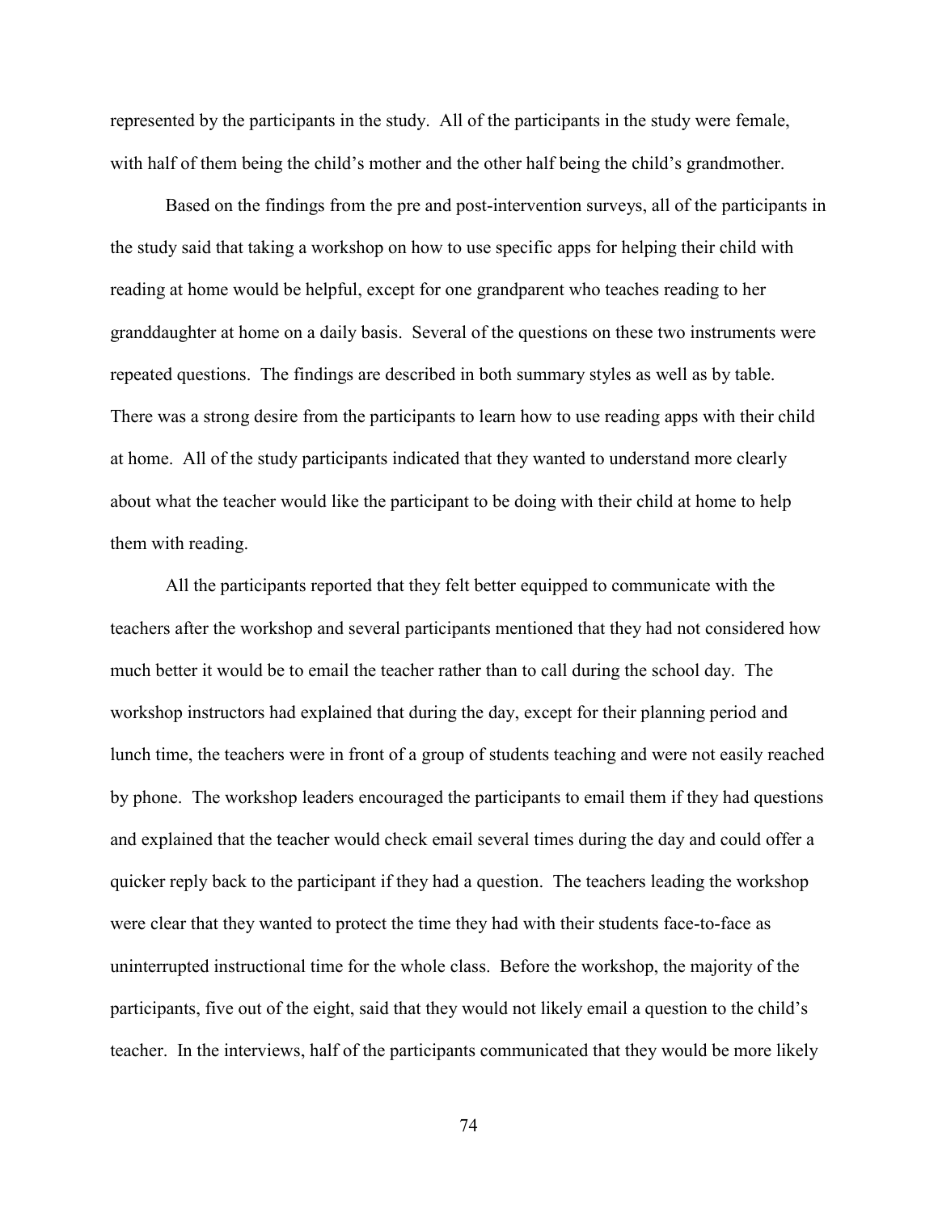represented by the participants in the study. All of the participants in the study were female, with half of them being the child's mother and the other half being the child's grandmother.

Based on the findings from the pre and post-intervention surveys, all of the participants in the study said that taking a workshop on how to use specific apps for helping their child with reading at home would be helpful, except for one grandparent who teaches reading to her granddaughter at home on a daily basis. Several of the questions on these two instruments were repeated questions. The findings are described in both summary styles as well as by table. There was a strong desire from the participants to learn how to use reading apps with their child at home. All of the study participants indicated that they wanted to understand more clearly about what the teacher would like the participant to be doing with their child at home to help them with reading.

All the participants reported that they felt better equipped to communicate with the teachers after the workshop and several participants mentioned that they had not considered how much better it would be to email the teacher rather than to call during the school day. The workshop instructors had explained that during the day, except for their planning period and lunch time, the teachers were in front of a group of students teaching and were not easily reached by phone. The workshop leaders encouraged the participants to email them if they had questions and explained that the teacher would check email several times during the day and could offer a quicker reply back to the participant if they had a question. The teachers leading the workshop were clear that they wanted to protect the time they had with their students face-to-face as uninterrupted instructional time for the whole class. Before the workshop, the majority of the participants, five out of the eight, said that they would not likely email a question to the child's teacher. In the interviews, half of the participants communicated that they would be more likely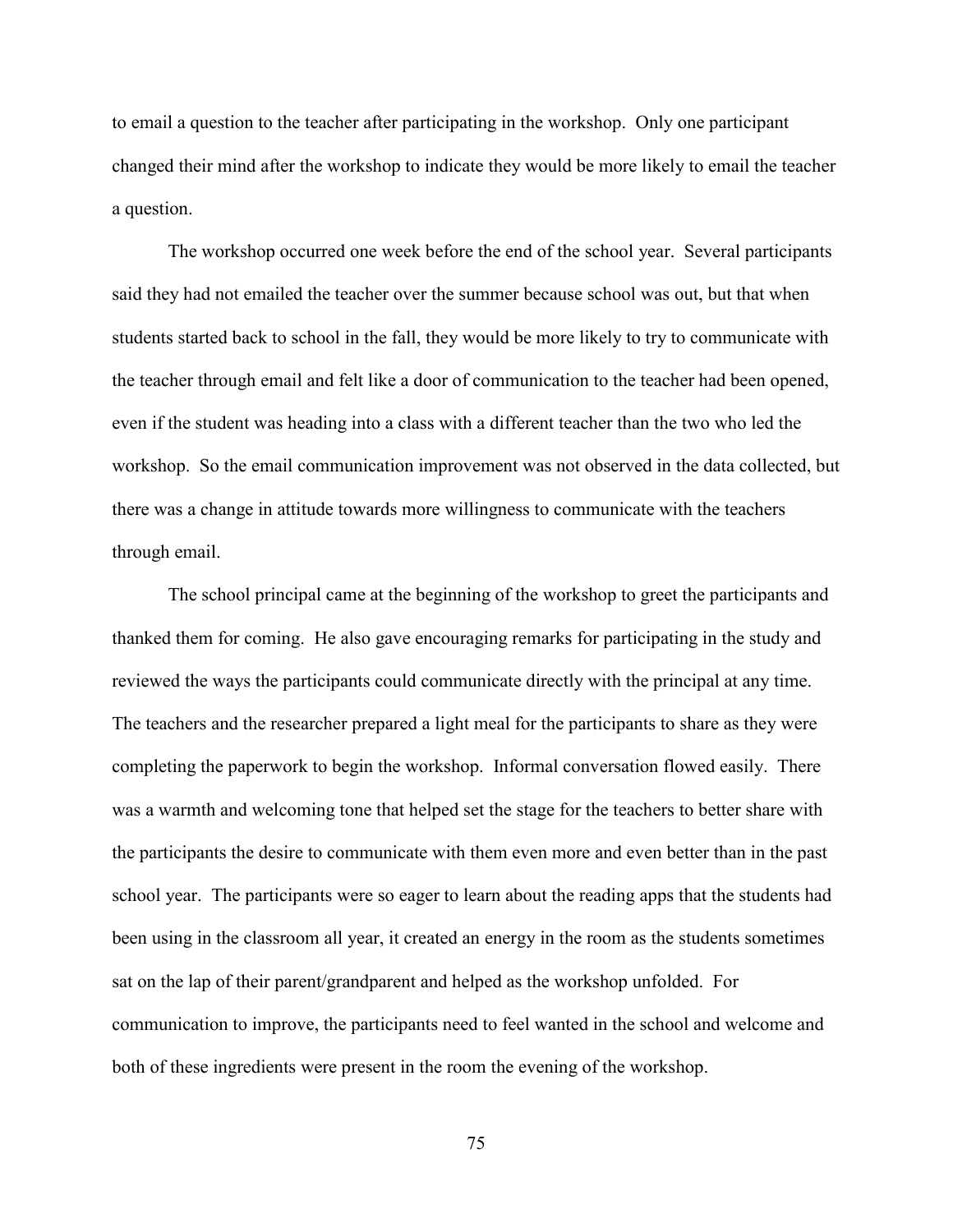to email a question to the teacher after participating in the workshop. Only one participant changed their mind after the workshop to indicate they would be more likely to email the teacher a question.

The workshop occurred one week before the end of the school year. Several participants said they had not emailed the teacher over the summer because school was out, but that when students started back to school in the fall, they would be more likely to try to communicate with the teacher through email and felt like a door of communication to the teacher had been opened, even if the student was heading into a class with a different teacher than the two who led the workshop. So the email communication improvement was not observed in the data collected, but there was a change in attitude towards more willingness to communicate with the teachers through email.

The school principal came at the beginning of the workshop to greet the participants and thanked them for coming. He also gave encouraging remarks for participating in the study and reviewed the ways the participants could communicate directly with the principal at any time. The teachers and the researcher prepared a light meal for the participants to share as they were completing the paperwork to begin the workshop. Informal conversation flowed easily. There was a warmth and welcoming tone that helped set the stage for the teachers to better share with the participants the desire to communicate with them even more and even better than in the past school year. The participants were so eager to learn about the reading apps that the students had been using in the classroom all year, it created an energy in the room as the students sometimes sat on the lap of their parent/grandparent and helped as the workshop unfolded. For communication to improve, the participants need to feel wanted in the school and welcome and both of these ingredients were present in the room the evening of the workshop.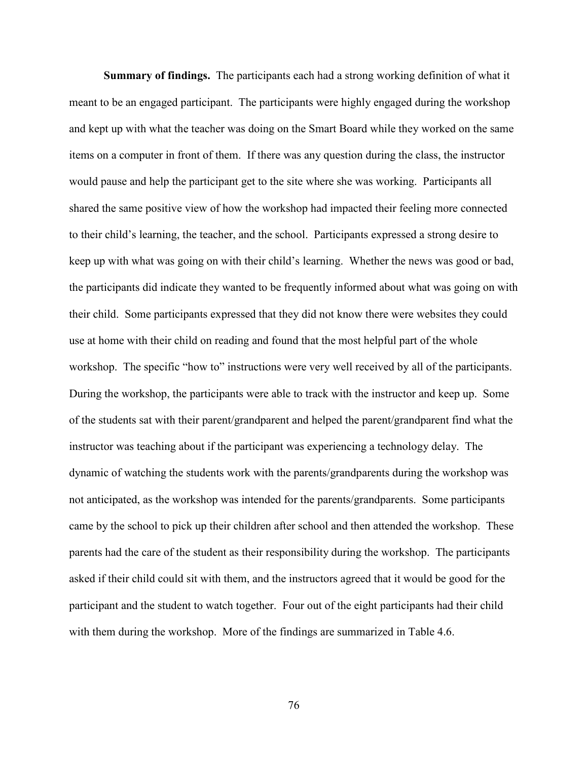**Summary of findings.** The participants each had a strong working definition of what it meant to be an engaged participant. The participants were highly engaged during the workshop and kept up with what the teacher was doing on the Smart Board while they worked on the same items on a computer in front of them. If there was any question during the class, the instructor would pause and help the participant get to the site where she was working. Participants all shared the same positive view of how the workshop had impacted their feeling more connected to their child's learning, the teacher, and the school. Participants expressed a strong desire to keep up with what was going on with their child's learning. Whether the news was good or bad, the participants did indicate they wanted to be frequently informed about what was going on with their child. Some participants expressed that they did not know there were websites they could use at home with their child on reading and found that the most helpful part of the whole workshop. The specific "how to" instructions were very well received by all of the participants. During the workshop, the participants were able to track with the instructor and keep up. Some of the students sat with their parent/grandparent and helped the parent/grandparent find what the instructor was teaching about if the participant was experiencing a technology delay. The dynamic of watching the students work with the parents/grandparents during the workshop was not anticipated, as the workshop was intended for the parents/grandparents. Some participants came by the school to pick up their children after school and then attended the workshop. These parents had the care of the student as their responsibility during the workshop. The participants asked if their child could sit with them, and the instructors agreed that it would be good for the participant and the student to watch together. Four out of the eight participants had their child with them during the workshop. More of the findings are summarized in Table 4.6.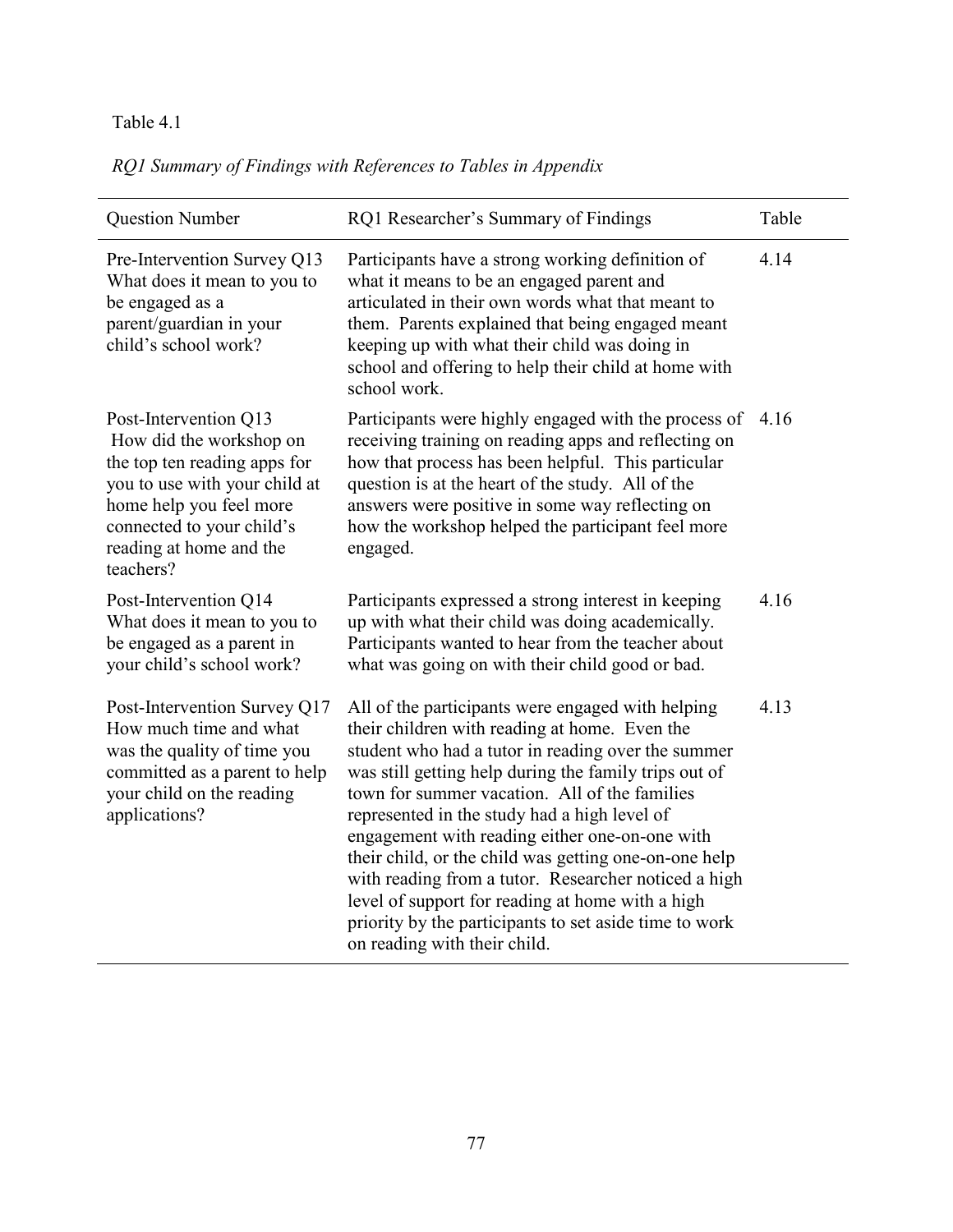Table 4.1

*RQ1 Summary of Findings with References to Tables in Appendix*

| Question Number | RQ1 Researcher's Summary of Findings | Table |
|---|---|---|
| Pre-Intervention Survey Q13 What does it mean to you to be engaged as a parent/guardian in your child's school work? | Participants have a strong working definition of what it means to be an engaged parent and articulated in their own words what that meant to them. Parents explained that being engaged meant keeping up with what their child was doing in school and offering to help their child at home with school work. | 4.14 |
| Post-Intervention Q13 How did the workshop on the top ten reading apps for you to use with your child at home help you feel more connected to your child's reading at home and the teachers? | Participants were highly engaged with the process of receiving training on reading apps and reflecting on how that process has been helpful. This particular question is at the heart of the study. All of the answers were positive in some way reflecting on how the workshop helped the participant feel more engaged. | 4.16 |
| Post-Intervention Q14 What does it mean to you to be engaged as a parent in your child's school work? | Participants expressed a strong interest in keeping up with what their child was doing academically. Participants wanted to hear from the teacher about what was going on with their child good or bad. | 4.16 |
| Post-Intervention Survey Q17 How much time and what was the quality of time you committed as a parent to help your child on the reading applications? | All of the participants were engaged with helping their children with reading at home. Even the student who had a tutor in reading over the summer was still getting help during the family trips out of town for summer vacation. All of the families represented in the study had a high level of engagement with reading either one-on-one with their child, or the child was getting one-on-one help with reading from a tutor. Researcher noticed a high level of support for reading at home with a high priority by the participants to set aside time to work on reading with their child. | 4.13 |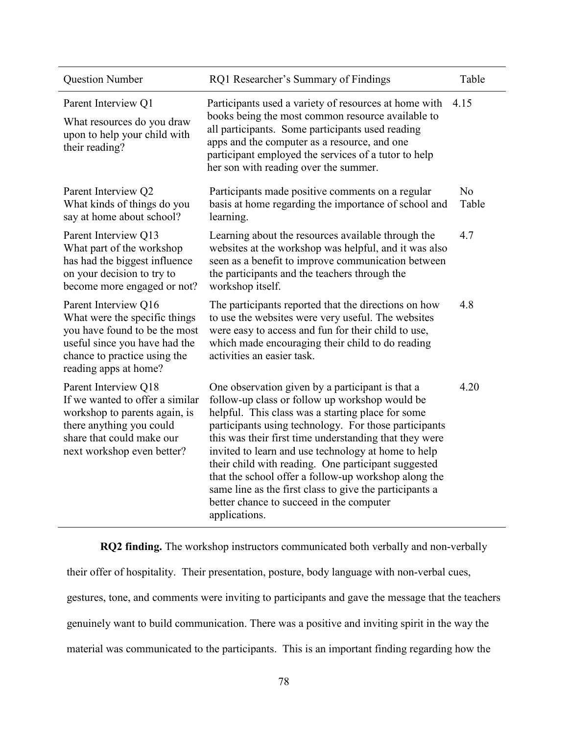| Question Number | RQ1 Researcher's Summary of Findings | Table |
|---|---|---|
| Parent Interview Q1<br>What resources do you draw upon to help your child with their reading? | Participants used a variety of resources at home with books being the most common resource available to all participants. Some participants used reading apps and the computer as a resource, and one participant employed the services of a tutor to help her son with reading over the summer. | 4.15 |
| Parent Interview Q2<br>What kinds of things do you say at home about school? | Participants made positive comments on a regular basis at home regarding the importance of school and learning. | No Table |
| Parent Interview Q13<br>What part of the workshop has had the biggest influence on your decision to try to become more engaged or not? | Learning about the resources available through the websites at the workshop was helpful, and it was also seen as a benefit to improve communication between the participants and the teachers through the workshop itself. | 4.7 |
| Parent Interview Q16<br>What were the specific things you have found to be the most useful since you have had the chance to practice using the reading apps at home? | The participants reported that the directions on how to use the websites were very useful. The websites were easy to access and fun for their child to use, which made encouraging their child to do reading activities an easier task. | 4.8 |
| Parent Interview Q18<br>If we wanted to offer a similar workshop to parents again, is there anything you could share that could make our next workshop even better? | One observation given by a participant is that a follow-up class or follow up workshop would be helpful. This class was a starting place for some participants using technology. For those participants this was their first time understanding that they were invited to learn and use technology at home to help their child with reading. One participant suggested that the school offer a follow-up workshop along the same line as the first class to give the participants a better chance to succeed in the computer applications. | 4.20 |

**RQ2 finding.** The workshop instructors communicated both verbally and non-verbally their offer of hospitality. Their presentation, posture, body language with non-verbal cues, gestures, tone, and comments were inviting to participants and gave the message that the teachers genuinely want to build communication. There was a positive and inviting spirit in the way the material was communicated to the participants. This is an important finding regarding how the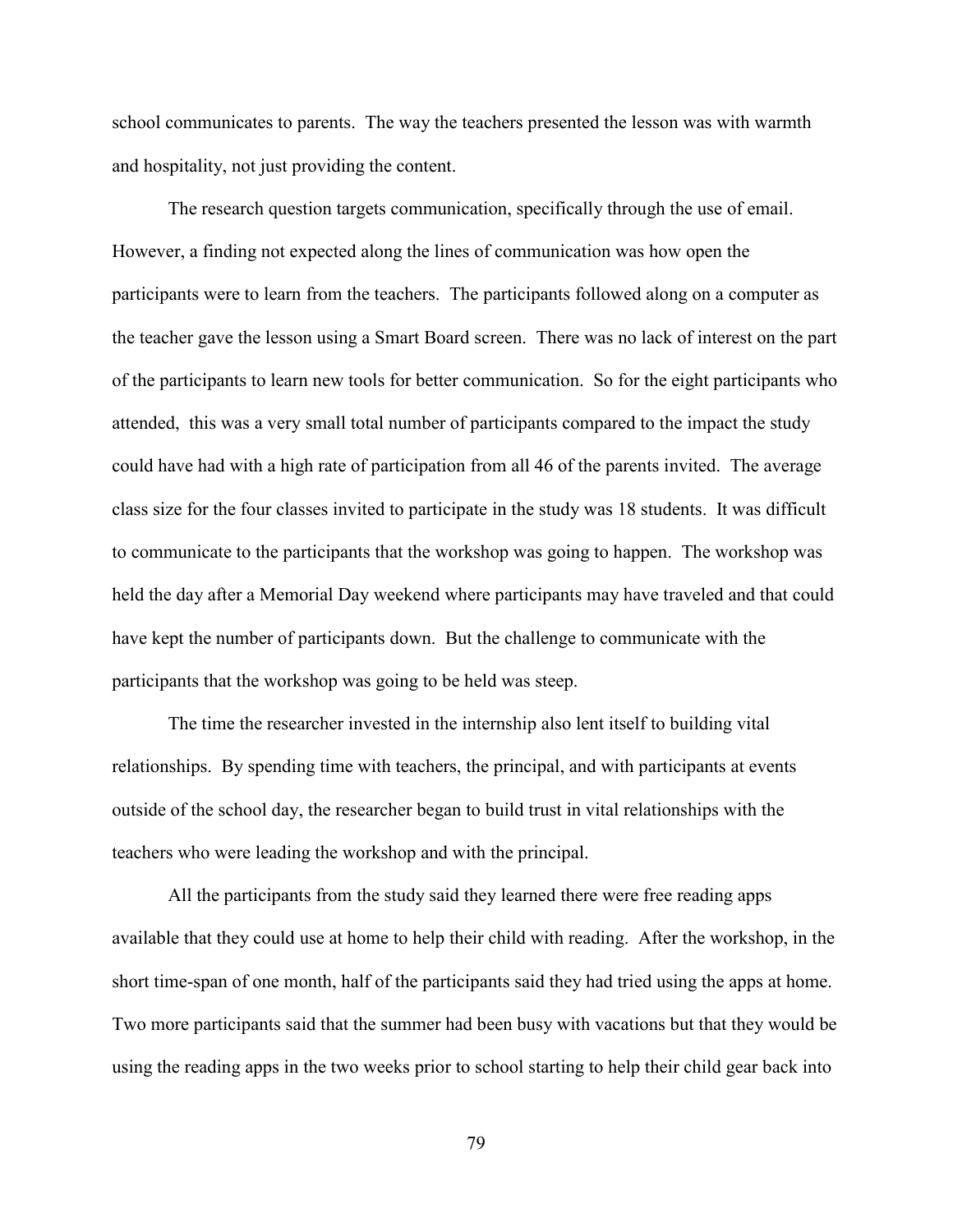school communicates to parents. The way the teachers presented the lesson was with warmth and hospitality, not just providing the content.

The research question targets communication, specifically through the use of email. However, a finding not expected along the lines of communication was how open the participants were to learn from the teachers. The participants followed along on a computer as the teacher gave the lesson using a Smart Board screen. There was no lack of interest on the part of the participants to learn new tools for better communication. So for the eight participants who attended, this was a very small total number of participants compared to the impact the study could have had with a high rate of participation from all 46 of the parents invited. The average class size for the four classes invited to participate in the study was 18 students. It was difficult to communicate to the participants that the workshop was going to happen. The workshop was held the day after a Memorial Day weekend where participants may have traveled and that could have kept the number of participants down. But the challenge to communicate with the participants that the workshop was going to be held was steep.

The time the researcher invested in the internship also lent itself to building vital relationships. By spending time with teachers, the principal, and with participants at events outside of the school day, the researcher began to build trust in vital relationships with the teachers who were leading the workshop and with the principal.

All the participants from the study said they learned there were free reading apps available that they could use at home to help their child with reading. After the workshop, in the short time-span of one month, half of the participants said they had tried using the apps at home. Two more participants said that the summer had been busy with vacations but that they would be using the reading apps in the two weeks prior to school starting to help their child gear back into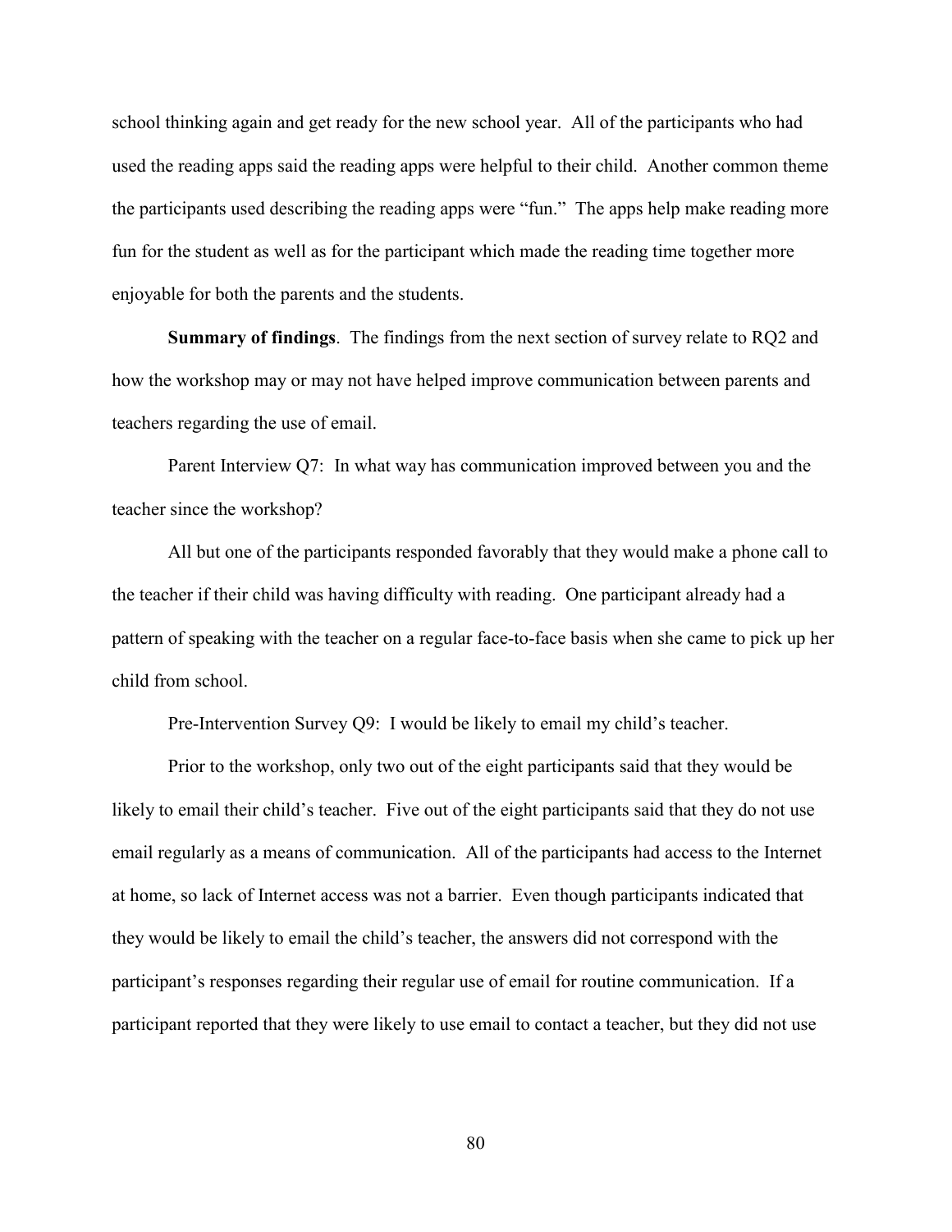school thinking again and get ready for the new school year. All of the participants who had used the reading apps said the reading apps were helpful to their child. Another common theme the participants used describing the reading apps were "fun." The apps help make reading more fun for the student as well as for the participant which made the reading time together more enjoyable for both the parents and the students.

**Summary of findings**. The findings from the next section of survey relate to RQ2 and how the workshop may or may not have helped improve communication between parents and teachers regarding the use of email.

Parent Interview Q7: In what way has communication improved between you and the teacher since the workshop?

All but one of the participants responded favorably that they would make a phone call to the teacher if their child was having difficulty with reading. One participant already had a pattern of speaking with the teacher on a regular face-to-face basis when she came to pick up her child from school.

Pre-Intervention Survey Q9: I would be likely to email my child's teacher.

Prior to the workshop, only two out of the eight participants said that they would be likely to email their child's teacher. Five out of the eight participants said that they do not use email regularly as a means of communication. All of the participants had access to the Internet at home, so lack of Internet access was not a barrier. Even though participants indicated that they would be likely to email the child's teacher, the answers did not correspond with the participant's responses regarding their regular use of email for routine communication. If a participant reported that they were likely to use email to contact a teacher, but they did not use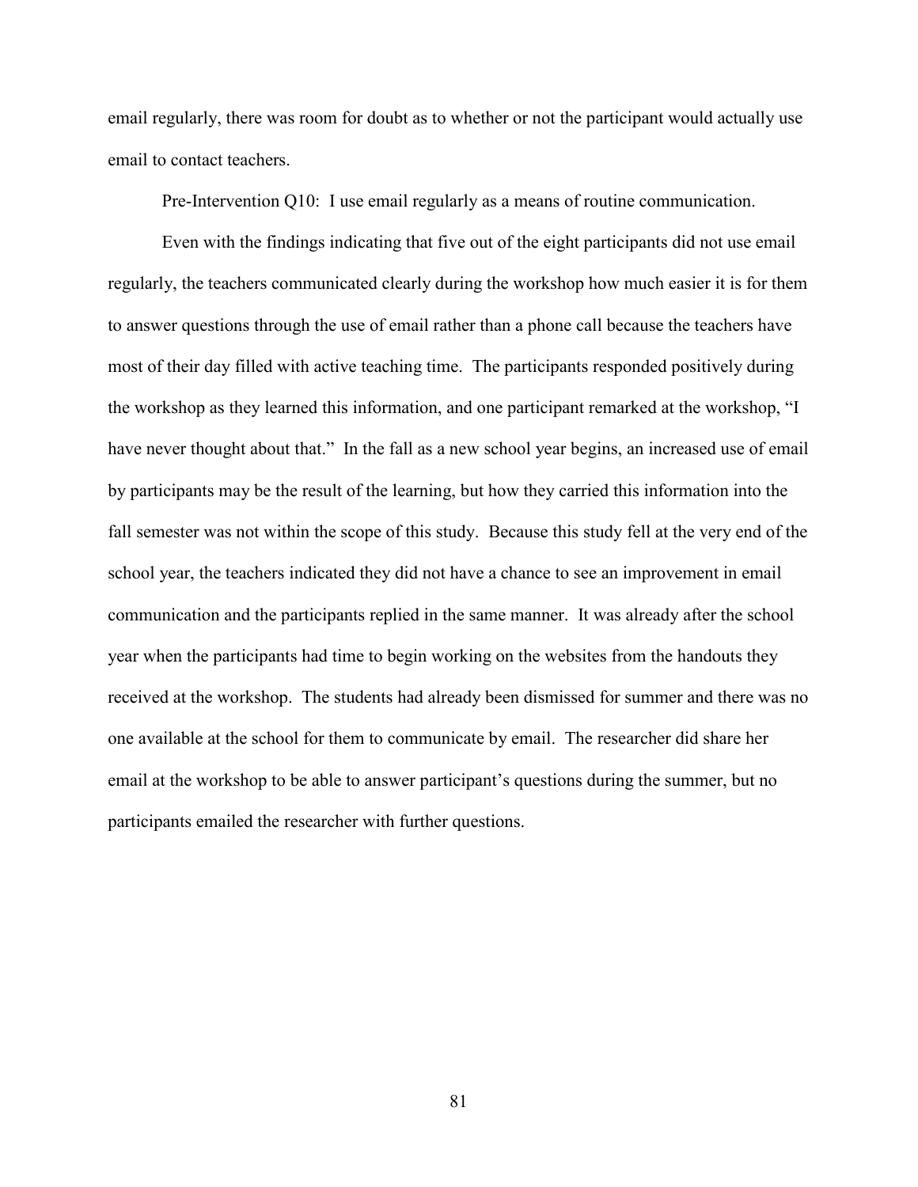email regularly, there was room for doubt as to whether or not the participant would actually use email to contact teachers.

Pre-Intervention Q10: I use email regularly as a means of routine communication.

Even with the findings indicating that five out of the eight participants did not use email regularly, the teachers communicated clearly during the workshop how much easier it is for them to answer questions through the use of email rather than a phone call because the teachers have most of their day filled with active teaching time. The participants responded positively during the workshop as they learned this information, and one participant remarked at the workshop, "I have never thought about that." In the fall as a new school year begins, an increased use of email by participants may be the result of the learning, but how they carried this information into the fall semester was not within the scope of this study. Because this study fell at the very end of the school year, the teachers indicated they did not have a chance to see an improvement in email communication and the participants replied in the same manner. It was already after the school year when the participants had time to begin working on the websites from the handouts they received at the workshop. The students had already been dismissed for summer and there was no one available at the school for them to communicate by email. The researcher did share her email at the workshop to be able to answer participant's questions during the summer, but no participants emailed the researcher with further questions.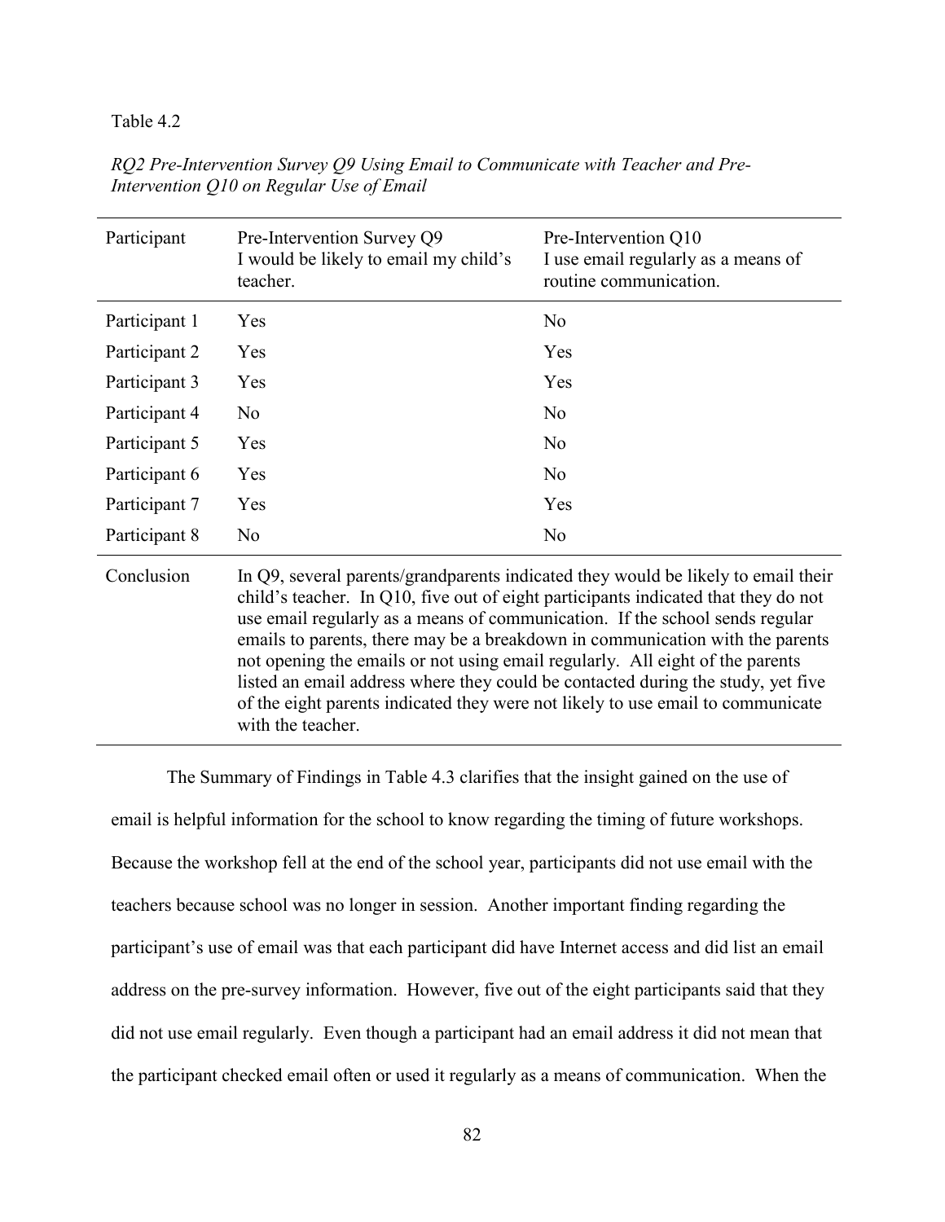Table 4.2

*RQ2 Pre-Intervention Survey Q9 Using Email to Communicate with Teacher and Pre-Intervention Q10 on Regular Use of Email*

| Participant | Pre-Intervention Survey Q9 I would be likely to email my child's teacher. | Pre-Intervention Q10 I use email regularly as a means of routine communication. |
|---|---|---|
| Participant 1 | Yes | No |
| Participant 2 | Yes | Yes |
| Participant 3 | Yes | Yes |
| Participant 4 | No | No |
| Participant 5 | Yes | No |
| Participant 6 | Yes | No |
| Participant 7 | Yes | Yes |
| Participant 8 | No | No |
| Conclusion | In Q9, several parents/grandparents indicated they would be likely to email their child's teacher. In Q10, five out of eight participants indicated that they do not use email regularly as a means of communication. If the school sends regular emails to parents, there may be a breakdown in communication with the parents not opening the emails or not using email regularly. All eight of the parents listed an email address where they could be contacted during the study, yet five of the eight parents indicated they were not likely to use email to communicate with the teacher. | |

The Summary of Findings in Table 4.3 clarifies that the insight gained on the use of email is helpful information for the school to know regarding the timing of future workshops. Because the workshop fell at the end of the school year, participants did not use email with the teachers because school was no longer in session. Another important finding regarding the participant's use of email was that each participant did have Internet access and did list an email address on the pre-survey information. However, five out of the eight participants said that they did not use email regularly. Even though a participant had an email address it did not mean that the participant checked email often or used it regularly as a means of communication. When the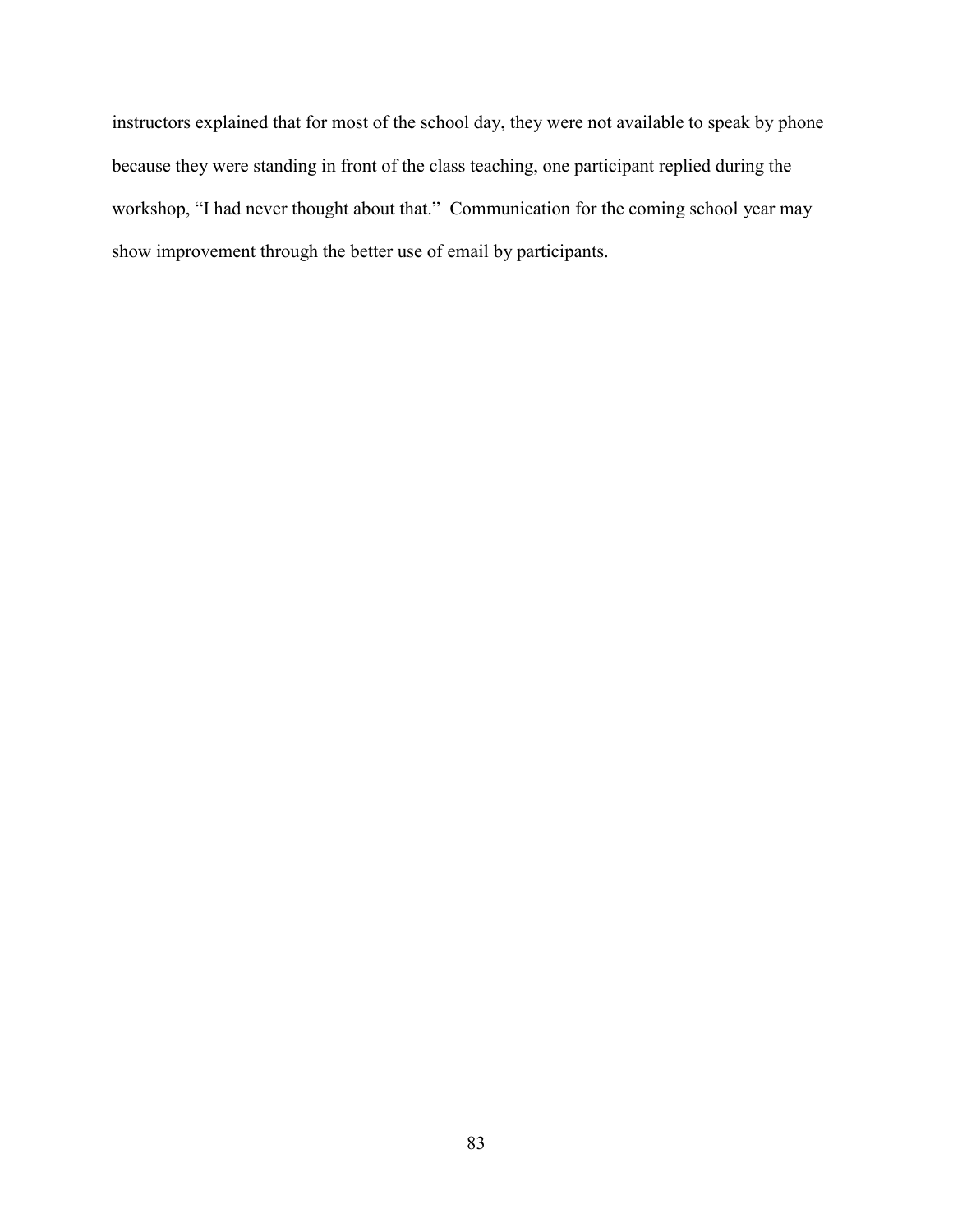instructors explained that for most of the school day, they were not available to speak by phone because they were standing in front of the class teaching, one participant replied during the workshop, "I had never thought about that." Communication for the coming school year may show improvement through the better use of email by participants.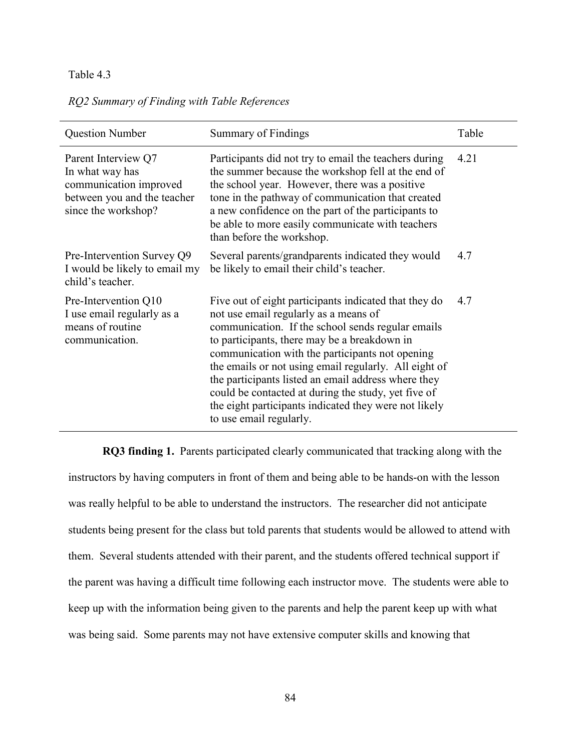Table 4.3

*RQ2 Summary of Finding with Table References*

| Question Number | Summary of Findings | Table |
|---|---|---|
| Parent Interview Q7 In what way has communication improved between you and the teacher since the workshop? | Participants did not try to email the teachers during the summer because the workshop fell at the end of the school year. However, there was a positive tone in the pathway of communication that created a new confidence on the part of the participants to be able to more easily communicate with teachers than before the workshop. | 4.21 |
| Pre-Intervention Survey Q9 I would be likely to email my child's teacher. | Several parents/grandparents indicated they would be likely to email their child's teacher. | 4.7 |
| Pre-Intervention Q10 I use email regularly as a means of routine communication. | Five out of eight participants indicated that they do not use email regularly as a means of communication. If the school sends regular emails to participants, there may be a breakdown in communication with the participants not opening the emails or not using email regularly. All eight of the participants listed an email address where they could be contacted at during the study, yet five of the eight participants indicated they were not likely to use email regularly. | 4.7 |

**RQ3 finding 1.** Parents participated clearly communicated that tracking along with the instructors by having computers in front of them and being able to be hands-on with the lesson was really helpful to be able to understand the instructors. The researcher did not anticipate students being present for the class but told parents that students would be allowed to attend with them. Several students attended with their parent, and the students offered technical support if the parent was having a difficult time following each instructor move. The students were able to keep up with the information being given to the parents and help the parent keep up with what was being said. Some parents may not have extensive computer skills and knowing that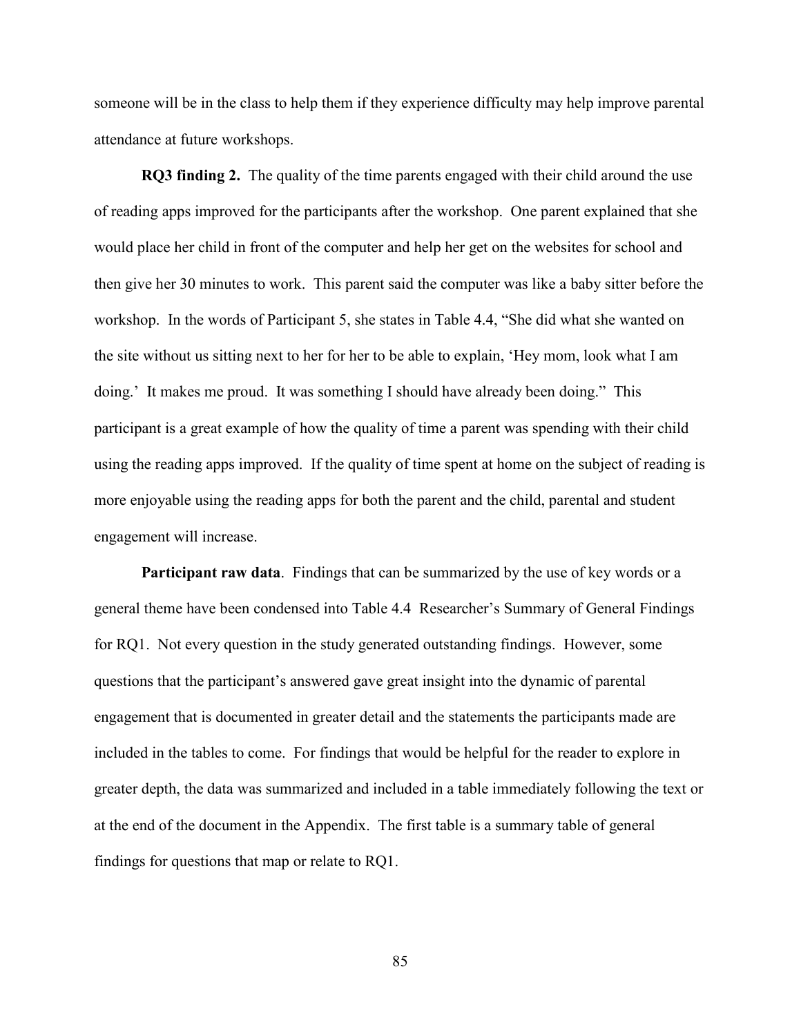someone will be in the class to help them if they experience difficulty may help improve parental attendance at future workshops.

**RQ3 finding 2.** The quality of the time parents engaged with their child around the use of reading apps improved for the participants after the workshop. One parent explained that she would place her child in front of the computer and help her get on the websites for school and then give her 30 minutes to work. This parent said the computer was like a baby sitter before the workshop. In the words of Participant 5, she states in Table 4.4, "She did what she wanted on the site without us sitting next to her for her to be able to explain, 'Hey mom, look what I am doing.' It makes me proud. It was something I should have already been doing." This participant is a great example of how the quality of time a parent was spending with their child using the reading apps improved. If the quality of time spent at home on the subject of reading is more enjoyable using the reading apps for both the parent and the child, parental and student engagement will increase.

**Participant raw data**. Findings that can be summarized by the use of key words or a general theme have been condensed into Table 4.4 Researcher's Summary of General Findings for RQ1. Not every question in the study generated outstanding findings. However, some questions that the participant's answered gave great insight into the dynamic of parental engagement that is documented in greater detail and the statements the participants made are included in the tables to come. For findings that would be helpful for the reader to explore in greater depth, the data was summarized and included in a table immediately following the text or at the end of the document in the Appendix. The first table is a summary table of general findings for questions that map or relate to RQ1.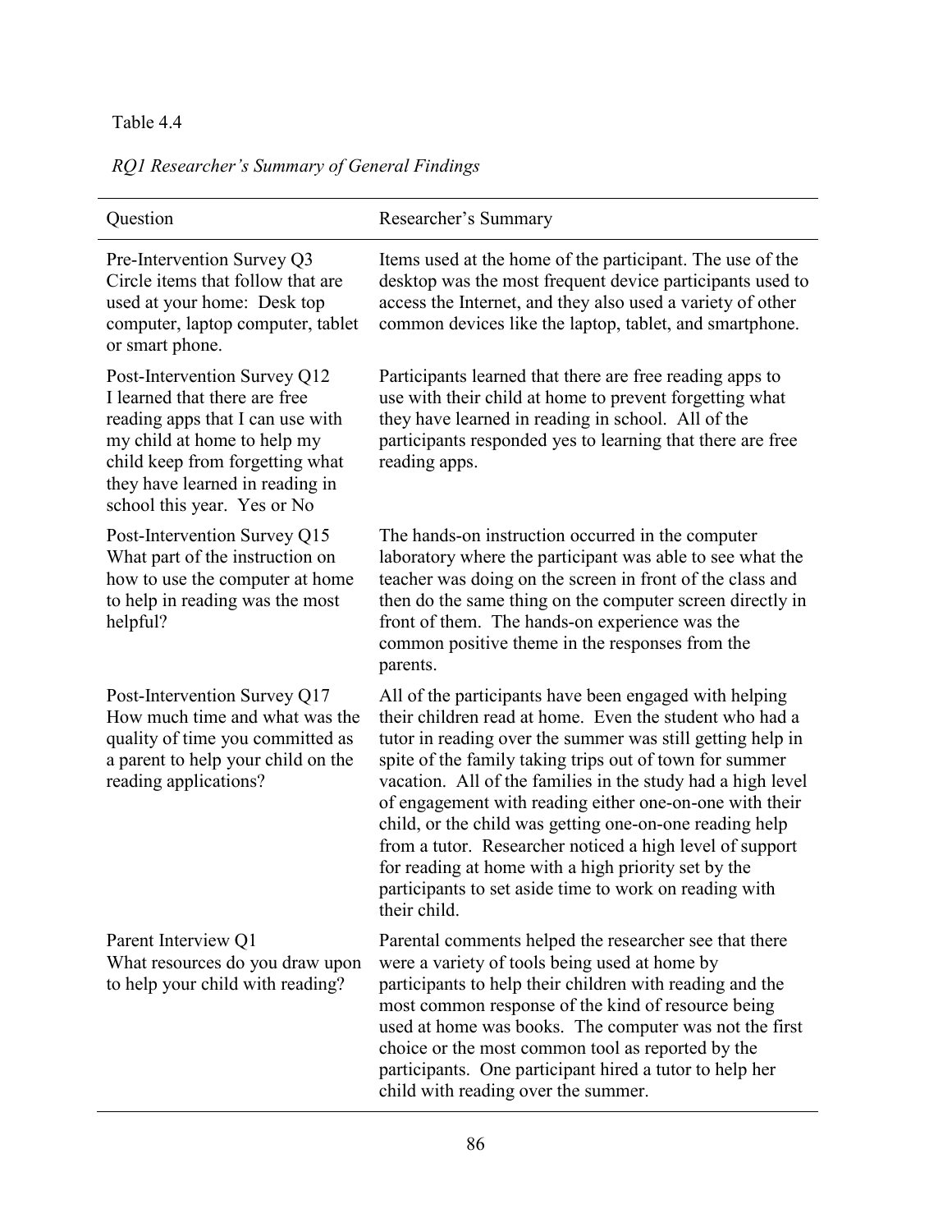Table 4.4

*RQ1 Researcher's Summary of General Findings*

| Question | Researcher's Summary |
| --- | --- |
| Pre-Intervention Survey Q3 Circle items that follow that are used at your home: Desk top computer, laptop computer, tablet or smart phone. | Items used at the home of the participant. The use of the desktop was the most frequent device participants used to access the Internet, and they also used a variety of other common devices like the laptop, tablet, and smartphone. |
| Post-Intervention Survey Q12 I learned that there are free reading apps that I can use with my child at home to help my child keep from forgetting what they have learned in reading in school this year. Yes or No | Participants learned that there are free reading apps to use with their child at home to prevent forgetting what they have learned in reading in school. All of the participants responded yes to learning that there are free reading apps. |
| Post-Intervention Survey Q15 What part of the instruction on how to use the computer at home to help in reading was the most helpful? | The hands-on instruction occurred in the computer laboratory where the participant was able to see what the teacher was doing on the screen in front of the class and then do the same thing on the computer screen directly in front of them. The hands-on experience was the common positive theme in the responses from the parents. |
| Post-Intervention Survey Q17 How much time and what was the quality of time you committed as a parent to help your child on the reading applications? | All of the participants have been engaged with helping their children read at home. Even the student who had a tutor in reading over the summer was still getting help in spite of the family taking trips out of town for summer vacation. All of the families in the study had a high level of engagement with reading either one-on-one with their child, or the child was getting one-on-one reading help from a tutor. Researcher noticed a high level of support for reading at home with a high priority set by the participants to set aside time to work on reading with their child. |
| Parent Interview Q1 What resources do you draw upon to help your child with reading? | Parental comments helped the researcher see that there were a variety of tools being used at home by participants to help their children with reading and the most common response of the kind of resource being used at home was books. The computer was not the first choice or the most common tool as reported by the participants. One participant hired a tutor to help her child with reading over the summer. |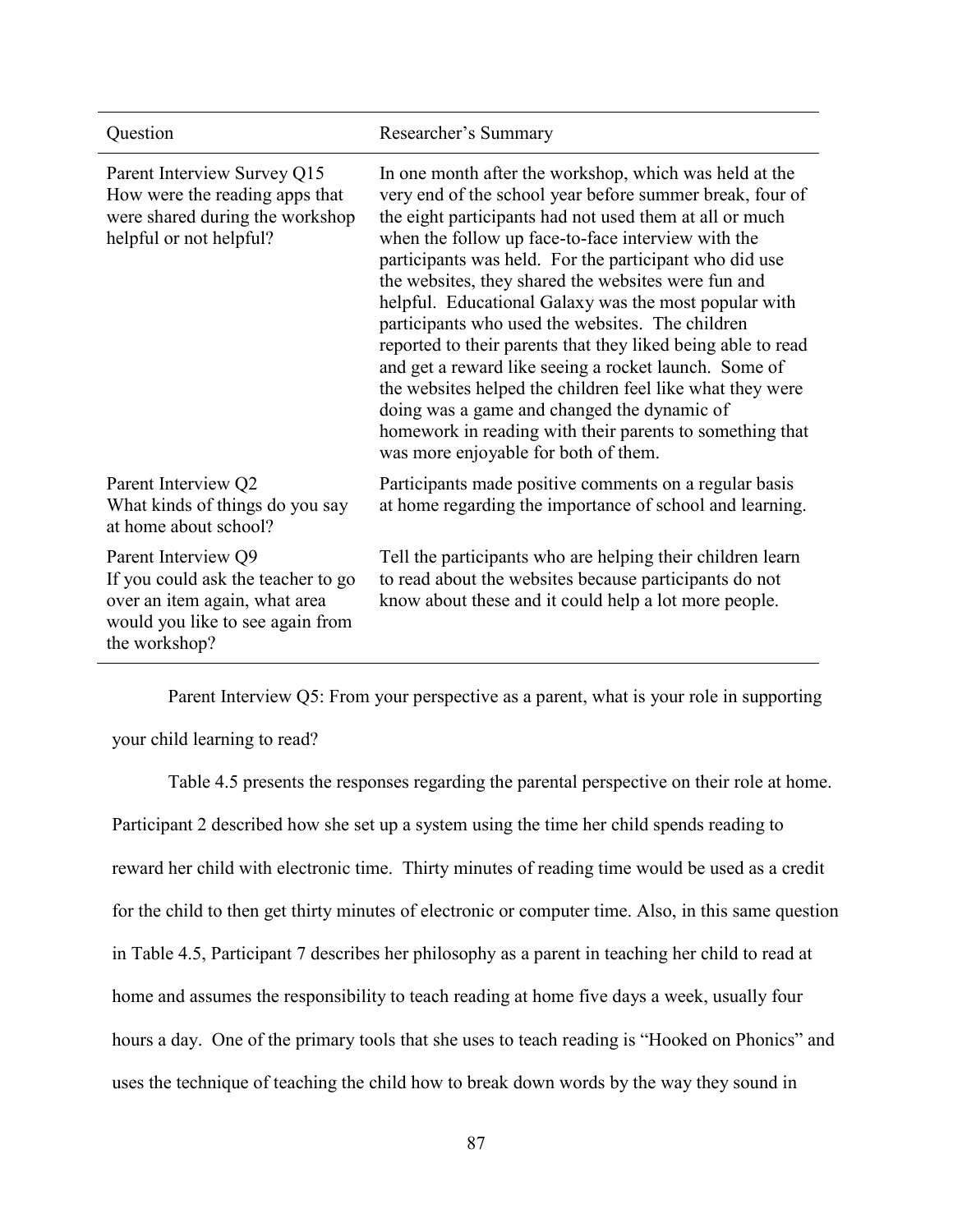| Question | Researcher's Summary |
| --- | --- |
| Parent Interview Survey Q15 How were the reading apps that were shared during the workshop helpful or not helpful? | In one month after the workshop, which was held at the very end of the school year before summer break, four of the eight participants had not used them at all or much when the follow up face-to-face interview with the participants was held. For the participant who did use the websites, they shared the websites were fun and helpful. Educational Galaxy was the most popular with participants who used the websites. The children reported to their parents that they liked being able to read and get a reward like seeing a rocket launch. Some of the websites helped the children feel like what they were doing was a game and changed the dynamic of homework in reading with their parents to something that was more enjoyable for both of them. |
| Parent Interview Q2 What kinds of things do you say at home about school? | Participants made positive comments on a regular basis at home regarding the importance of school and learning. |
| Parent Interview Q9 If you could ask the teacher to go over an item again, what area would you like to see again from the workshop? | Tell the participants who are helping their children learn to read about the websites because participants do not know about these and it could help a lot more people. |

Parent Interview Q5: From your perspective as a parent, what is your role in supporting your child learning to read?

Table 4.5 presents the responses regarding the parental perspective on their role at home. Participant 2 described how she set up a system using the time her child spends reading to reward her child with electronic time. Thirty minutes of reading time would be used as a credit for the child to then get thirty minutes of electronic or computer time. Also, in this same question in Table 4.5, Participant 7 describes her philosophy as a parent in teaching her child to read at home and assumes the responsibility to teach reading at home five days a week, usually four hours a day. One of the primary tools that she uses to teach reading is "Hooked on Phonics" and uses the technique of teaching the child how to break down words by the way they sound in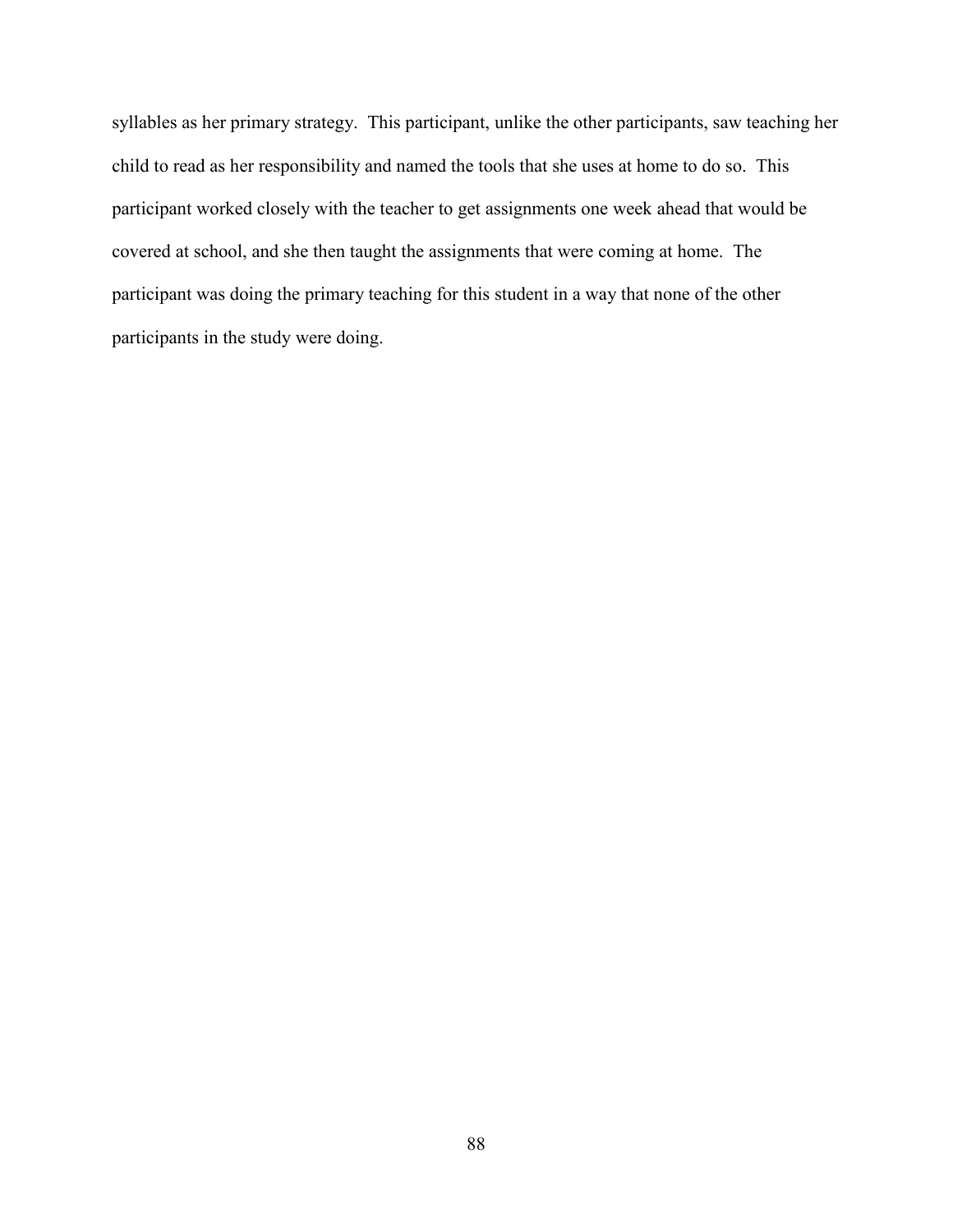syllables as her primary strategy. This participant, unlike the other participants, saw teaching her child to read as her responsibility and named the tools that she uses at home to do so. This participant worked closely with the teacher to get assignments one week ahead that would be covered at school, and she then taught the assignments that were coming at home. The participant was doing the primary teaching for this student in a way that none of the other participants in the study were doing.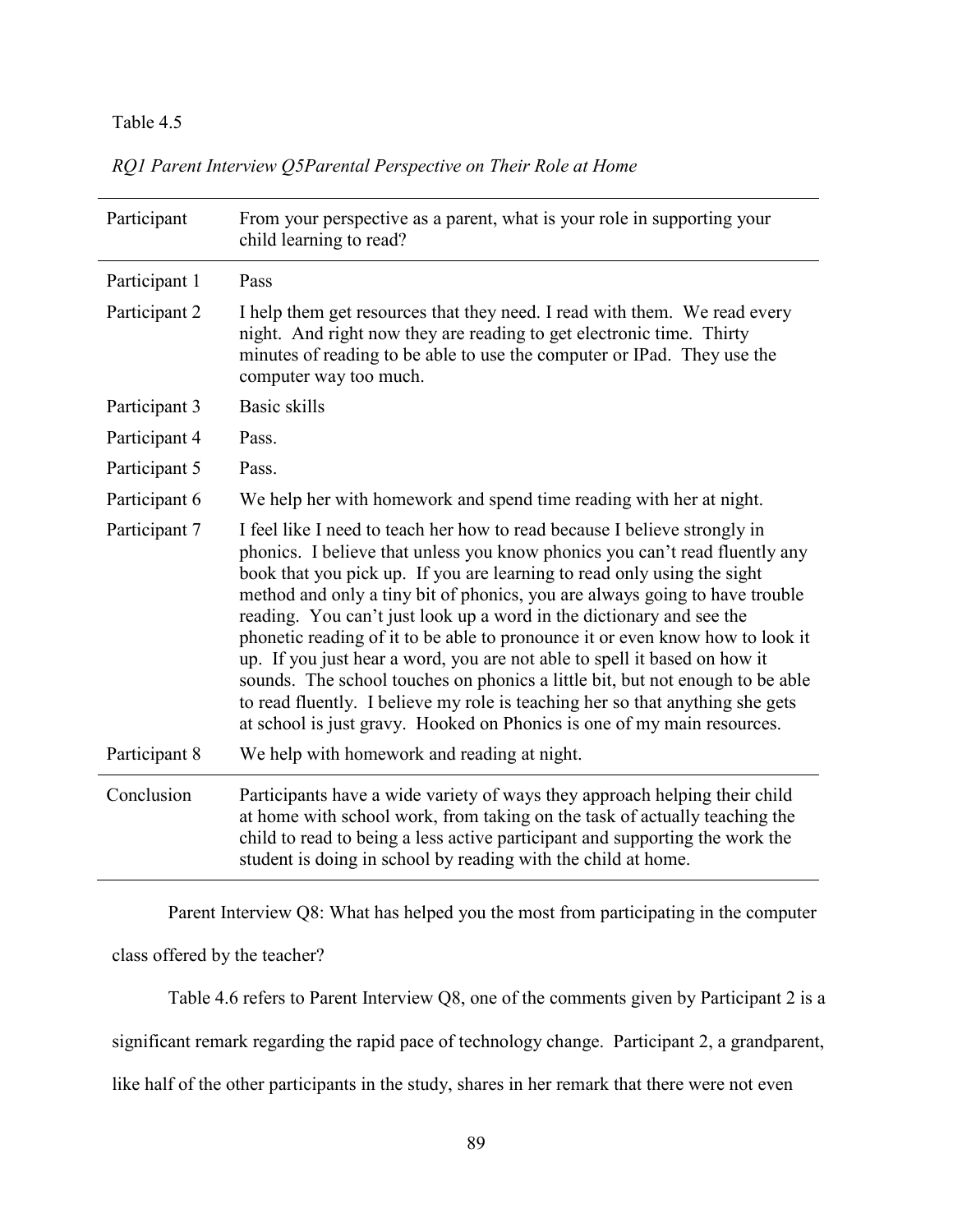Table 4.5

*RQ1 Parent Interview Q5Parental Perspective on Their Role at Home*

| Participant | From your perspective as a parent, what is your role in supporting your child learning to read? |
|---|---|
| Participant 1 | Pass |
| Participant 2 | I help them get resources that they need. I read with them. We read every night. And right now they are reading to get electronic time. Thirty minutes of reading to be able to use the computer or IPad. They use the computer way too much. |
| Participant 3 | Basic skills |
| Participant 4 | Pass. |
| Participant 5 | Pass. |
| Participant 6 | We help her with homework and spend time reading with her at night. |
| Participant 7 | I feel like I need to teach her how to read because I believe strongly in phonics. I believe that unless you know phonics you can't read fluently any book that you pick up. If you are learning to read only using the sight method and only a tiny bit of phonics, you are always going to have trouble reading. You can't just look up a word in the dictionary and see the phonetic reading of it to be able to pronounce it or even know how to look it up. If you just hear a word, you are not able to spell it based on how it sounds. The school touches on phonics a little bit, but not enough to be able to read fluently. I believe my role is teaching her so that anything she gets at school is just gravy. Hooked on Phonics is one of my main resources. |
| Participant 8 | We help with homework and reading at night. |
| Conclusion | Participants have a wide variety of ways they approach helping their child at home with school work, from taking on the task of actually teaching the child to read to being a less active participant and supporting the work the student is doing in school by reading with the child at home. |

Parent Interview Q8: What has helped you the most from participating in the computer class offered by the teacher?

Table 4.6 refers to Parent Interview Q8, one of the comments given by Participant 2 is a significant remark regarding the rapid pace of technology change. Participant 2, a grandparent, like half of the other participants in the study, shares in her remark that there were not even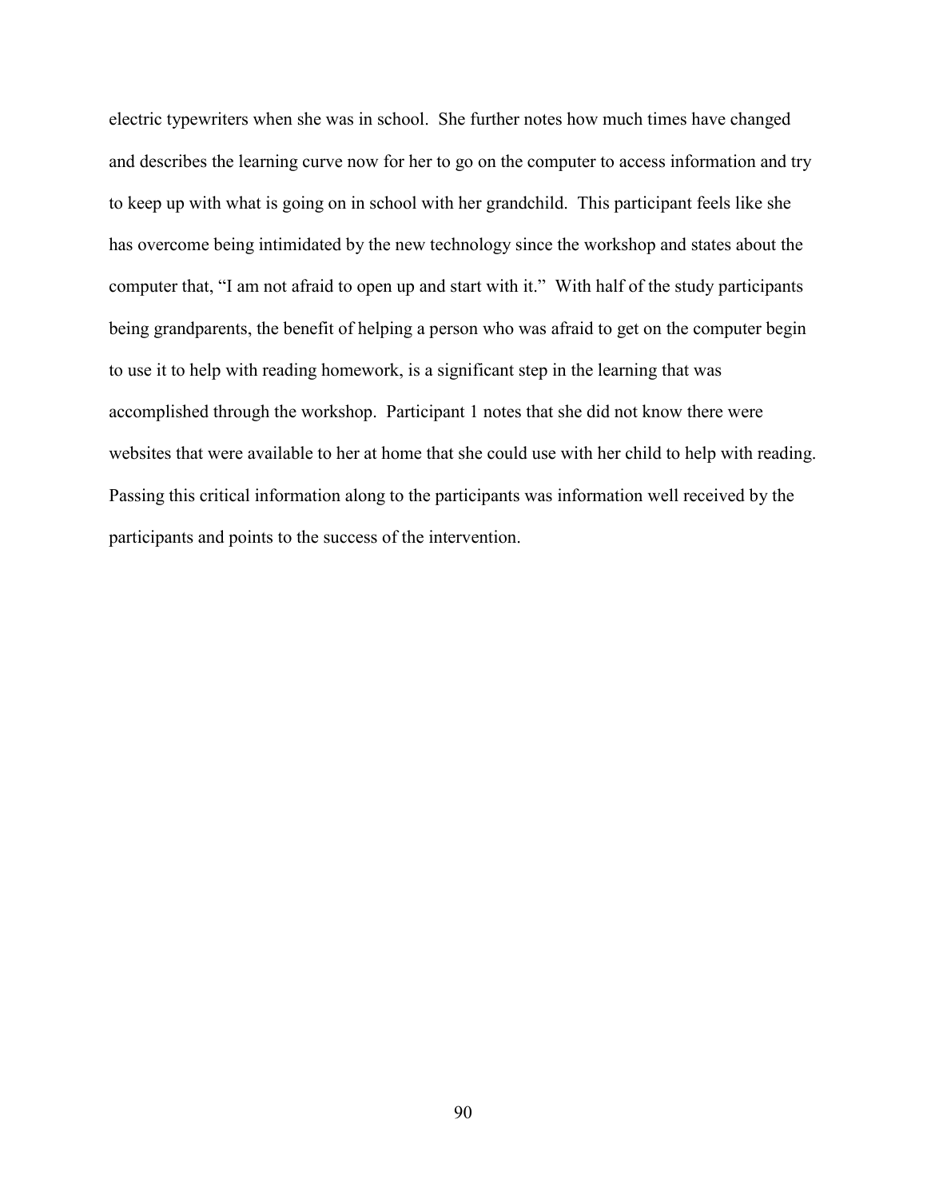electric typewriters when she was in school. She further notes how much times have changed and describes the learning curve now for her to go on the computer to access information and try to keep up with what is going on in school with her grandchild. This participant feels like she has overcome being intimidated by the new technology since the workshop and states about the computer that, “I am not afraid to open up and start with it.” With half of the study participants being grandparents, the benefit of helping a person who was afraid to get on the computer begin to use it to help with reading homework, is a significant step in the learning that was accomplished through the workshop. Participant 1 notes that she did not know there were websites that were available to her at home that she could use with her child to help with reading. Passing this critical information along to the participants was information well received by the participants and points to the success of the intervention.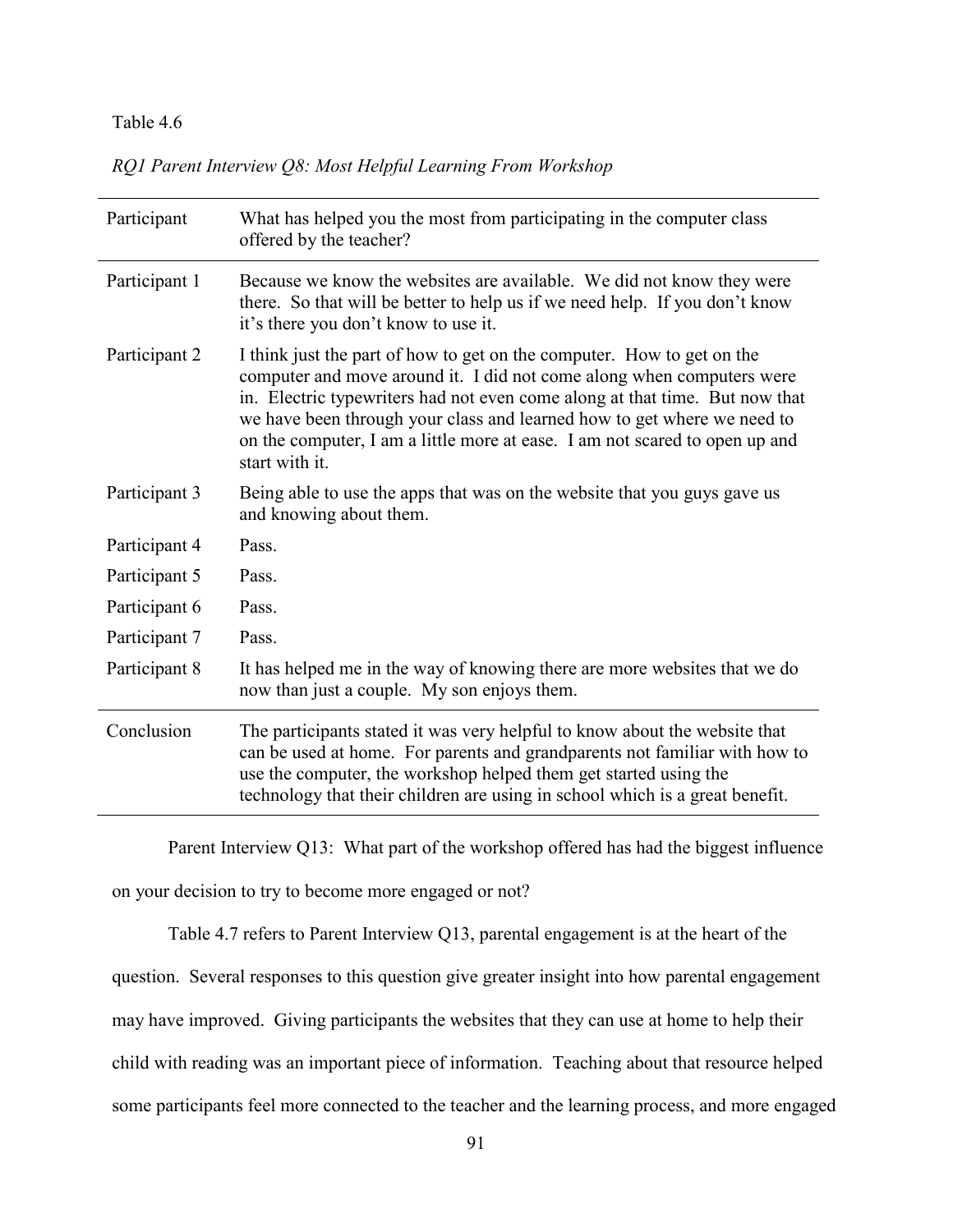Table 4.6

*RQ1 Parent Interview Q8: Most Helpful Learning From Workshop*

| Participant | What has helped you the most from participating in the computer class offered by the teacher? |
|---|---|
| Participant 1 | Because we know the websites are available. We did not know they were there. So that will be better to help us if we need help. If you don't know it's there you don't know to use it. |
| Participant 2 | I think just the part of how to get on the computer. How to get on the computer and move around it. I did not come along when computers were in. Electric typewriters had not even come along at that time. But now that we have been through your class and learned how to get where we need to on the computer, I am a little more at ease. I am not scared to open up and start with it. |
| Participant 3 | Being able to use the apps that was on the website that you guys gave us and knowing about them. |
| Participant 4 | Pass. |
| Participant 5 | Pass. |
| Participant 6 | Pass. |
| Participant 7 | Pass. |
| Participant 8 | It has helped me in the way of knowing there are more websites that we do now than just a couple. My son enjoys them. |
| Conclusion | The participants stated it was very helpful to know about the website that can be used at home. For parents and grandparents not familiar with how to use the computer, the workshop helped them get started using the technology that their children are using in school which is a great benefit. |

Parent Interview Q13: What part of the workshop offered has had the biggest influence on your decision to try to become more engaged or not?

Table 4.7 refers to Parent Interview Q13, parental engagement is at the heart of the question. Several responses to this question give greater insight into how parental engagement may have improved. Giving participants the websites that they can use at home to help their child with reading was an important piece of information. Teaching about that resource helped some participants feel more connected to the teacher and the learning process, and more engaged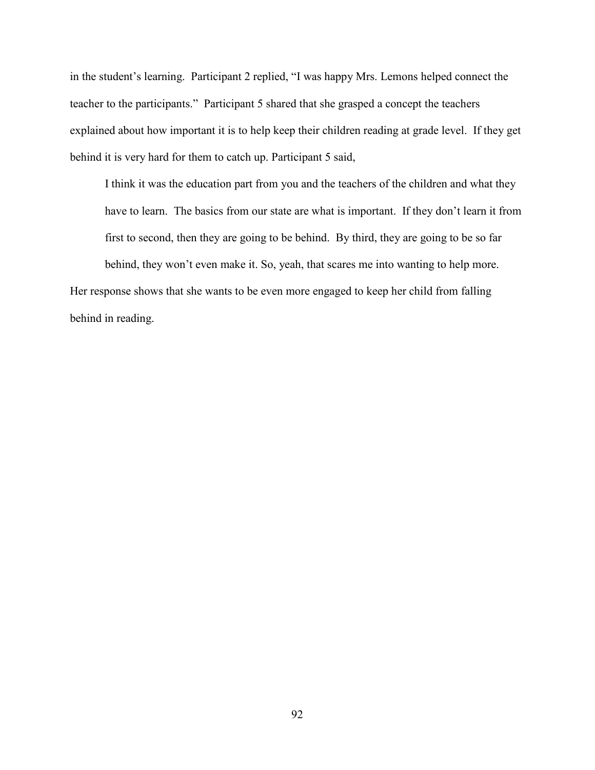in the student's learning. Participant 2 replied, "I was happy Mrs. Lemons helped connect the teacher to the participants." Participant 5 shared that she grasped a concept the teachers explained about how important it is to help keep their children reading at grade level. If they get behind it is very hard for them to catch up. Participant 5 said,

> I think it was the education part from you and the teachers of the children and what they have to learn. The basics from our state are what is important. If they don't learn it from first to second, then they are going to be behind. By third, they are going to be so far behind, they won't even make it. So, yeah, that scares me into wanting to help more.

Her response shows that she wants to be even more engaged to keep her child from falling behind in reading.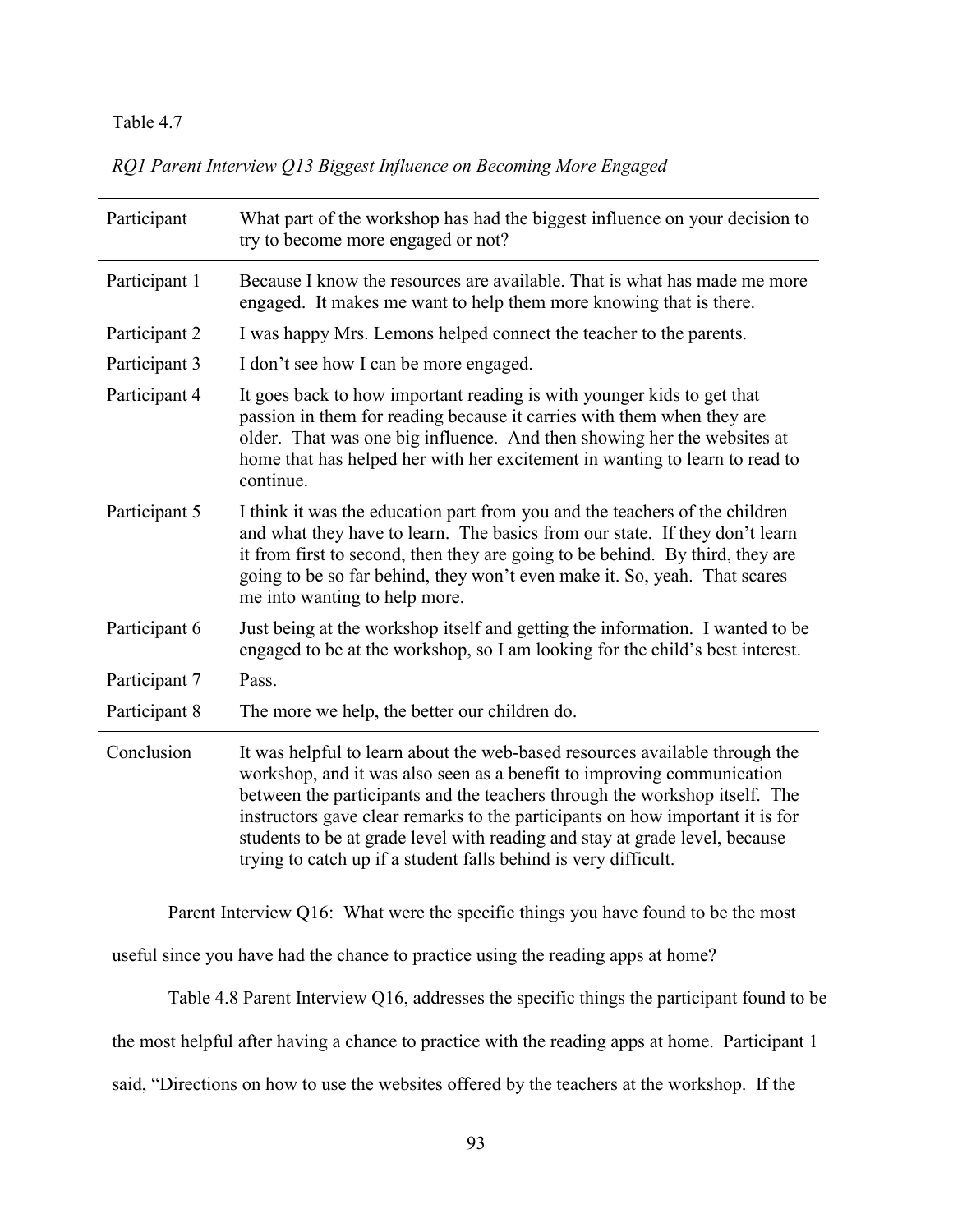Table 4.7

*RQ1 Parent Interview Q13 Biggest Influence on Becoming More Engaged*

| Participant | What part of the workshop has had the biggest influence on your decision to try to become more engaged or not? |
|---|---|
| Participant 1 | Because I know the resources are available. That is what has made me more engaged. It makes me want to help them more knowing that is there. |
| Participant 2 | I was happy Mrs. Lemons helped connect the teacher to the parents. |
| Participant 3 | I don't see how I can be more engaged. |
| Participant 4 | It goes back to how important reading is with younger kids to get that passion in them for reading because it carries with them when they are older. That was one big influence. And then showing her the websites at home that has helped her with her excitement in wanting to learn to read to continue. |
| Participant 5 | I think it was the education part from you and the teachers of the children and what they have to learn. The basics from our state. If they don't learn it from first to second, then they are going to be behind. By third, they are going to be so far behind, they won't even make it. So, yeah. That scares me into wanting to help more. |
| Participant 6 | Just being at the workshop itself and getting the information. I wanted to be engaged to be at the workshop, so I am looking for the child's best interest. |
| Participant 7 | Pass. |
| Participant 8 | The more we help, the better our children do. |
| Conclusion | It was helpful to learn about the web-based resources available through the workshop, and it was also seen as a benefit to improving communication between the participants and the teachers through the workshop itself. The instructors gave clear remarks to the participants on how important it is for students to be at grade level with reading and stay at grade level, because trying to catch up if a student falls behind is very difficult. |

Parent Interview Q16: What were the specific things you have found to be the most useful since you have had the chance to practice using the reading apps at home?

Table 4.8 Parent Interview Q16, addresses the specific things the participant found to be the most helpful after having a chance to practice with the reading apps at home. Participant 1 said, "Directions on how to use the websites offered by the teachers at the workshop. If the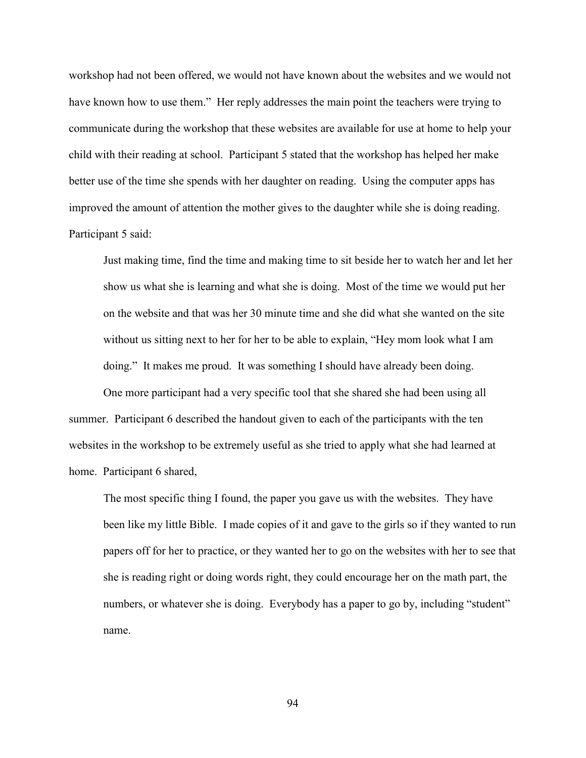workshop had not been offered, we would not have known about the websites and we would not have known how to use them." Her reply addresses the main point the teachers were trying to communicate during the workshop that these websites are available for use at home to help your child with their reading at school. Participant 5 stated that the workshop has helped her make better use of the time she spends with her daughter on reading. Using the computer apps has improved the amount of attention the mother gives to the daughter while she is doing reading. Participant 5 said:

> Just making time, find the time and making time to sit beside her to watch her and let her show us what she is learning and what she is doing. Most of the time we would put her on the website and that was her 30 minute time and she did what she wanted on the site without us sitting next to her for her to be able to explain, "Hey mom look what I am doing." It makes me proud. It was something I should have already been doing.

One more participant had a very specific tool that she shared she had been using all summer. Participant 6 described the handout given to each of the participants with the ten websites in the workshop to be extremely useful as she tried to apply what she had learned at home. Participant 6 shared,

> The most specific thing I found, the paper you gave us with the websites. They have been like my little Bible. I made copies of it and gave to the girls so if they wanted to run papers off for her to practice, or they wanted her to go on the websites with her to see that she is reading right or doing words right, they could encourage her on the math part, the numbers, or whatever she is doing. Everybody has a paper to go by, including "student" name.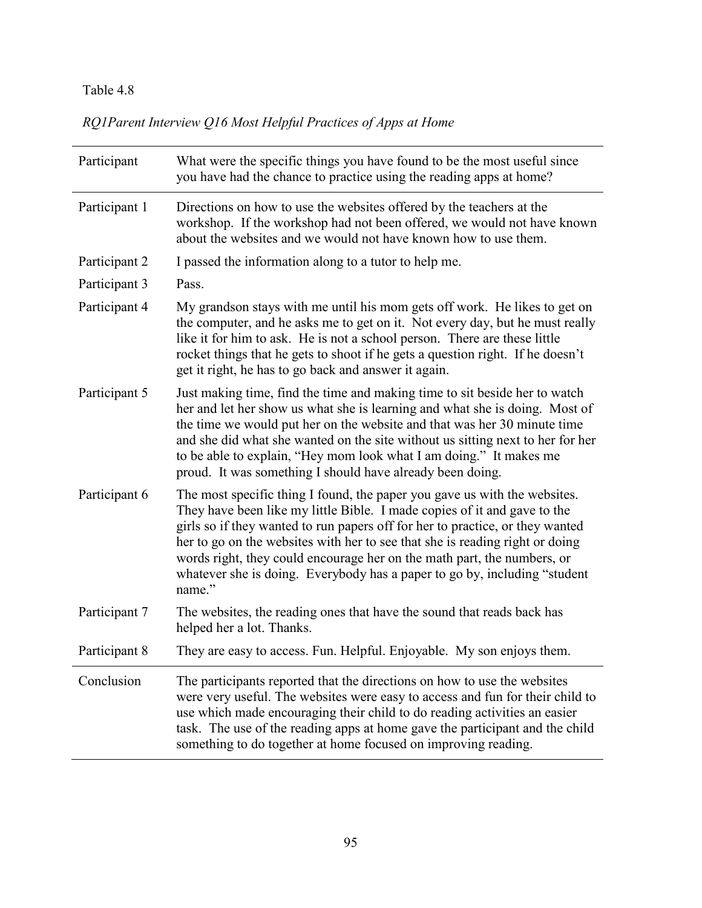Table 4.8

*RQ1Parent Interview Q16 Most Helpful Practices of Apps at Home*

| Participant | What were the specific things you have found to be the most useful since you have had the chance to practice using the reading apps at home? |
|---|---|
| Participant 1 | Directions on how to use the websites offered by the teachers at the workshop. If the workshop had not been offered, we would not have known about the websites and we would not have known how to use them. |
| Participant 2 | I passed the information along to a tutor to help me. |
| Participant 3 | Pass. |
| Participant 4 | My grandson stays with me until his mom gets off work. He likes to get on the computer, and he asks me to get on it. Not every day, but he must really like it for him to ask. He is not a school person. There are these little rocket things that he gets to shoot if he gets a question right. If he doesn't get it right, he has to go back and answer it again. |
| Participant 5 | Just making time, find the time and making time to sit beside her to watch her and let her show us what she is learning and what she is doing. Most of the time we would put her on the website and that was her 30 minute time and she did what she wanted on the site without us sitting next to her for her to be able to explain, "Hey mom look what I am doing." It makes me proud. It was something I should have already been doing. |
| Participant 6 | The most specific thing I found, the paper you gave us with the websites. They have been like my little Bible. I made copies of it and gave to the girls so if they wanted to run papers off for her to practice, or they wanted her to go on the websites with her to see that she is reading right or doing words right, they could encourage her on the math part, the numbers, or whatever she is doing. Everybody has a paper to go by, including "student name." |
| Participant 7 | The websites, the reading ones that have the sound that reads back has helped her a lot. Thanks. |
| Participant 8 | They are easy to access. Fun. Helpful. Enjoyable. My son enjoys them. |
| Conclusion | The participants reported that the directions on how to use the websites were very useful. The websites were easy to access and fun for their child to use which made encouraging their child to do reading activities an easier task. The use of the reading apps at home gave the participant and the child something to do together at home focused on improving reading. |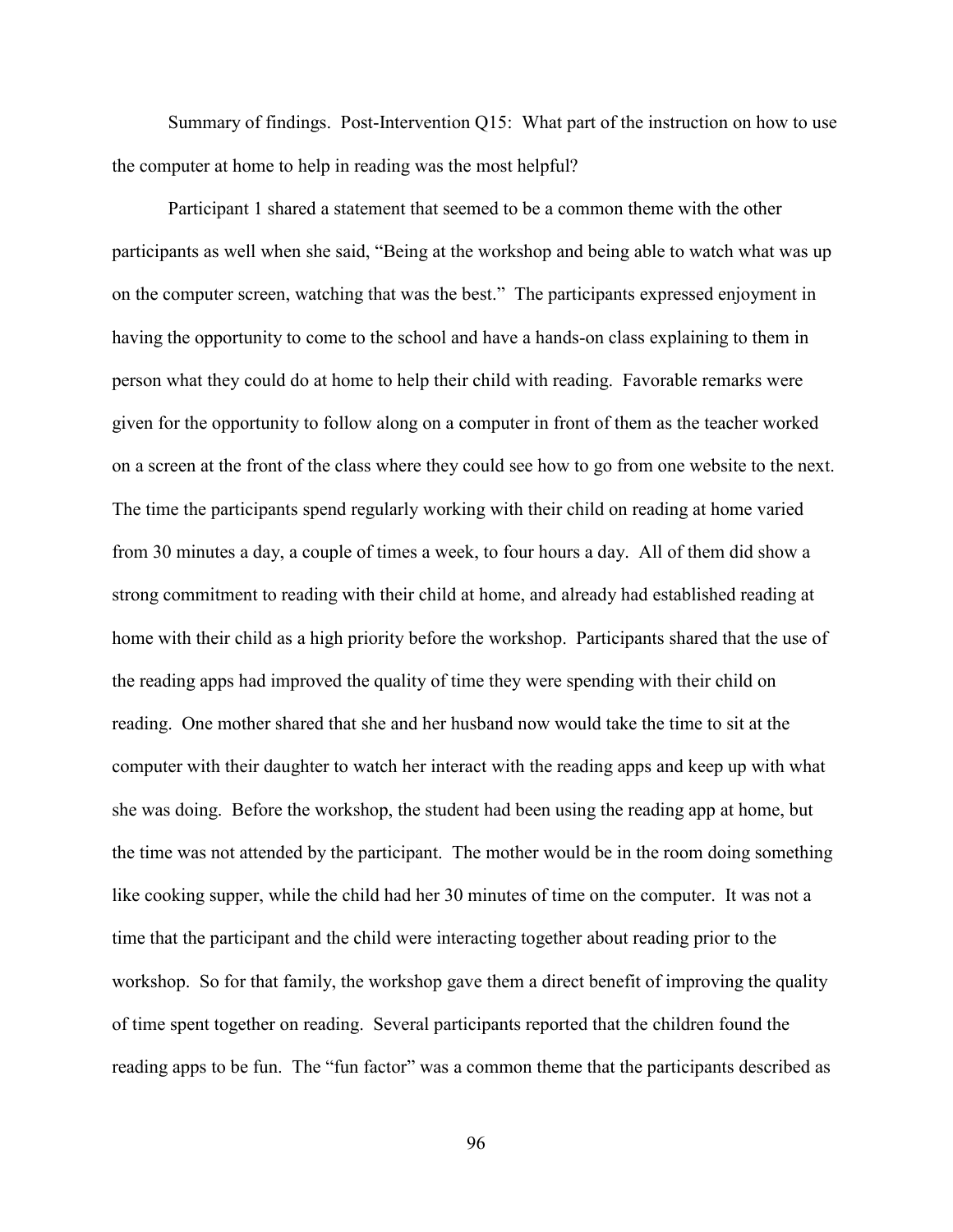Summary of findings. Post-Intervention Q15: What part of the instruction on how to use the computer at home to help in reading was the most helpful?

Participant 1 shared a statement that seemed to be a common theme with the other participants as well when she said, "Being at the workshop and being able to watch what was up on the computer screen, watching that was the best." The participants expressed enjoyment in having the opportunity to come to the school and have a hands-on class explaining to them in person what they could do at home to help their child with reading. Favorable remarks were given for the opportunity to follow along on a computer in front of them as the teacher worked on a screen at the front of the class where they could see how to go from one website to the next. The time the participants spend regularly working with their child on reading at home varied from 30 minutes a day, a couple of times a week, to four hours a day. All of them did show a strong commitment to reading with their child at home, and already had established reading at home with their child as a high priority before the workshop. Participants shared that the use of the reading apps had improved the quality of time they were spending with their child on reading. One mother shared that she and her husband now would take the time to sit at the computer with their daughter to watch her interact with the reading apps and keep up with what she was doing. Before the workshop, the student had been using the reading app at home, but the time was not attended by the participant. The mother would be in the room doing something like cooking supper, while the child had her 30 minutes of time on the computer. It was not a time that the participant and the child were interacting together about reading prior to the workshop. So for that family, the workshop gave them a direct benefit of improving the quality of time spent together on reading. Several participants reported that the children found the reading apps to be fun. The "fun factor" was a common theme that the participants described as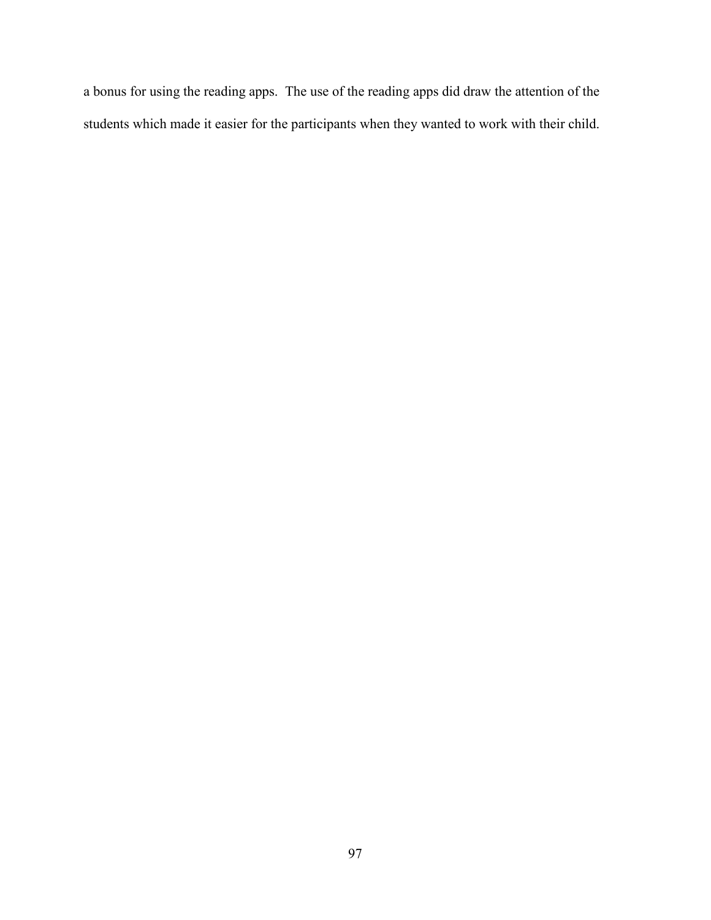a bonus for using the reading apps. The use of the reading apps did draw the attention of the students which made it easier for the participants when they wanted to work with their child.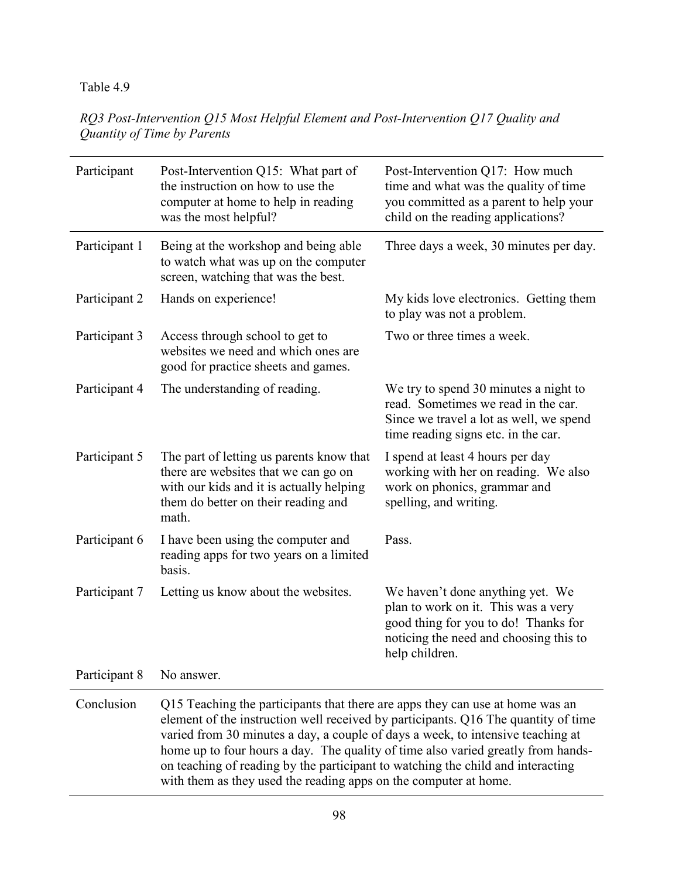Table 4.9

*RQ3 Post-Intervention Q15 Most Helpful Element and Post-Intervention Q17 Quality and Quantity of Time by Parents*

| Participant | Post-Intervention Q15: What part of the instruction on how to use the computer at home to help in reading was the most helpful? | Post-Intervention Q17: How much time and what was the quality of time you committed as a parent to help your child on the reading applications? |
|---|---|---|
| Participant 1 | Being at the workshop and being able to watch what was up on the computer screen, watching that was the best. | Three days a week, 30 minutes per day. |
| Participant 2 | Hands on experience! | My kids love electronics. Getting them to play was not a problem. |
| Participant 3 | Access through school to get to websites we need and which ones are good for practice sheets and games. | Two or three times a week. |
| Participant 4 | The understanding of reading. | We try to spend 30 minutes a night to read. Sometimes we read in the car. Since we travel a lot as well, we spend time reading signs etc. in the car. |
| Participant 5 | The part of letting us parents know that there are websites that we can go on with our kids and it is actually helping them do better on their reading and math. | I spend at least 4 hours per day working with her on reading. We also work on phonics, grammar and spelling, and writing. |
| Participant 6 | I have been using the computer and reading apps for two years on a limited basis. | Pass. |
| Participant 7 | Letting us know about the websites. | We haven't done anything yet. We plan to work on it. This was a very good thing for you to do! Thanks for noticing the need and choosing this to help children. |
| Participant 8 | No answer. | |
| Conclusion | Q15 Teaching the participants that there are apps they can use at home was an element of the instruction well received by participants. Q16 The quantity of time varied from 30 minutes a day, a couple of days a week, to intensive teaching at home up to four hours a day. The quality of time also varied greatly from hands-on teaching of reading by the participant to watching the child and interacting with them as they used the reading apps on the computer at home. | |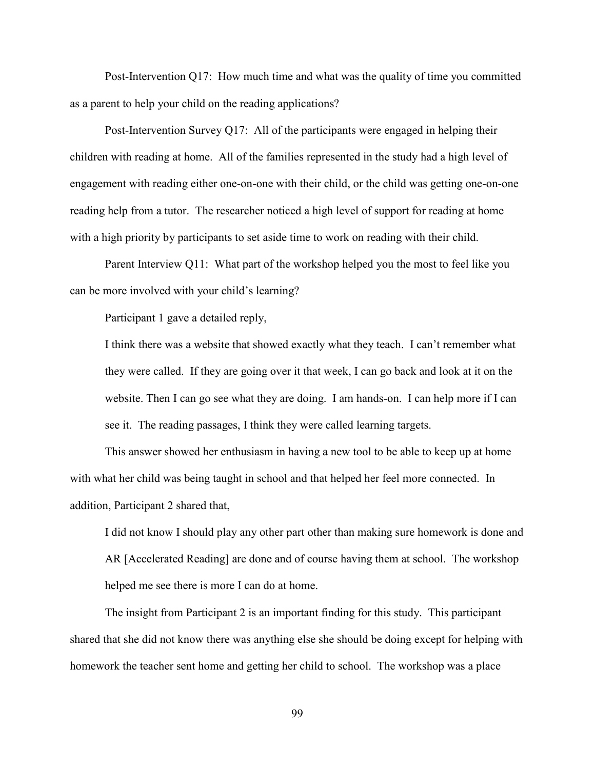Post-Intervention Q17: How much time and what was the quality of time you committed as a parent to help your child on the reading applications?

Post-Intervention Survey Q17: All of the participants were engaged in helping their children with reading at home. All of the families represented in the study had a high level of engagement with reading either one-on-one with their child, or the child was getting one-on-one reading help from a tutor. The researcher noticed a high level of support for reading at home with a high priority by participants to set aside time to work on reading with their child.

Parent Interview Q11: What part of the workshop helped you the most to feel like you can be more involved with your child's learning?

Participant 1 gave a detailed reply,

> I think there was a website that showed exactly what they teach. I can't remember what they were called. If they are going over it that week, I can go back and look at it on the website. Then I can go see what they are doing. I am hands-on. I can help more if I can see it. The reading passages, I think they were called learning targets.

This answer showed her enthusiasm in having a new tool to be able to keep up at home with what her child was being taught in school and that helped her feel more connected. In addition, Participant 2 shared that,

> I did not know I should play any other part other than making sure homework is done and AR [Accelerated Reading] are done and of course having them at school. The workshop helped me see there is more I can do at home.

The insight from Participant 2 is an important finding for this study. This participant shared that she did not know there was anything else she should be doing except for helping with homework the teacher sent home and getting her child to school. The workshop was a place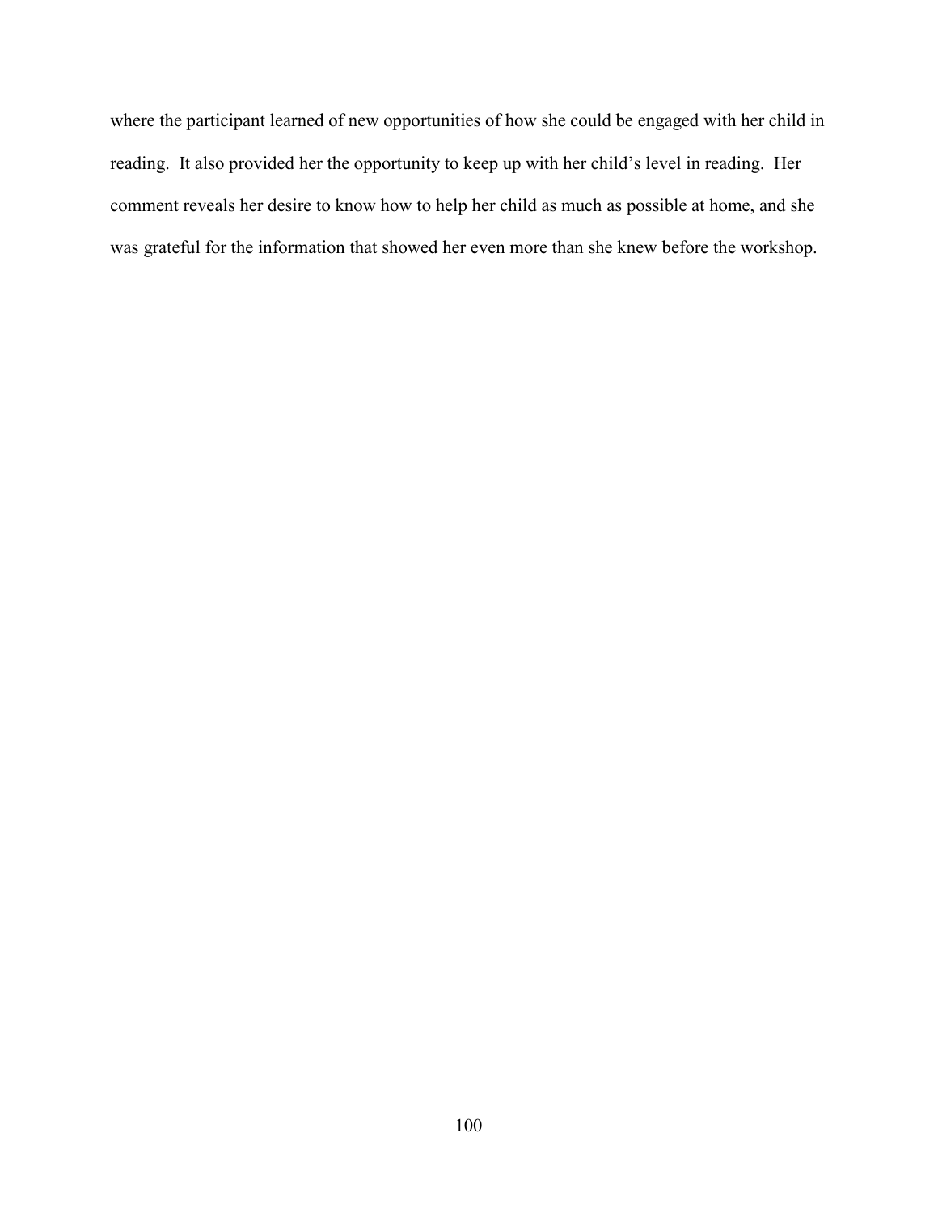where the participant learned of new opportunities of how she could be engaged with her child in reading. It also provided her the opportunity to keep up with her child's level in reading. Her comment reveals her desire to know how to help her child as much as possible at home, and she was grateful for the information that showed her even more than she knew before the workshop.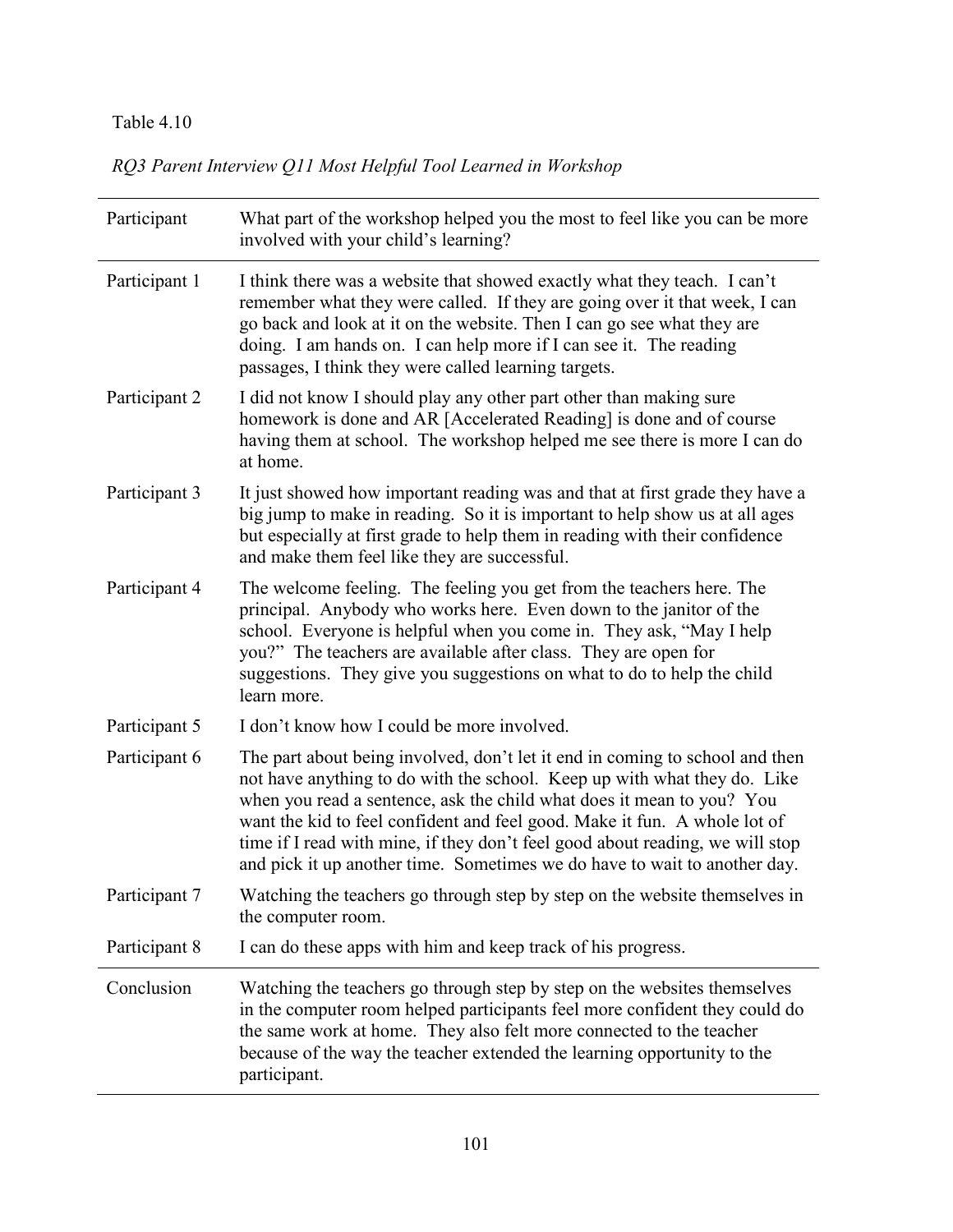Table 4.10

*RQ3 Parent Interview Q11 Most Helpful Tool Learned in Workshop*

| Participant | What part of the workshop helped you the most to feel like you can be more involved with your child's learning? |
|---|---|
| Participant 1 | I think there was a website that showed exactly what they teach. I can't remember what they were called. If they are going over it that week, I can go back and look at it on the website. Then I can go see what they are doing. I am hands on. I can help more if I can see it. The reading passages, I think they were called learning targets. |
| Participant 2 | I did not know I should play any other part other than making sure homework is done and AR [Accelerated Reading] is done and of course having them at school. The workshop helped me see there is more I can do at home. |
| Participant 3 | It just showed how important reading was and that at first grade they have a big jump to make in reading. So it is important to help show us at all ages but especially at first grade to help them in reading with their confidence and make them feel like they are successful. |
| Participant 4 | The welcome feeling. The feeling you get from the teachers here. The principal. Anybody who works here. Even down to the janitor of the school. Everyone is helpful when you come in. They ask, "May I help you?" The teachers are available after class. They are open for suggestions. They give you suggestions on what to do to help the child learn more. |
| Participant 5 | I don't know how I could be more involved. |
| Participant 6 | The part about being involved, don't let it end in coming to school and then not have anything to do with the school. Keep up with what they do. Like when you read a sentence, ask the child what does it mean to you? You want the kid to feel confident and feel good. Make it fun. A whole lot of time if I read with mine, if they don't feel good about reading, we will stop and pick it up another time. Sometimes we do have to wait to another day. |
| Participant 7 | Watching the teachers go through step by step on the website themselves in the computer room. |
| Participant 8 | I can do these apps with him and keep track of his progress. |
| Conclusion | Watching the teachers go through step by step on the websites themselves in the computer room helped participants feel more confident they could do the same work at home. They also felt more connected to the teacher because of the way the teacher extended the learning opportunity to the participant. |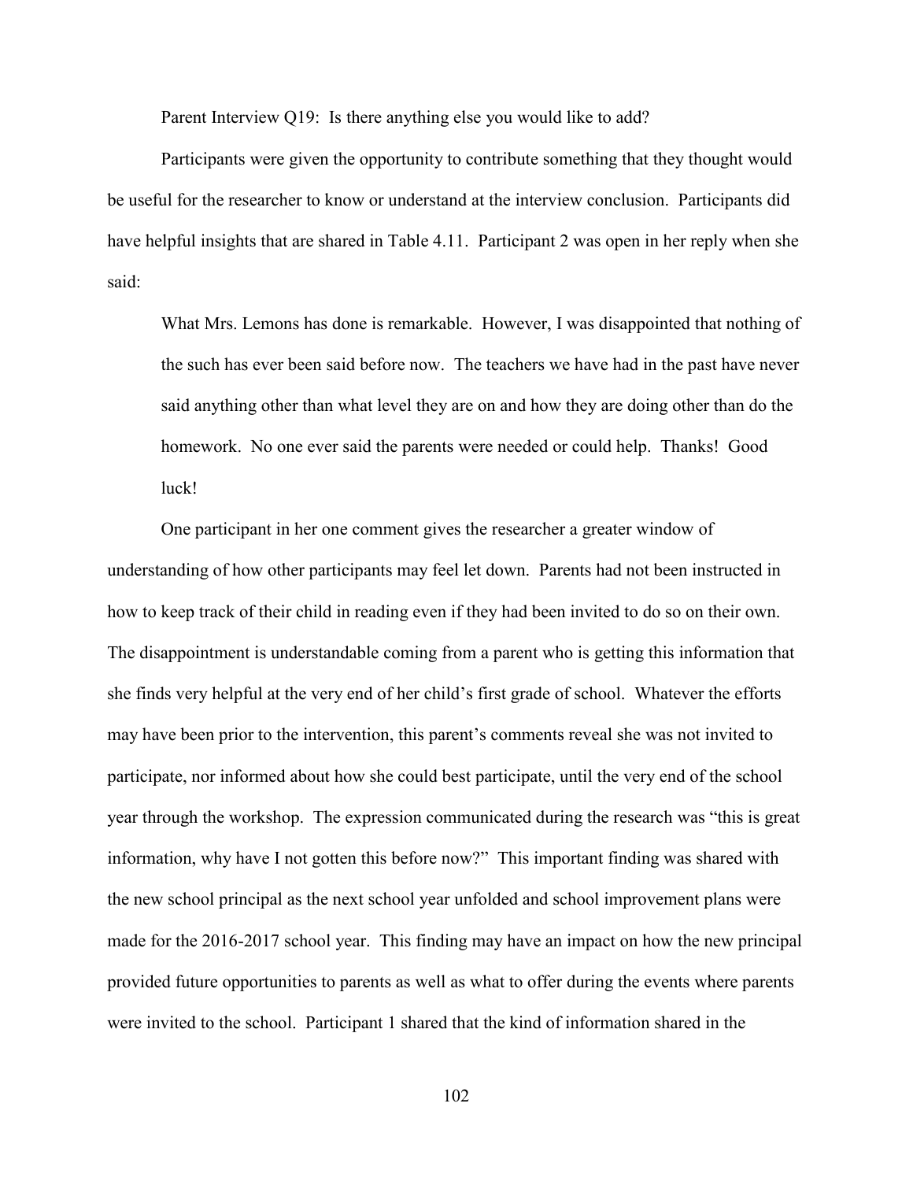Parent Interview Q19: Is there anything else you would like to add?

Participants were given the opportunity to contribute something that they thought would be useful for the researcher to know or understand at the interview conclusion. Participants did have helpful insights that are shared in Table 4.11. Participant 2 was open in her reply when she said:

> What Mrs. Lemons has done is remarkable. However, I was disappointed that nothing of the such has ever been said before now. The teachers we have had in the past have never said anything other than what level they are on and how they are doing other than do the homework. No one ever said the parents were needed or could help. Thanks! Good luck!

One participant in her one comment gives the researcher a greater window of understanding of how other participants may feel let down. Parents had not been instructed in how to keep track of their child in reading even if they had been invited to do so on their own. The disappointment is understandable coming from a parent who is getting this information that she finds very helpful at the very end of her child's first grade of school. Whatever the efforts may have been prior to the intervention, this parent's comments reveal she was not invited to participate, nor informed about how she could best participate, until the very end of the school year through the workshop. The expression communicated during the research was "this is great information, why have I not gotten this before now?" This important finding was shared with the new school principal as the next school year unfolded and school improvement plans were made for the 2016-2017 school year. This finding may have an impact on how the new principal provided future opportunities to parents as well as what to offer during the events where parents were invited to the school. Participant 1 shared that the kind of information shared in the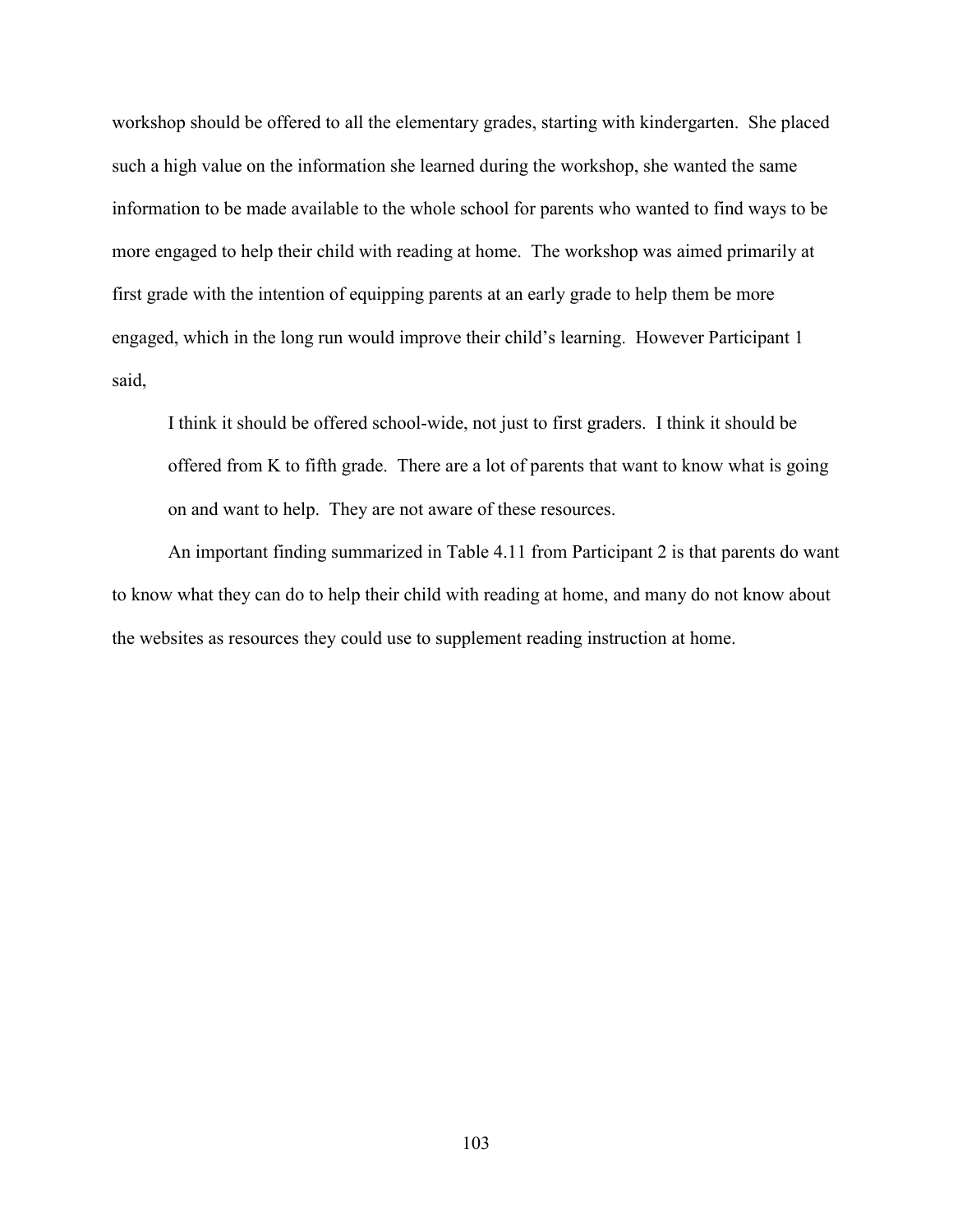workshop should be offered to all the elementary grades, starting with kindergarten. She placed such a high value on the information she learned during the workshop, she wanted the same information to be made available to the whole school for parents who wanted to find ways to be more engaged to help their child with reading at home. The workshop was aimed primarily at first grade with the intention of equipping parents at an early grade to help them be more engaged, which in the long run would improve their child's learning. However Participant 1 said,

> I think it should be offered school-wide, not just to first graders. I think it should be offered from K to fifth grade. There are a lot of parents that want to know what is going on and want to help. They are not aware of these resources.

An important finding summarized in Table 4.11 from Participant 2 is that parents do want to know what they can do to help their child with reading at home, and many do not know about the websites as resources they could use to supplement reading instruction at home.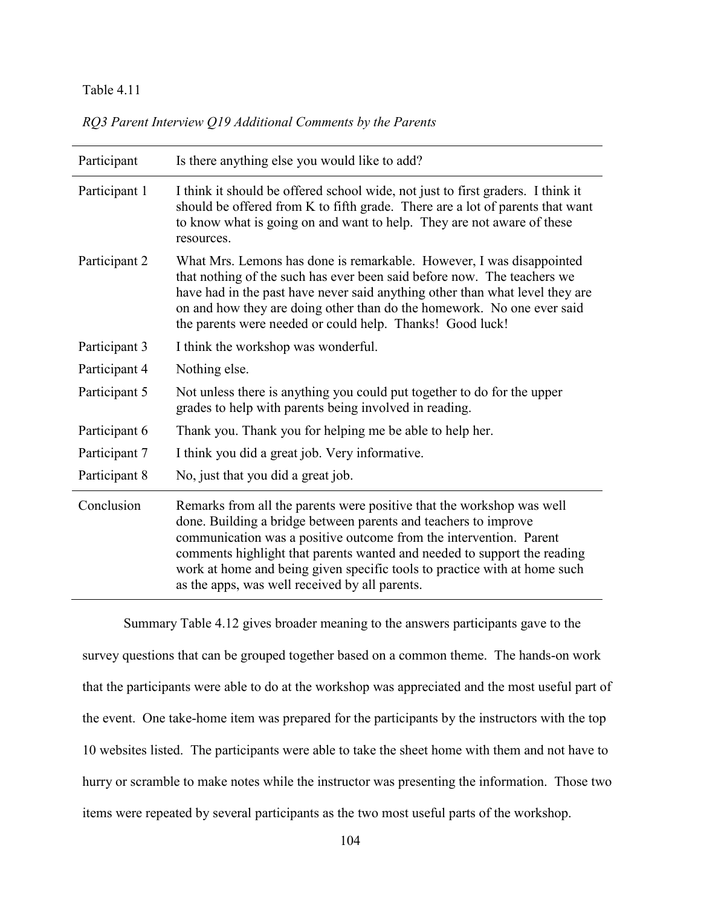Table 4.11

*RQ3 Parent Interview Q19 Additional Comments by the Parents*

| Participant | Is there anything else you would like to add? |
|---|---|
| Participant 1 | I think it should be offered school wide, not just to first graders. I think it should be offered from K to fifth grade. There are a lot of parents that want to know what is going on and want to help. They are not aware of these resources. |
| Participant 2 | What Mrs. Lemons has done is remarkable. However, I was disappointed that nothing of the such has ever been said before now. The teachers we have had in the past have never said anything other than what level they are on and how they are doing other than do the homework. No one ever said the parents were needed or could help. Thanks! Good luck! |
| Participant 3 | I think the workshop was wonderful. |
| Participant 4 | Nothing else. |
| Participant 5 | Not unless there is anything you could put together to do for the upper grades to help with parents being involved in reading. |
| Participant 6 | Thank you. Thank you for helping me be able to help her. |
| Participant 7 | I think you did a great job. Very informative. |
| Participant 8 | No, just that you did a great job. |
| Conclusion | Remarks from all the parents were positive that the workshop was well done. Building a bridge between parents and teachers to improve communication was a positive outcome from the intervention. Parent comments highlight that parents wanted and needed to support the reading work at home and being given specific tools to practice with at home such as the apps, was well received by all parents. |

Summary Table 4.12 gives broader meaning to the answers participants gave to the survey questions that can be grouped together based on a common theme. The hands-on work that the participants were able to do at the workshop was appreciated and the most useful part of the event. One take-home item was prepared for the participants by the instructors with the top 10 websites listed. The participants were able to take the sheet home with them and not have to hurry or scramble to make notes while the instructor was presenting the information. Those two items were repeated by several participants as the two most useful parts of the workshop.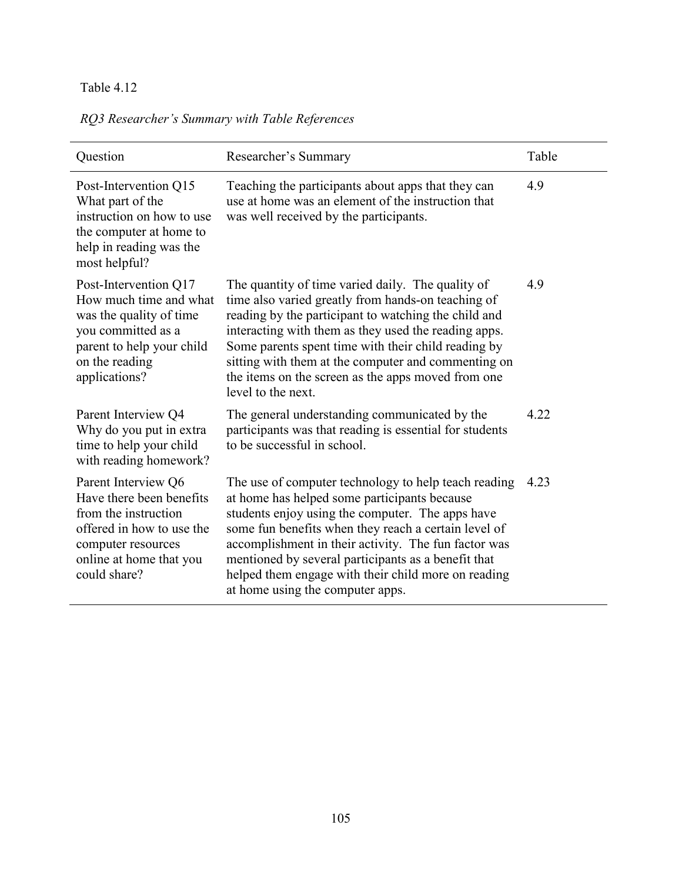Table 4.12

*RQ3 Researcher's Summary with Table References*

| Question | Researcher's Summary | Table |
|---|---|---|
| Post-Intervention Q15 What part of the instruction on how to use the computer at home to help in reading was the most helpful? | Teaching the participants about apps that they can use at home was an element of the instruction that was well received by the participants. | 4.9 |
| Post-Intervention Q17 How much time and what was the quality of time you committed as a parent to help your child on the reading applications? | The quantity of time varied daily. The quality of time also varied greatly from hands-on teaching of reading by the participant to watching the child and interacting with them as they used the reading apps. Some parents spent time with their child reading by sitting with them at the computer and commenting on the items on the screen as the apps moved from one level to the next. | 4.9 |
| Parent Interview Q4 Why do you put in extra time to help your child with reading homework? | The general understanding communicated by the participants was that reading is essential for students to be successful in school. | 4.22 |
| Parent Interview Q6 Have there been benefits from the instruction offered in how to use the computer resources online at home that you could share? | The use of computer technology to help teach reading at home has helped some participants because students enjoy using the computer. The apps have some fun benefits when they reach a certain level of accomplishment in their activity. The fun factor was mentioned by several participants as a benefit that helped them engage with their child more on reading at home using the computer apps. | 4.23 |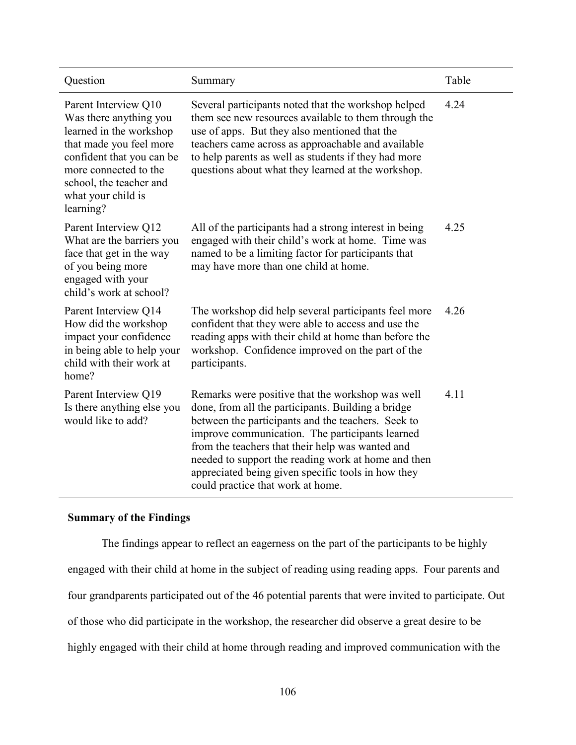| Question | Summary | Table |
|---|---|---|
| Parent Interview Q10 Was there anything you learned in the workshop that made you feel more confident that you can be more connected to the school, the teacher and what your child is learning? | Several participants noted that the workshop helped them see new resources available to them through the use of apps. But they also mentioned that the teachers came across as approachable and available to help parents as well as students if they had more questions about what they learned at the workshop. | 4.24 |
| Parent Interview Q12 What are the barriers you face that get in the way of you being more engaged with your child's work at school? | All of the participants had a strong interest in being engaged with their child's work at home. Time was named to be a limiting factor for participants that may have more than one child at home. | 4.25 |
| Parent Interview Q14 How did the workshop impact your confidence in being able to help your child with their work at home? | The workshop did help several participants feel more confident that they were able to access and use the reading apps with their child at home than before the workshop. Confidence improved on the part of the participants. | 4.26 |
| Parent Interview Q19 Is there anything else you would like to add? | Remarks were positive that the workshop was well done, from all the participants. Building a bridge between the participants and the teachers. Seek to improve communication. The participants learned from the teachers that their help was wanted and needed to support the reading work at home and then appreciated being given specific tools in how they could practice that work at home. | 4.11 |

**Summary of the Findings**

The findings appear to reflect an eagerness on the part of the participants to be highly engaged with their child at home in the subject of reading using reading apps. Four parents and four grandparents participated out of the 46 potential parents that were invited to participate. Out of those who did participate in the workshop, the researcher did observe a great desire to be highly engaged with their child at home through reading and improved communication with the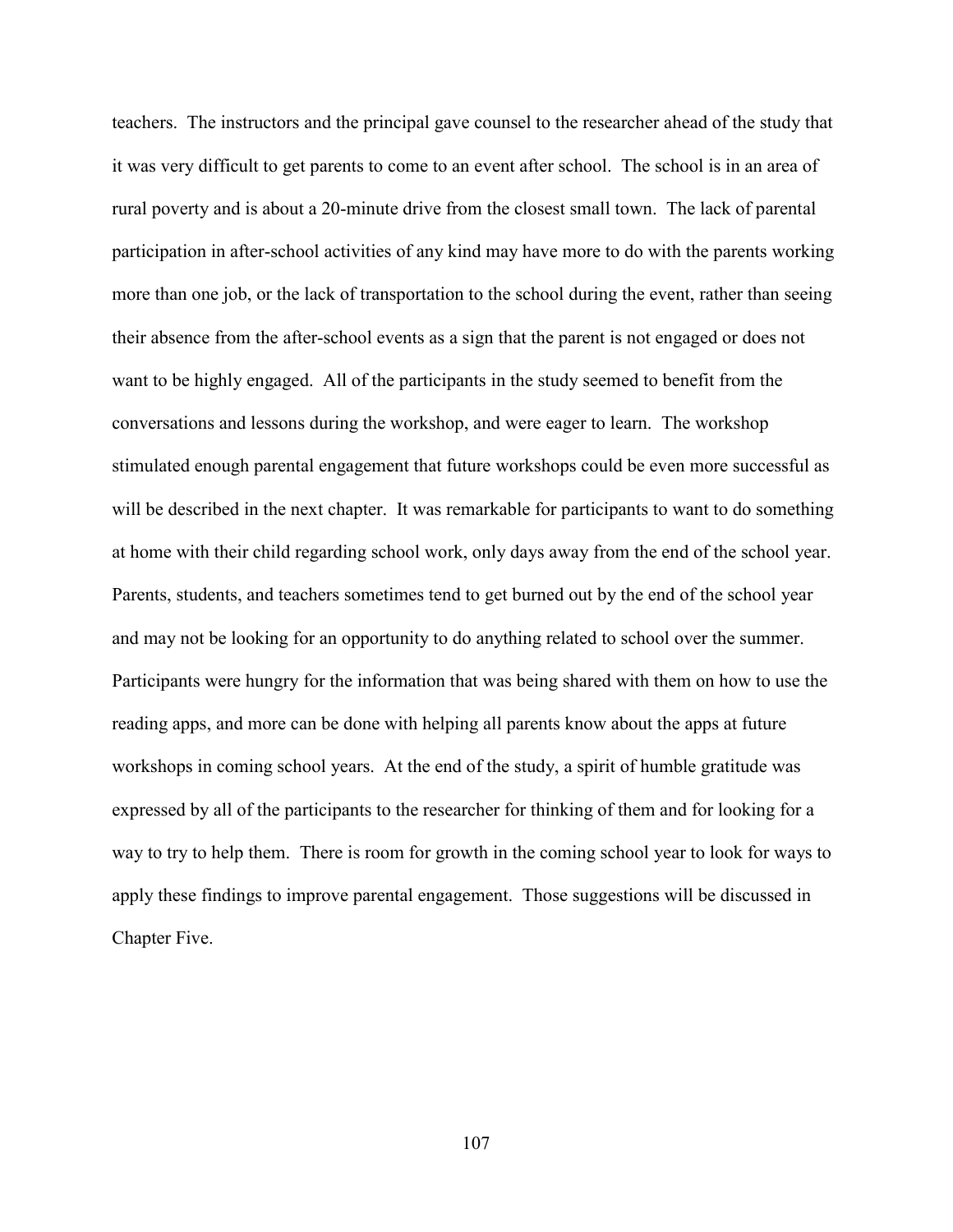teachers. The instructors and the principal gave counsel to the researcher ahead of the study that it was very difficult to get parents to come to an event after school. The school is in an area of rural poverty and is about a 20-minute drive from the closest small town. The lack of parental participation in after-school activities of any kind may have more to do with the parents working more than one job, or the lack of transportation to the school during the event, rather than seeing their absence from the after-school events as a sign that the parent is not engaged or does not want to be highly engaged. All of the participants in the study seemed to benefit from the conversations and lessons during the workshop, and were eager to learn. The workshop stimulated enough parental engagement that future workshops could be even more successful as will be described in the next chapter. It was remarkable for participants to want to do something at home with their child regarding school work, only days away from the end of the school year. Parents, students, and teachers sometimes tend to get burned out by the end of the school year and may not be looking for an opportunity to do anything related to school over the summer. Participants were hungry for the information that was being shared with them on how to use the reading apps, and more can be done with helping all parents know about the apps at future workshops in coming school years. At the end of the study, a spirit of humble gratitude was expressed by all of the participants to the researcher for thinking of them and for looking for a way to try to help them. There is room for growth in the coming school year to look for ways to apply these findings to improve parental engagement. Those suggestions will be discussed in Chapter Five.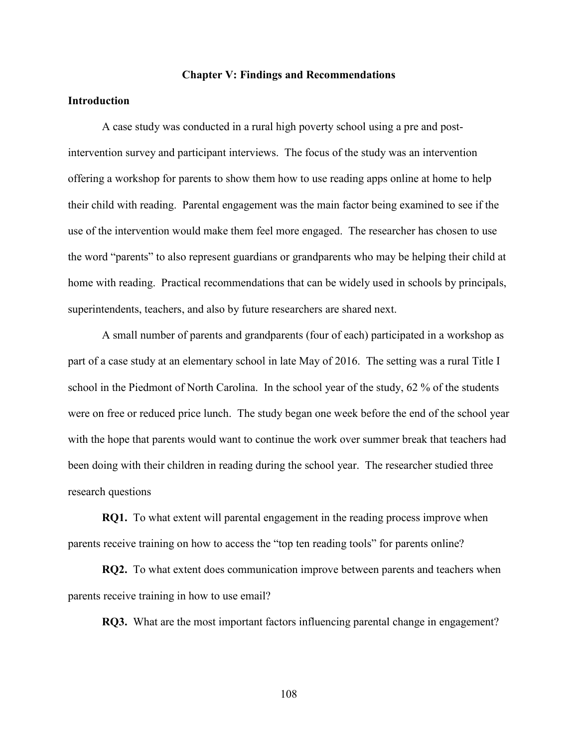## Chapter V: Findings and Recommendations

### Introduction

A case study was conducted in a rural high poverty school using a pre and post-intervention survey and participant interviews. The focus of the study was an intervention offering a workshop for parents to show them how to use reading apps online at home to help their child with reading. Parental engagement was the main factor being examined to see if the use of the intervention would make them feel more engaged. The researcher has chosen to use the word "parents" to also represent guardians or grandparents who may be helping their child at home with reading. Practical recommendations that can be widely used in schools by principals, superintendents, teachers, and also by future researchers are shared next.

A small number of parents and grandparents (four of each) participated in a workshop as part of a case study at an elementary school in late May of 2016. The setting was a rural Title I school in the Piedmont of North Carolina. In the school year of the study, 62 % of the students were on free or reduced price lunch. The study began one week before the end of the school year with the hope that parents would want to continue the work over summer break that teachers had been doing with their children in reading during the school year. The researcher studied three research questions

**RQ1.** To what extent will parental engagement in the reading process improve when parents receive training on how to access the "top ten reading tools" for parents online?

**RQ2.** To what extent does communication improve between parents and teachers when parents receive training in how to use email?

**RQ3.** What are the most important factors influencing parental change in engagement?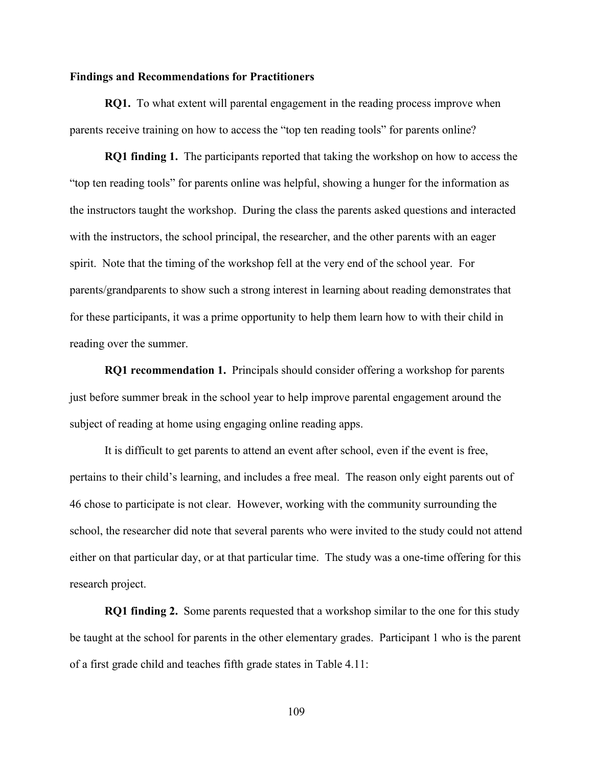**Findings and Recommendations for Practitioners**

**RQ1.** To what extent will parental engagement in the reading process improve when parents receive training on how to access the "top ten reading tools" for parents online?

**RQ1 finding 1.** The participants reported that taking the workshop on how to access the "top ten reading tools" for parents online was helpful, showing a hunger for the information as the instructors taught the workshop. During the class the parents asked questions and interacted with the instructors, the school principal, the researcher, and the other parents with an eager spirit. Note that the timing of the workshop fell at the very end of the school year. For parents/grandparents to show such a strong interest in learning about reading demonstrates that for these participants, it was a prime opportunity to help them learn how to with their child in reading over the summer.

**RQ1 recommendation 1.** Principals should consider offering a workshop for parents just before summer break in the school year to help improve parental engagement around the subject of reading at home using engaging online reading apps.

It is difficult to get parents to attend an event after school, even if the event is free, pertains to their child's learning, and includes a free meal. The reason only eight parents out of 46 chose to participate is not clear. However, working with the community surrounding the school, the researcher did note that several parents who were invited to the study could not attend either on that particular day, or at that particular time. The study was a one-time offering for this research project.

**RQ1 finding 2.** Some parents requested that a workshop similar to the one for this study be taught at the school for parents in the other elementary grades. Participant 1 who is the parent of a first grade child and teaches fifth grade states in Table 4.11: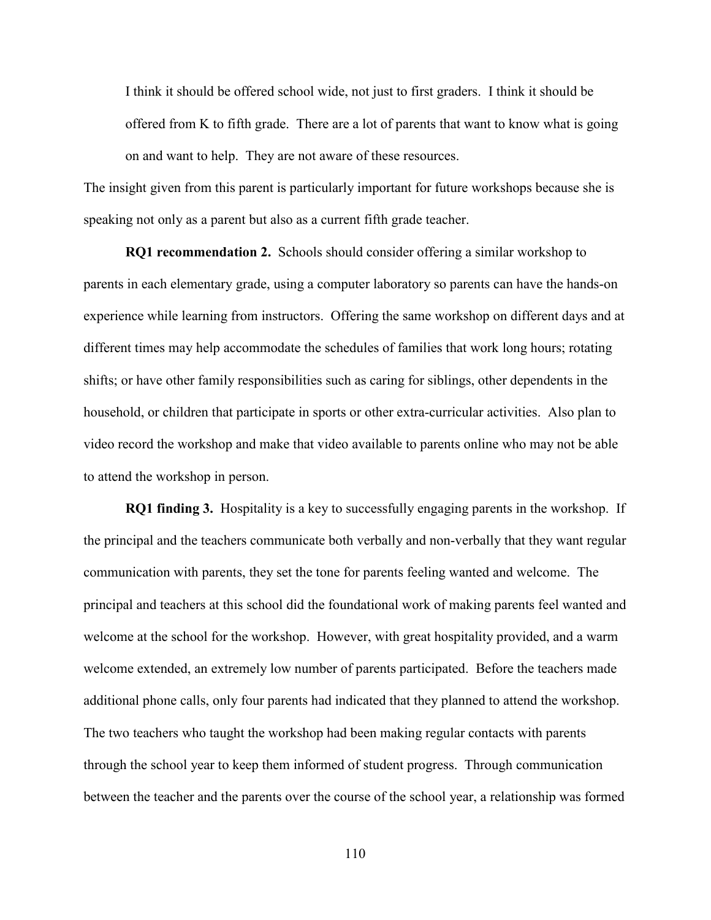> I think it should be offered school wide, not just to first graders. I think it should be offered from K to fifth grade. There are a lot of parents that want to know what is going on and want to help. They are not aware of these resources.

The insight given from this parent is particularly important for future workshops because she is speaking not only as a parent but also as a current fifth grade teacher.

**RQ1 recommendation 2.** Schools should consider offering a similar workshop to parents in each elementary grade, using a computer laboratory so parents can have the hands-on experience while learning from instructors. Offering the same workshop on different days and at different times may help accommodate the schedules of families that work long hours; rotating shifts; or have other family responsibilities such as caring for siblings, other dependents in the household, or children that participate in sports or other extra-curricular activities. Also plan to video record the workshop and make that video available to parents online who may not be able to attend the workshop in person.

**RQ1 finding 3.** Hospitality is a key to successfully engaging parents in the workshop. If the principal and the teachers communicate both verbally and non-verbally that they want regular communication with parents, they set the tone for parents feeling wanted and welcome. The principal and teachers at this school did the foundational work of making parents feel wanted and welcome at the school for the workshop. However, with great hospitality provided, and a warm welcome extended, an extremely low number of parents participated. Before the teachers made additional phone calls, only four parents had indicated that they planned to attend the workshop. The two teachers who taught the workshop had been making regular contacts with parents through the school year to keep them informed of student progress. Through communication between the teacher and the parents over the course of the school year, a relationship was formed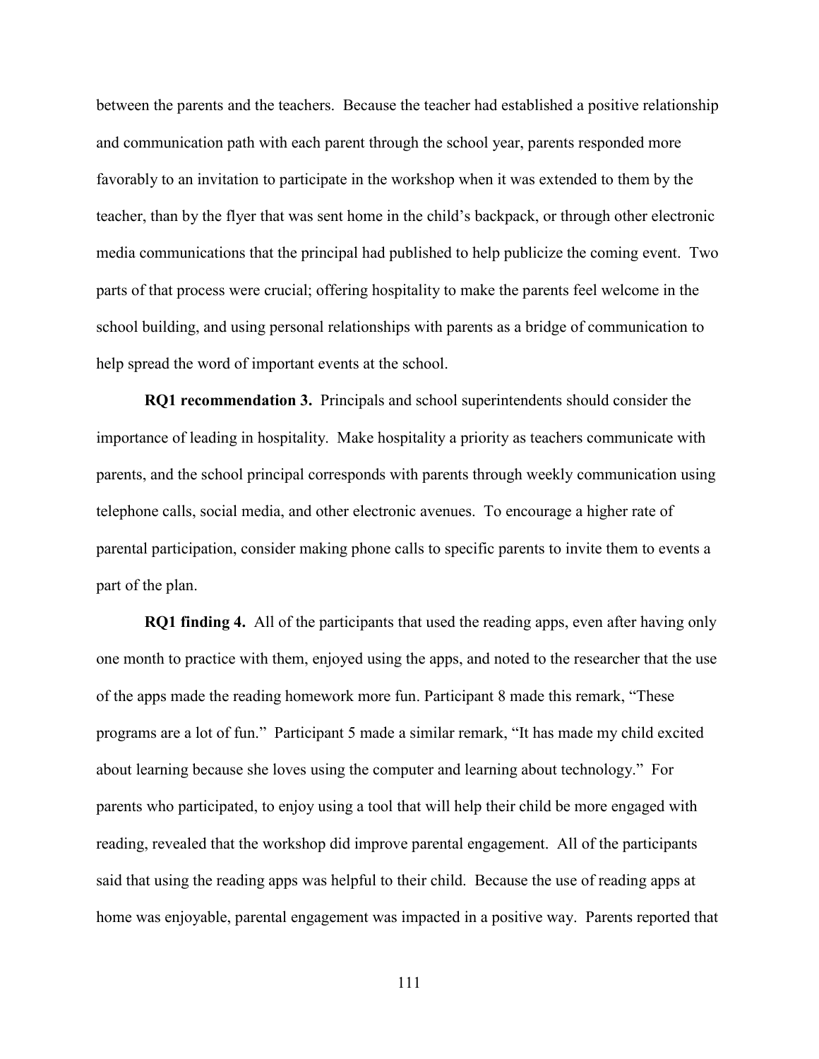between the parents and the teachers. Because the teacher had established a positive relationship and communication path with each parent through the school year, parents responded more favorably to an invitation to participate in the workshop when it was extended to them by the teacher, than by the flyer that was sent home in the child's backpack, or through other electronic media communications that the principal had published to help publicize the coming event. Two parts of that process were crucial; offering hospitality to make the parents feel welcome in the school building, and using personal relationships with parents as a bridge of communication to help spread the word of important events at the school.

**RQ1 recommendation 3.** Principals and school superintendents should consider the importance of leading in hospitality. Make hospitality a priority as teachers communicate with parents, and the school principal corresponds with parents through weekly communication using telephone calls, social media, and other electronic avenues. To encourage a higher rate of parental participation, consider making phone calls to specific parents to invite them to events a part of the plan.

**RQ1 finding 4.** All of the participants that used the reading apps, even after having only one month to practice with them, enjoyed using the apps, and noted to the researcher that the use of the apps made the reading homework more fun. Participant 8 made this remark, "These programs are a lot of fun." Participant 5 made a similar remark, "It has made my child excited about learning because she loves using the computer and learning about technology." For parents who participated, to enjoy using a tool that will help their child be more engaged with reading, revealed that the workshop did improve parental engagement. All of the participants said that using the reading apps was helpful to their child. Because the use of reading apps at home was enjoyable, parental engagement was impacted in a positive way. Parents reported that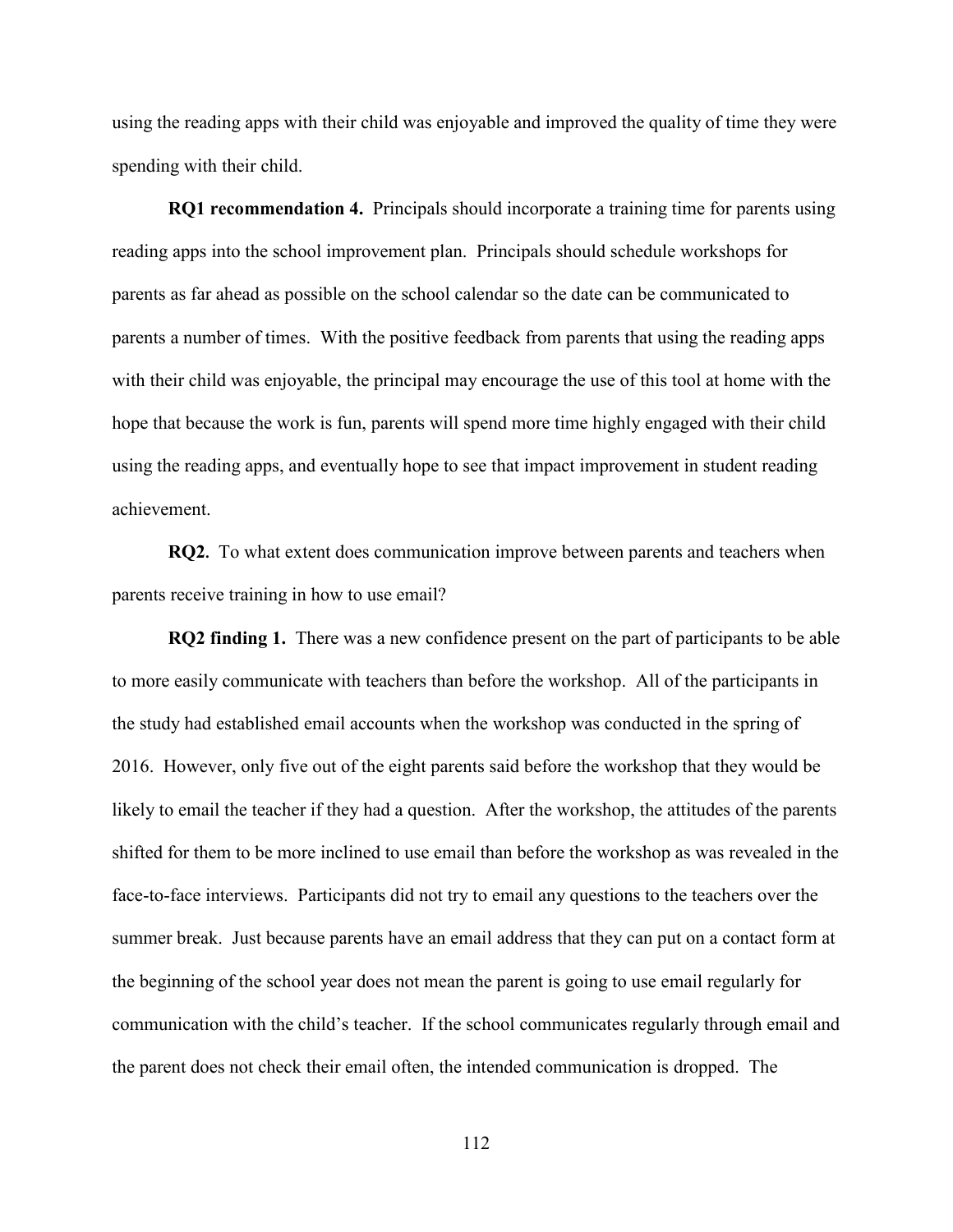using the reading apps with their child was enjoyable and improved the quality of time they were spending with their child.

**RQ1 recommendation 4.** Principals should incorporate a training time for parents using reading apps into the school improvement plan. Principals should schedule workshops for parents as far ahead as possible on the school calendar so the date can be communicated to parents a number of times. With the positive feedback from parents that using the reading apps with their child was enjoyable, the principal may encourage the use of this tool at home with the hope that because the work is fun, parents will spend more time highly engaged with their child using the reading apps, and eventually hope to see that impact improvement in student reading achievement.

**RQ2.** To what extent does communication improve between parents and teachers when parents receive training in how to use email?

**RQ2 finding 1.** There was a new confidence present on the part of participants to be able to more easily communicate with teachers than before the workshop. All of the participants in the study had established email accounts when the workshop was conducted in the spring of 2016. However, only five out of the eight parents said before the workshop that they would be likely to email the teacher if they had a question. After the workshop, the attitudes of the parents shifted for them to be more inclined to use email than before the workshop as was revealed in the face-to-face interviews. Participants did not try to email any questions to the teachers over the summer break. Just because parents have an email address that they can put on a contact form at the beginning of the school year does not mean the parent is going to use email regularly for communication with the child's teacher. If the school communicates regularly through email and the parent does not check their email often, the intended communication is dropped. The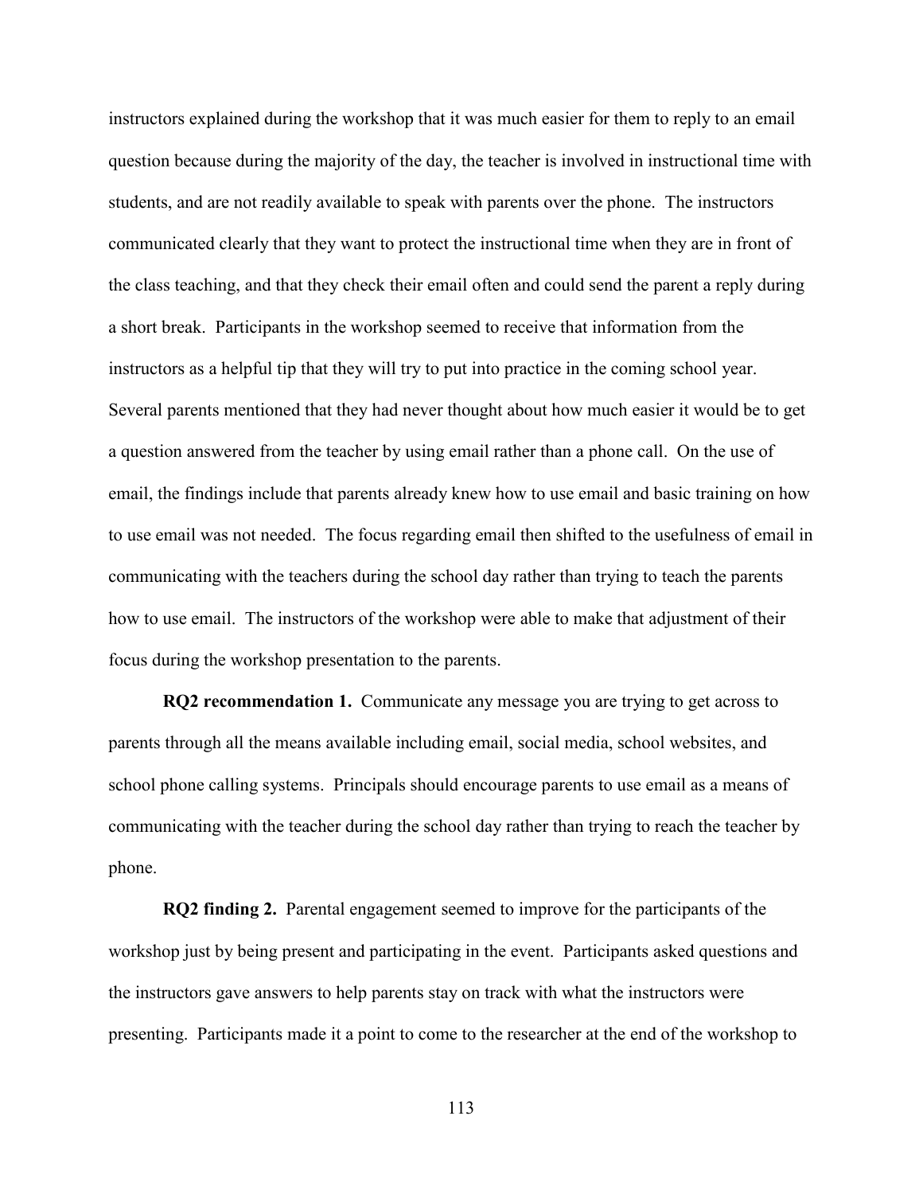instructors explained during the workshop that it was much easier for them to reply to an email question because during the majority of the day, the teacher is involved in instructional time with students, and are not readily available to speak with parents over the phone. The instructors communicated clearly that they want to protect the instructional time when they are in front of the class teaching, and that they check their email often and could send the parent a reply during a short break. Participants in the workshop seemed to receive that information from the instructors as a helpful tip that they will try to put into practice in the coming school year. Several parents mentioned that they had never thought about how much easier it would be to get a question answered from the teacher by using email rather than a phone call. On the use of email, the findings include that parents already knew how to use email and basic training on how to use email was not needed. The focus regarding email then shifted to the usefulness of email in communicating with the teachers during the school day rather than trying to teach the parents how to use email. The instructors of the workshop were able to make that adjustment of their focus during the workshop presentation to the parents.

**RQ2 recommendation 1.** Communicate any message you are trying to get across to parents through all the means available including email, social media, school websites, and school phone calling systems. Principals should encourage parents to use email as a means of communicating with the teacher during the school day rather than trying to reach the teacher by phone.

**RQ2 finding 2.** Parental engagement seemed to improve for the participants of the workshop just by being present and participating in the event. Participants asked questions and the instructors gave answers to help parents stay on track with what the instructors were presenting. Participants made it a point to come to the researcher at the end of the workshop to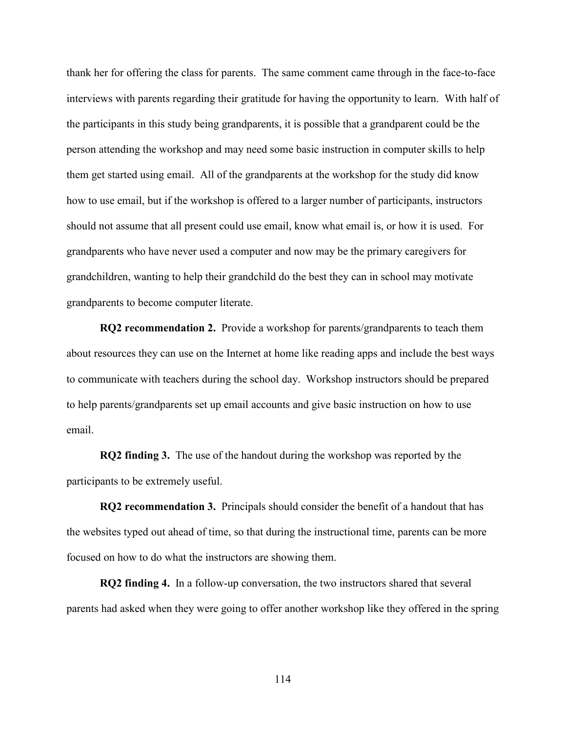thank her for offering the class for parents. The same comment came through in the face-to-face interviews with parents regarding their gratitude for having the opportunity to learn. With half of the participants in this study being grandparents, it is possible that a grandparent could be the person attending the workshop and may need some basic instruction in computer skills to help them get started using email. All of the grandparents at the workshop for the study did know how to use email, but if the workshop is offered to a larger number of participants, instructors should not assume that all present could use email, know what email is, or how it is used. For grandparents who have never used a computer and now may be the primary caregivers for grandchildren, wanting to help their grandchild do the best they can in school may motivate grandparents to become computer literate.

**RQ2 recommendation 2.** Provide a workshop for parents/grandparents to teach them about resources they can use on the Internet at home like reading apps and include the best ways to communicate with teachers during the school day. Workshop instructors should be prepared to help parents/grandparents set up email accounts and give basic instruction on how to use email.

**RQ2 finding 3.** The use of the handout during the workshop was reported by the participants to be extremely useful.

**RQ2 recommendation 3.** Principals should consider the benefit of a handout that has the websites typed out ahead of time, so that during the instructional time, parents can be more focused on how to do what the instructors are showing them.

**RQ2 finding 4.** In a follow-up conversation, the two instructors shared that several parents had asked when they were going to offer another workshop like they offered in the spring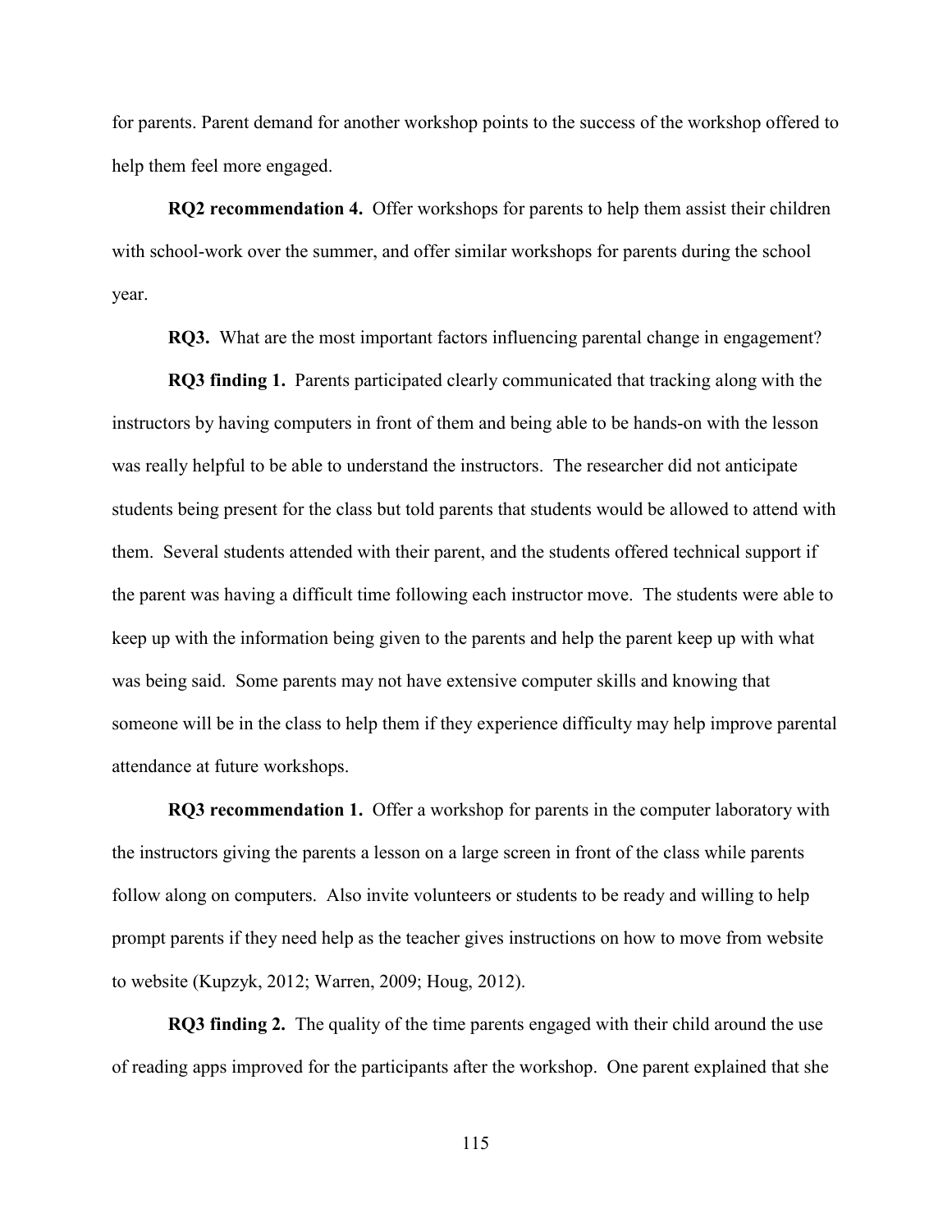for parents. Parent demand for another workshop points to the success of the workshop offered to help them feel more engaged.

**RQ2 recommendation 4.** Offer workshops for parents to help them assist their children with school-work over the summer, and offer similar workshops for parents during the school year.

**RQ3.** What are the most important factors influencing parental change in engagement?

**RQ3 finding 1.** Parents participated clearly communicated that tracking along with the instructors by having computers in front of them and being able to be hands-on with the lesson was really helpful to be able to understand the instructors. The researcher did not anticipate students being present for the class but told parents that students would be allowed to attend with them. Several students attended with their parent, and the students offered technical support if the parent was having a difficult time following each instructor move. The students were able to keep up with the information being given to the parents and help the parent keep up with what was being said. Some parents may not have extensive computer skills and knowing that someone will be in the class to help them if they experience difficulty may help improve parental attendance at future workshops.

**RQ3 recommendation 1.** Offer a workshop for parents in the computer laboratory with the instructors giving the parents a lesson on a large screen in front of the class while parents follow along on computers. Also invite volunteers or students to be ready and willing to help prompt parents if they need help as the teacher gives instructions on how to move from website to website (Kupzyk, 2012; Warren, 2009; Houg, 2012).

**RQ3 finding 2.** The quality of the time parents engaged with their child around the use of reading apps improved for the participants after the workshop. One parent explained that she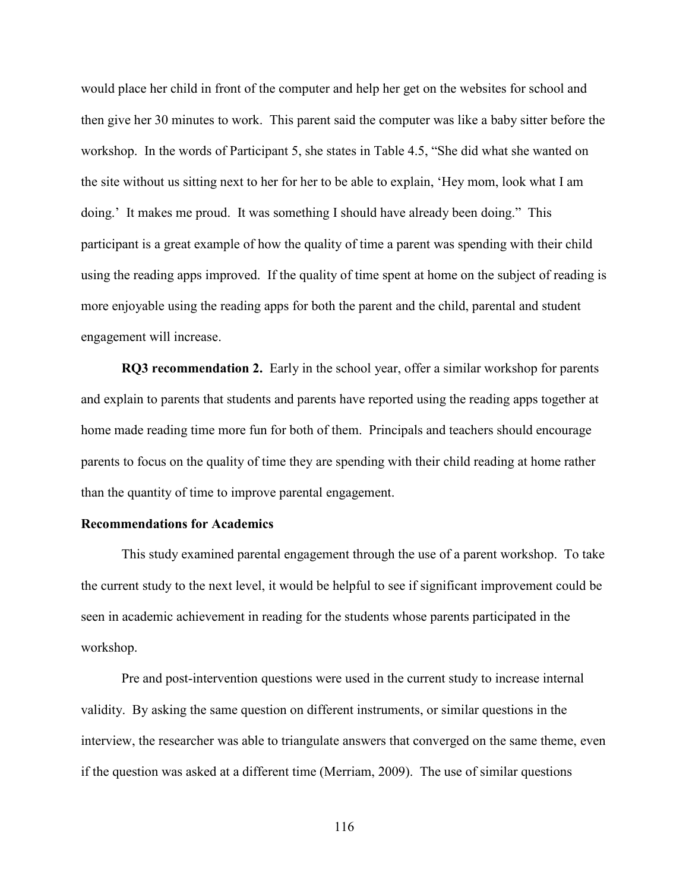would place her child in front of the computer and help her get on the websites for school and then give her 30 minutes to work. This parent said the computer was like a baby sitter before the workshop. In the words of Participant 5, she states in Table 4.5, "She did what she wanted on the site without us sitting next to her for her to be able to explain, 'Hey mom, look what I am doing.' It makes me proud. It was something I should have already been doing." This participant is a great example of how the quality of time a parent was spending with their child using the reading apps improved. If the quality of time spent at home on the subject of reading is more enjoyable using the reading apps for both the parent and the child, parental and student engagement will increase.

**RQ3 recommendation 2.** Early in the school year, offer a similar workshop for parents and explain to parents that students and parents have reported using the reading apps together at home made reading time more fun for both of them. Principals and teachers should encourage parents to focus on the quality of time they are spending with their child reading at home rather than the quantity of time to improve parental engagement.

### Recommendations for Academics

This study examined parental engagement through the use of a parent workshop. To take the current study to the next level, it would be helpful to see if significant improvement could be seen in academic achievement in reading for the students whose parents participated in the workshop.

Pre and post-intervention questions were used in the current study to increase internal validity. By asking the same question on different instruments, or similar questions in the interview, the researcher was able to triangulate answers that converged on the same theme, even if the question was asked at a different time (Merriam, 2009). The use of similar questions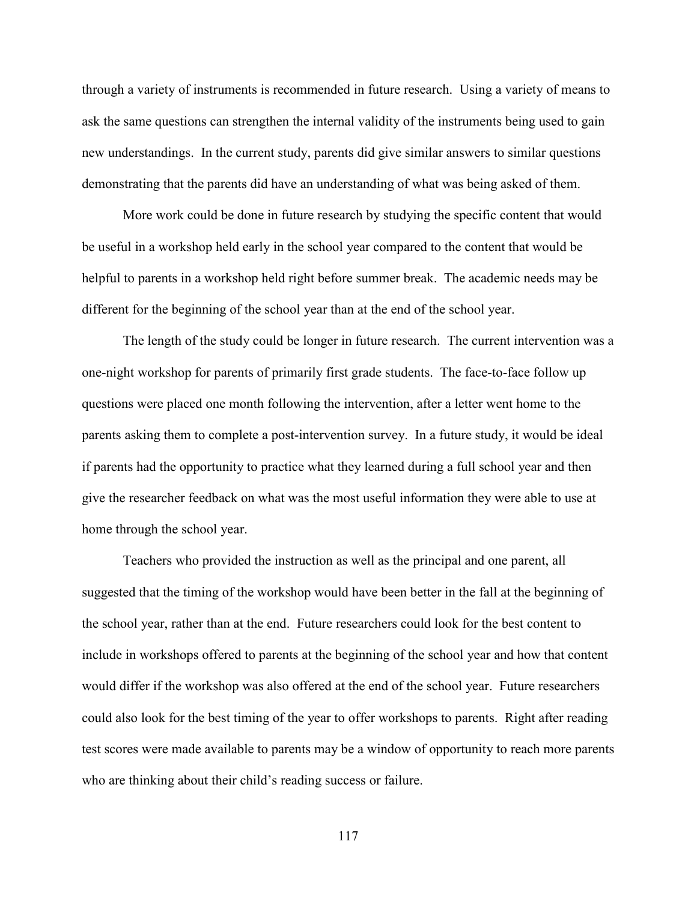through a variety of instruments is recommended in future research. Using a variety of means to ask the same questions can strengthen the internal validity of the instruments being used to gain new understandings. In the current study, parents did give similar answers to similar questions demonstrating that the parents did have an understanding of what was being asked of them.

More work could be done in future research by studying the specific content that would be useful in a workshop held early in the school year compared to the content that would be helpful to parents in a workshop held right before summer break. The academic needs may be different for the beginning of the school year than at the end of the school year.

The length of the study could be longer in future research. The current intervention was a one-night workshop for parents of primarily first grade students. The face-to-face follow up questions were placed one month following the intervention, after a letter went home to the parents asking them to complete a post-intervention survey. In a future study, it would be ideal if parents had the opportunity to practice what they learned during a full school year and then give the researcher feedback on what was the most useful information they were able to use at home through the school year.

Teachers who provided the instruction as well as the principal and one parent, all suggested that the timing of the workshop would have been better in the fall at the beginning of the school year, rather than at the end. Future researchers could look for the best content to include in workshops offered to parents at the beginning of the school year and how that content would differ if the workshop was also offered at the end of the school year. Future researchers could also look for the best timing of the year to offer workshops to parents. Right after reading test scores were made available to parents may be a window of opportunity to reach more parents who are thinking about their child's reading success or failure.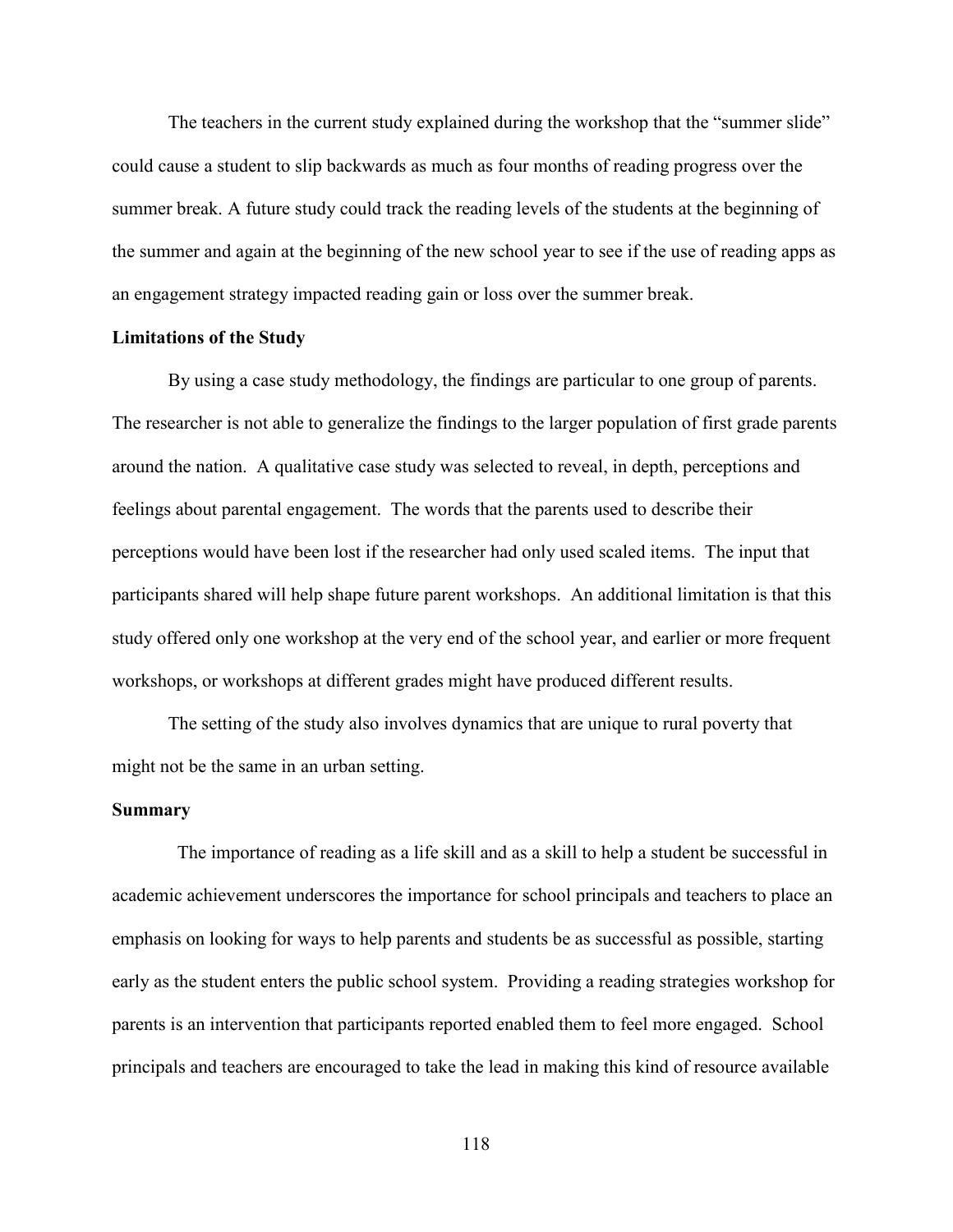The teachers in the current study explained during the workshop that the “summer slide” could cause a student to slip backwards as much as four months of reading progress over the summer break. A future study could track the reading levels of the students at the beginning of the summer and again at the beginning of the new school year to see if the use of reading apps as an engagement strategy impacted reading gain or loss over the summer break.

**Limitations of the Study**

By using a case study methodology, the findings are particular to one group of parents. The researcher is not able to generalize the findings to the larger population of first grade parents around the nation. A qualitative case study was selected to reveal, in depth, perceptions and feelings about parental engagement. The words that the parents used to describe their perceptions would have been lost if the researcher had only used scaled items. The input that participants shared will help shape future parent workshops. An additional limitation is that this study offered only one workshop at the very end of the school year, and earlier or more frequent workshops, or workshops at different grades might have produced different results.

The setting of the study also involves dynamics that are unique to rural poverty that might not be the same in an urban setting.

**Summary**

The importance of reading as a life skill and as a skill to help a student be successful in academic achievement underscores the importance for school principals and teachers to place an emphasis on looking for ways to help parents and students be as successful as possible, starting early as the student enters the public school system. Providing a reading strategies workshop for parents is an intervention that participants reported enabled them to feel more engaged. School principals and teachers are encouraged to take the lead in making this kind of resource available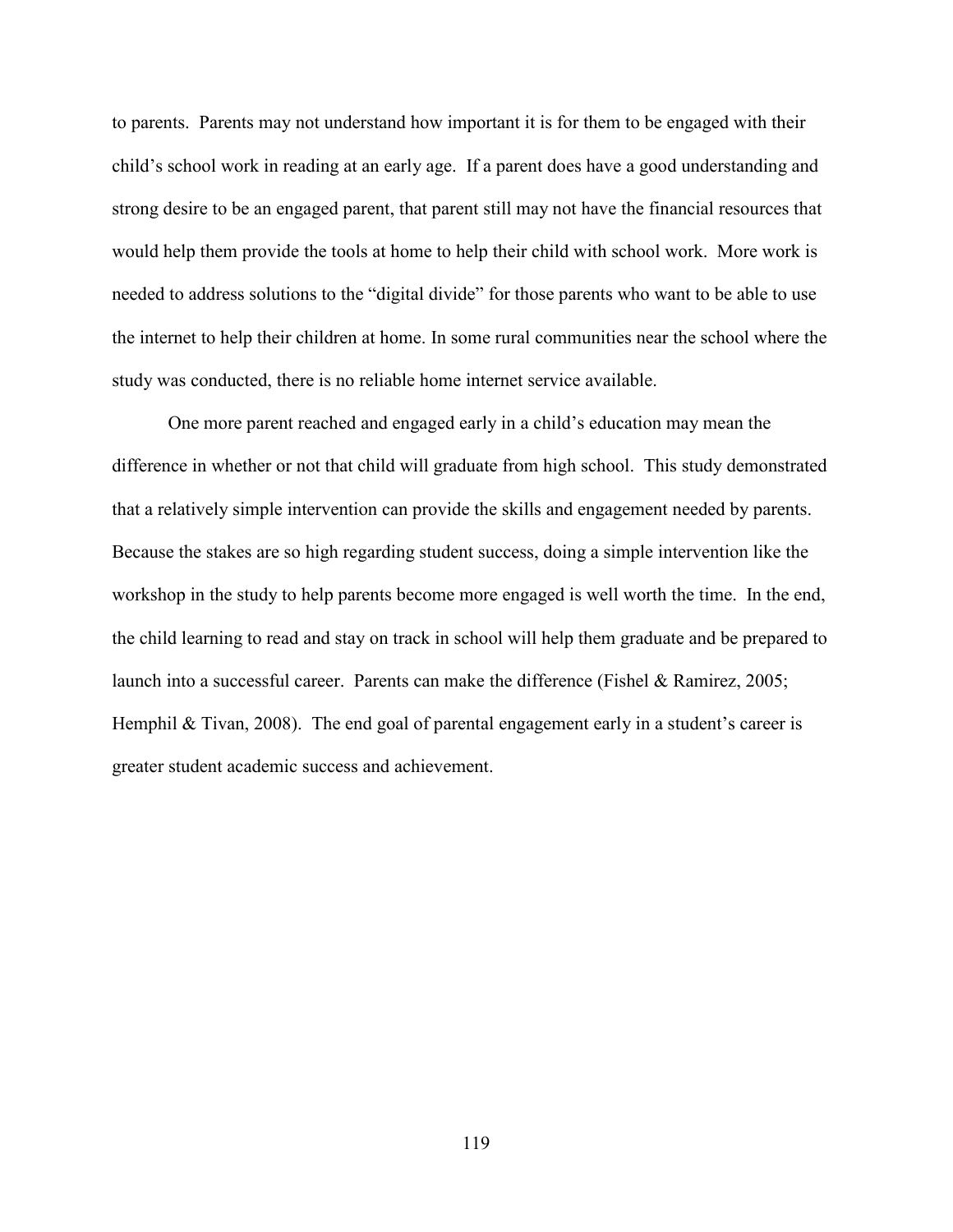to parents. Parents may not understand how important it is for them to be engaged with their child's school work in reading at an early age. If a parent does have a good understanding and strong desire to be an engaged parent, that parent still may not have the financial resources that would help them provide the tools at home to help their child with school work. More work is needed to address solutions to the "digital divide" for those parents who want to be able to use the internet to help their children at home. In some rural communities near the school where the study was conducted, there is no reliable home internet service available.

One more parent reached and engaged early in a child's education may mean the difference in whether or not that child will graduate from high school. This study demonstrated that a relatively simple intervention can provide the skills and engagement needed by parents. Because the stakes are so high regarding student success, doing a simple intervention like the workshop in the study to help parents become more engaged is well worth the time. In the end, the child learning to read and stay on track in school will help them graduate and be prepared to launch into a successful career. Parents can make the difference (Fishel & Ramirez, 2005; Hemphil & Tivan, 2008). The end goal of parental engagement early in a student's career is greater student academic success and achievement.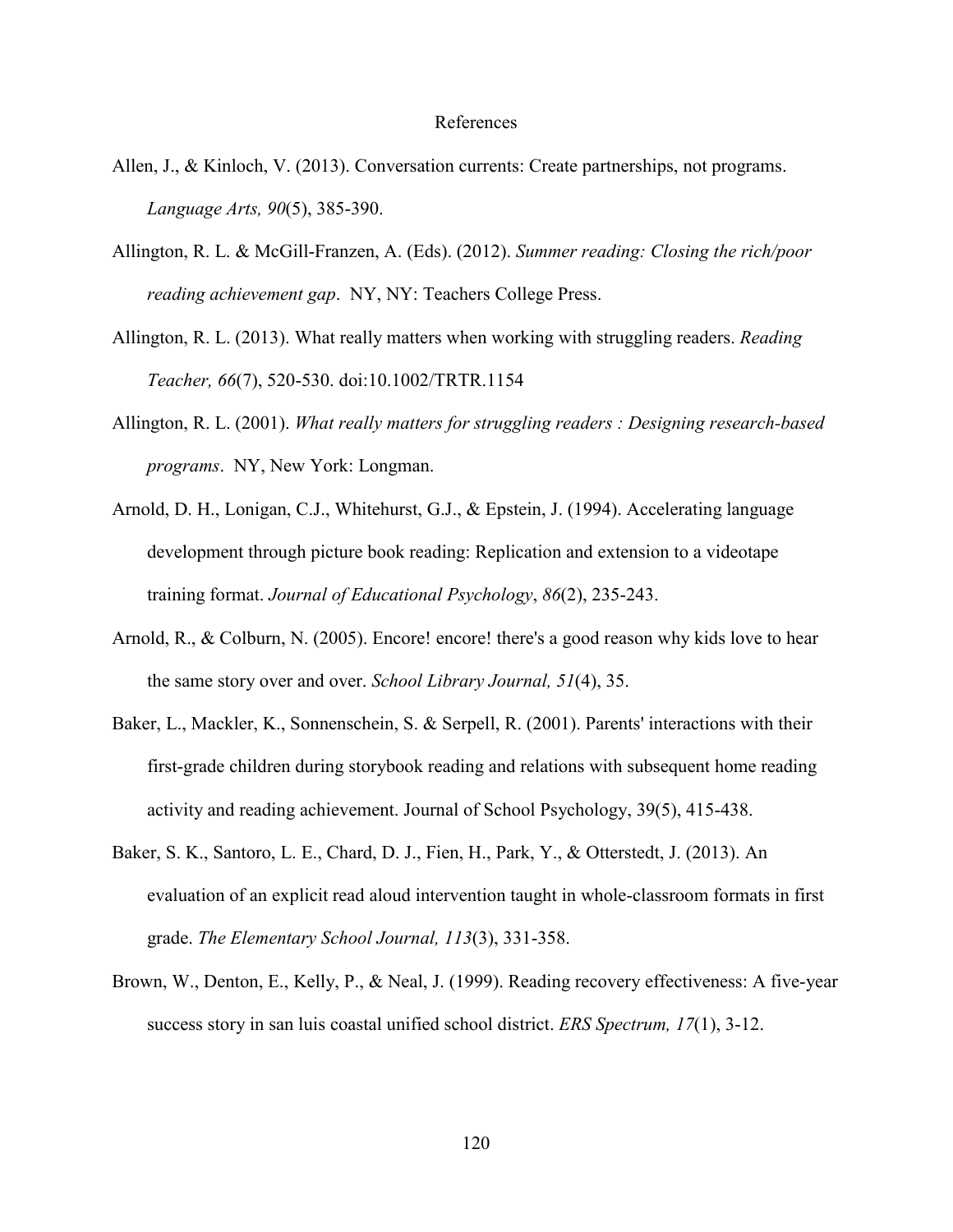# References

Allen, J., & Kinloch, V. (2013). Conversation currents: Create partnerships, not programs. *Language Arts, 90*(5), 385-390.

Allington, R. L. & McGill-Franzen, A. (Eds). (2012). *Summer reading: Closing the rich/poor reading achievement gap*. NY, NY: Teachers College Press.

Allington, R. L. (2013). What really matters when working with struggling readers. *Reading Teacher, 66*(7), 520-530. doi:10.1002/TRTR.1154

Allington, R. L. (2001). *What really matters for struggling readers : Designing research-based programs*. NY, New York: Longman.

Arnold, D. H., Lonigan, C.J., Whitehurst, G.J., & Epstein, J. (1994). Accelerating language development through picture book reading: Replication and extension to a videotape training format. *Journal of Educational Psychology*, *86*(2), 235-243.

Arnold, R., & Colburn, N. (2005). Encore! encore! there's a good reason why kids love to hear the same story over and over. *School Library Journal, 51*(4), 35.

Baker, L., Mackler, K., Sonnenschein, S. & Serpell, R. (2001). Parents' interactions with their first-grade children during storybook reading and relations with subsequent home reading activity and reading achievement. Journal of School Psychology, 39(5), 415-438.

Baker, S. K., Santoro, L. E., Chard, D. J., Fien, H., Park, Y., & Otterstedt, J. (2013). An evaluation of an explicit read aloud intervention taught in whole-classroom formats in first grade. *The Elementary School Journal, 113*(3), 331-358.

Brown, W., Denton, E., Kelly, P., & Neal, J. (1999). Reading recovery effectiveness: A five-year success story in san luis coastal unified school district. *ERS Spectrum, 17*(1), 3-12.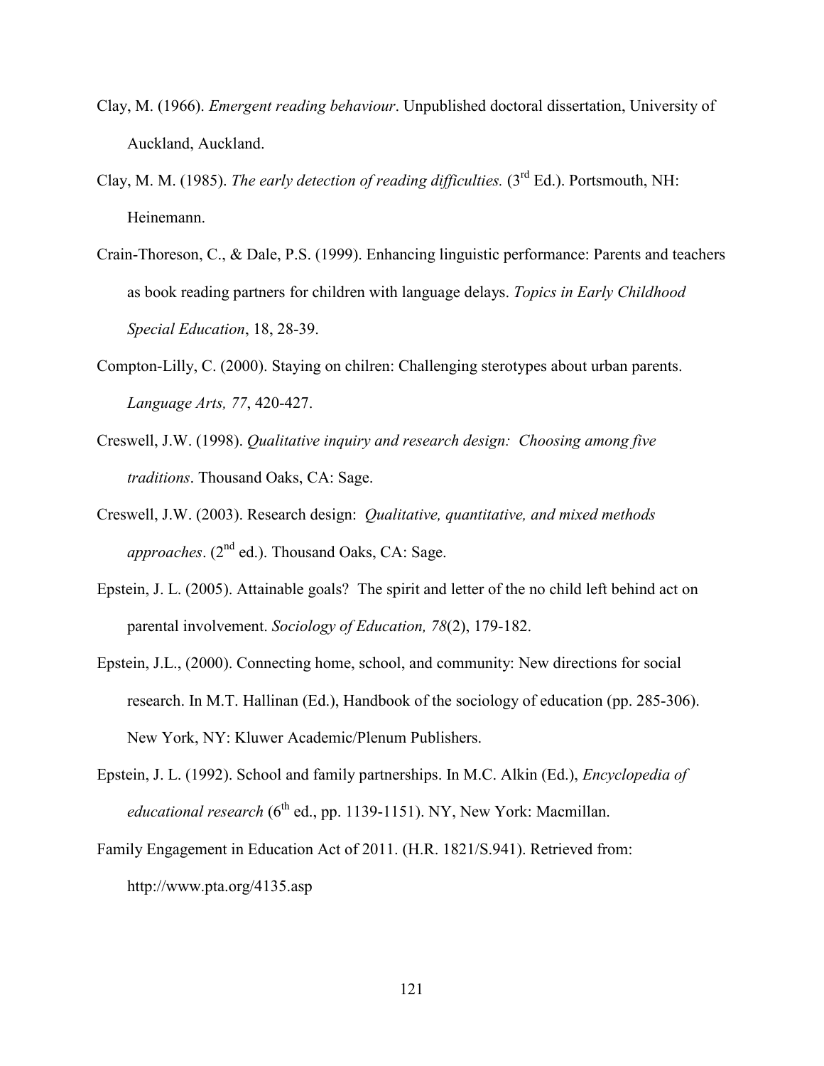Clay, M. (1966). *Emergent reading behaviour*. Unpublished doctoral dissertation, University of Auckland, Auckland.

Clay, M. M. (1985). *The early detection of reading difficulties.* (3rd Ed.). Portsmouth, NH: Heinemann.

Crain-Thoreson, C., & Dale, P.S. (1999). Enhancing linguistic performance: Parents and teachers as book reading partners for children with language delays. *Topics in Early Childhood Special Education*, 18, 28-39.

Compton-Lilly, C. (2000). Staying on chilren: Challenging sterotypes about urban parents. *Language Arts, 77*, 420-427.

Creswell, J.W. (1998). *Qualitative inquiry and research design: Choosing among five traditions*. Thousand Oaks, CA: Sage.

Creswell, J.W. (2003). Research design: *Qualitative, quantitative, and mixed methods approaches*. (2nd ed.). Thousand Oaks, CA: Sage.

Epstein, J. L. (2005). Attainable goals? The spirit and letter of the no child left behind act on parental involvement. *Sociology of Education, 78*(2), 179-182.

Epstein, J.L., (2000). Connecting home, school, and community: New directions for social research. In M.T. Hallinan (Ed.), Handbook of the sociology of education (pp. 285-306). New York, NY: Kluwer Academic/Plenum Publishers.

Epstein, J. L. (1992). School and family partnerships. In M.C. Alkin (Ed.), *Encyclopedia of educational research* (6th ed., pp. 1139-1151). NY, New York: Macmillan.

Family Engagement in Education Act of 2011. (H.R. 1821/S.941). Retrieved from: http://www.pta.org/4135.asp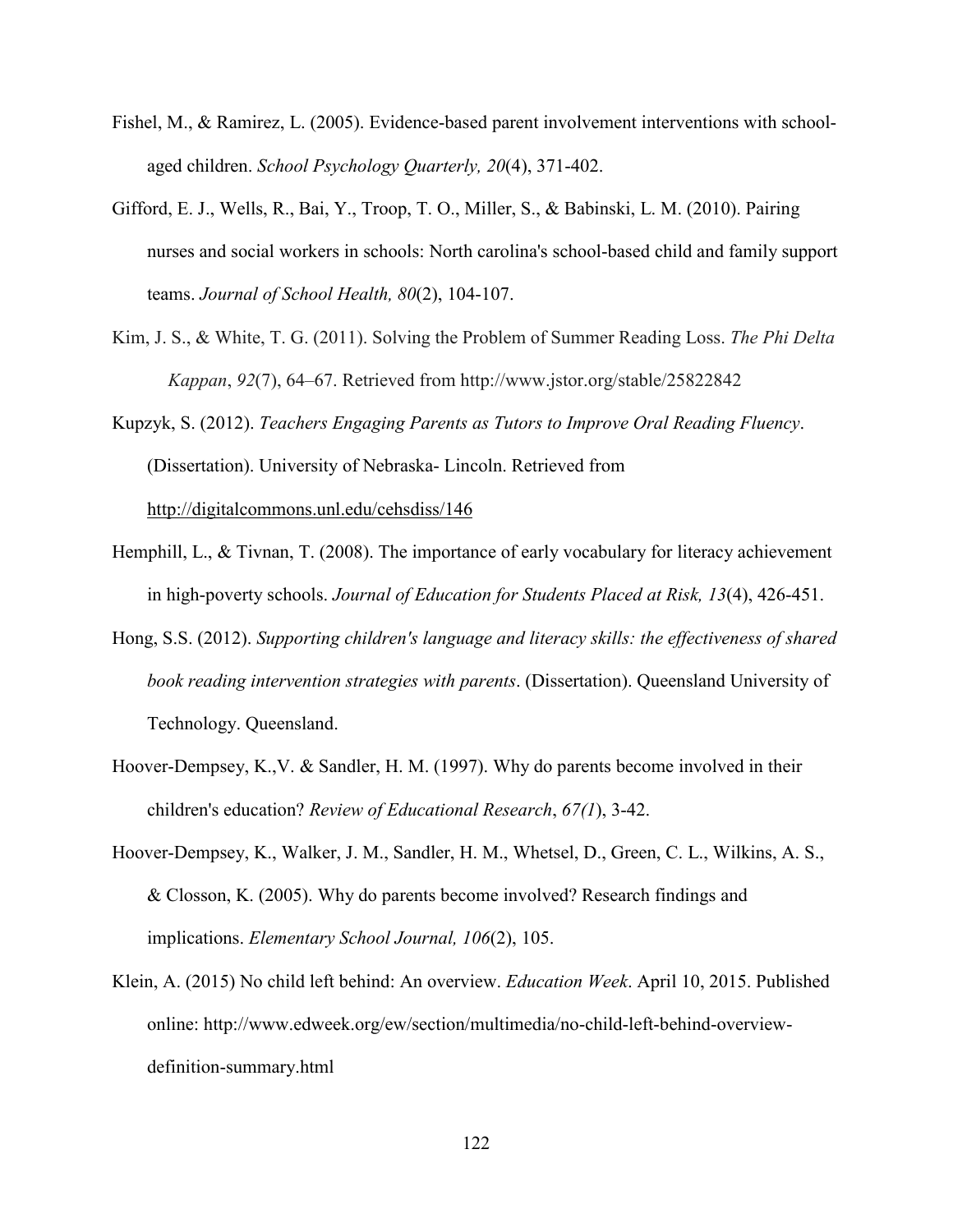Fishel, M., & Ramirez, L. (2005). Evidence-based parent involvement interventions with school-aged children. *School Psychology Quarterly, 20*(4), 371-402.

Gifford, E. J., Wells, R., Bai, Y., Troop, T. O., Miller, S., & Babinski, L. M. (2010). Pairing nurses and social workers in schools: North carolina's school-based child and family support teams. *Journal of School Health, 80*(2), 104-107.

Kim, J. S., & White, T. G. (2011). Solving the Problem of Summer Reading Loss. *The Phi Delta Kappan*, *92*(7), 64–67. Retrieved from http://www.jstor.org/stable/25822842

Kupzyk, S. (2012). *Teachers Engaging Parents as Tutors to Improve Oral Reading Fluency*. (Dissertation). University of Nebraska- Lincoln. Retrieved from http://digitalcommons.unl.edu/cehsdiss/146

Hemphill, L., & Tivnan, T. (2008). The importance of early vocabulary for literacy achievement in high-poverty schools. *Journal of Education for Students Placed at Risk, 13*(4), 426-451.

Hong, S.S. (2012). *Supporting children's language and literacy skills: the effectiveness of shared book reading intervention strategies with parents*. (Dissertation). Queensland University of Technology. Queensland.

Hoover-Dempsey, K.,V. & Sandler, H. M. (1997). Why do parents become involved in their children's education? *Review of Educational Research*, *67(1*), 3-42.

Hoover-Dempsey, K., Walker, J. M., Sandler, H. M., Whetsel, D., Green, C. L., Wilkins, A. S., & Closson, K. (2005). Why do parents become involved? Research findings and implications. *Elementary School Journal, 106*(2), 105.

Klein, A. (2015) No child left behind: An overview. *Education Week*. April 10, 2015. Published online: http://www.edweek.org/ew/section/multimedia/no-child-left-behind-overview-definition-summary.html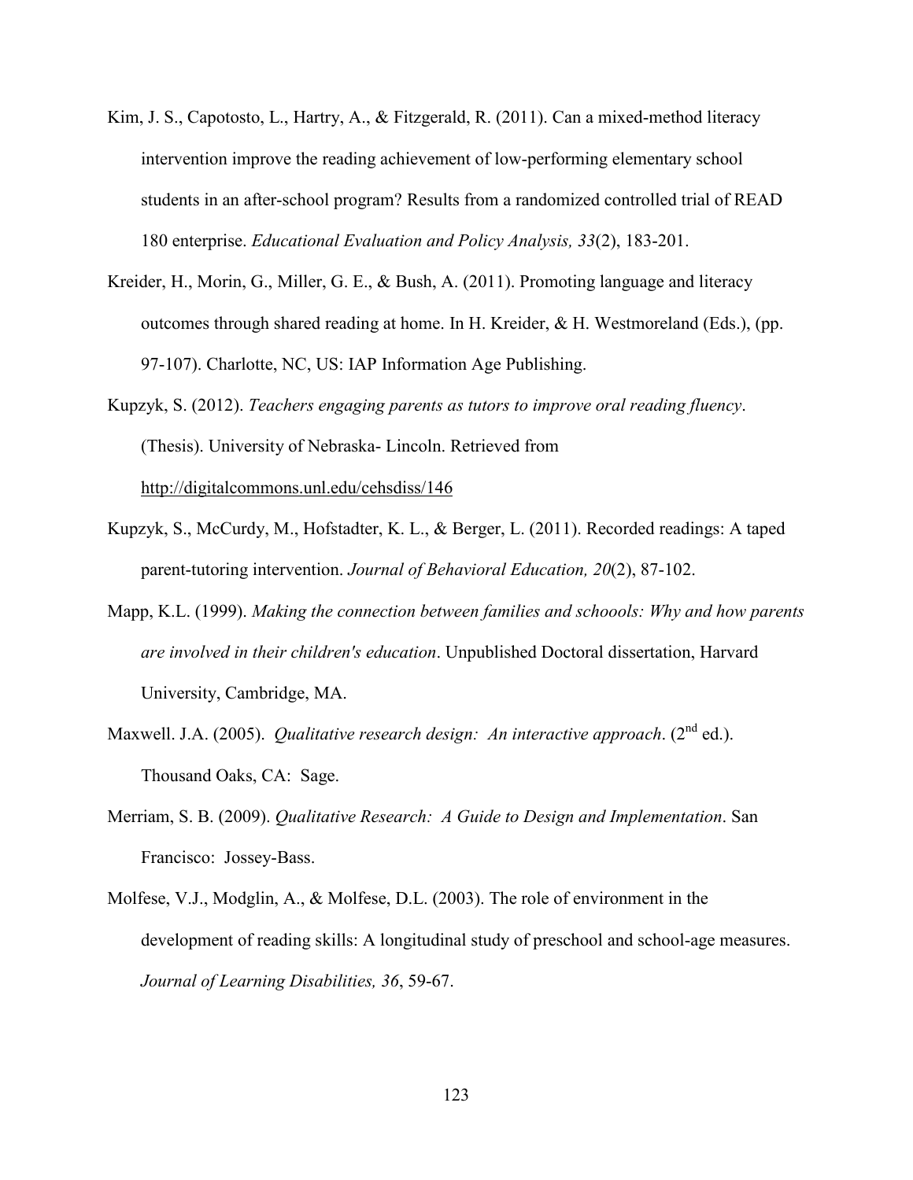Kim, J. S., Capotosto, L., Hartry, A., & Fitzgerald, R. (2011). Can a mixed-method literacy intervention improve the reading achievement of low-performing elementary school students in an after-school program? Results from a randomized controlled trial of READ 180 enterprise. *Educational Evaluation and Policy Analysis, 33*(2), 183-201.

Kreider, H., Morin, G., Miller, G. E., & Bush, A. (2011). Promoting language and literacy outcomes through shared reading at home. In H. Kreider, & H. Westmoreland (Eds.), (pp. 97-107). Charlotte, NC, US: IAP Information Age Publishing.

Kupzyk, S. (2012). *Teachers engaging parents as tutors to improve oral reading fluency*. (Thesis). University of Nebraska- Lincoln. Retrieved from http://digitalcommons.unl.edu/cehsdiss/146

Kupzyk, S., McCurdy, M., Hofstadter, K. L., & Berger, L. (2011). Recorded readings: A taped parent-tutoring intervention. *Journal of Behavioral Education, 20*(2), 87-102.

Mapp, K.L. (1999). *Making the connection between families and schoools: Why and how parents are involved in their children's education*. Unpublished Doctoral dissertation, Harvard University, Cambridge, MA.

Maxwell. J.A. (2005). *Qualitative research design: An interactive approach*. (2nd ed.). Thousand Oaks, CA: Sage.

Merriam, S. B. (2009). *Qualitative Research: A Guide to Design and Implementation*. San Francisco: Jossey-Bass.

Molfese, V.J., Modglin, A., & Molfese, D.L. (2003). The role of environment in the development of reading skills: A longitudinal study of preschool and school-age measures. *Journal of Learning Disabilities, 36*, 59-67.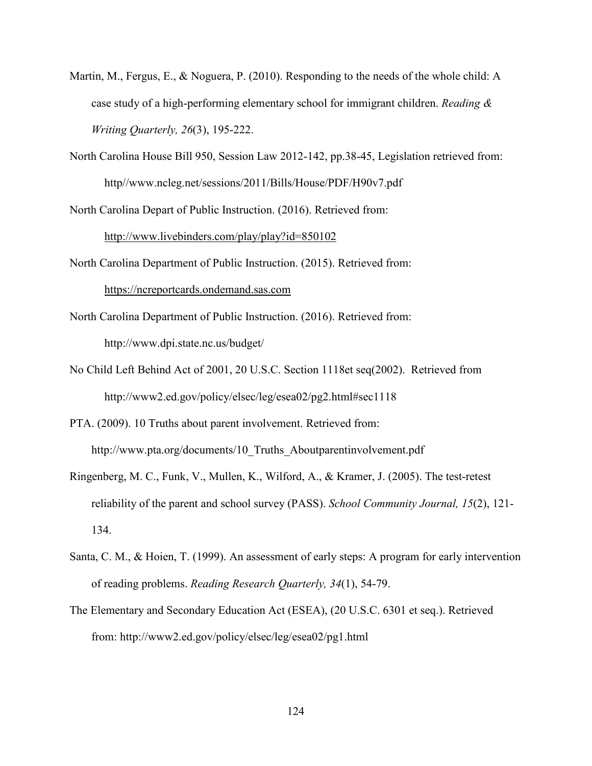Martin, M., Fergus, E., & Noguera, P. (2010). Responding to the needs of the whole child: A case study of a high-performing elementary school for immigrant children. *Reading & Writing Quarterly, 26*(3), 195-222.

North Carolina House Bill 950, Session Law 2012-142, pp.38-45, Legislation retrieved from: http//www.ncleg.net/sessions/2011/Bills/House/PDF/H90v7.pdf

North Carolina Depart of Public Instruction. (2016). Retrieved from: http://www.livebinders.com/play/play?id=850102

North Carolina Department of Public Instruction. (2015). Retrieved from: https://ncreportcards.ondemand.sas.com

North Carolina Department of Public Instruction. (2016). Retrieved from: http://www.dpi.state.nc.us/budget/

No Child Left Behind Act of 2001, 20 U.S.C. Section 1118et seq(2002). Retrieved from http://www2.ed.gov/policy/elsec/leg/esea02/pg2.html#sec1118

PTA. (2009). 10 Truths about parent involvement. Retrieved from: http://www.pta.org/documents/10_Truths_Aboutparentinvolvement.pdf

Ringenberg, M. C., Funk, V., Mullen, K., Wilford, A., & Kramer, J. (2005). The test-retest reliability of the parent and school survey (PASS). *School Community Journal, 15*(2), 121-134.

Santa, C. M., & Hoien, T. (1999). An assessment of early steps: A program for early intervention of reading problems. *Reading Research Quarterly, 34*(1), 54-79.

The Elementary and Secondary Education Act (ESEA), (20 U.S.C. 6301 et seq.). Retrieved from: http://www2.ed.gov/policy/elsec/leg/esea02/pg1.html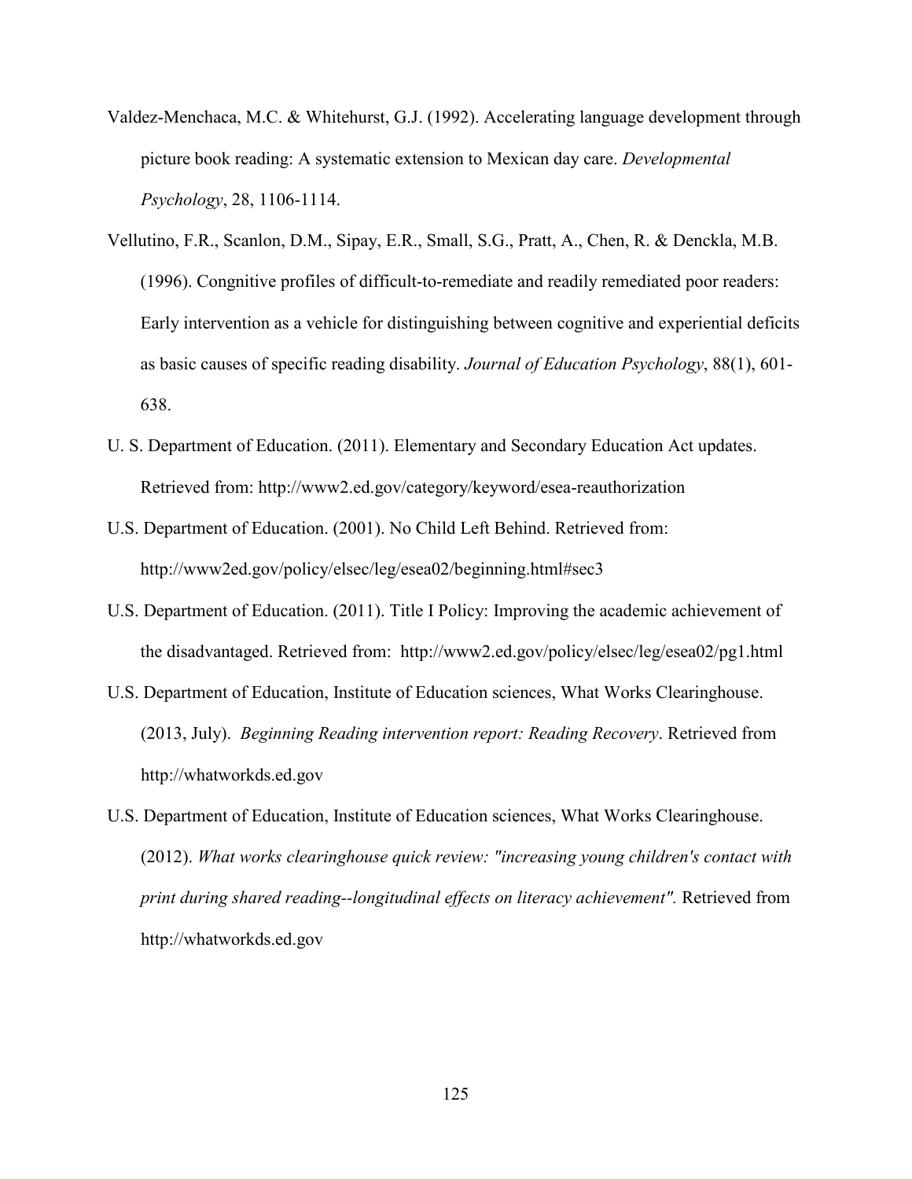Valdez-Menchaca, M.C. & Whitehurst, G.J. (1992). Accelerating language development through picture book reading: A systematic extension to Mexican day care. *Developmental Psychology*, 28, 1106-1114.

Vellutino, F.R., Scanlon, D.M., Sipay, E.R., Small, S.G., Pratt, A., Chen, R. & Denckla, M.B. (1996). Congnitive profiles of difficult-to-remediate and readily remediated poor readers: Early intervention as a vehicle for distinguishing between cognitive and experiential deficits as basic causes of specific reading disability. *Journal of Education Psychology*, 88(1), 601-638.

U. S. Department of Education. (2011). Elementary and Secondary Education Act updates. Retrieved from: http://www2.ed.gov/category/keyword/esea-reauthorization

U.S. Department of Education. (2001). No Child Left Behind. Retrieved from: http://www2ed.gov/policy/elsec/leg/esea02/beginning.html#sec3

U.S. Department of Education. (2011). Title I Policy: Improving the academic achievement of the disadvantaged. Retrieved from: http://www2.ed.gov/policy/elsec/leg/esea02/pg1.html

U.S. Department of Education, Institute of Education sciences, What Works Clearinghouse. (2013, July). *Beginning Reading intervention report: Reading Recovery*. Retrieved from http://whatworkds.ed.gov

U.S. Department of Education, Institute of Education sciences, What Works Clearinghouse. (2012). *What works clearinghouse quick review: "increasing young children's contact with print during shared reading--longitudinal effects on literacy achievement".* Retrieved from http://whatworkds.ed.gov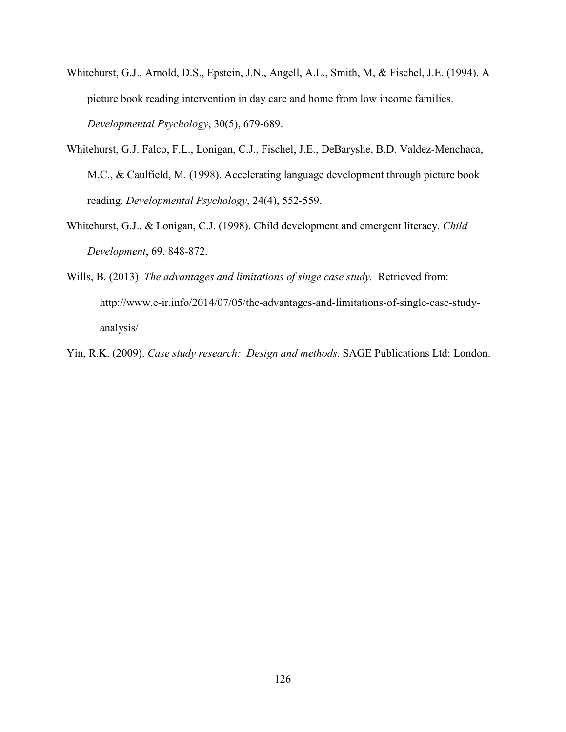Whitehurst, G.J., Arnold, D.S., Epstein, J.N., Angell, A.L., Smith, M, & Fischel, J.E. (1994). A picture book reading intervention in day care and home from low income families. *Developmental Psychology*, 30(5), 679-689.

Whitehurst, G.J. Falco, F.L., Lonigan, C.J., Fischel, J.E., DeBaryshe, B.D. Valdez-Menchaca, M.C., & Caulfield, M. (1998). Accelerating language development through picture book reading. *Developmental Psychology*, 24(4), 552-559.

Whitehurst, G.J., & Lonigan, C.J. (1998). Child development and emergent literacy. *Child Development*, 69, 848-872.

Wills, B. (2013) *The advantages and limitations of singe case study.* Retrieved from: http://www.e-ir.info/2014/07/05/the-advantages-and-limitations-of-single-case-study-analysis/

Yin, R.K. (2009). *Case study research: Design and methods*. SAGE Publications Ltd: London.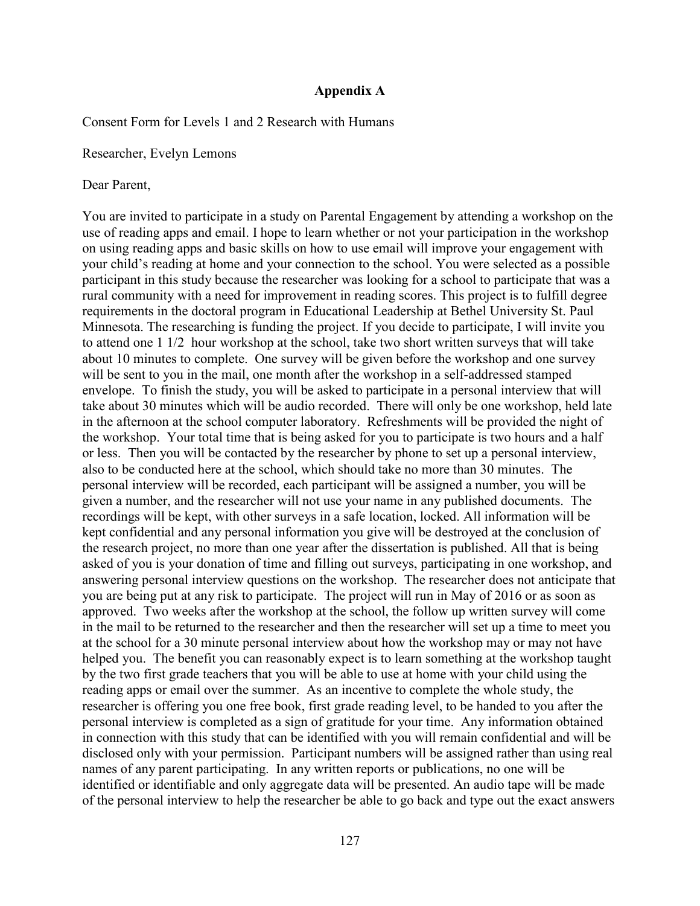**Appendix A**

Consent Form for Levels 1 and 2 Research with Humans

Researcher, Evelyn Lemons

Dear Parent,

You are invited to participate in a study on Parental Engagement by attending a workshop on the use of reading apps and email. I hope to learn whether or not your participation in the workshop on using reading apps and basic skills on how to use email will improve your engagement with your child's reading at home and your connection to the school. You were selected as a possible participant in this study because the researcher was looking for a school to participate that was a rural community with a need for improvement in reading scores. This project is to fulfill degree requirements in the doctoral program in Educational Leadership at Bethel University St. Paul Minnesota. The researching is funding the project. If you decide to participate, I will invite you to attend one 1 1/2 hour workshop at the school, take two short written surveys that will take about 10 minutes to complete. One survey will be given before the workshop and one survey will be sent to you in the mail, one month after the workshop in a self-addressed stamped envelope. To finish the study, you will be asked to participate in a personal interview that will take about 30 minutes which will be audio recorded. There will only be one workshop, held late in the afternoon at the school computer laboratory. Refreshments will be provided the night of the workshop. Your total time that is being asked for you to participate is two hours and a half or less. Then you will be contacted by the researcher by phone to set up a personal interview, also to be conducted here at the school, which should take no more than 30 minutes. The personal interview will be recorded, each participant will be assigned a number, you will be given a number, and the researcher will not use your name in any published documents. The recordings will be kept, with other surveys in a safe location, locked. All information will be kept confidential and any personal information you give will be destroyed at the conclusion of the research project, no more than one year after the dissertation is published. All that is being asked of you is your donation of time and filling out surveys, participating in one workshop, and answering personal interview questions on the workshop. The researcher does not anticipate that you are being put at any risk to participate. The project will run in May of 2016 or as soon as approved. Two weeks after the workshop at the school, the follow up written survey will come in the mail to be returned to the researcher and then the researcher will set up a time to meet you at the school for a 30 minute personal interview about how the workshop may or may not have helped you. The benefit you can reasonably expect is to learn something at the workshop taught by the two first grade teachers that you will be able to use at home with your child using the reading apps or email over the summer. As an incentive to complete the whole study, the researcher is offering you one free book, first grade reading level, to be handed to you after the personal interview is completed as a sign of gratitude for your time. Any information obtained in connection with this study that can be identified with you will remain confidential and will be disclosed only with your permission. Participant numbers will be assigned rather than using real names of any parent participating. In any written reports or publications, no one will be identified or identifiable and only aggregate data will be presented. An audio tape will be made of the personal interview to help the researcher be able to go back and type out the exact answers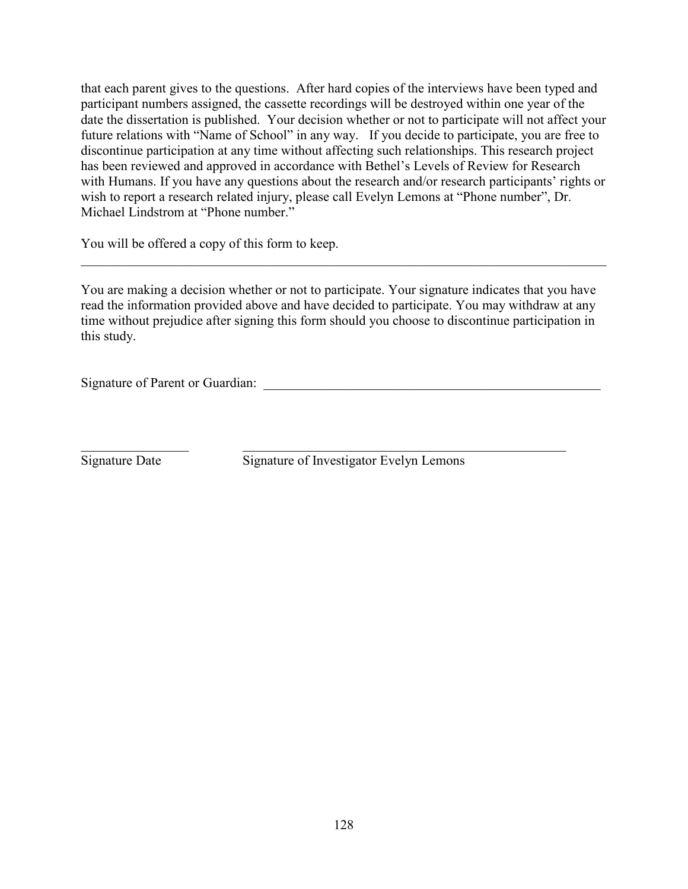that each parent gives to the questions. After hard copies of the interviews have been typed and participant numbers assigned, the cassette recordings will be destroyed within one year of the date the dissertation is published. Your decision whether or not to participate will not affect your future relations with "Name of School" in any way. If you decide to participate, you are free to discontinue participation at any time without affecting such relationships. This research project has been reviewed and approved in accordance with Bethel's Levels of Review for Research with Humans. If you have any questions about the research and/or research participants' rights or wish to report a research related injury, please call Evelyn Lemons at "Phone number", Dr. Michael Lindstrom at "Phone number."

You will be offered a copy of this form to keep.

---

You are making a decision whether or not to participate. Your signature indicates that you have read the information provided above and have decided to participate. You may withdraw at any time without prejudice after signing this form should you choose to discontinue participation in this study.

Signature of Parent or Guardian: ______________________________________________

________________　　　　______________________________________________

Signature Date　　　　Signature of Investigator Evelyn Lemons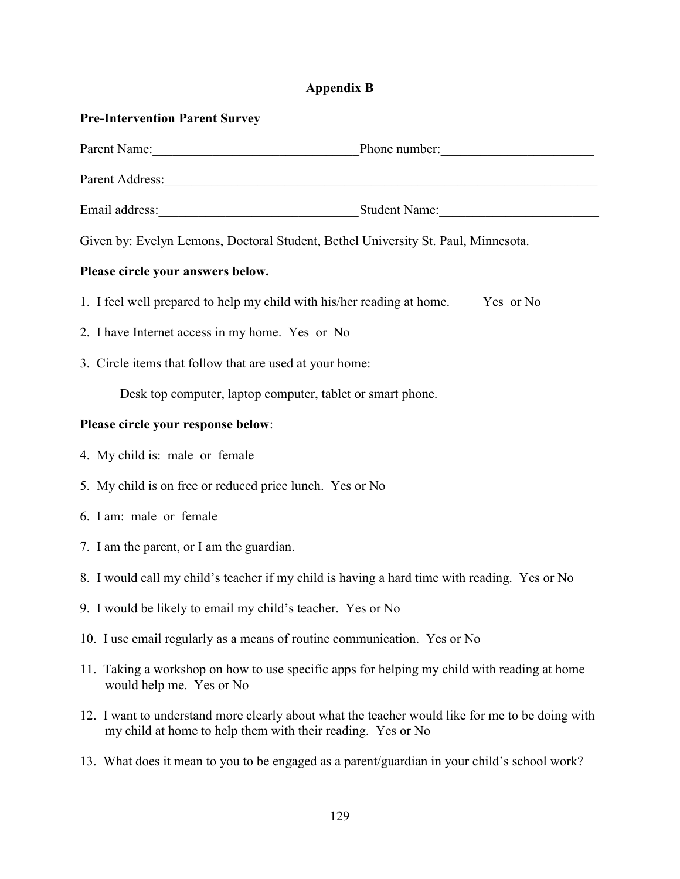# Appendix B

**Pre-Intervention Parent Survey**

Parent Name:_______________________________Phone number:_______________________

Parent Address:_____________________________________________________________________

Email address:______________________________Student Name:________________________

Given by: Evelyn Lemons, Doctoral Student, Bethel University St. Paul, Minnesota.

**Please circle your answers below.**

1. I feel well prepared to help my child with his/her reading at home. Yes or No
2. I have Internet access in my home. Yes or No
3. Circle items that follow that are used at your home:

   Desk top computer, laptop computer, tablet or smart phone.

**Please circle your response below**:

4. My child is: male or female
5. My child is on free or reduced price lunch. Yes or No
6. I am: male or female
7. I am the parent, or I am the guardian.
8. I would call my child's teacher if my child is having a hard time with reading. Yes or No
9. I would be likely to email my child's teacher. Yes or No
10. I use email regularly as a means of routine communication. Yes or No
11. Taking a workshop on how to use specific apps for helping my child with reading at home would help me. Yes or No
12. I want to understand more clearly about what the teacher would like for me to be doing with my child at home to help them with their reading. Yes or No
13. What does it mean to you to be engaged as a parent/guardian in your child's school work?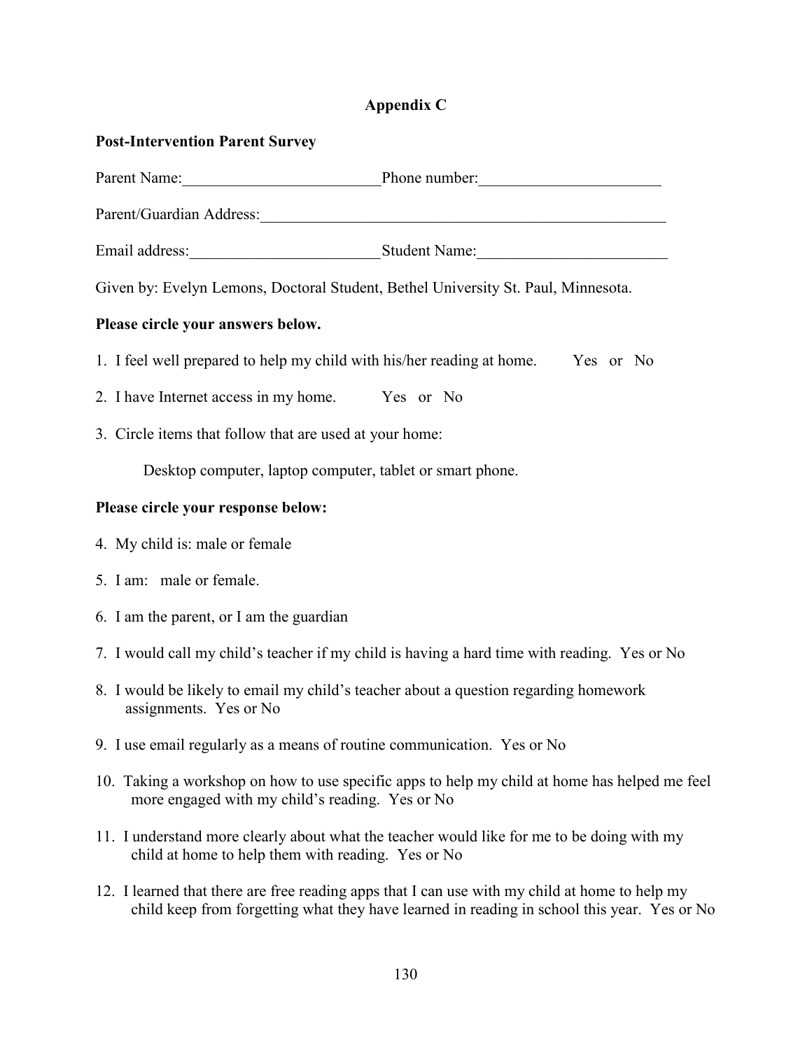## Appendix C

**Post-Intervention Parent Survey**

Parent Name:_________________________Phone number:_______________________

Parent/Guardian Address:_____________________________________________________

Email address:________________________Student Name:________________________

Given by: Evelyn Lemons, Doctoral Student, Bethel University St. Paul, Minnesota.

**Please circle your answers below.**

1. I feel well prepared to help my child with his/her reading at home. Yes or No
2. I have Internet access in my home. Yes or No
3. Circle items that follow that are used at your home:

   Desktop computer, laptop computer, tablet or smart phone.

**Please circle your response below:**

4. My child is: male or female
5. I am: male or female.
6. I am the parent, or I am the guardian
7. I would call my child's teacher if my child is having a hard time with reading. Yes or No
8. I would be likely to email my child's teacher about a question regarding homework assignments. Yes or No
9. I use email regularly as a means of routine communication. Yes or No
10. Taking a workshop on how to use specific apps to help my child at home has helped me feel more engaged with my child's reading. Yes or No
11. I understand more clearly about what the teacher would like for me to be doing with my child at home to help them with reading. Yes or No
12. I learned that there are free reading apps that I can use with my child at home to help my child keep from forgetting what they have learned in reading in school this year. Yes or No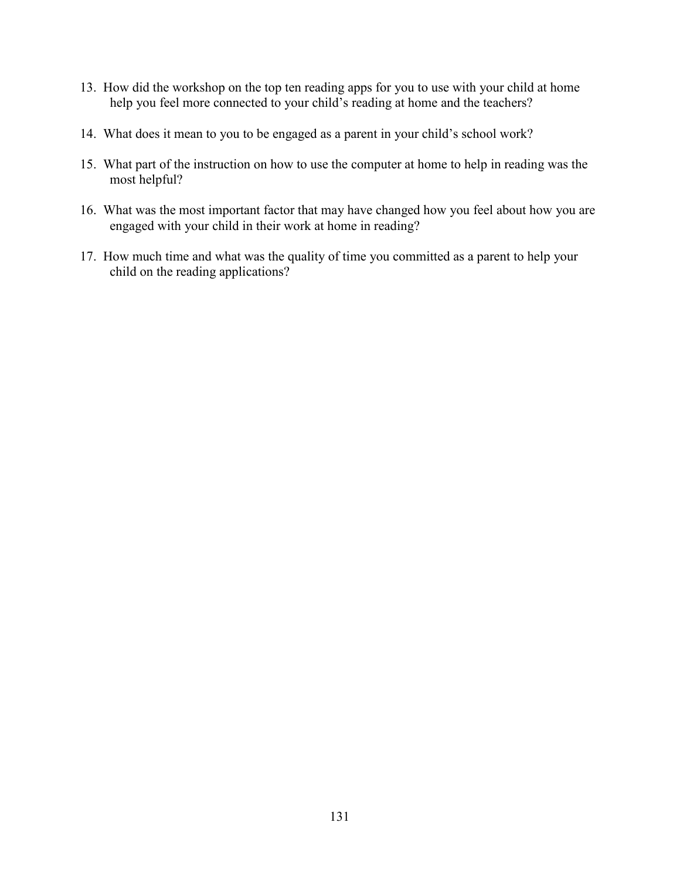13. How did the workshop on the top ten reading apps for you to use with your child at home help you feel more connected to your child's reading at home and the teachers?

14. What does it mean to you to be engaged as a parent in your child's school work?

15. What part of the instruction on how to use the computer at home to help in reading was the most helpful?

16. What was the most important factor that may have changed how you feel about how you are engaged with your child in their work at home in reading?

17. How much time and what was the quality of time you committed as a parent to help your child on the reading applications?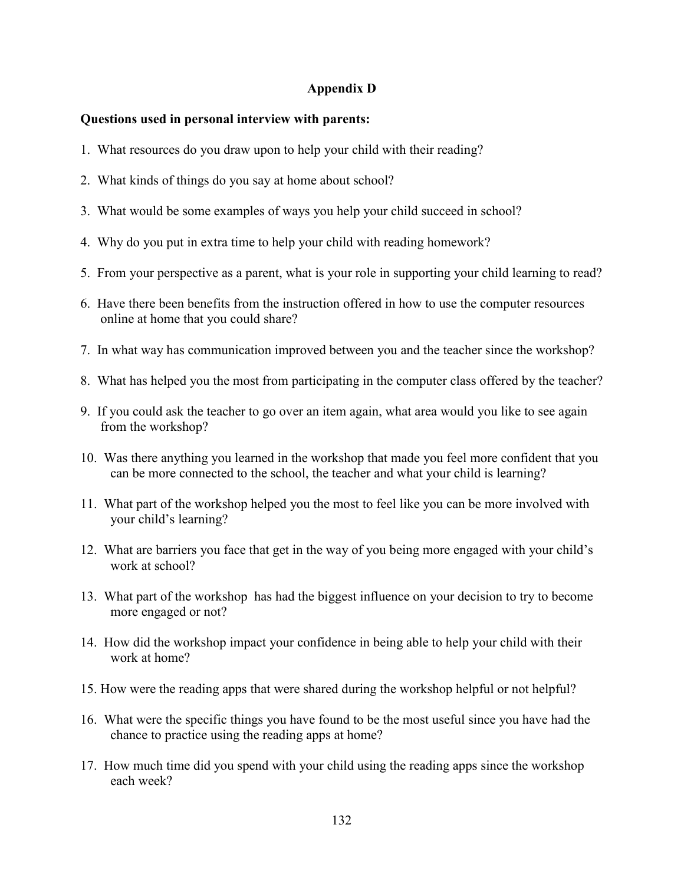# Appendix D

**Questions used in personal interview with parents:**

1. What resources do you draw upon to help your child with their reading?
2. What kinds of things do you say at home about school?
3. What would be some examples of ways you help your child succeed in school?
4. Why do you put in extra time to help your child with reading homework?
5. From your perspective as a parent, what is your role in supporting your child learning to read?
6. Have there been benefits from the instruction offered in how to use the computer resources online at home that you could share?
7. In what way has communication improved between you and the teacher since the workshop?
8. What has helped you the most from participating in the computer class offered by the teacher?
9. If you could ask the teacher to go over an item again, what area would you like to see again from the workshop?
10. Was there anything you learned in the workshop that made you feel more confident that you can be more connected to the school, the teacher and what your child is learning?
11. What part of the workshop helped you the most to feel like you can be more involved with your child's learning?
12. What are barriers you face that get in the way of you being more engaged with your child's work at school?
13. What part of the workshop has had the biggest influence on your decision to try to become more engaged or not?
14. How did the workshop impact your confidence in being able to help your child with their work at home?
15. How were the reading apps that were shared during the workshop helpful or not helpful?
16. What were the specific things you have found to be the most useful since you have had the chance to practice using the reading apps at home?
17. How much time did you spend with your child using the reading apps since the workshop each week?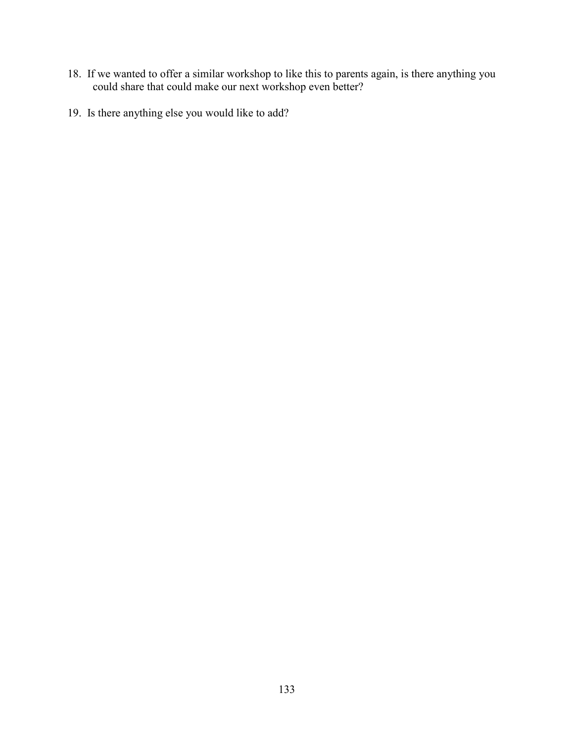18. If we wanted to offer a similar workshop to like this to parents again, is there anything you could share that could make our next workshop even better?

19. Is there anything else you would like to add?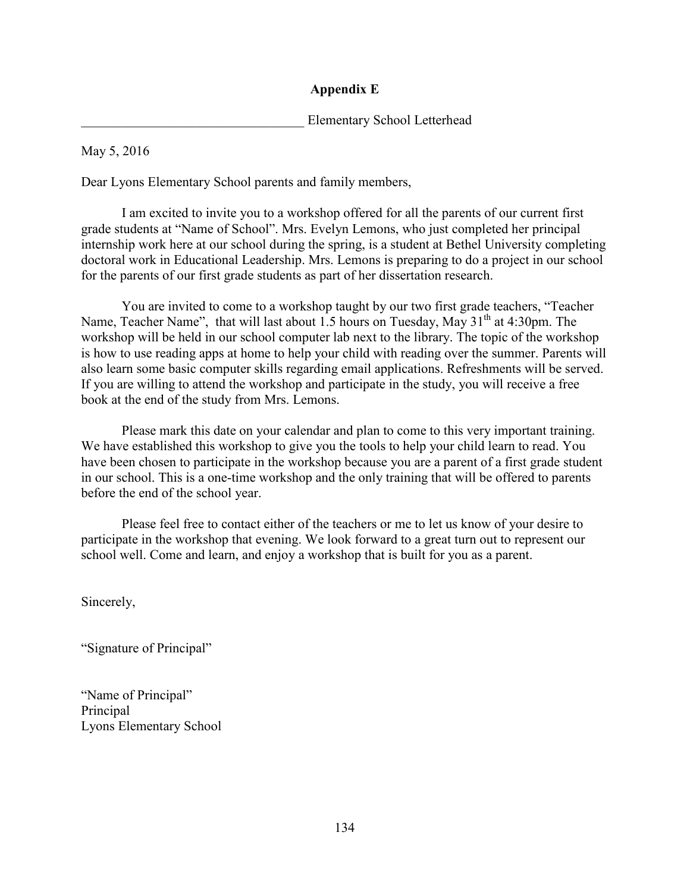## Appendix E

__________________________________ Elementary School Letterhead

May 5, 2016

Dear Lyons Elementary School parents and family members,

I am excited to invite you to a workshop offered for all the parents of our current first grade students at "Name of School". Mrs. Evelyn Lemons, who just completed her principal internship work here at our school during the spring, is a student at Bethel University completing doctoral work in Educational Leadership. Mrs. Lemons is preparing to do a project in our school for the parents of our first grade students as part of her dissertation research.

You are invited to come to a workshop taught by our two first grade teachers, "Teacher Name, Teacher Name", that will last about 1.5 hours on Tuesday, May 31st at 4:30pm. The workshop will be held in our school computer lab next to the library. The topic of the workshop is how to use reading apps at home to help your child with reading over the summer. Parents will also learn some basic computer skills regarding email applications. Refreshments will be served. If you are willing to attend the workshop and participate in the study, you will receive a free book at the end of the study from Mrs. Lemons.

Please mark this date on your calendar and plan to come to this very important training. We have established this workshop to give you the tools to help your child learn to read. You have been chosen to participate in the workshop because you are a parent of a first grade student in our school. This is a one-time workshop and the only training that will be offered to parents before the end of the school year.

Please feel free to contact either of the teachers or me to let us know of your desire to participate in the workshop that evening. We look forward to a great turn out to represent our school well. Come and learn, and enjoy a workshop that is built for you as a parent.

Sincerely,

"Signature of Principal"

"Name of Principal"
Principal
Lyons Elementary School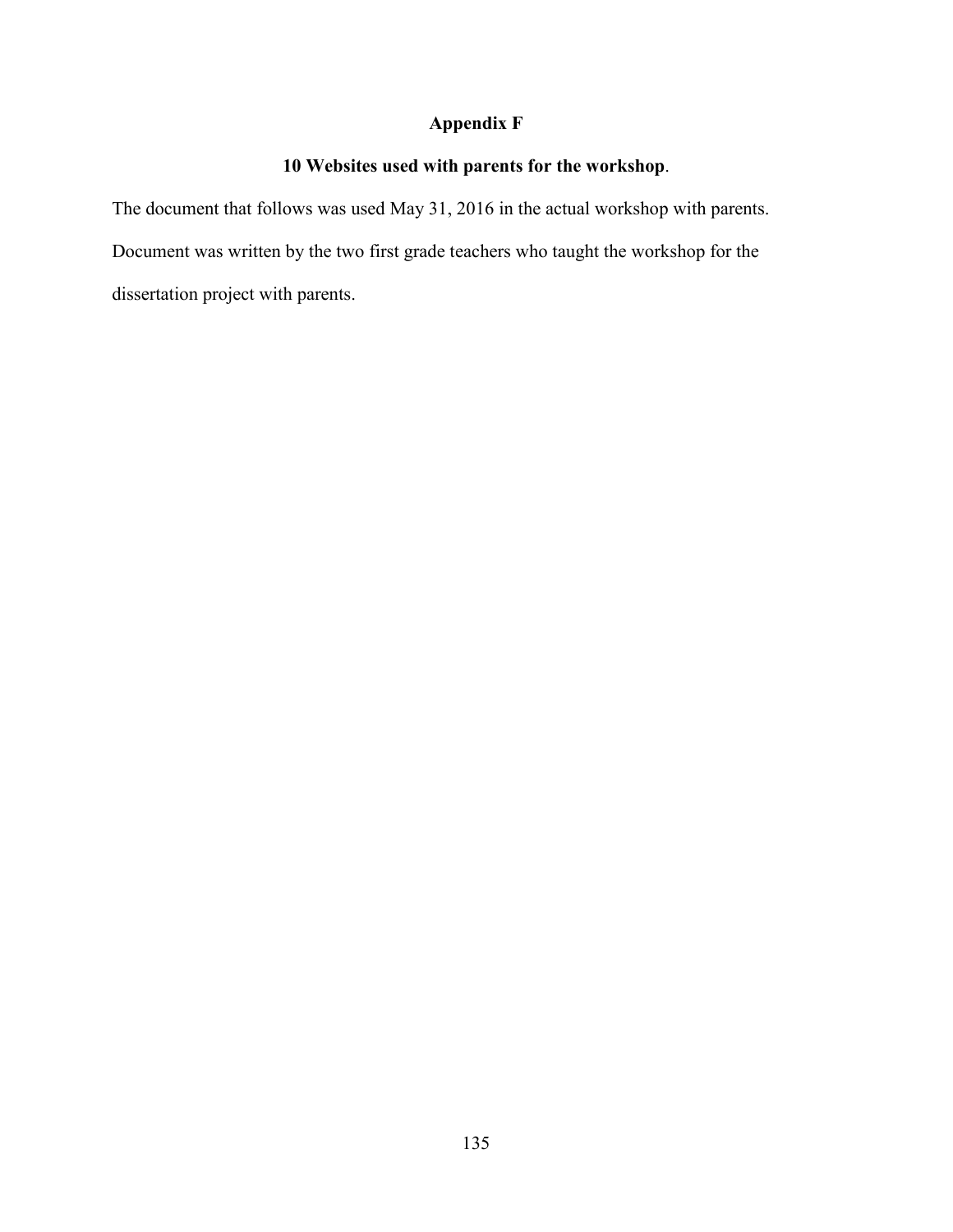## Appendix F

### 10 Websites used with parents for the workshop.

The document that follows was used May 31, 2016 in the actual workshop with parents. Document was written by the two first grade teachers who taught the workshop for the dissertation project with parents.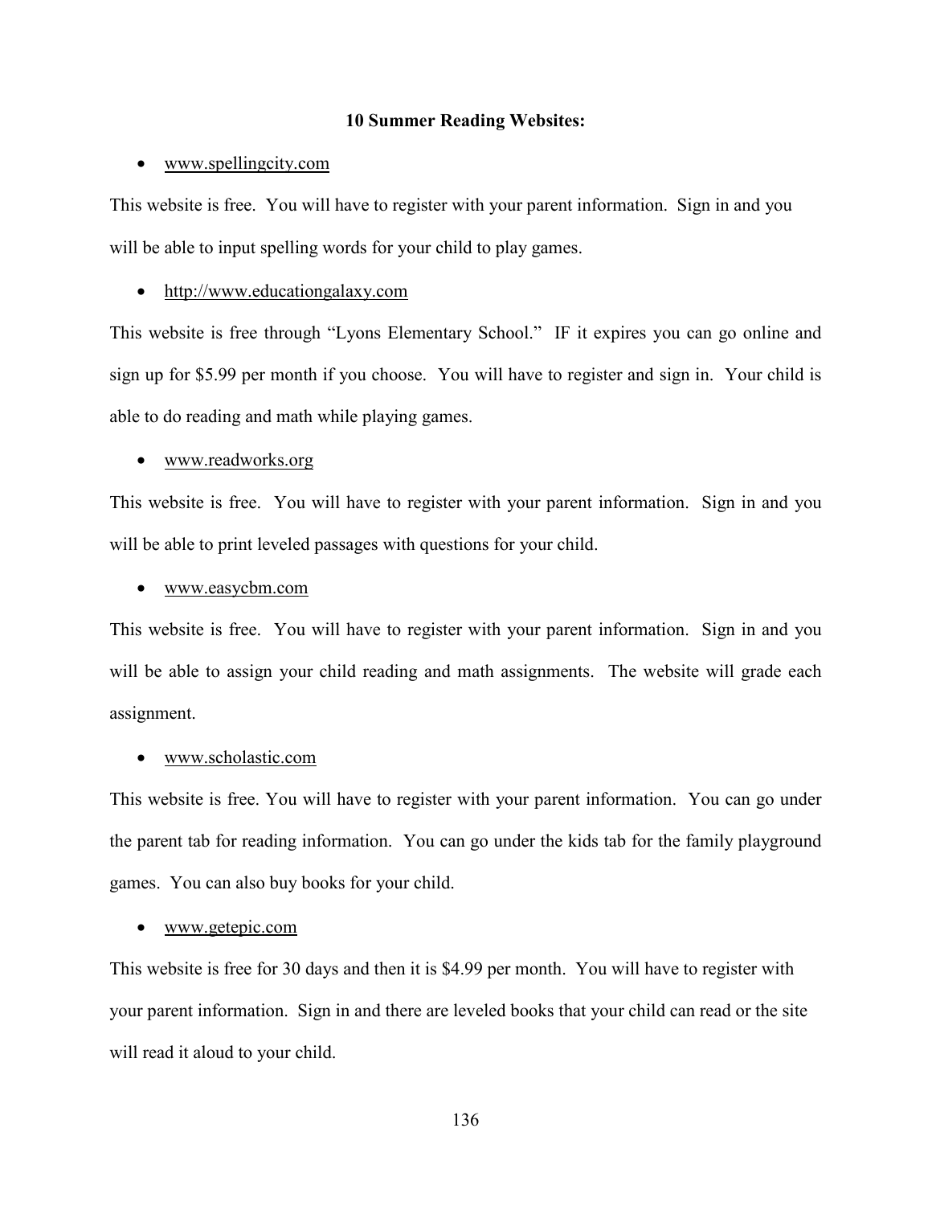**10 Summer Reading Websites:**

- www.spellingcity.com

This website is free. You will have to register with your parent information. Sign in and you will be able to input spelling words for your child to play games.

- http://www.educationgalaxy.com

This website is free through "Lyons Elementary School." IF it expires you can go online and sign up for $5.99 per month if you choose. You will have to register and sign in. Your child is able to do reading and math while playing games.

- www.readworks.org

This website is free. You will have to register with your parent information. Sign in and you will be able to print leveled passages with questions for your child.

- www.easycbm.com

This website is free. You will have to register with your parent information. Sign in and you will be able to assign your child reading and math assignments. The website will grade each assignment.

- www.scholastic.com

This website is free. You will have to register with your parent information. You can go under the parent tab for reading information. You can go under the kids tab for the family playground games. You can also buy books for your child.

- www.getepic.com

This website is free for 30 days and then it is $4.99 per month. You will have to register with your parent information. Sign in and there are leveled books that your child can read or the site will read it aloud to your child.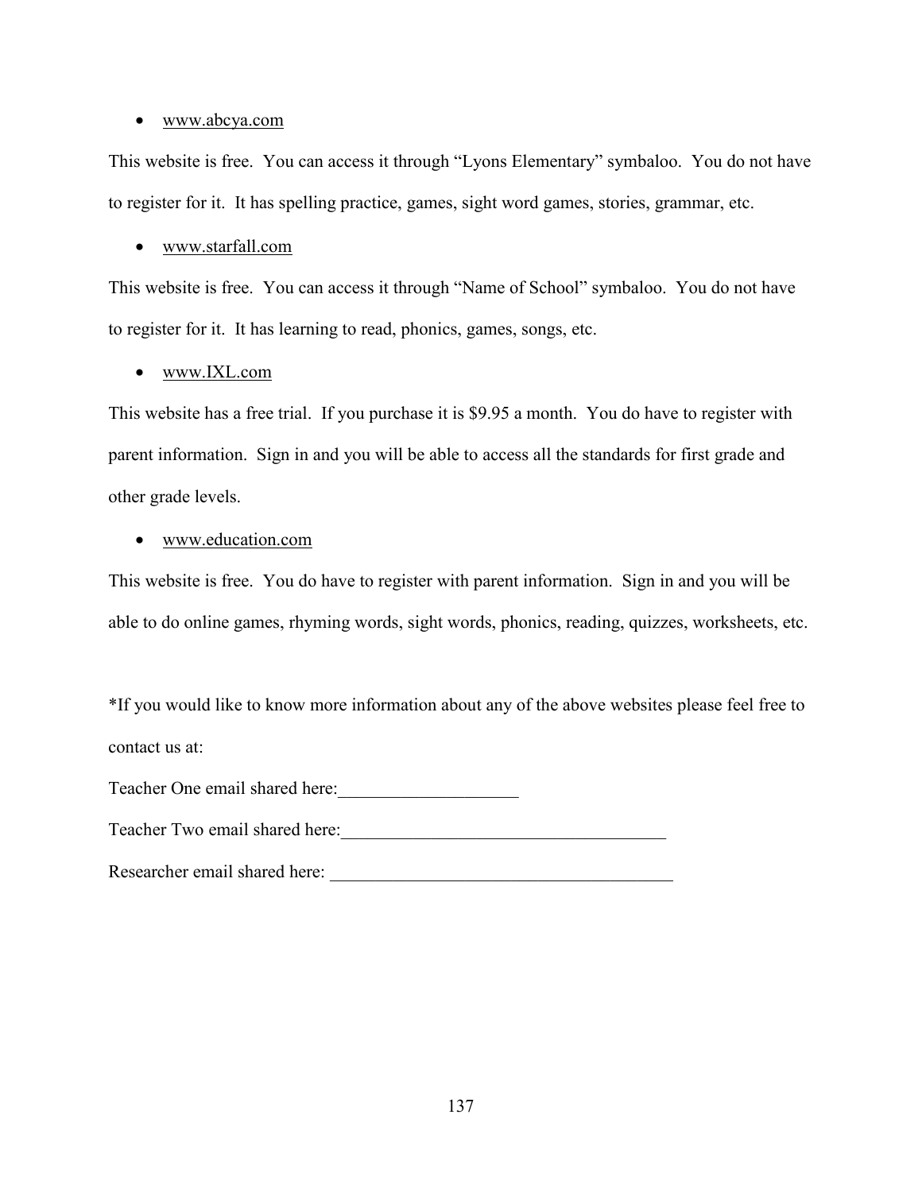- www.abcya.com

This website is free. You can access it through “Lyons Elementary” symbaloo. You do not have to register for it. It has spelling practice, games, sight word games, stories, grammar, etc.

- www.starfall.com

This website is free. You can access it through “Name of School” symbaloo. You do not have to register for it. It has learning to read, phonics, games, songs, etc.

- www.IXL.com

This website has a free trial. If you purchase it is $9.95 a month. You do have to register with parent information. Sign in and you will be able to access all the standards for first grade and other grade levels.

- www.education.com

This website is free. You do have to register with parent information. Sign in and you will be able to do online games, rhyming words, sight words, phonics, reading, quizzes, worksheets, etc.

*If you would like to know more information about any of the above websites please feel free to contact us at:

Teacher One email shared here:____________________

Teacher Two email shared here:_____________________________________

Researcher email shared here: _______________________________________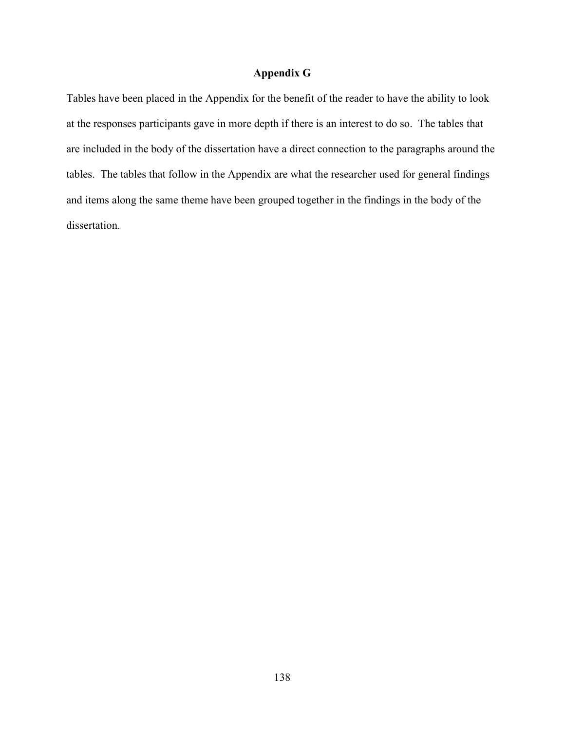# Appendix G

Tables have been placed in the Appendix for the benefit of the reader to have the ability to look at the responses participants gave in more depth if there is an interest to do so. The tables that are included in the body of the dissertation have a direct connection to the paragraphs around the tables. The tables that follow in the Appendix are what the researcher used for general findings and items along the same theme have been grouped together in the findings in the body of the dissertation.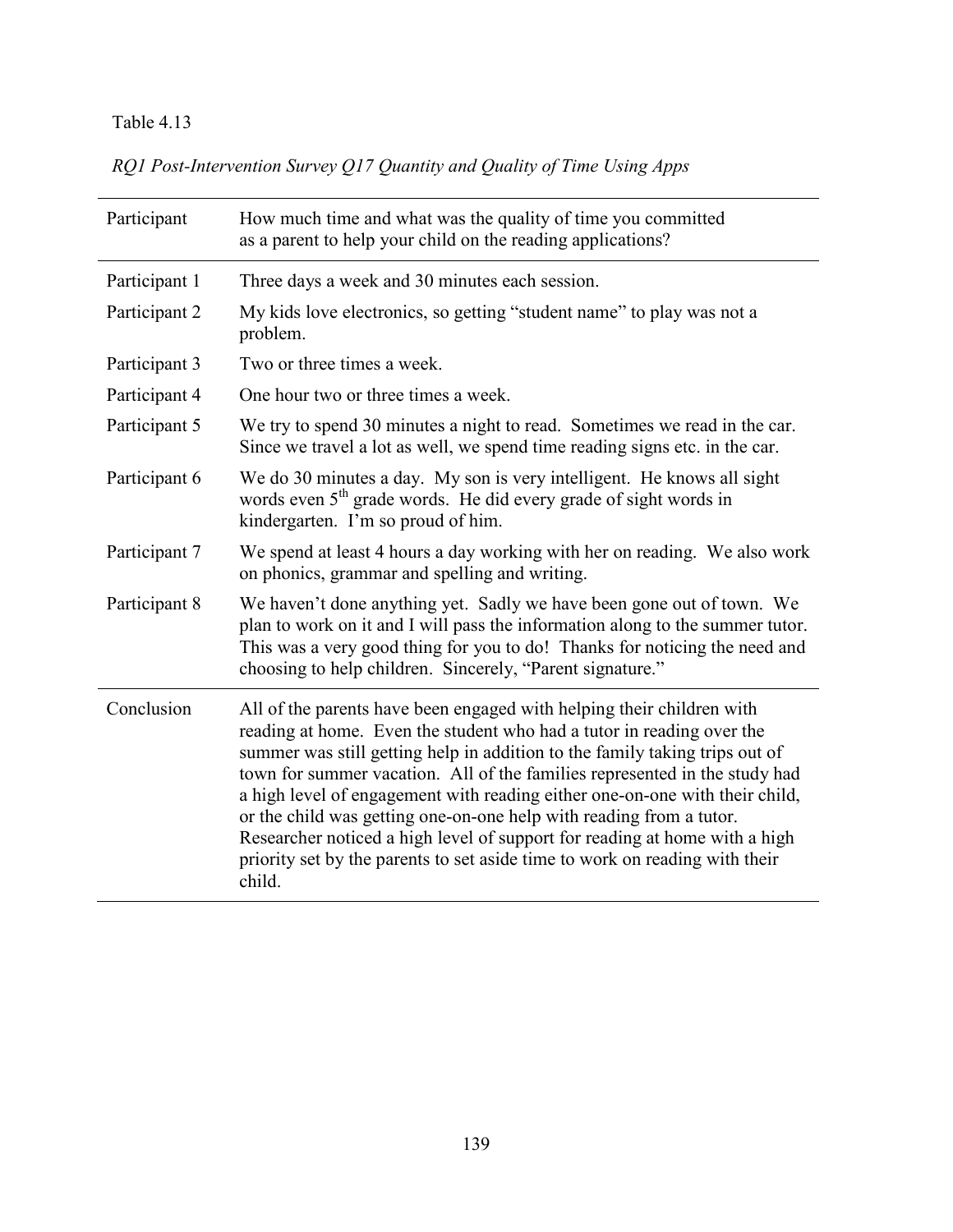Table 4.13

*RQ1 Post-Intervention Survey Q17 Quantity and Quality of Time Using Apps*

| Participant | How much time and what was the quality of time you committed as a parent to help your child on the reading applications? |
|---|---|
| Participant 1 | Three days a week and 30 minutes each session. |
| Participant 2 | My kids love electronics, so getting "student name" to play was not a problem. |
| Participant 3 | Two or three times a week. |
| Participant 4 | One hour two or three times a week. |
| Participant 5 | We try to spend 30 minutes a night to read. Sometimes we read in the car. Since we travel a lot as well, we spend time reading signs etc. in the car. |
| Participant 6 | We do 30 minutes a day. My son is very intelligent. He knows all sight words even 5th grade words. He did every grade of sight words in kindergarten. I'm so proud of him. |
| Participant 7 | We spend at least 4 hours a day working with her on reading. We also work on phonics, grammar and spelling and writing. |
| Participant 8 | We haven't done anything yet. Sadly we have been gone out of town. We plan to work on it and I will pass the information along to the summer tutor. This was a very good thing for you to do! Thanks for noticing the need and choosing to help children. Sincerely, "Parent signature." |
| Conclusion | All of the parents have been engaged with helping their children with reading at home. Even the student who had a tutor in reading over the summer was still getting help in addition to the family taking trips out of town for summer vacation. All of the families represented in the study had a high level of engagement with reading either one-on-one with their child, or the child was getting one-on-one help with reading from a tutor. Researcher noticed a high level of support for reading at home with a high priority set by the parents to set aside time to work on reading with their child. |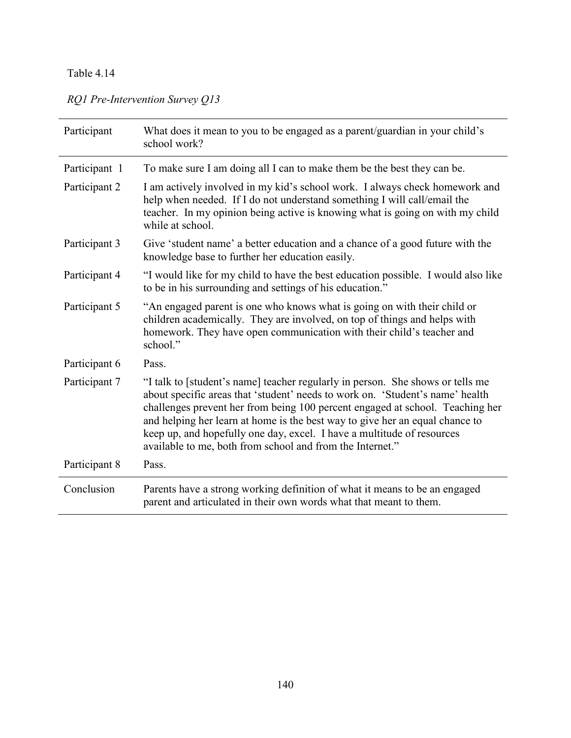Table 4.14

*RQ1 Pre-Intervention Survey Q13*

| Participant | What does it mean to you to be engaged as a parent/guardian in your child's school work? |
|---|---|
| Participant 1 | To make sure I am doing all I can to make them be the best they can be. |
| Participant 2 | I am actively involved in my kid's school work. I always check homework and help when needed. If I do not understand something I will call/email the teacher. In my opinion being active is knowing what is going on with my child while at school. |
| Participant 3 | Give 'student name' a better education and a chance of a good future with the knowledge base to further her education easily. |
| Participant 4 | "I would like for my child to have the best education possible. I would also like to be in his surrounding and settings of his education." |
| Participant 5 | "An engaged parent is one who knows what is going on with their child or children academically. They are involved, on top of things and helps with homework. They have open communication with their child's teacher and school." |
| Participant 6 | Pass. |
| Participant 7 | "I talk to [student's name] teacher regularly in person. She shows or tells me about specific areas that 'student' needs to work on. 'Student's name' health challenges prevent her from being 100 percent engaged at school. Teaching her and helping her learn at home is the best way to give her an equal chance to keep up, and hopefully one day, excel. I have a multitude of resources available to me, both from school and from the Internet." |
| Participant 8 | Pass. |
| Conclusion | Parents have a strong working definition of what it means to be an engaged parent and articulated in their own words what that meant to them. |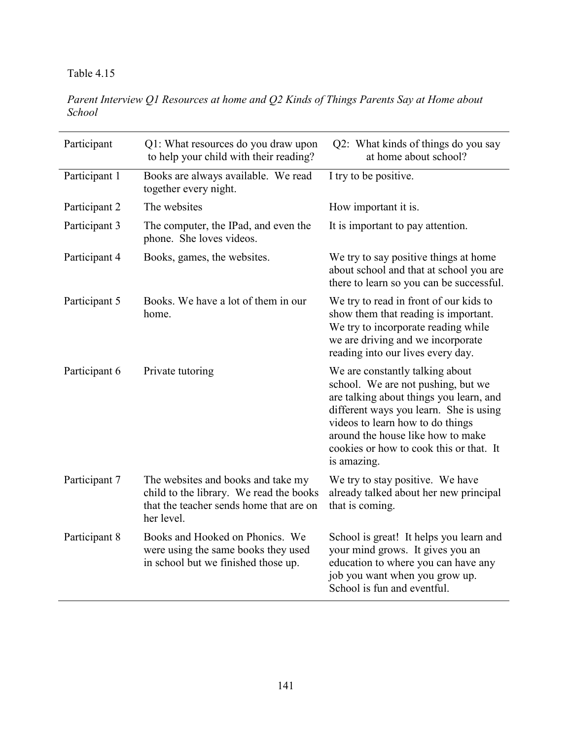Table 4.15

*Parent Interview Q1 Resources at home and Q2 Kinds of Things Parents Say at Home about School*

| Participant | Q1: What resources do you draw upon to help your child with their reading? | Q2: What kinds of things do you say at home about school? |
|---|---|---|
| Participant 1 | Books are always available. We read together every night. | I try to be positive. |
| Participant 2 | The websites | How important it is. |
| Participant 3 | The computer, the IPad, and even the phone. She loves videos. | It is important to pay attention. |
| Participant 4 | Books, games, the websites. | We try to say positive things at home about school and that at school you are there to learn so you can be successful. |
| Participant 5 | Books. We have a lot of them in our home. | We try to read in front of our kids to show them that reading is important. We try to incorporate reading while we are driving and we incorporate reading into our lives every day. |
| Participant 6 | Private tutoring | We are constantly talking about school. We are not pushing, but we are talking about things you learn, and different ways you learn. She is using videos to learn how to do things around the house like how to make cookies or how to cook this or that. It is amazing. |
| Participant 7 | The websites and books and take my child to the library. We read the books that the teacher sends home that are on her level. | We try to stay positive. We have already talked about her new principal that is coming. |
| Participant 8 | Books and Hooked on Phonics. We were using the same books they used in school but we finished those up. | School is great! It helps you learn and your mind grows. It gives you an education to where you can have any job you want when you grow up. School is fun and eventful. |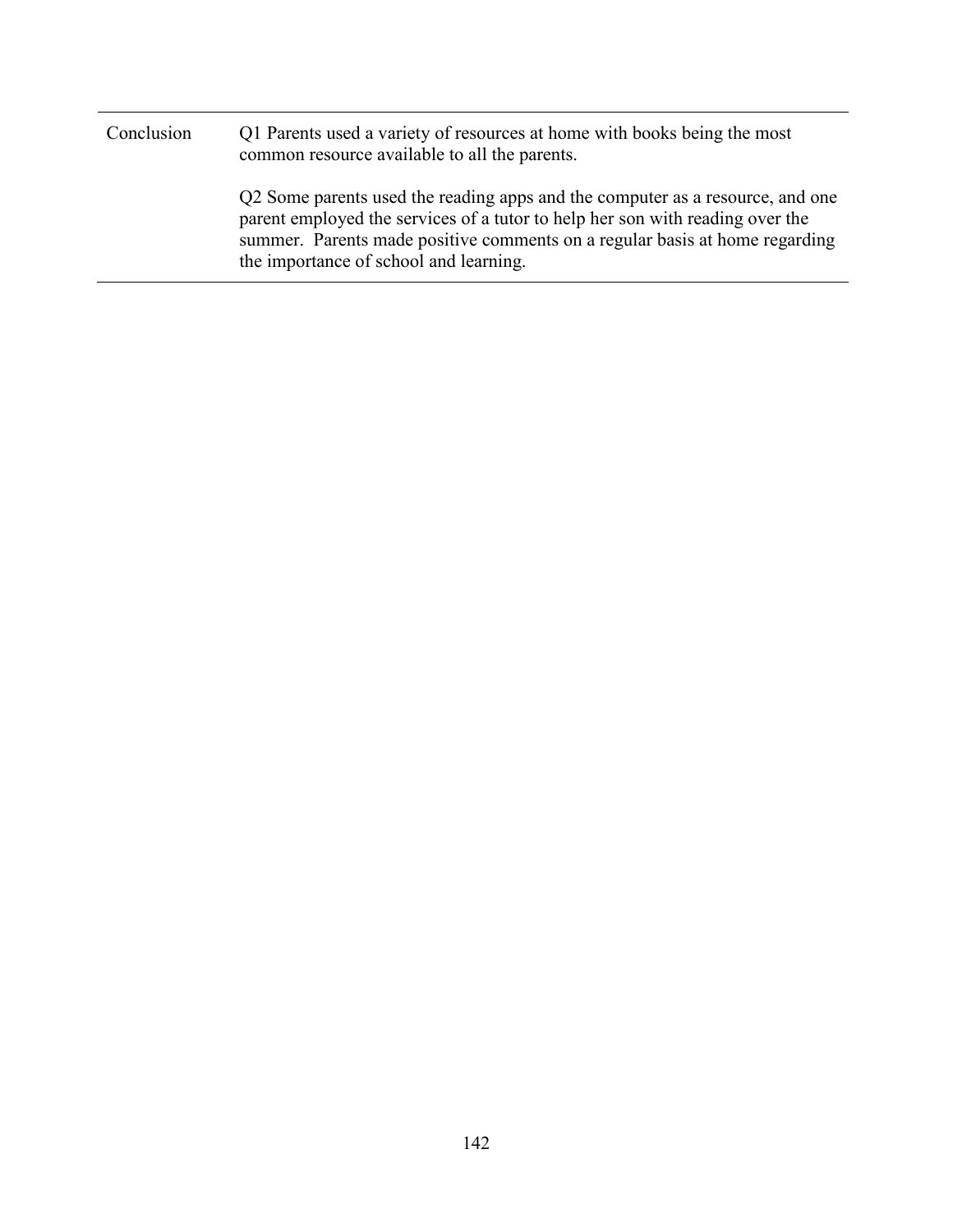| | |
|---|---|
| Conclusion | Q1 Parents used a variety of resources at home with books being the most common resource available to all the parents.<br><br>Q2 Some parents used the reading apps and the computer as a resource, and one parent employed the services of a tutor to help her son with reading over the summer. Parents made positive comments on a regular basis at home regarding the importance of school and learning. |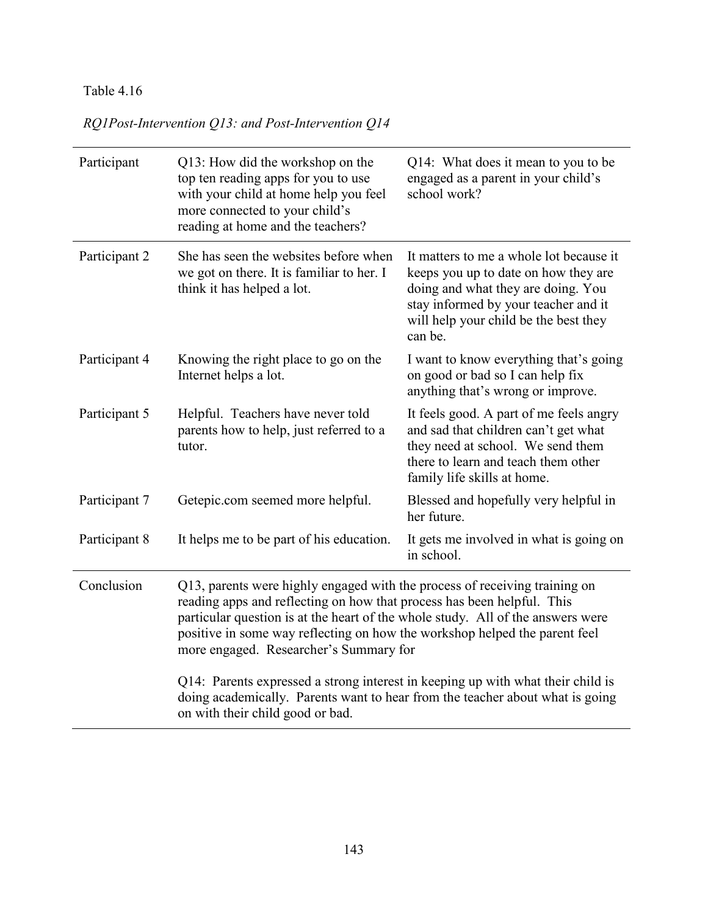Table 4.16

*RQ1Post-Intervention Q13: and Post-Intervention Q14*

| Participant | Q13: How did the workshop on the top ten reading apps for you to use with your child at home help you feel more connected to your child's reading at home and the teachers? | Q14: What does it mean to you to be engaged as a parent in your child's school work? |
|---|---|---|
| Participant 2 | She has seen the websites before when we got on there. It is familiar to her. I think it has helped a lot. | It matters to me a whole lot because it keeps you up to date on how they are doing and what they are doing. You stay informed by your teacher and it will help your child be the best they can be. |
| Participant 4 | Knowing the right place to go on the Internet helps a lot. | I want to know everything that's going on good or bad so I can help fix anything that's wrong or improve. |
| Participant 5 | Helpful. Teachers have never told parents how to help, just referred to a tutor. | It feels good. A part of me feels angry and sad that children can't get what they need at school. We send them there to learn and teach them other family life skills at home. |
| Participant 7 | Getepic.com seemed more helpful. | Blessed and hopefully very helpful in her future. |
| Participant 8 | It helps me to be part of his education. | It gets me involved in what is going on in school. |
| Conclusion | Q13, parents were highly engaged with the process of receiving training on reading apps and reflecting on how that process has been helpful. This particular question is at the heart of the whole study. All of the answers were positive in some way reflecting on how the workshop helped the parent feel more engaged. Researcher's Summary for<br><br>Q14: Parents expressed a strong interest in keeping up with what their child is doing academically. Parents want to hear from the teacher about what is going on with their child good or bad. | |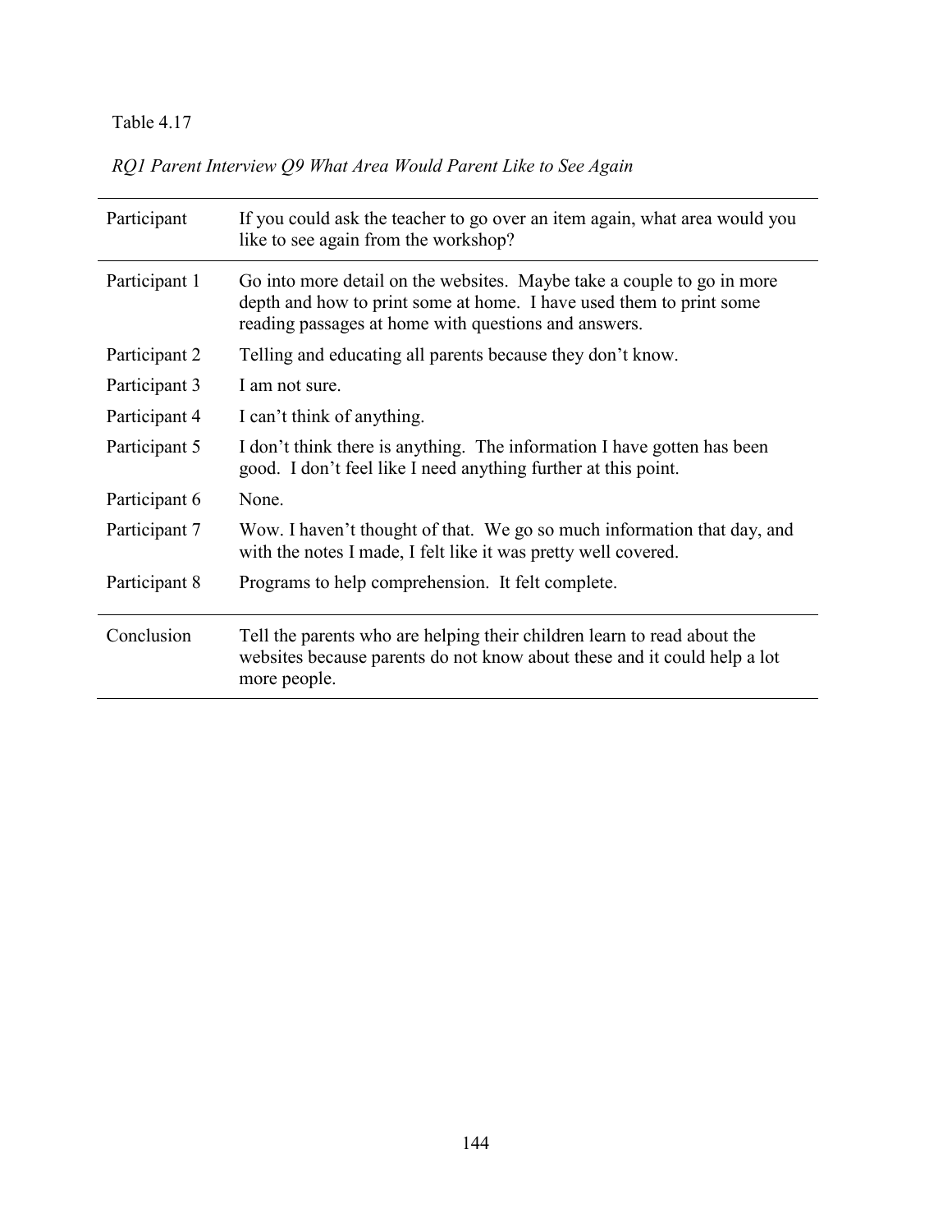Table 4.17

*RQ1 Parent Interview Q9 What Area Would Parent Like to See Again*

| Participant | If you could ask the teacher to go over an item again, what area would you like to see again from the workshop? |
|---|---|
| Participant 1 | Go into more detail on the websites. Maybe take a couple to go in more depth and how to print some at home. I have used them to print some reading passages at home with questions and answers. |
| Participant 2 | Telling and educating all parents because they don't know. |
| Participant 3 | I am not sure. |
| Participant 4 | I can't think of anything. |
| Participant 5 | I don't think there is anything. The information I have gotten has been good. I don't feel like I need anything further at this point. |
| Participant 6 | None. |
| Participant 7 | Wow. I haven't thought of that. We go so much information that day, and with the notes I made, I felt like it was pretty well covered. |
| Participant 8 | Programs to help comprehension. It felt complete. |
| Conclusion | Tell the parents who are helping their children learn to read about the websites because parents do not know about these and it could help a lot more people. |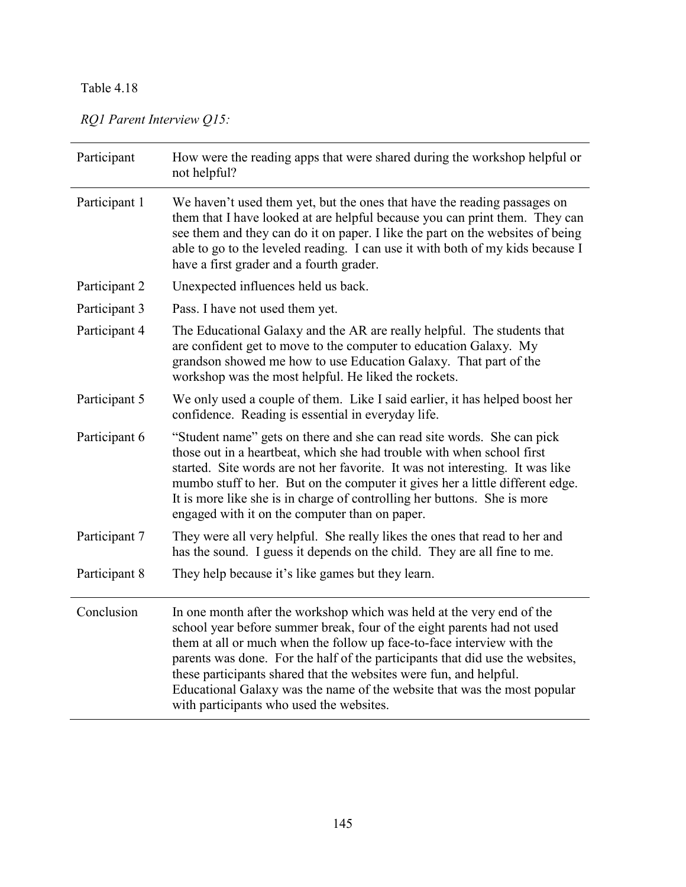Table 4.18

*RQ1 Parent Interview Q15:*

| Participant | How were the reading apps that were shared during the workshop helpful or not helpful? |
|---|---|
| Participant 1 | We haven't used them yet, but the ones that have the reading passages on them that I have looked at are helpful because you can print them. They can see them and they can do it on paper. I like the part on the websites of being able to go to the leveled reading. I can use it with both of my kids because I have a first grader and a fourth grader. |
| Participant 2 | Unexpected influences held us back. |
| Participant 3 | Pass. I have not used them yet. |
| Participant 4 | The Educational Galaxy and the AR are really helpful. The students that are confident get to move to the computer to education Galaxy. My grandson showed me how to use Education Galaxy. That part of the workshop was the most helpful. He liked the rockets. |
| Participant 5 | We only used a couple of them. Like I said earlier, it has helped boost her confidence. Reading is essential in everyday life. |
| Participant 6 | "Student name" gets on there and she can read site words. She can pick those out in a heartbeat, which she had trouble with when school first started. Site words are not her favorite. It was not interesting. It was like mumbo stuff to her. But on the computer it gives her a little different edge. It is more like she is in charge of controlling her buttons. She is more engaged with it on the computer than on paper. |
| Participant 7 | They were all very helpful. She really likes the ones that read to her and has the sound. I guess it depends on the child. They are all fine to me. |
| Participant 8 | They help because it's like games but they learn. |
| Conclusion | In one month after the workshop which was held at the very end of the school year before summer break, four of the eight parents had not used them at all or much when the follow up face-to-face interview with the parents was done. For the half of the participants that did use the websites, these participants shared that the websites were fun, and helpful. Educational Galaxy was the name of the website that was the most popular with participants who used the websites. |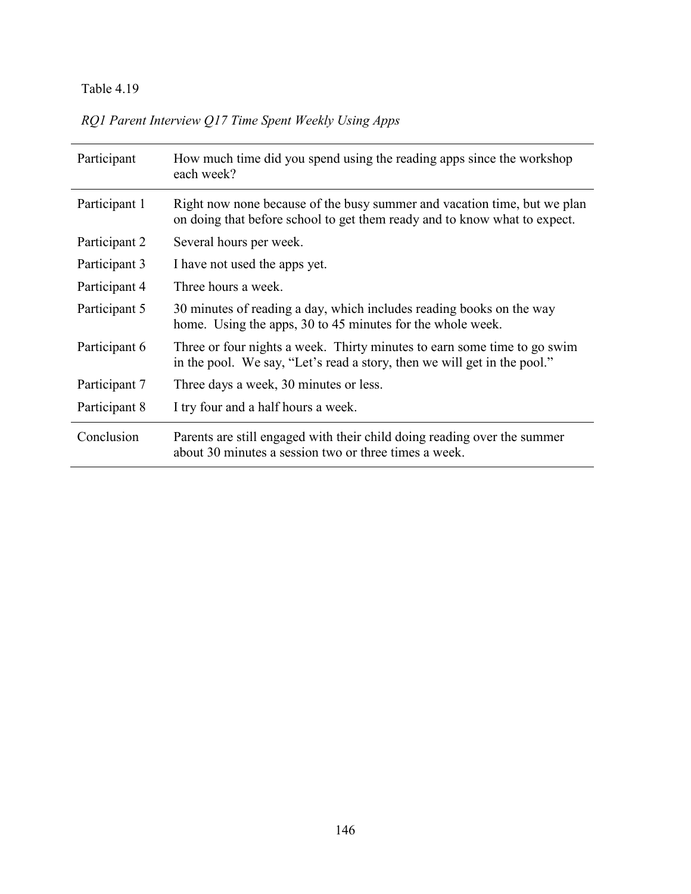Table 4.19

*RQ1 Parent Interview Q17 Time Spent Weekly Using Apps*

| Participant | How much time did you spend using the reading apps since the workshop each week? |
|---|---|
| Participant 1 | Right now none because of the busy summer and vacation time, but we plan on doing that before school to get them ready and to know what to expect. |
| Participant 2 | Several hours per week. |
| Participant 3 | I have not used the apps yet. |
| Participant 4 | Three hours a week. |
| Participant 5 | 30 minutes of reading a day, which includes reading books on the way home.  Using the apps, 30 to 45 minutes for the whole week. |
| Participant 6 | Three or four nights a week.  Thirty minutes to earn some time to go swim in the pool.  We say, "Let's read a story, then we will get in the pool." |
| Participant 7 | Three days a week, 30 minutes or less. |
| Participant 8 | I try four and a half hours a week. |
| Conclusion | Parents are still engaged with their child doing reading over the summer about 30 minutes a session two or three times a week. |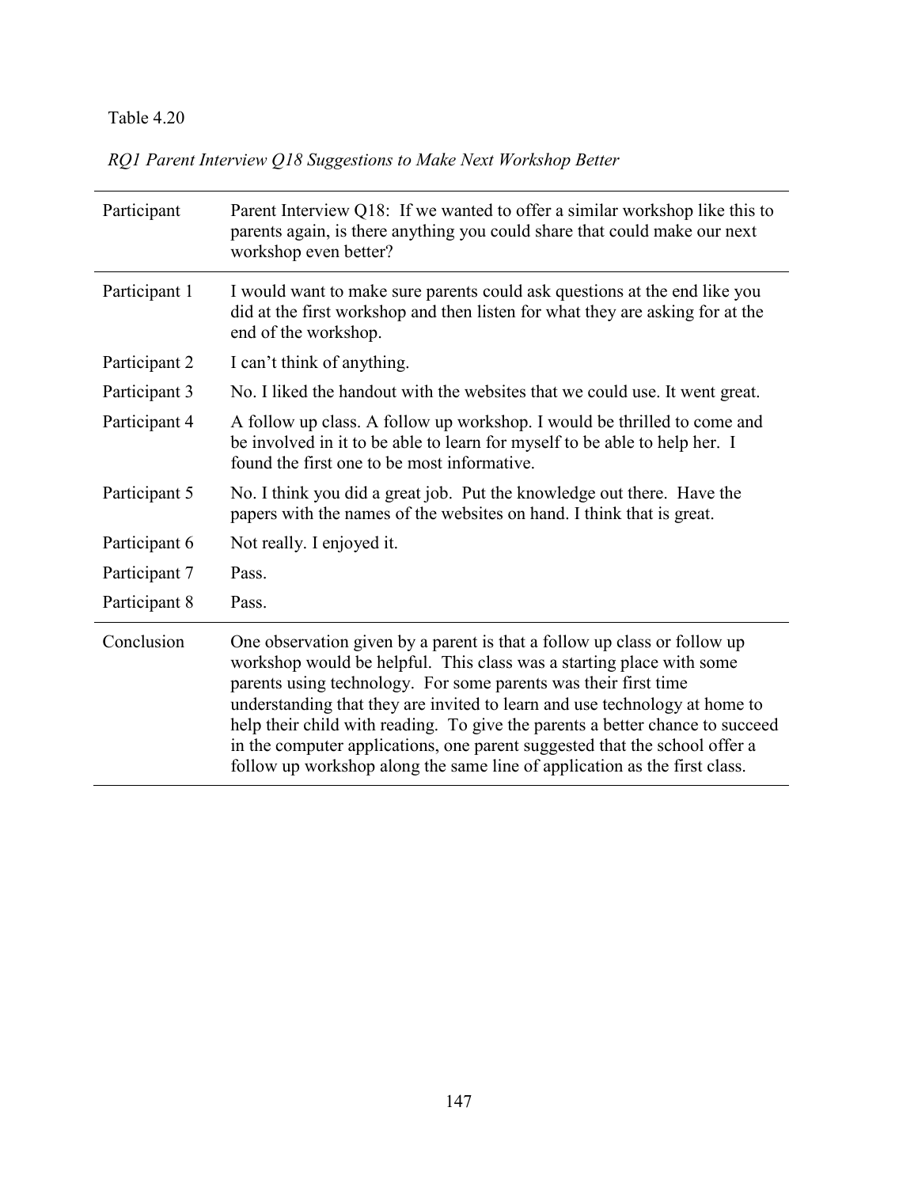Table 4.20

*RQ1 Parent Interview Q18 Suggestions to Make Next Workshop Better*

| Participant | Parent Interview Q18: If we wanted to offer a similar workshop like this to parents again, is there anything you could share that could make our next workshop even better? |
|---|---|
| Participant 1 | I would want to make sure parents could ask questions at the end like you did at the first workshop and then listen for what they are asking for at the end of the workshop. |
| Participant 2 | I can't think of anything. |
| Participant 3 | No. I liked the handout with the websites that we could use. It went great. |
| Participant 4 | A follow up class. A follow up workshop. I would be thrilled to come and be involved in it to be able to learn for myself to be able to help her. I found the first one to be most informative. |
| Participant 5 | No. I think you did a great job. Put the knowledge out there. Have the papers with the names of the websites on hand. I think that is great. |
| Participant 6 | Not really. I enjoyed it. |
| Participant 7 | Pass. |
| Participant 8 | Pass. |
| Conclusion | One observation given by a parent is that a follow up class or follow up workshop would be helpful. This class was a starting place with some parents using technology. For some parents was their first time understanding that they are invited to learn and use technology at home to help their child with reading. To give the parents a better chance to succeed in the computer applications, one parent suggested that the school offer a follow up workshop along the same line of application as the first class. |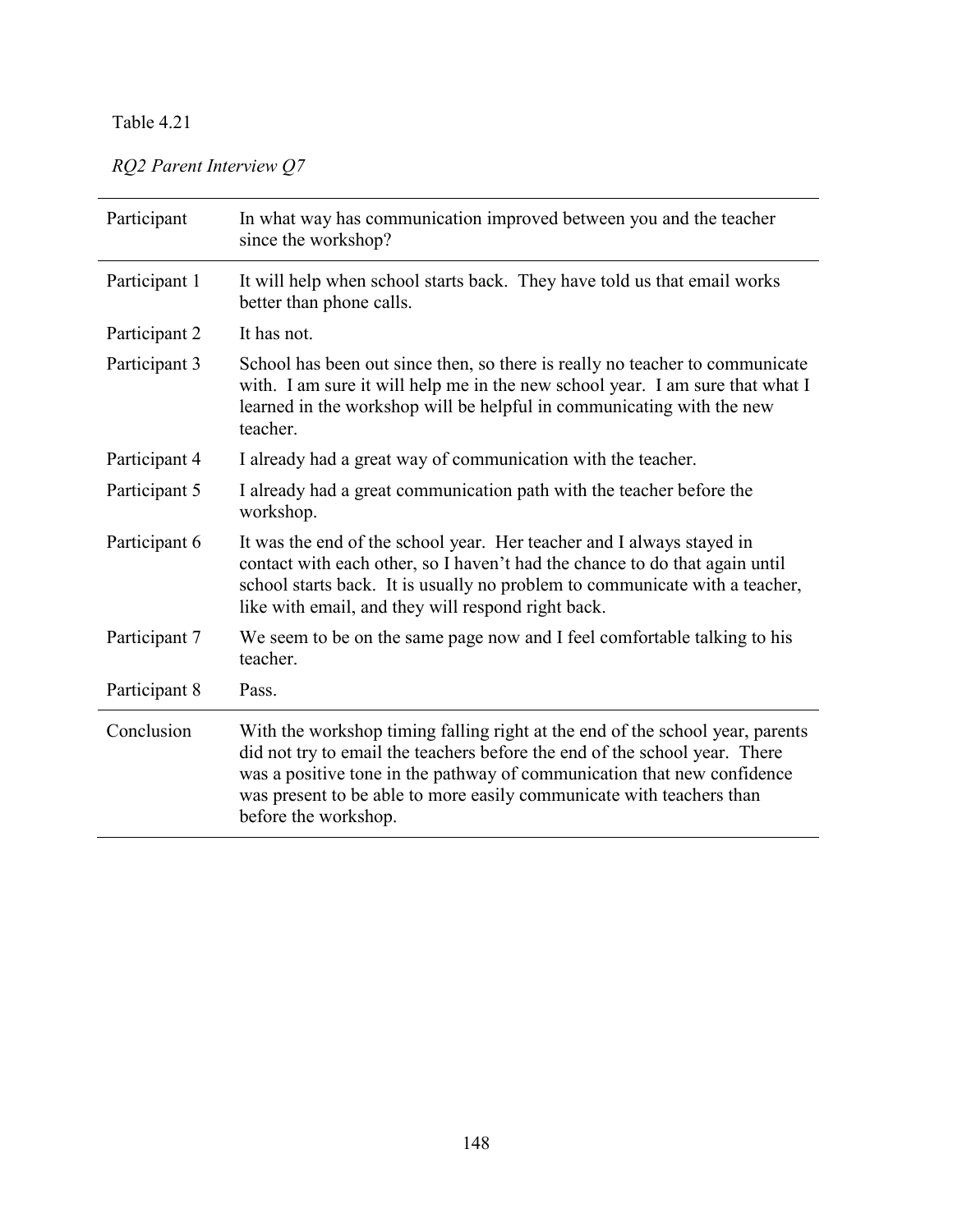Table 4.21

*RQ2 Parent Interview Q7*

| Participant | In what way has communication improved between you and the teacher since the workshop? |
| --- | --- |
| Participant 1 | It will help when school starts back. They have told us that email works better than phone calls. |
| Participant 2 | It has not. |
| Participant 3 | School has been out since then, so there is really no teacher to communicate with. I am sure it will help me in the new school year. I am sure that what I learned in the workshop will be helpful in communicating with the new teacher. |
| Participant 4 | I already had a great way of communication with the teacher. |
| Participant 5 | I already had a great communication path with the teacher before the workshop. |
| Participant 6 | It was the end of the school year. Her teacher and I always stayed in contact with each other, so I haven't had the chance to do that again until school starts back. It is usually no problem to communicate with a teacher, like with email, and they will respond right back. |
| Participant 7 | We seem to be on the same page now and I feel comfortable talking to his teacher. |
| Participant 8 | Pass. |
| Conclusion | With the workshop timing falling right at the end of the school year, parents did not try to email the teachers before the end of the school year. There was a positive tone in the pathway of communication that new confidence was present to be able to more easily communicate with teachers than before the workshop. |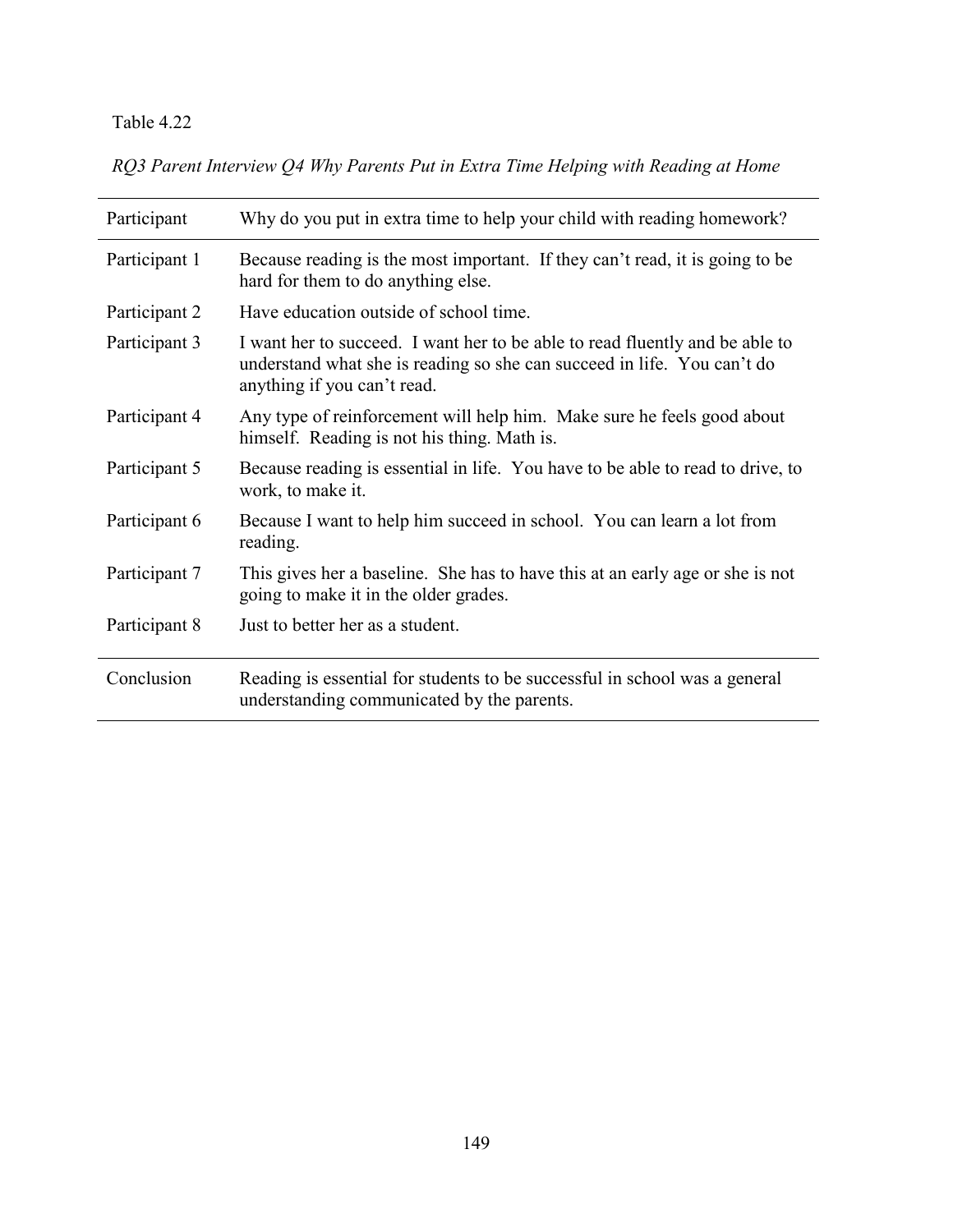Table 4.22

*RQ3 Parent Interview Q4 Why Parents Put in Extra Time Helping with Reading at Home*

| Participant | Why do you put in extra time to help your child with reading homework? |
| --- | --- |
| Participant 1 | Because reading is the most important. If they can't read, it is going to be hard for them to do anything else. |
| Participant 2 | Have education outside of school time. |
| Participant 3 | I want her to succeed. I want her to be able to read fluently and be able to understand what she is reading so she can succeed in life. You can't do anything if you can't read. |
| Participant 4 | Any type of reinforcement will help him. Make sure he feels good about himself. Reading is not his thing. Math is. |
| Participant 5 | Because reading is essential in life. You have to be able to read to drive, to work, to make it. |
| Participant 6 | Because I want to help him succeed in school. You can learn a lot from reading. |
| Participant 7 | This gives her a baseline. She has to have this at an early age or she is not going to make it in the older grades. |
| Participant 8 | Just to better her as a student. |
| Conclusion | Reading is essential for students to be successful in school was a general understanding communicated by the parents. |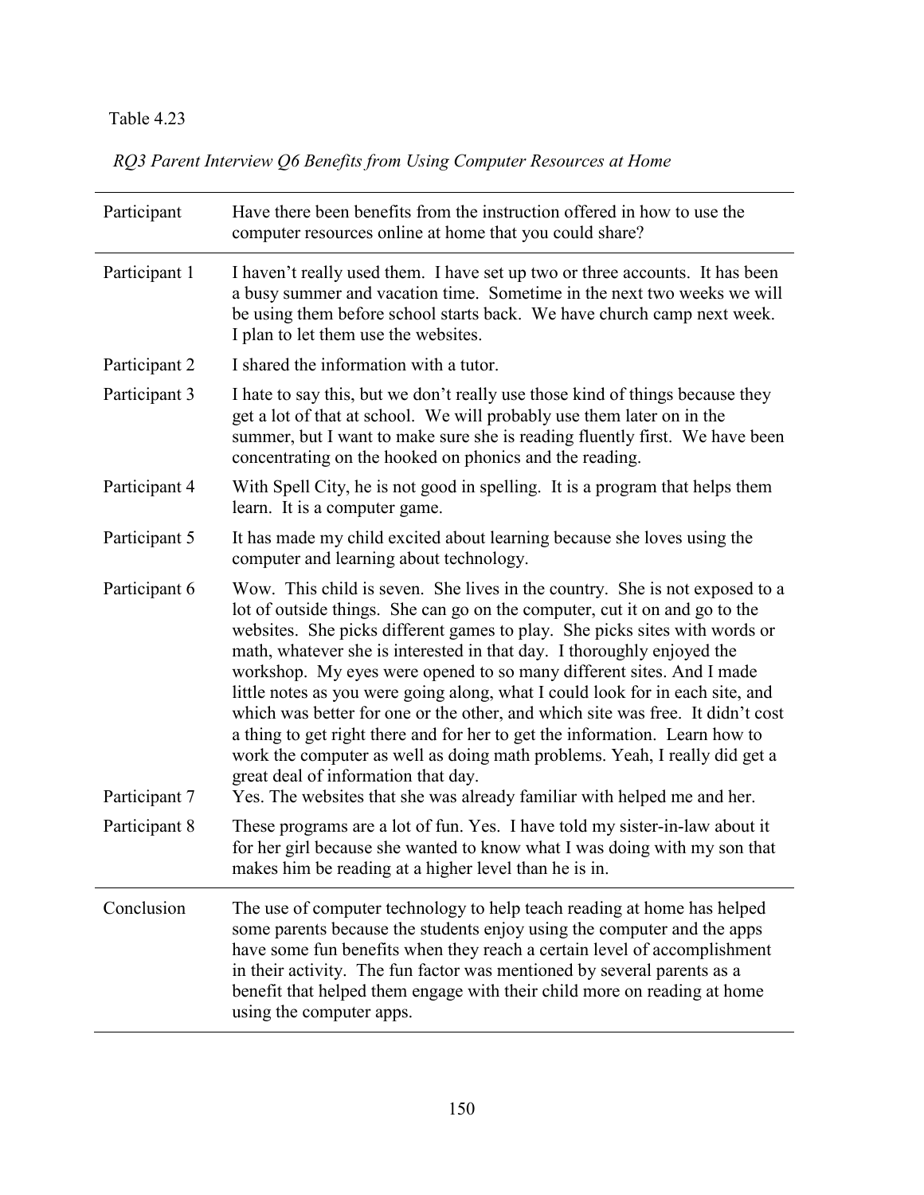Table 4.23

*RQ3 Parent Interview Q6 Benefits from Using Computer Resources at Home*

| Participant | Have there been benefits from the instruction offered in how to use the computer resources online at home that you could share? |
|---|---|
| Participant 1 | I haven't really used them. I have set up two or three accounts. It has been a busy summer and vacation time. Sometime in the next two weeks we will be using them before school starts back. We have church camp next week. I plan to let them use the websites. |
| Participant 2 | I shared the information with a tutor. |
| Participant 3 | I hate to say this, but we don't really use those kind of things because they get a lot of that at school. We will probably use them later on in the summer, but I want to make sure she is reading fluently first. We have been concentrating on the hooked on phonics and the reading. |
| Participant 4 | With Spell City, he is not good in spelling. It is a program that helps them learn. It is a computer game. |
| Participant 5 | It has made my child excited about learning because she loves using the computer and learning about technology. |
| Participant 6 | Wow. This child is seven. She lives in the country. She is not exposed to a lot of outside things. She can go on the computer, cut it on and go to the websites. She picks different games to play. She picks sites with words or math, whatever she is interested in that day. I thoroughly enjoyed the workshop. My eyes were opened to so many different sites. And I made little notes as you were going along, what I could look for in each site, and which was better for one or the other, and which site was free. It didn't cost a thing to get right there and for her to get the information. Learn how to work the computer as well as doing math problems. Yeah, I really did get a great deal of information that day. |
| Participant 7 | Yes. The websites that she was already familiar with helped me and her. |
| Participant 8 | These programs are a lot of fun. Yes. I have told my sister-in-law about it for her girl because she wanted to know what I was doing with my son that makes him be reading at a higher level than he is in. |
| Conclusion | The use of computer technology to help teach reading at home has helped some parents because the students enjoy using the computer and the apps have some fun benefits when they reach a certain level of accomplishment in their activity. The fun factor was mentioned by several parents as a benefit that helped them engage with their child more on reading at home using the computer apps. |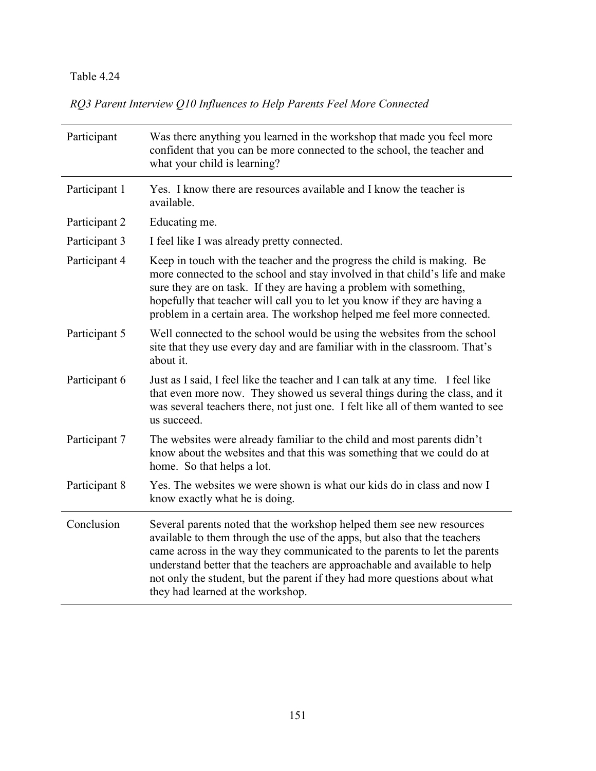Table 4.24

*RQ3 Parent Interview Q10 Influences to Help Parents Feel More Connected*

| Participant | Was there anything you learned in the workshop that made you feel more confident that you can be more connected to the school, the teacher and what your child is learning? |
|---|---|
| Participant 1 | Yes. I know there are resources available and I know the teacher is available. |
| Participant 2 | Educating me. |
| Participant 3 | I feel like I was already pretty connected. |
| Participant 4 | Keep in touch with the teacher and the progress the child is making. Be more connected to the school and stay involved in that child's life and make sure they are on task. If they are having a problem with something, hopefully that teacher will call you to let you know if they are having a problem in a certain area. The workshop helped me feel more connected. |
| Participant 5 | Well connected to the school would be using the websites from the school site that they use every day and are familiar with in the classroom. That's about it. |
| Participant 6 | Just as I said, I feel like the teacher and I can talk at any time. I feel like that even more now. They showed us several things during the class, and it was several teachers there, not just one. I felt like all of them wanted to see us succeed. |
| Participant 7 | The websites were already familiar to the child and most parents didn't know about the websites and that this was something that we could do at home. So that helps a lot. |
| Participant 8 | Yes. The websites we were shown is what our kids do in class and now I know exactly what he is doing. |
| Conclusion | Several parents noted that the workshop helped them see new resources available to them through the use of the apps, but also that the teachers came across in the way they communicated to the parents to let the parents understand better that the teachers are approachable and available to help not only the student, but the parent if they had more questions about what they had learned at the workshop. |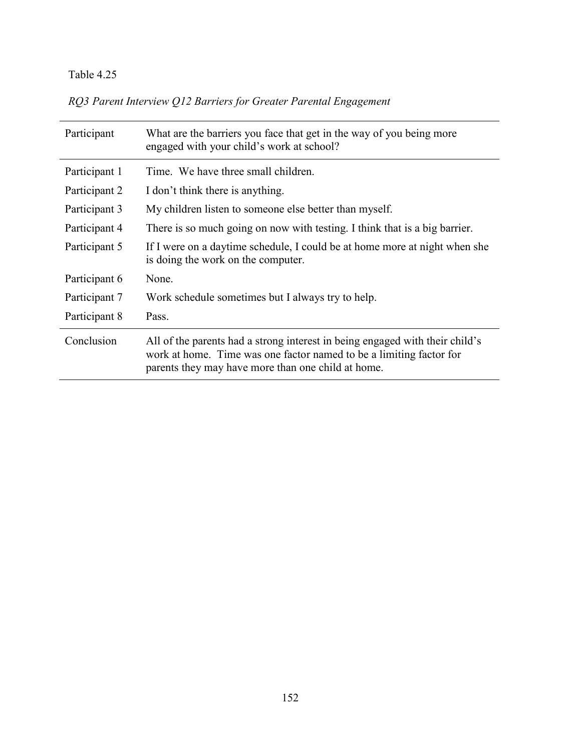Table 4.25

*RQ3 Parent Interview Q12 Barriers for Greater Parental Engagement*

| Participant | What are the barriers you face that get in the way of you being more engaged with your child's work at school? |
|---|---|
| Participant 1 | Time. We have three small children. |
| Participant 2 | I don't think there is anything. |
| Participant 3 | My children listen to someone else better than myself. |
| Participant 4 | There is so much going on now with testing. I think that is a big barrier. |
| Participant 5 | If I were on a daytime schedule, I could be at home more at night when she is doing the work on the computer. |
| Participant 6 | None. |
| Participant 7 | Work schedule sometimes but I always try to help. |
| Participant 8 | Pass. |
| Conclusion | All of the parents had a strong interest in being engaged with their child's work at home. Time was one factor named to be a limiting factor for parents they may have more than one child at home. |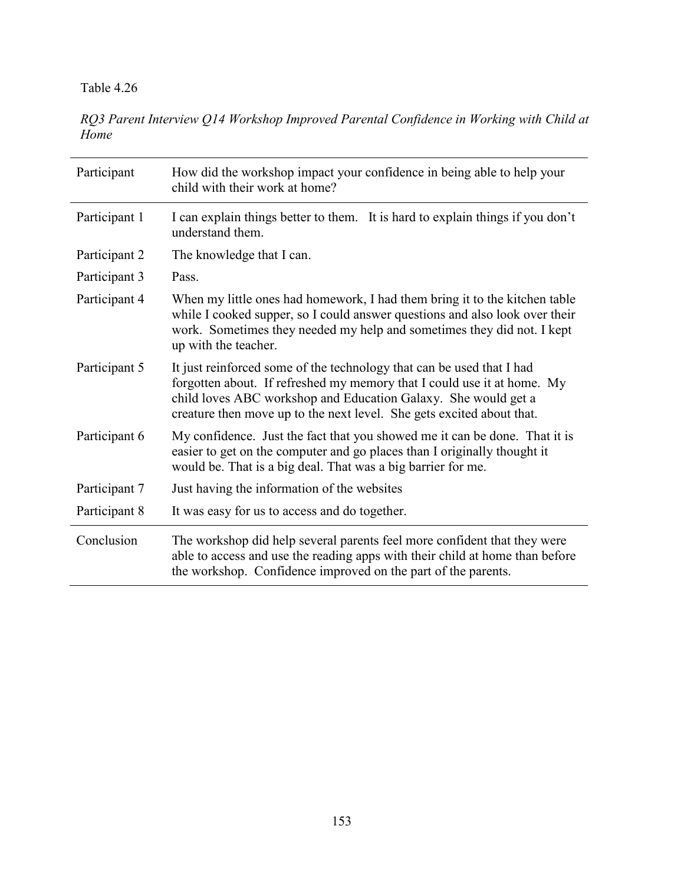Table 4.26

*RQ3 Parent Interview Q14 Workshop Improved Parental Confidence in Working with Child at Home*

| Participant | How did the workshop impact your confidence in being able to help your child with their work at home? |
|---|---|
| Participant 1 | I can explain things better to them. It is hard to explain things if you don't understand them. |
| Participant 2 | The knowledge that I can. |
| Participant 3 | Pass. |
| Participant 4 | When my little ones had homework, I had them bring it to the kitchen table while I cooked supper, so I could answer questions and also look over their work. Sometimes they needed my help and sometimes they did not. I kept up with the teacher. |
| Participant 5 | It just reinforced some of the technology that can be used that I had forgotten about. If refreshed my memory that I could use it at home. My child loves ABC workshop and Education Galaxy. She would get a creature then move up to the next level. She gets excited about that. |
| Participant 6 | My confidence. Just the fact that you showed me it can be done. That it is easier to get on the computer and go places than I originally thought it would be. That is a big deal. That was a big barrier for me. |
| Participant 7 | Just having the information of the websites |
| Participant 8 | It was easy for us to access and do together. |
| Conclusion | The workshop did help several parents feel more confident that they were able to access and use the reading apps with their child at home than before the workshop. Confidence improved on the part of the parents. |